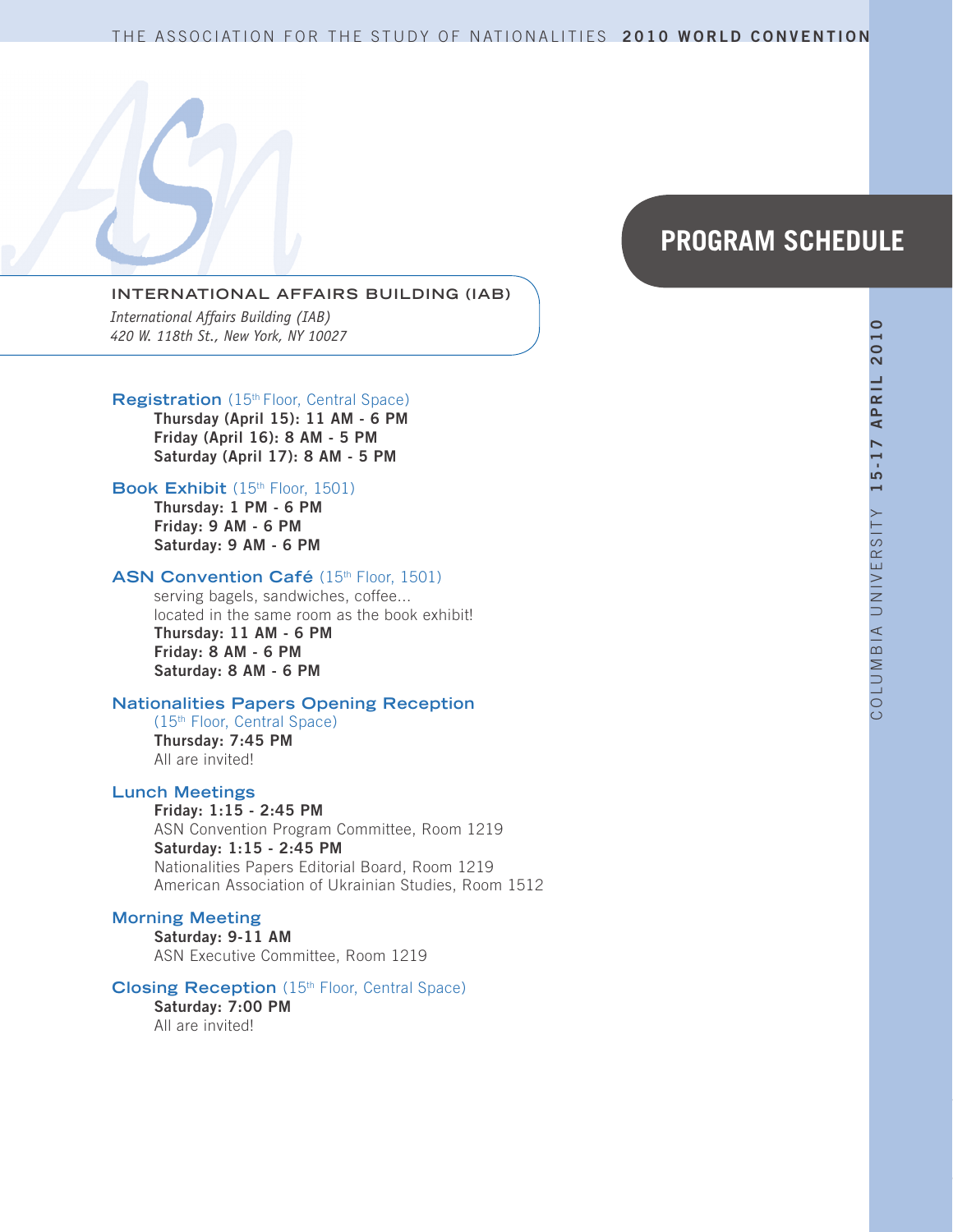THE ASSOCIATION FOR THE STUDY OF NATIONALITIES **2010 WORLD CONVENTION**

# PROGRAM SCHEDULE

COLUMBIA UNIVERSITY **15-17 APRIL 2010**

## INTERNATIONAL AFFAIRS BUILDING (IAB)

*International Affairs Building (IAB)*
*420 W. 118th St., New York, NY 10027*

### Registration (15th Floor, Central Space)

**Thursday (April 15): 11 AM - 6 PM**
**Friday (April 16): 8 AM - 5 PM**
**Saturday (April 17): 8 AM - 5 PM**

### Book Exhibit (15th Floor, 1501)

**Thursday: 1 PM - 6 PM**
**Friday: 9 AM - 6 PM**
**Saturday: 9 AM - 6 PM**

### ASN Convention Café (15th Floor, 1501)

serving bagels, sandwiches, coffee...
located in the same room as the book exhibit!
**Thursday: 11 AM - 6 PM**
**Friday: 8 AM - 6 PM**
**Saturday: 8 AM - 6 PM**

### Nationalities Papers Opening Reception

(15th Floor, Central Space)
**Thursday: 7:45 PM**
All are invited!

### Lunch Meetings

**Friday: 1:15 - 2:45 PM**
ASN Convention Program Committee, Room 1219
**Saturday: 1:15 - 2:45 PM**
Nationalities Papers Editorial Board, Room 1219
American Association of Ukrainian Studies, Room 1512

### Morning Meeting

**Saturday: 9-11 AM**
ASN Executive Committee, Room 1219

### Closing Reception (15th Floor, Central Space)

**Saturday: 7:00 PM**
All are invited!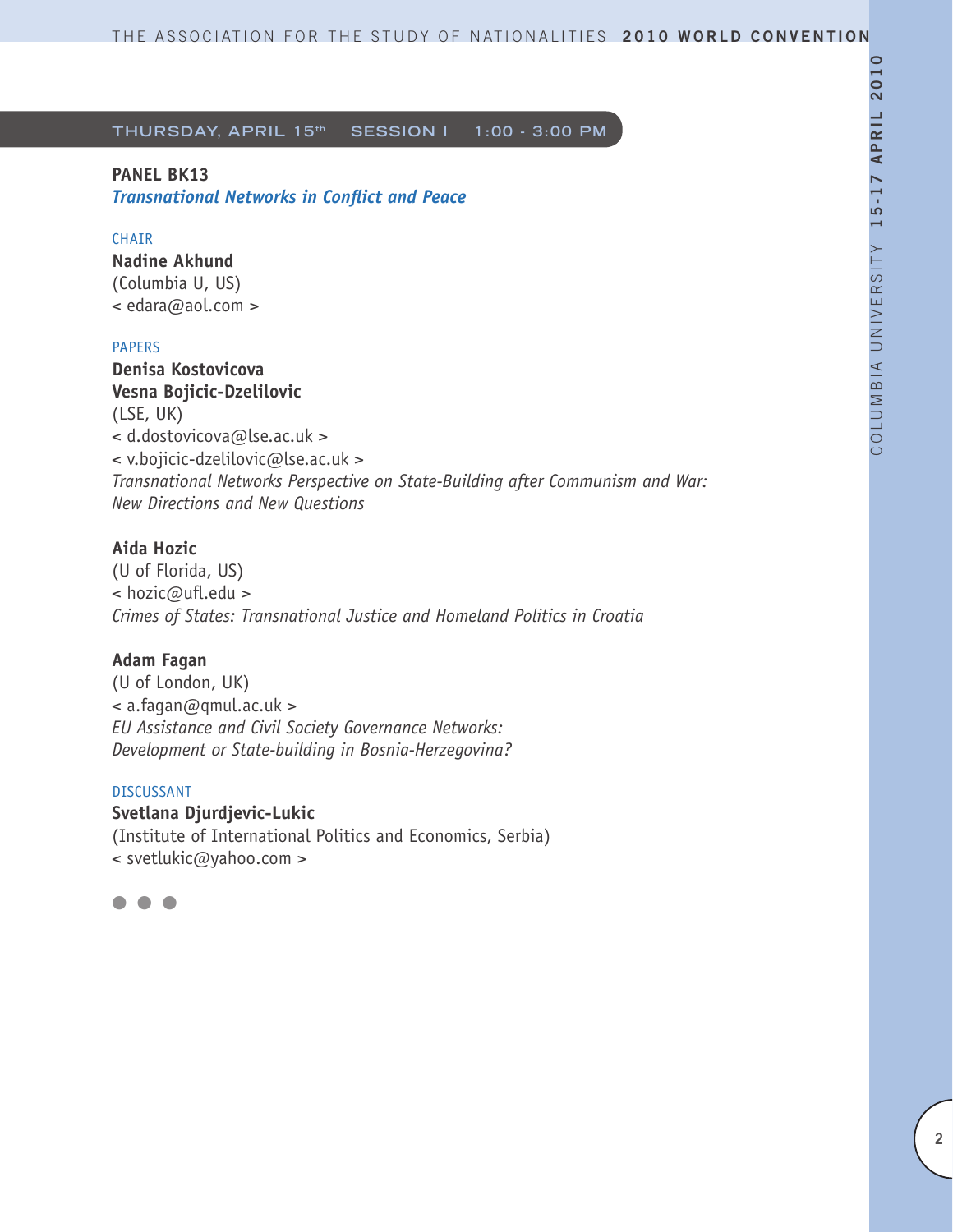## THURSDAY, APRIL 15th SESSION I 1:00 - 3:00 PM

### PANEL BK13
***Transnational Networks in Conflict and Peace***

CHAIR

**Nadine Akhund**
(Columbia U, US)
< edara@aol.com >

PAPERS

**Denisa Kostovicova**
**Vesna Bojicic-Dzelilovic**
(LSE, UK)
< d.dostovicova@lse.ac.uk >
< v.bojicic-dzelilovic@lse.ac.uk >
*Transnational Networks Perspective on State-Building after Communism and War: New Directions and New Questions*

**Aida Hozic**
(U of Florida, US)
< hozic@ufl.edu >
*Crimes of States: Transnational Justice and Homeland Politics in Croatia*

**Adam Fagan**
(U of London, UK)
< a.fagan@qmul.ac.uk >
*EU Assistance and Civil Society Governance Networks: Development or State-building in Bosnia-Herzegovina?*

DISCUSSANT

**Svetlana Djurdjevic-Lukic**
(Institute of International Politics and Economics, Serbia)
< svetlukic@yahoo.com >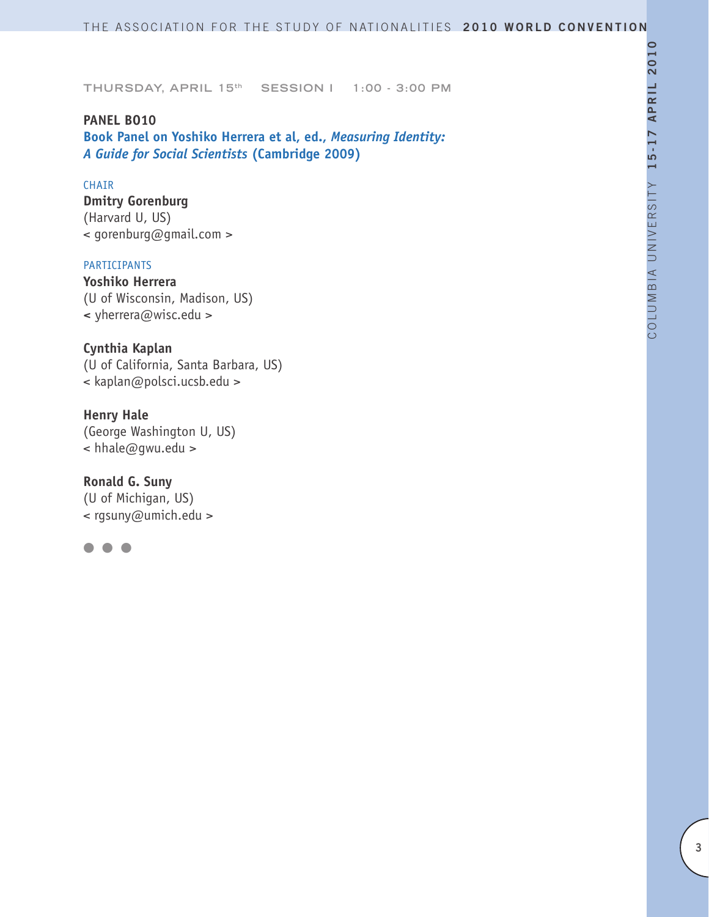THURSDAY, APRIL 15th SESSION I 1:00 - 3:00 PM

**PANEL B010**

**Book Panel on Yoshiko Herrera et al, ed., *Measuring Identity: A Guide for Social Scientists* (Cambridge 2009)**

CHAIR

**Dmitry Gorenburg**
(Harvard U, US)
< gorenburg@gmail.com >

PARTICIPANTS

**Yoshiko Herrera**
(U of Wisconsin, Madison, US)
< yherrera@wisc.edu >

**Cynthia Kaplan**
(U of California, Santa Barbara, US)
< kaplan@polsci.ucsb.edu >

**Henry Hale**
(George Washington U, US)
< hhale@gwu.edu >

**Ronald G. Suny**
(U of Michigan, US)
< rgsuny@umich.edu >

● ● ●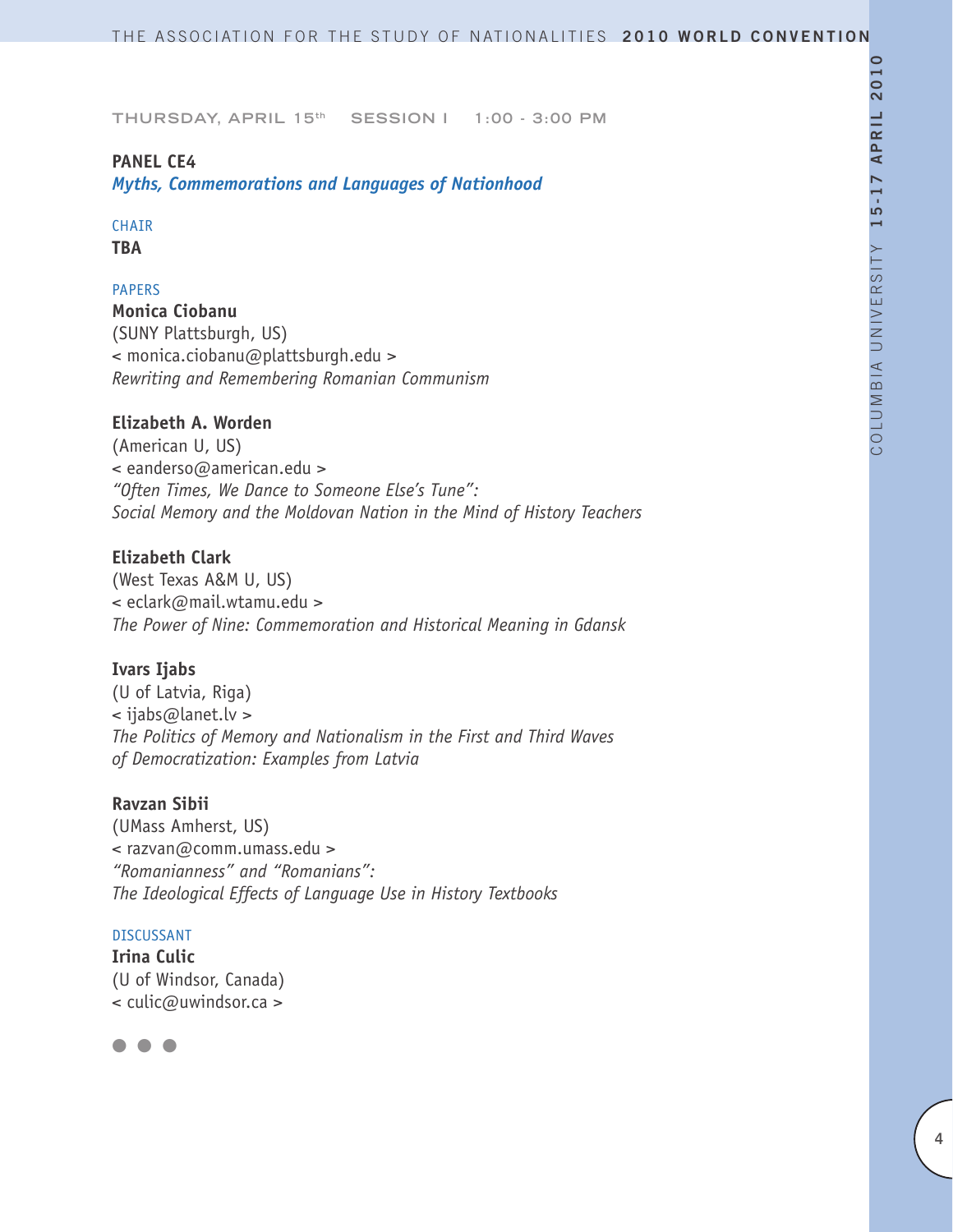THURSDAY, APRIL 15th SESSION I 1:00 - 3:00 PM

**PANEL CE4**
***Myths, Commemorations and Languages of Nationhood***

CHAIR
**TBA**

PAPERS

**Monica Ciobanu**
(SUNY Plattsburgh, US)
< monica.ciobanu@plattsburgh.edu >
*Rewriting and Remembering Romanian Communism*

**Elizabeth A. Worden**
(American U, US)
< eanderso@american.edu >
*"Often Times, We Dance to Someone Else's Tune": Social Memory and the Moldovan Nation in the Mind of History Teachers*

**Elizabeth Clark**
(West Texas A&M U, US)
< eclark@mail.wtamu.edu >
*The Power of Nine: Commemoration and Historical Meaning in Gdansk*

**Ivars Ijabs**
(U of Latvia, Riga)
< ijabs@lanet.lv >
*The Politics of Memory and Nationalism in the First and Third Waves of Democratization: Examples from Latvia*

**Ravzan Sibii**
(UMass Amherst, US)
< razvan@comm.umass.edu >
*"Romanianness" and "Romanians": The Ideological Effects of Language Use in History Textbooks*

DISCUSSANT
**Irina Culic**
(U of Windsor, Canada)
< culic@uwindsor.ca >

● ● ●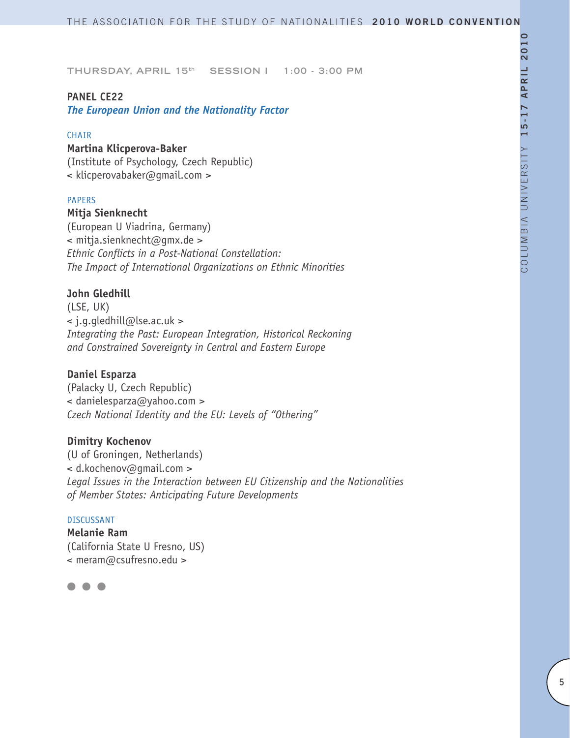THURSDAY, APRIL 15th SESSION I 1:00 - 3:00 PM

**PANEL CE22**

***The European Union and the Nationality Factor***

CHAIR

**Martina Klicperova-Baker**
(Institute of Psychology, Czech Republic)
< klicperovabaker@gmail.com >

PAPERS

**Mitja Sienknecht**
(European U Viadrina, Germany)
< mitja.sienknecht@gmx.de >
*Ethnic Conflicts in a Post-National Constellation:*
*The Impact of International Organizations on Ethnic Minorities*

**John Gledhill**
(LSE, UK)
< j.g.gledhill@lse.ac.uk >
*Integrating the Past: European Integration, Historical Reckoning*
*and Constrained Sovereignty in Central and Eastern Europe*

**Daniel Esparza**
(Palacky U, Czech Republic)
< danielesparza@yahoo.com >
*Czech National Identity and the EU: Levels of "Othering"*

**Dimitry Kochenov**
(U of Groningen, Netherlands)
< d.kochenov@gmail.com >
*Legal Issues in the Interaction between EU Citizenship and the Nationalities*
*of Member States: Anticipating Future Developments*

DISCUSSANT

**Melanie Ram**
(California State U Fresno, US)
< meram@csufresno.edu >

● ● ●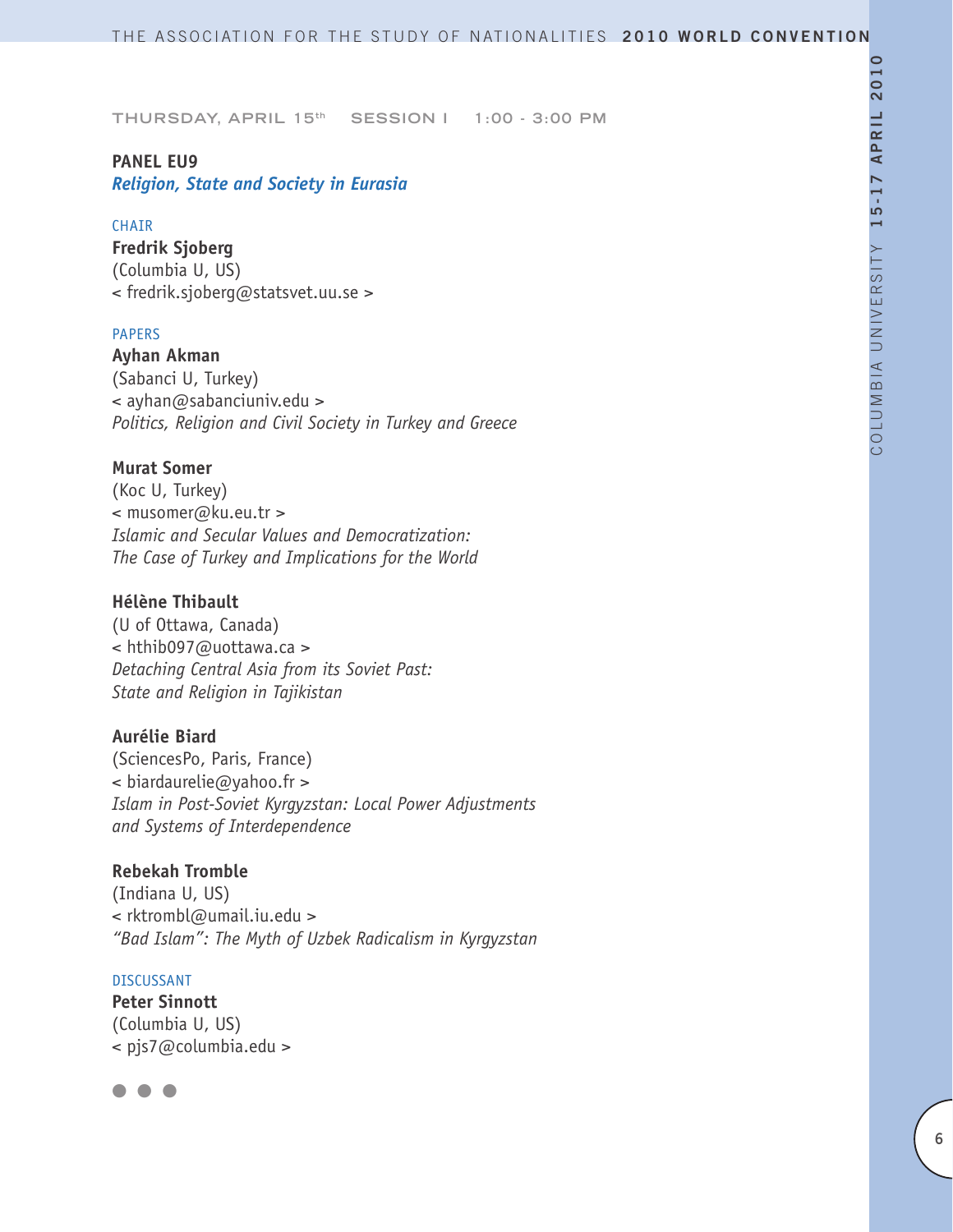THURSDAY, APRIL 15th SESSION I 1:00 - 3:00 PM

**PANEL EU9**
***Religion, State and Society in Eurasia***

CHAIR

**Fredrik Sjoberg**
(Columbia U, US)
< fredrik.sjoberg@statsvet.uu.se >

PAPERS

**Ayhan Akman**
(Sabanci U, Turkey)
< ayhan@sabanciuniv.edu >
*Politics, Religion and Civil Society in Turkey and Greece*

**Murat Somer**
(Koc U, Turkey)
< musomer@ku.eu.tr >
*Islamic and Secular Values and Democratization: The Case of Turkey and Implications for the World*

**Hélène Thibault**
(U of Ottawa, Canada)
< hthib097@uottawa.ca >
*Detaching Central Asia from its Soviet Past: State and Religion in Tajikistan*

**Aurélie Biard**
(SciencesPo, Paris, France)
< biardaurelie@yahoo.fr >
*Islam in Post-Soviet Kyrgyzstan: Local Power Adjustments and Systems of Interdependence*

**Rebekah Tromble**
(Indiana U, US)
< rktrombl@umail.iu.edu >
*"Bad Islam": The Myth of Uzbek Radicalism in Kyrgyzstan*

DISCUSSANT

**Peter Sinnott**
(Columbia U, US)
< pjs7@columbia.edu >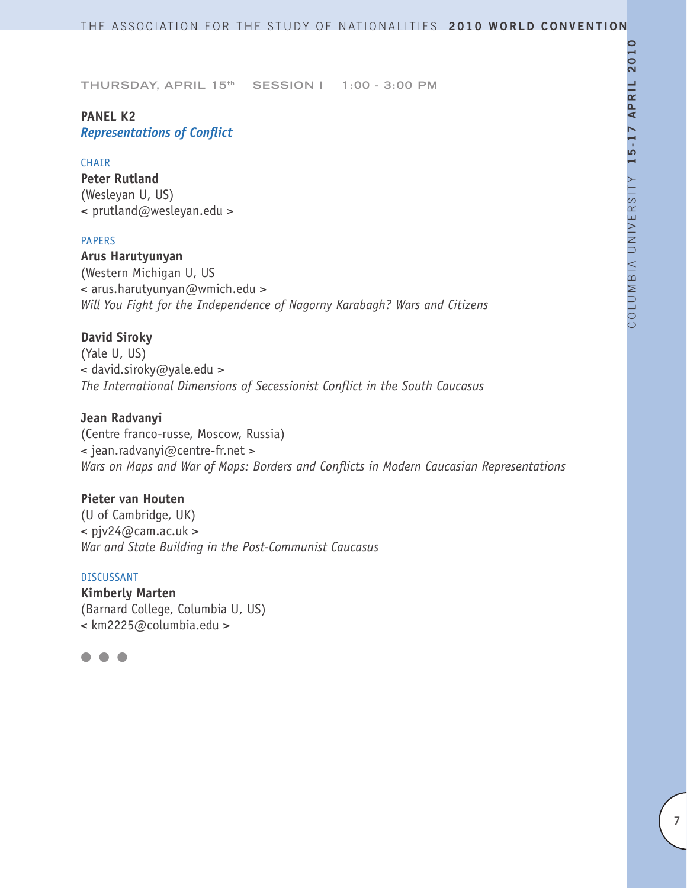THURSDAY, APRIL 15th SESSION I 1:00 - 3:00 PM

## PANEL K2
### *Representations of Conflict*

CHAIR

**Peter Rutland**
(Wesleyan U, US)
< prutland@wesleyan.edu >

PAPERS

**Arus Harutyunyan**
(Western Michigan U, US
< arus.harutyunyan@wmich.edu >
*Will You Fight for the Independence of Nagorny Karabagh? Wars and Citizens*

**David Siroky**
(Yale U, US)
< david.siroky@yale.edu >
*The International Dimensions of Secessionist Conflict in the South Caucasus*

**Jean Radvanyi**
(Centre franco-russe, Moscow, Russia)
< jean.radvanyi@centre-fr.net >
*Wars on Maps and War of Maps: Borders and Conflicts in Modern Caucasian Representations*

**Pieter van Houten**
(U of Cambridge, UK)
< pjv24@cam.ac.uk >
*War and State Building in the Post-Communist Caucasus*

DISCUSSANT

**Kimberly Marten**
(Barnard College, Columbia U, US)
< km2225@columbia.edu >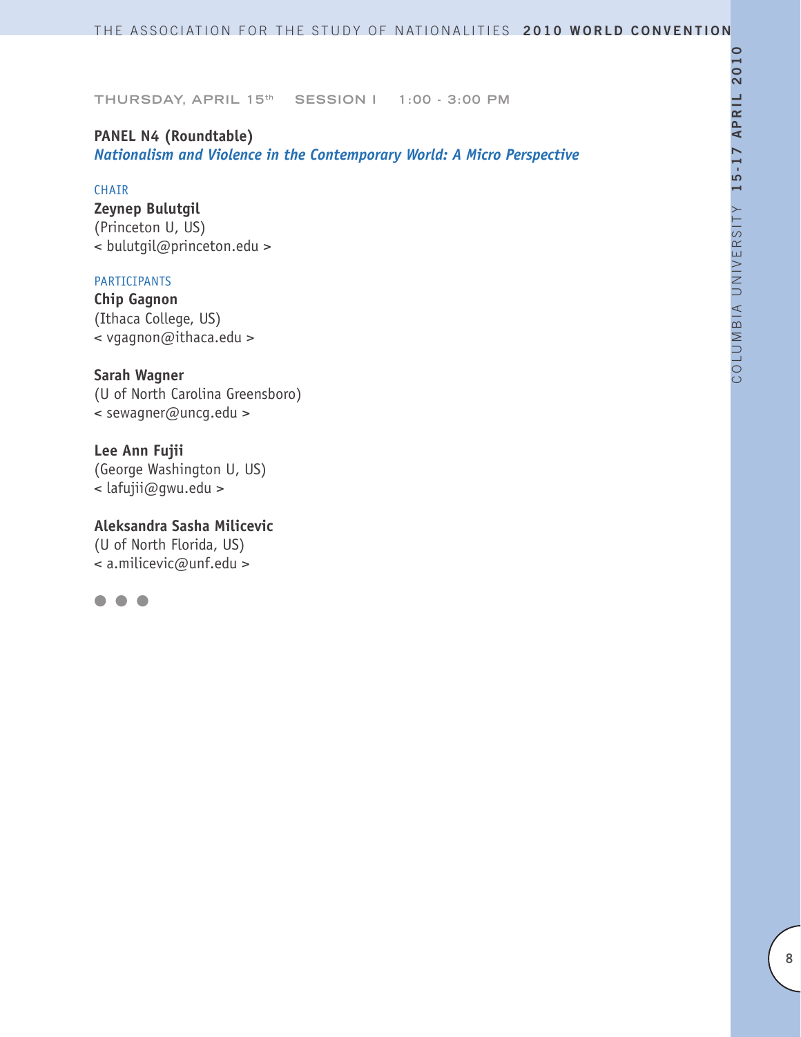THURSDAY, APRIL 15th SESSION I 1:00 - 3:00 PM

**PANEL N4 (Roundtable)**
***Nationalism and Violence in the Contemporary World: A Micro Perspective***

CHAIR

**Zeynep Bulutgil**
(Princeton U, US)
< bulutgil@princeton.edu >

PARTICIPANTS

**Chip Gagnon**
(Ithaca College, US)
< vgagnon@ithaca.edu >

**Sarah Wagner**
(U of North Carolina Greensboro)
< sewagner@uncg.edu >

**Lee Ann Fujii**
(George Washington U, US)
< lafujii@gwu.edu >

**Aleksandra Sasha Milicevic**
(U of North Florida, US)
< a.milicevic@unf.edu >

● ● ●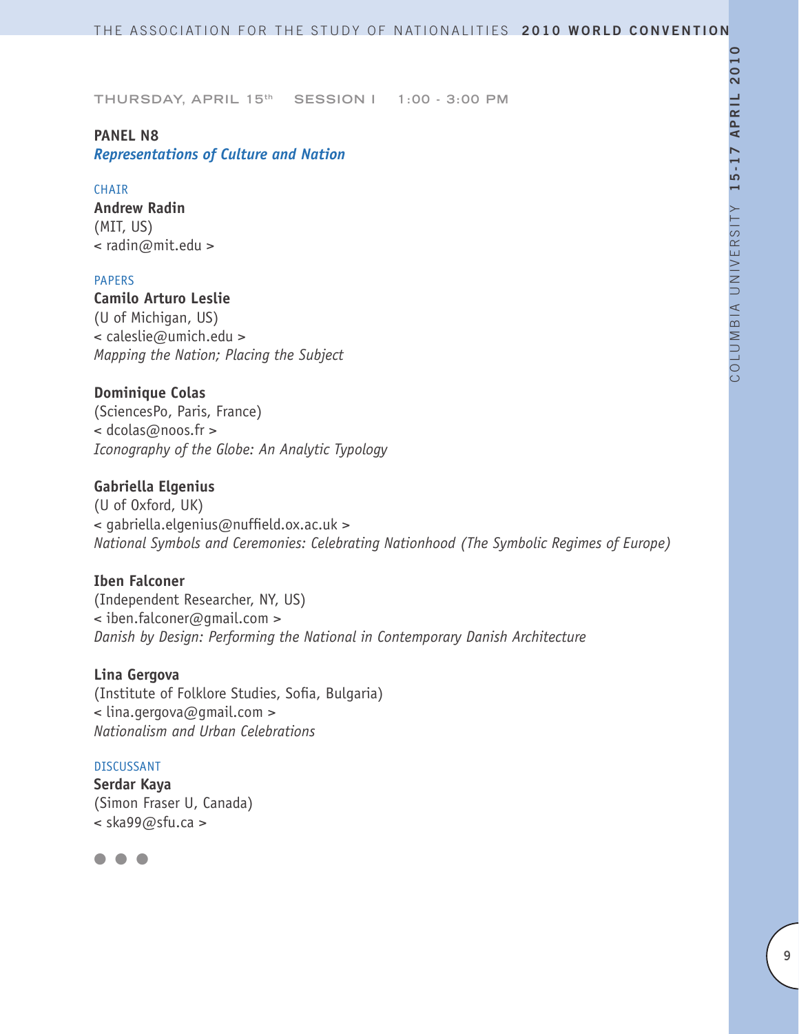THURSDAY, APRIL 15th SESSION I 1:00 - 3:00 PM

## PANEL N8

### *Representations of Culture and Nation*

CHAIR

**Andrew Radin**
(MIT, US)
< radin@mit.edu >

PAPERS

**Camilo Arturo Leslie**
(U of Michigan, US)
< caleslie@umich.edu >
*Mapping the Nation; Placing the Subject*

**Dominique Colas**
(SciencesPo, Paris, France)
< dcolas@noos.fr >
*Iconography of the Globe: An Analytic Typology*

**Gabriella Elgenius**
(U of Oxford, UK)
< gabriella.elgenius@nuffield.ox.ac.uk >
*National Symbols and Ceremonies: Celebrating Nationhood (The Symbolic Regimes of Europe)*

**Iben Falconer**
(Independent Researcher, NY, US)
< iben.falconer@gmail.com >
*Danish by Design: Performing the National in Contemporary Danish Architecture*

**Lina Gergova**
(Institute of Folklore Studies, Sofia, Bulgaria)
< lina.gergova@gmail.com >
*Nationalism and Urban Celebrations*

DISCUSSANT

**Serdar Kaya**
(Simon Fraser U, Canada)
< ska99@sfu.ca >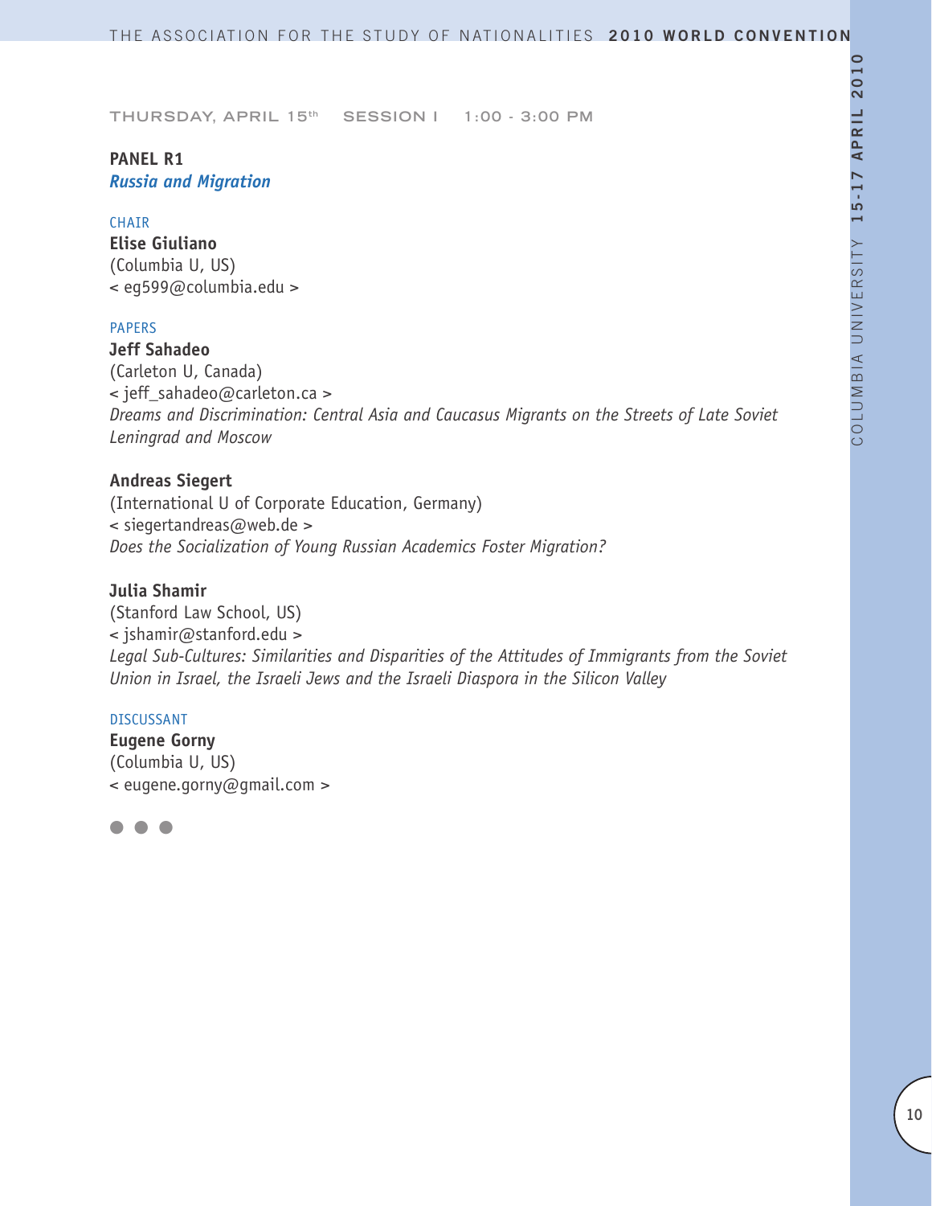THURSDAY, APRIL 15th SESSION I 1:00 - 3:00 PM

## PANEL R1
### *Russia and Migration*

CHAIR

**Elise Giuliano**
(Columbia U, US)
< eg599@columbia.edu >

PAPERS

**Jeff Sahadeo**
(Carleton U, Canada)
< jeff_sahadeo@carleton.ca >
*Dreams and Discrimination: Central Asia and Caucasus Migrants on the Streets of Late Soviet Leningrad and Moscow*

**Andreas Siegert**
(International U of Corporate Education, Germany)
< siegertandreas@web.de >
*Does the Socialization of Young Russian Academics Foster Migration?*

**Julia Shamir**
(Stanford Law School, US)
< jshamir@stanford.edu >
*Legal Sub-Cultures: Similarities and Disparities of the Attitudes of Immigrants from the Soviet Union in Israel, the Israeli Jews and the Israeli Diaspora in the Silicon Valley*

DISCUSSANT

**Eugene Gorny**
(Columbia U, US)
< eugene.gorny@gmail.com >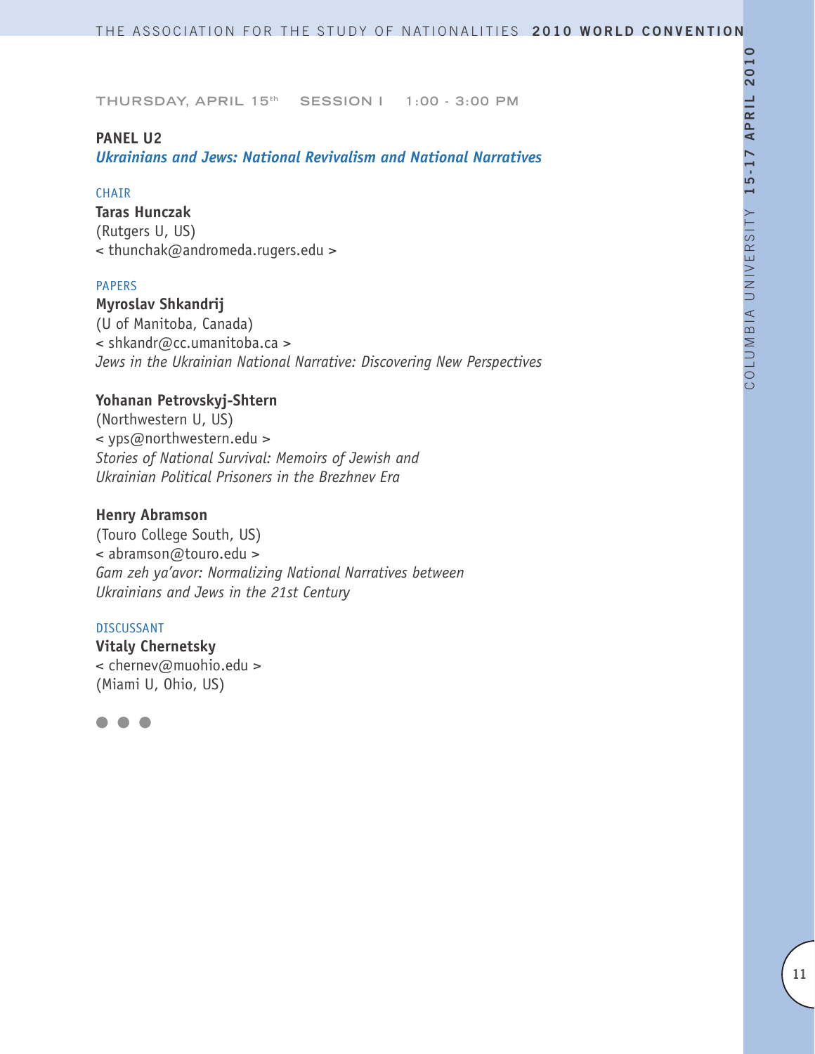THURSDAY, APRIL 15th SESSION I 1:00 - 3:00 PM

## PANEL U2

### *Ukrainians and Jews: National Revivalism and National Narratives*

CHAIR

**Taras Hunczak**
(Rutgers U, US)
< thunchak@andromeda.rugers.edu >

PAPERS

**Myroslav Shkandrij**
(U of Manitoba, Canada)
< shkandr@cc.umanitoba.ca >
*Jews in the Ukrainian National Narrative: Discovering New Perspectives*

**Yohanan Petrovskyj-Shtern**
(Northwestern U, US)
< yps@northwestern.edu >
*Stories of National Survival: Memoirs of Jewish and Ukrainian Political Prisoners in the Brezhnev Era*

**Henry Abramson**
(Touro College South, US)
< abramson@touro.edu >
*Gam zeh ya'avor: Normalizing National Narratives between Ukrainians and Jews in the 21st Century*

DISCUSSANT

**Vitaly Chernetsky**
< chernev@muohio.edu >
(Miami U, Ohio, US)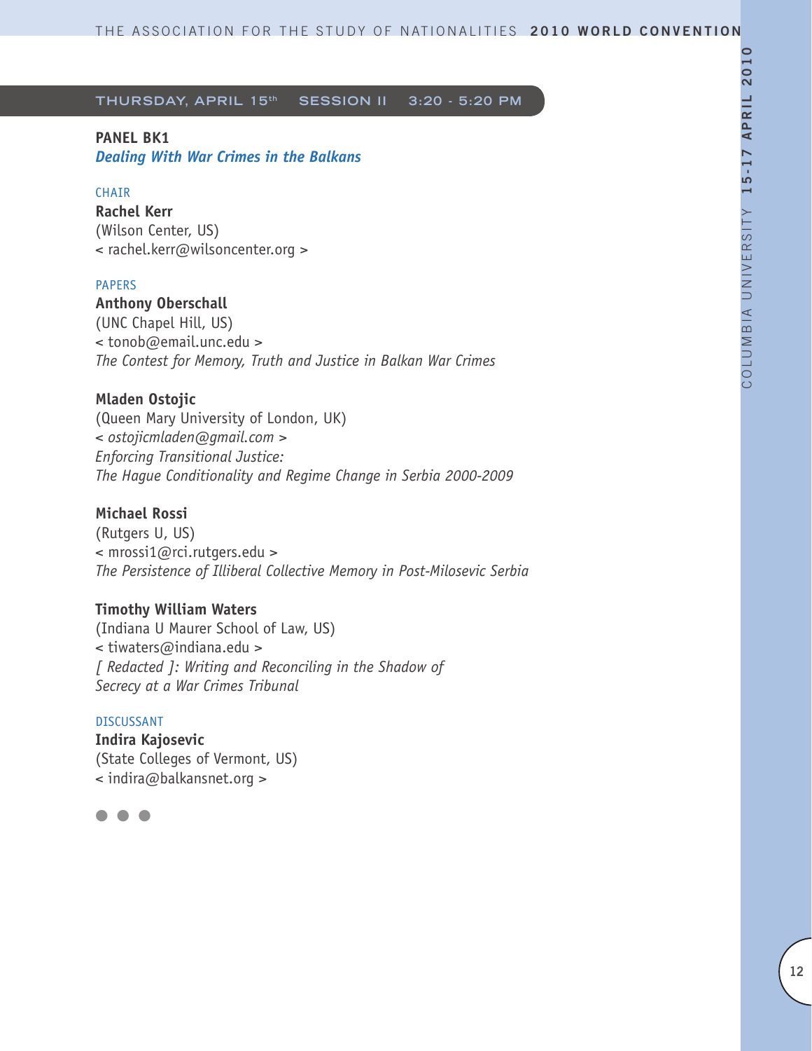## THURSDAY, APRIL 15th SESSION II 3:20 - 5:20 PM

**PANEL BK1**
***Dealing With War Crimes in the Balkans***

CHAIR

**Rachel Kerr**
(Wilson Center, US)
< rachel.kerr@wilsoncenter.org >

PAPERS

**Anthony Oberschall**
(UNC Chapel Hill, US)
< tonob@email.unc.edu >
*The Contest for Memory, Truth and Justice in Balkan War Crimes*

**Mladen Ostojic**
(Queen Mary University of London, UK)
< *ostojicmladen@gmail.com* >
*Enforcing Transitional Justice:*
*The Hague Conditionality and Regime Change in Serbia 2000-2009*

**Michael Rossi**
(Rutgers U, US)
< mrossi1@rci.rutgers.edu >
*The Persistence of Illiberal Collective Memory in Post-Milosevic Serbia*

**Timothy William Waters**
(Indiana U Maurer School of Law, US)
< tiwaters@indiana.edu >
*[ Redacted ]: Writing and Reconciling in the Shadow of Secrecy at a War Crimes Tribunal*

DISCUSSANT

**Indira Kajosevic**
(State Colleges of Vermont, US)
< indira@balkansnet.org >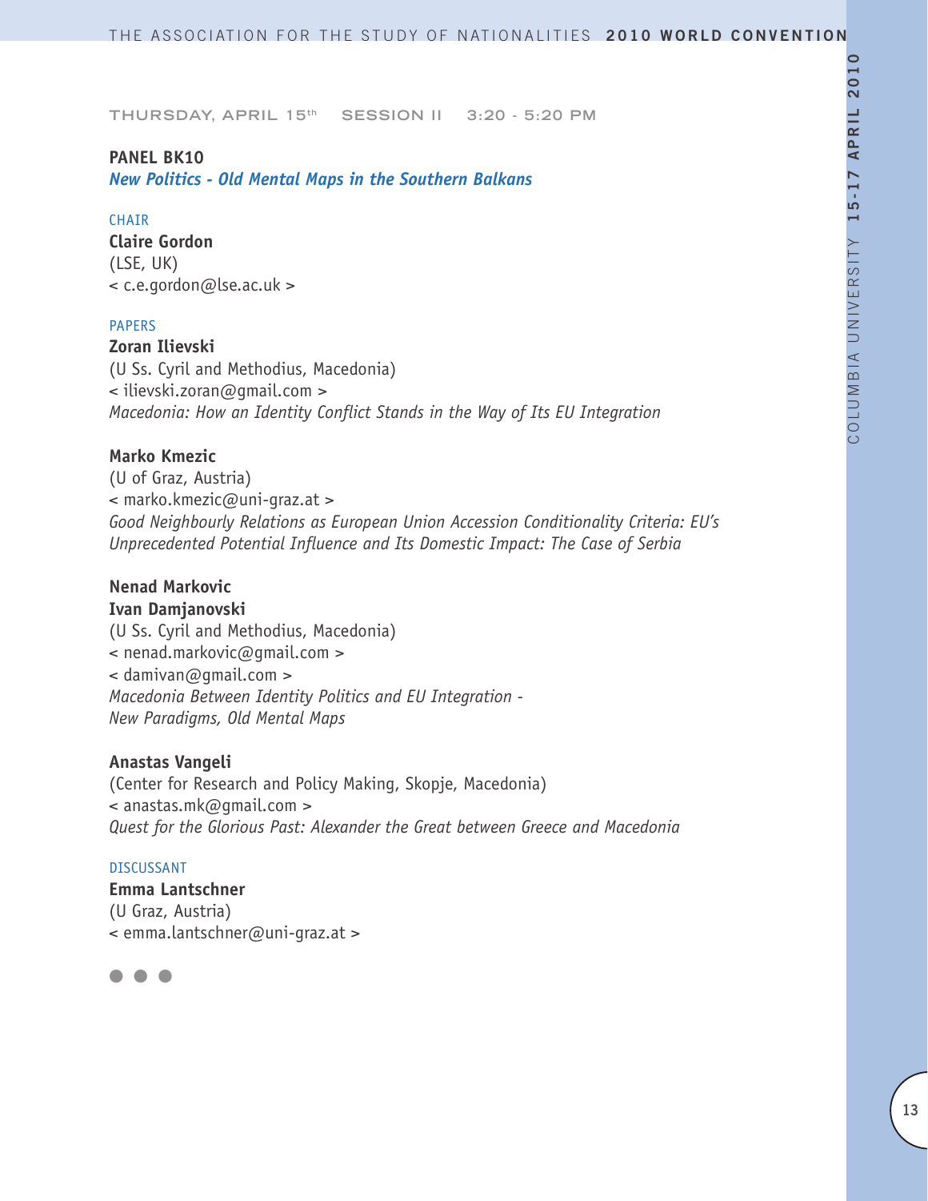THURSDAY, APRIL 15th SESSION II 3:20 - 5:20 PM

## PANEL BK10

### *New Politics - Old Mental Maps in the Southern Balkans*

CHAIR

**Claire Gordon**
(LSE, UK)
< c.e.gordon@lse.ac.uk >

PAPERS

**Zoran Ilievski**
(U Ss. Cyril and Methodius, Macedonia)
< ilievski.zoran@gmail.com >
*Macedonia: How an Identity Conflict Stands in the Way of Its EU Integration*

**Marko Kmezic**
(U of Graz, Austria)
< marko.kmezic@uni-graz.at >
*Good Neighbourly Relations as European Union Accession Conditionality Criteria: EU's Unprecedented Potential Influence and Its Domestic Impact: The Case of Serbia*

**Nenad Markovic**
**Ivan Damjanovski**
(U Ss. Cyril and Methodius, Macedonia)
< nenad.markovic@gmail.com >
< damivan@gmail.com >
*Macedonia Between Identity Politics and EU Integration - New Paradigms, Old Mental Maps*

**Anastas Vangeli**
(Center for Research and Policy Making, Skopje, Macedonia)
< anastas.mk@gmail.com >
*Quest for the Glorious Past: Alexander the Great between Greece and Macedonia*

DISCUSSANT

**Emma Lantschner**
(U Graz, Austria)
< emma.lantschner@uni-graz.at >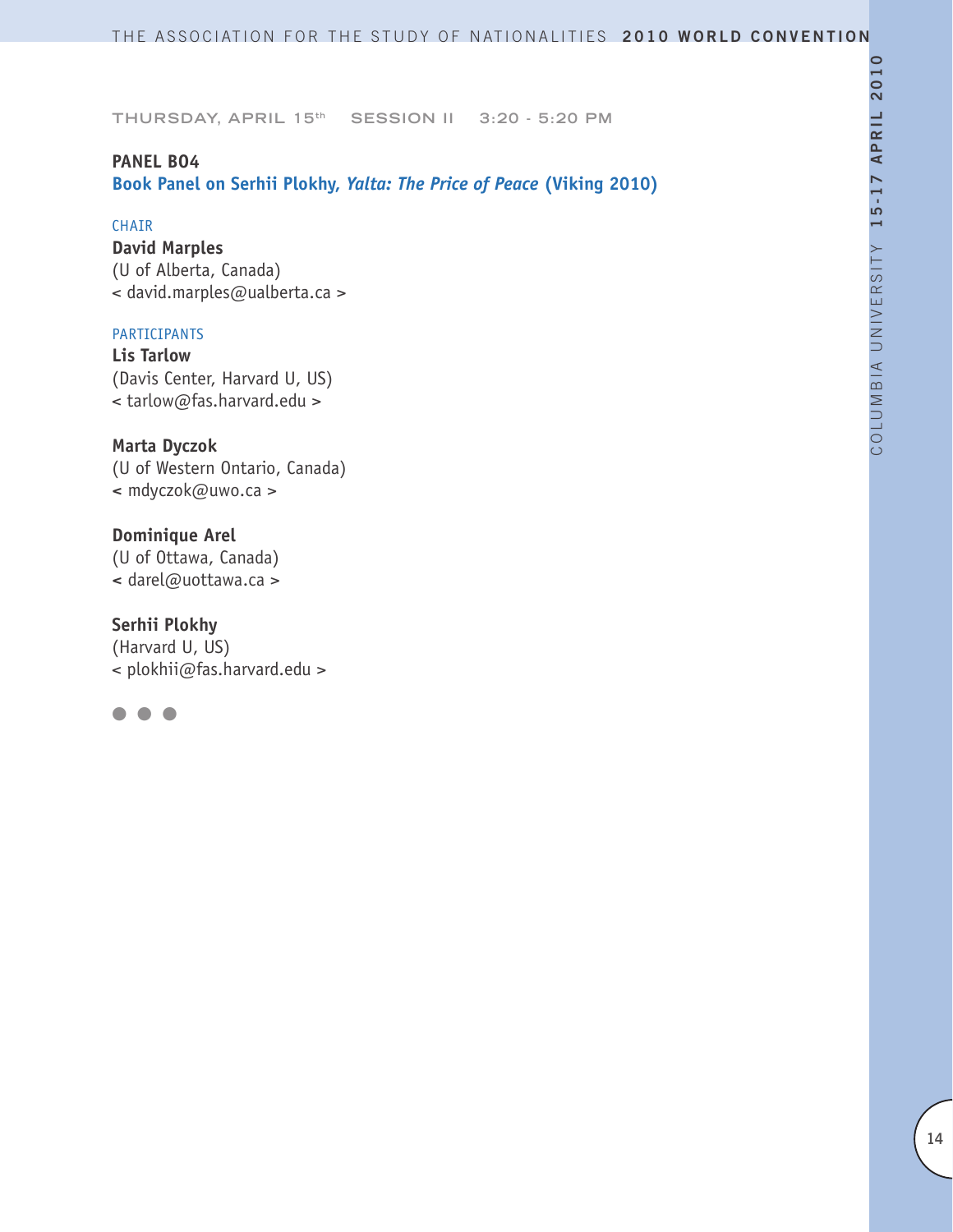THURSDAY, APRIL 15th SESSION II 3:20 - 5:20 PM

**PANEL B04**
**Book Panel on Serhii Plokhy, *Yalta: The Price of Peace* (Viking 2010)**

CHAIR

**David Marples**
(U of Alberta, Canada)
< david.marples@ualberta.ca >

PARTICIPANTS

**Lis Tarlow**
(Davis Center, Harvard U, US)
< tarlow@fas.harvard.edu >

**Marta Dyczok**
(U of Western Ontario, Canada)
< mdyczok@uwo.ca >

**Dominique Arel**
(U of Ottawa, Canada)
< darel@uottawa.ca >

**Serhii Plokhy**
(Harvard U, US)
< plokhii@fas.harvard.edu >

● ● ●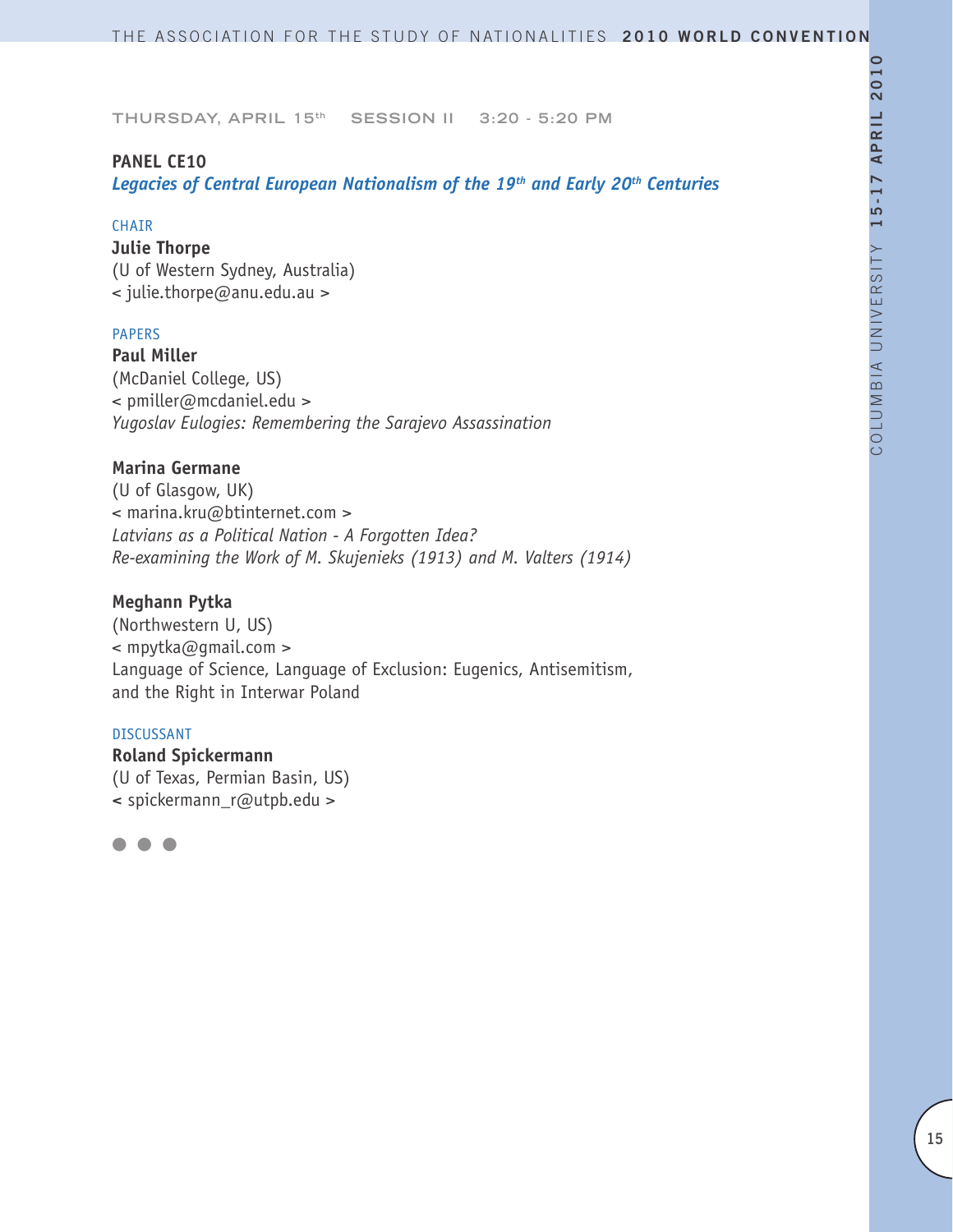THURSDAY, APRIL 15th SESSION II 3:20 - 5:20 PM

## PANEL CE10

### *Legacies of Central European Nationalism of the 19th and Early 20th Centuries*

CHAIR

**Julie Thorpe**
(U of Western Sydney, Australia)
< julie.thorpe@anu.edu.au >

PAPERS

**Paul Miller**
(McDaniel College, US)
< pmiller@mcdaniel.edu >
*Yugoslav Eulogies: Remembering the Sarajevo Assassination*

**Marina Germane**
(U of Glasgow, UK)
< marina.kru@btinternet.com >
*Latvians as a Political Nation - A Forgotten Idea?*
*Re-examining the Work of M. Skujenieks (1913) and M. Valters (1914)*

**Meghann Pytka**
(Northwestern U, US)
< mpytka@gmail.com >
Language of Science, Language of Exclusion: Eugenics, Antisemitism, and the Right in Interwar Poland

DISCUSSANT

**Roland Spickermann**
(U of Texas, Permian Basin, US)
< spickermann_r@utpb.edu >

● ● ●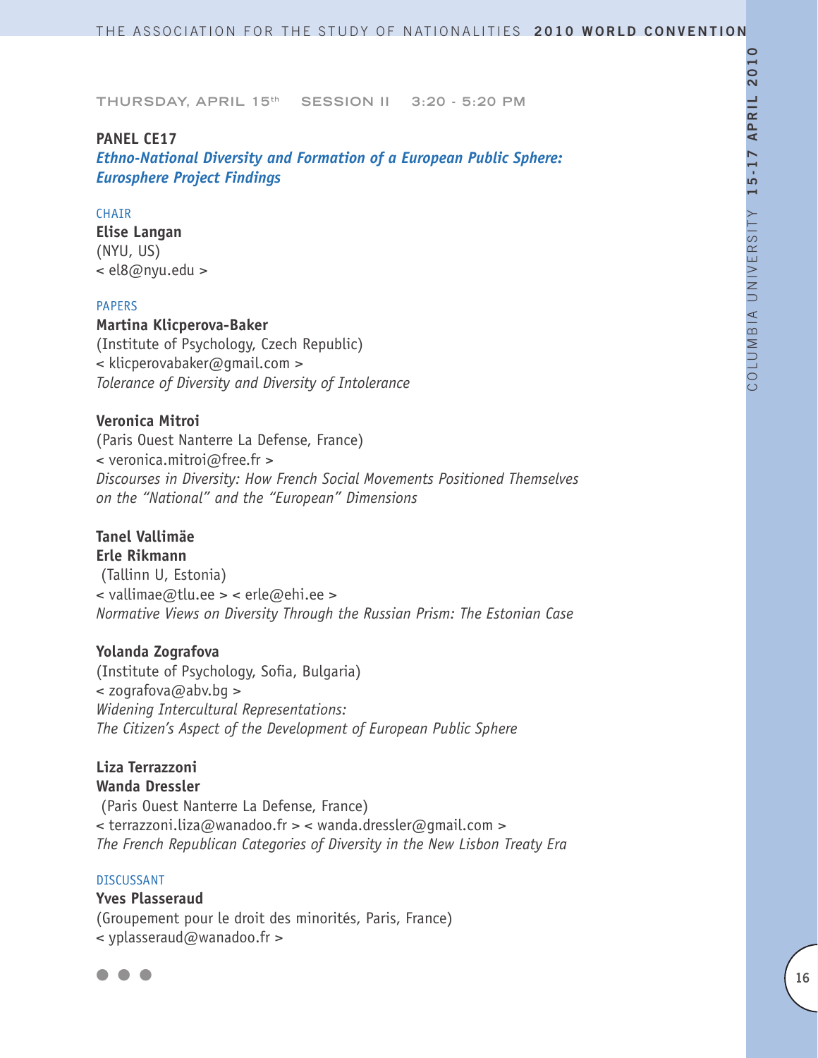THURSDAY, APRIL 15th SESSION II 3:20 - 5:20 PM

## PANEL CE17

### *Ethno-National Diversity and Formation of a European Public Sphere: Eurosphere Project Findings*

CHAIR

**Elise Langan**
(NYU, US)
< el8@nyu.edu >

PAPERS

**Martina Klicperova-Baker**
(Institute of Psychology, Czech Republic)
< klicperovabaker@gmail.com >
*Tolerance of Diversity and Diversity of Intolerance*

**Veronica Mitroi**
(Paris Ouest Nanterre La Defense, France)
< veronica.mitroi@free.fr >
*Discourses in Diversity: How French Social Movements Positioned Themselves on the "National" and the "European" Dimensions*

**Tanel Vallimäe**
**Erle Rikmann**
(Tallinn U, Estonia)
< vallimae@tlu.ee > < erle@ehi.ee >
*Normative Views on Diversity Through the Russian Prism: The Estonian Case*

**Yolanda Zografova**
(Institute of Psychology, Sofia, Bulgaria)
< zografova@abv.bg >
*Widening Intercultural Representations: The Citizen's Aspect of the Development of European Public Sphere*

**Liza Terrazzoni**
**Wanda Dressler**
(Paris Ouest Nanterre La Defense, France)
< terrazzoni.liza@wanadoo.fr > < wanda.dressler@gmail.com >
*The French Republican Categories of Diversity in the New Lisbon Treaty Era*

DISCUSSANT

**Yves Plasseraud**
(Groupement pour le droit des minorités, Paris, France)
< yplasseraud@wanadoo.fr >

● ● ●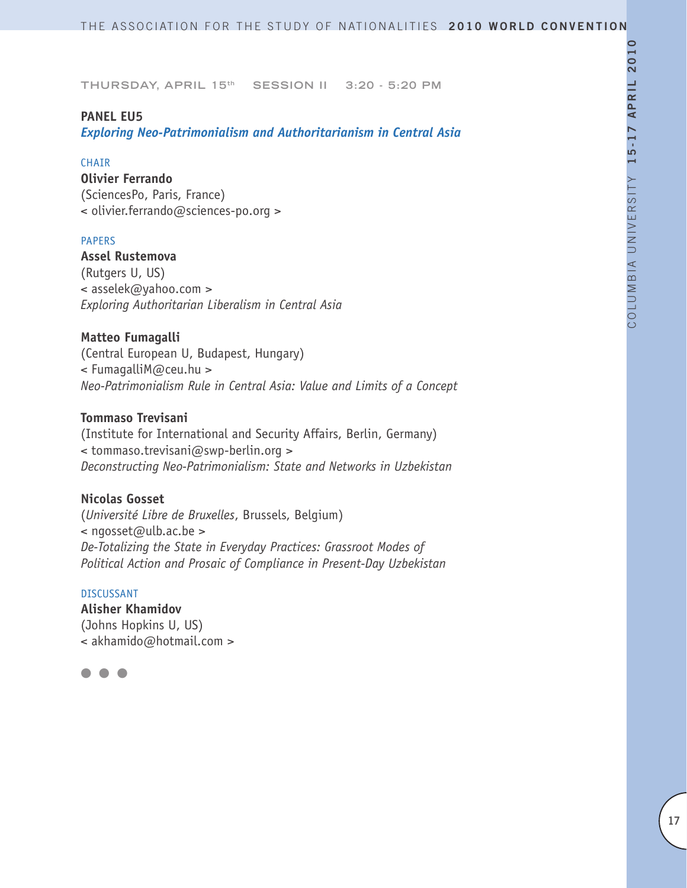THURSDAY, APRIL 15th SESSION II 3:20 - 5:20 PM

## PANEL EU5

### *Exploring Neo-Patrimonialism and Authoritarianism in Central Asia*

CHAIR

**Olivier Ferrando**
(SciencesPo, Paris, France)
< olivier.ferrando@sciences-po.org >

PAPERS

**Assel Rustemova**
(Rutgers U, US)
< asselek@yahoo.com >
*Exploring Authoritarian Liberalism in Central Asia*

**Matteo Fumagalli**
(Central European U, Budapest, Hungary)
< FumagalliM@ceu.hu >
*Neo-Patrimonialism Rule in Central Asia: Value and Limits of a Concept*

**Tommaso Trevisani**
(Institute for International and Security Affairs, Berlin, Germany)
< tommaso.trevisani@swp-berlin.org >
*Deconstructing Neo-Patrimonialism: State and Networks in Uzbekistan*

**Nicolas Gosset**
(*Université Libre de Bruxelles*, Brussels, Belgium)
< ngosset@ulb.ac.be >
*De-Totalizing the State in Everyday Practices: Grassroot Modes of Political Action and Prosaic of Compliance in Present-Day Uzbekistan*

DISCUSSANT

**Alisher Khamidov**
(Johns Hopkins U, US)
< akhamido@hotmail.com >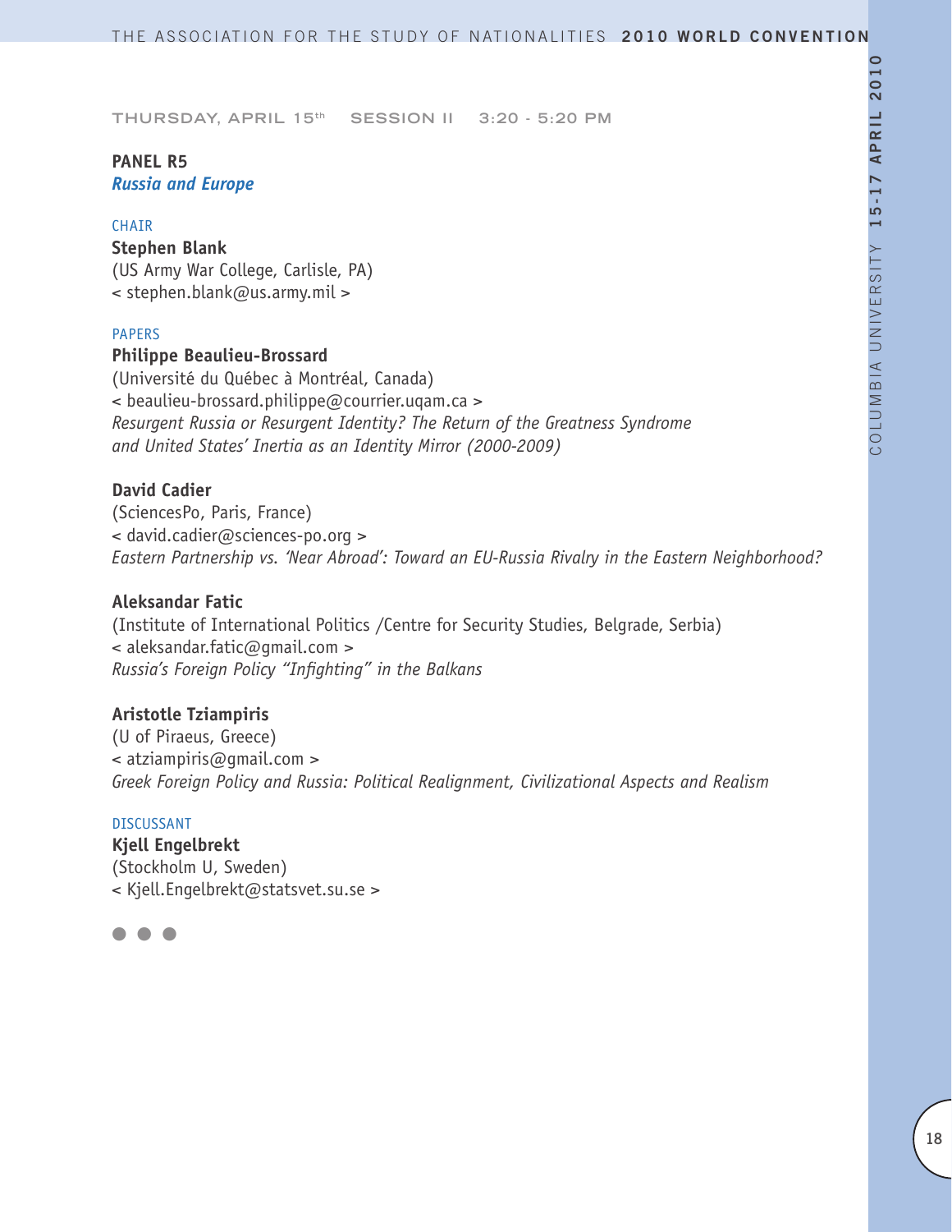THURSDAY, APRIL 15th SESSION II 3:20 - 5:20 PM

## PANEL R5
### *Russia and Europe*

CHAIR

**Stephen Blank**
(US Army War College, Carlisle, PA)
< stephen.blank@us.army.mil >

PAPERS

**Philippe Beaulieu-Brossard**
(Université du Québec à Montréal, Canada)
< beaulieu-brossard.philippe@courrier.uqam.ca >
*Resurgent Russia or Resurgent Identity? The Return of the Greatness Syndrome and United States' Inertia as an Identity Mirror (2000-2009)*

**David Cadier**
(SciencesPo, Paris, France)
< david.cadier@sciences-po.org >
*Eastern Partnership vs. 'Near Abroad': Toward an EU-Russia Rivalry in the Eastern Neighborhood?*

**Aleksandar Fatic**
(Institute of International Politics /Centre for Security Studies, Belgrade, Serbia)
< aleksandar.fatic@gmail.com >
*Russia's Foreign Policy "Infighting" in the Balkans*

**Aristotle Tziampiris**
(U of Piraeus, Greece)
< atziampiris@gmail.com >
*Greek Foreign Policy and Russia: Political Realignment, Civilizational Aspects and Realism*

DISCUSSANT

**Kjell Engelbrekt**
(Stockholm U, Sweden)
< Kjell.Engelbrekt@statsvet.su.se >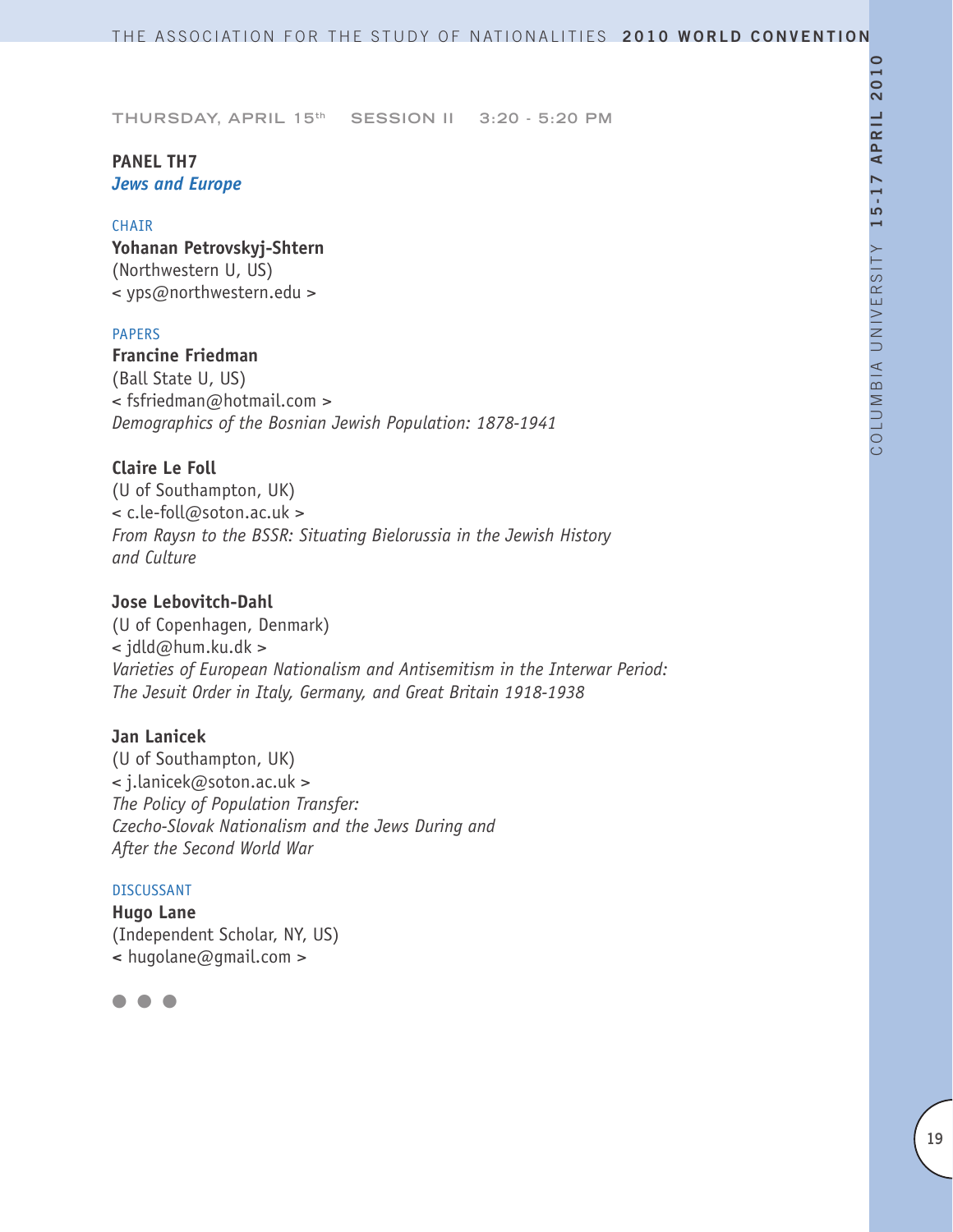THURSDAY, APRIL 15th SESSION II 3:20 - 5:20 PM

**PANEL TH7**
***Jews and Europe***

CHAIR

**Yohanan Petrovskyj-Shtern**
(Northwestern U, US)
< yps@northwestern.edu >

PAPERS

**Francine Friedman**
(Ball State U, US)
< fsfriedman@hotmail.com >
*Demographics of the Bosnian Jewish Population: 1878-1941*

**Claire Le Foll**
(U of Southampton, UK)
< c.le-foll@soton.ac.uk >
*From Raysn to the BSSR: Situating Bielorussia in the Jewish History and Culture*

**Jose Lebovitch-Dahl**
(U of Copenhagen, Denmark)
< jdld@hum.ku.dk >
*Varieties of European Nationalism and Antisemitism in the Interwar Period: The Jesuit Order in Italy, Germany, and Great Britain 1918-1938*

**Jan Lanicek**
(U of Southampton, UK)
< j.lanicek@soton.ac.uk >
*The Policy of Population Transfer: Czecho-Slovak Nationalism and the Jews During and After the Second World War*

DISCUSSANT

**Hugo Lane**
(Independent Scholar, NY, US)
< hugolane@gmail.com >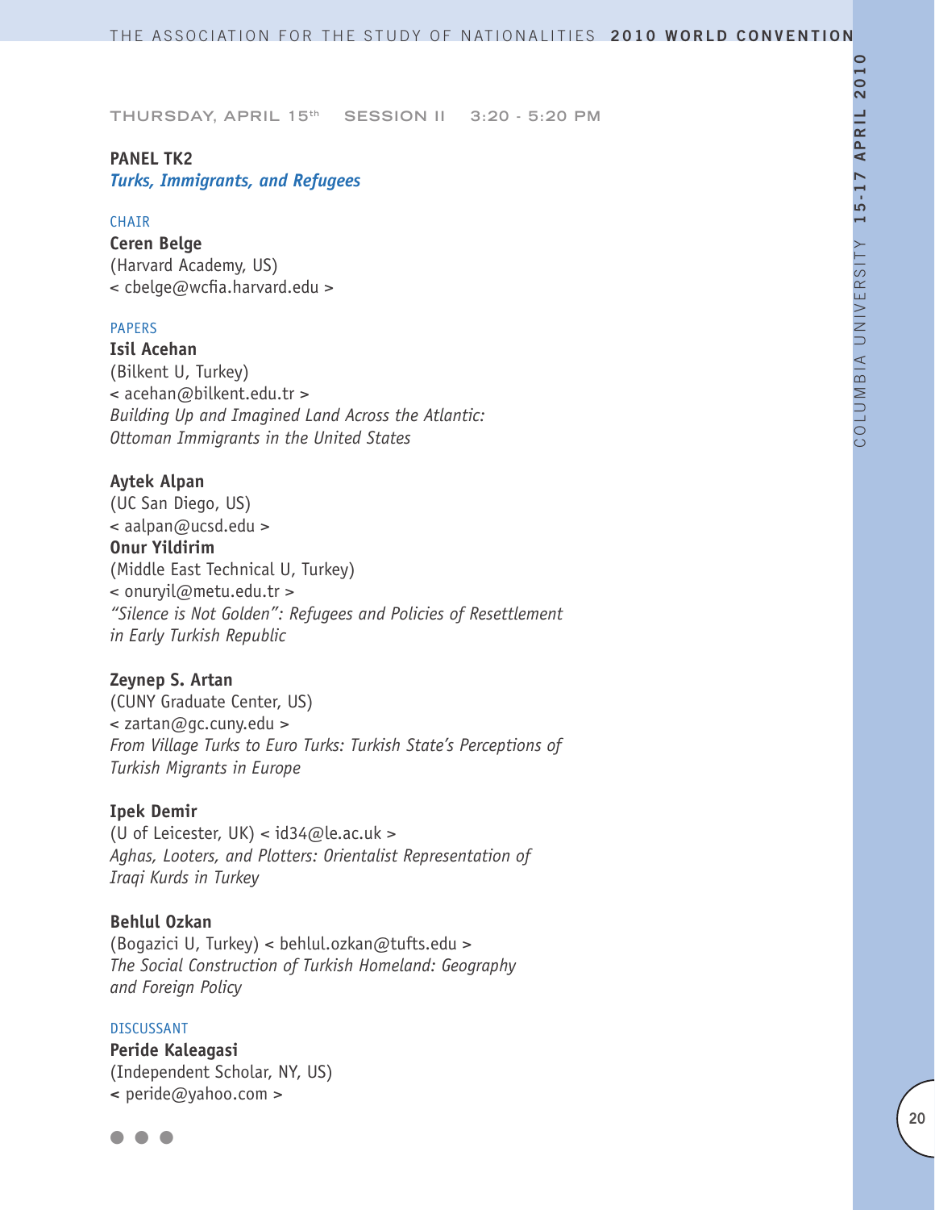THURSDAY, APRIL 15th SESSION II 3:20 - 5:20 PM

## PANEL TK2

### *Turks, Immigrants, and Refugees*

CHAIR

**Ceren Belge**
(Harvard Academy, US)
< cbelge@wcfia.harvard.edu >

PAPERS

**Isil Acehan**
(Bilkent U, Turkey)
< acehan@bilkent.edu.tr >
*Building Up and Imagined Land Across the Atlantic: Ottoman Immigrants in the United States*

**Aytek Alpan**
(UC San Diego, US)
< aalpan@ucsd.edu >
**Onur Yildirim**
(Middle East Technical U, Turkey)
< onuryil@metu.edu.tr >
*"Silence is Not Golden": Refugees and Policies of Resettlement in Early Turkish Republic*

**Zeynep S. Artan**
(CUNY Graduate Center, US)
< zartan@gc.cuny.edu >
*From Village Turks to Euro Turks: Turkish State's Perceptions of Turkish Migrants in Europe*

**Ipek Demir**
(U of Leicester, UK) < id34@le.ac.uk >
*Aghas, Looters, and Plotters: Orientalist Representation of Iraqi Kurds in Turkey*

**Behlul Ozkan**
(Bogazici U, Turkey) < behlul.ozkan@tufts.edu >
*The Social Construction of Turkish Homeland: Geography and Foreign Policy*

DISCUSSANT

**Peride Kaleagasi**
(Independent Scholar, NY, US)
< peride@yahoo.com >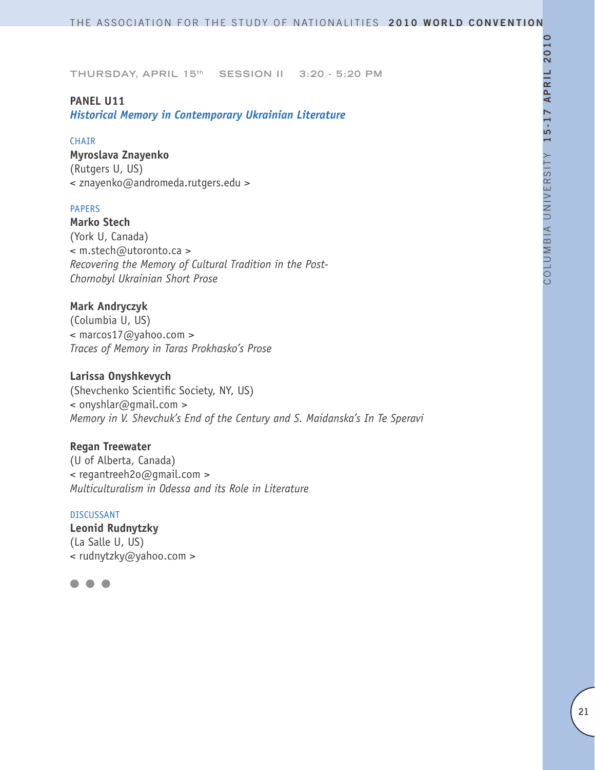THURSDAY, APRIL 15th SESSION II 3:20 - 5:20 PM

## PANEL U11

### *Historical Memory in Contemporary Ukrainian Literature*

CHAIR

**Myroslava Znayenko**
(Rutgers U, US)
< znayenko@andromeda.rutgers.edu >

PAPERS

**Marko Stech**
(York U, Canada)
< m.stech@utoronto.ca >
*Recovering the Memory of Cultural Tradition in the Post-Chornobyl Ukrainian Short Prose*

**Mark Andryczyk**
(Columbia U, US)
< marcos17@yahoo.com >
*Traces of Memory in Taras Prokhasko's Prose*

**Larissa Onyshkevych**
(Shevchenko Scientific Society, NY, US)
< onyshlar@gmail.com >
*Memory in V. Shevchuk's End of the Century and S. Maidanska's In Te Speravi*

**Regan Treewater**
(U of Alberta, Canada)
< regantreeh2o@gmail.com >
*Multiculturalism in Odessa and its Role in Literature*

DISCUSSANT

**Leonid Rudnytzky**
(La Salle U, US)
< rudnytzky@yahoo.com >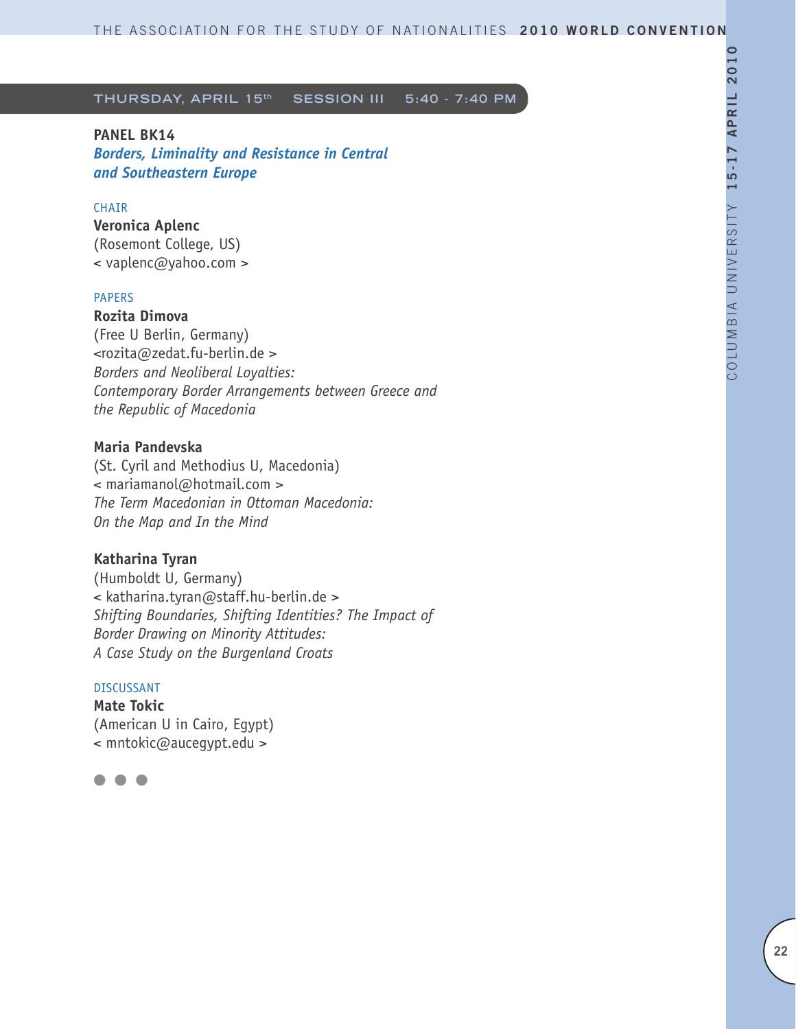THURSDAY, APRIL 15th SESSION III 5:40 - 7:40 PM

## PANEL BK14

### *Borders, Liminality and Resistance in Central and Southeastern Europe*

CHAIR

**Veronica Aplenc**
(Rosemont College, US)
< vaplenc@yahoo.com >

PAPERS

**Rozita Dimova**
(Free U Berlin, Germany)
<rozita@zedat.fu-berlin.de >
*Borders and Neoliberal Loyalties: Contemporary Border Arrangements between Greece and the Republic of Macedonia*

**Maria Pandevska**
(St. Cyril and Methodius U, Macedonia)
< mariamanol@hotmail.com >
*The Term Macedonian in Ottoman Macedonia: On the Map and In the Mind*

**Katharina Tyran**
(Humboldt U, Germany)
< katharina.tyran@staff.hu-berlin.de >
*Shifting Boundaries, Shifting Identities? The Impact of Border Drawing on Minority Attitudes: A Case Study on the Burgenland Croats*

DISCUSSANT

**Mate Tokic**
(American U in Cairo, Egypt)
< mntokic@aucegypt.edu >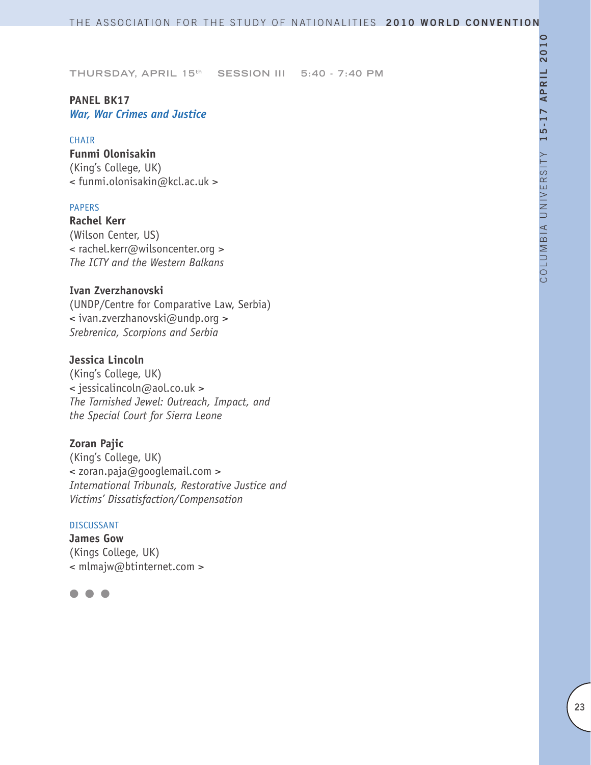THURSDAY, APRIL 15th SESSION III 5:40 - 7:40 PM

**PANEL BK17**
***War, War Crimes and Justice***

CHAIR

**Funmi Olonisakin**
(King's College, UK)
< funmi.olonisakin@kcl.ac.uk >

PAPERS

**Rachel Kerr**
(Wilson Center, US)
< rachel.kerr@wilsoncenter.org >
*The ICTY and the Western Balkans*

**Ivan Zverzhanovski**
(UNDP/Centre for Comparative Law, Serbia)
< ivan.zverzhanovski@undp.org >
*Srebrenica, Scorpions and Serbia*

**Jessica Lincoln**
(King's College, UK)
< jessicalincoln@aol.co.uk >
*The Tarnished Jewel: Outreach, Impact, and the Special Court for Sierra Leone*

**Zoran Pajic**
(King's College, UK)
< zoran.paja@googlemail.com >
*International Tribunals, Restorative Justice and Victims' Dissatisfaction/Compensation*

DISCUSSANT

**James Gow**
(Kings College, UK)
< mlmajw@btinternet.com >

● ● ●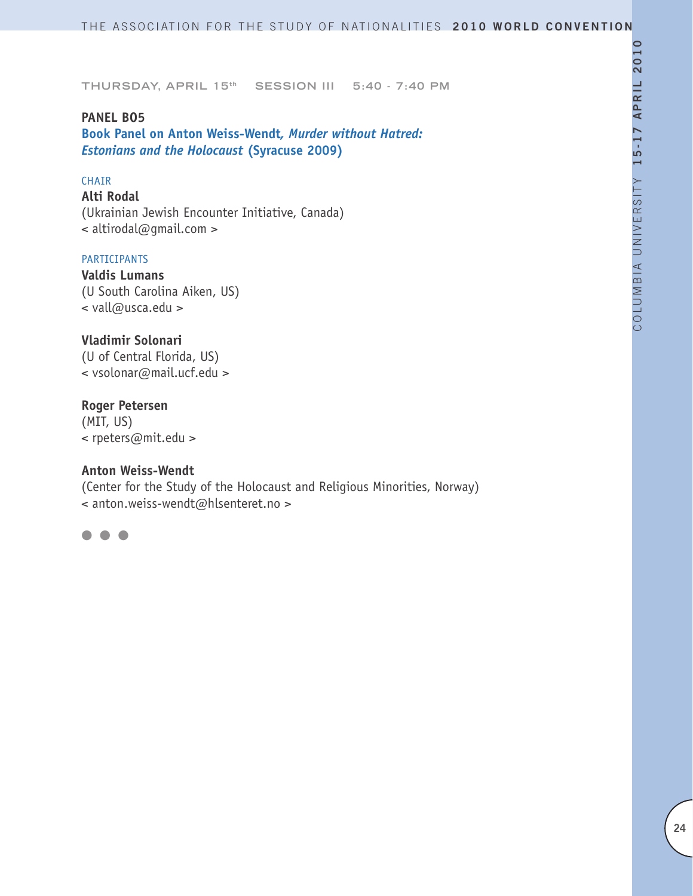THURSDAY, APRIL 15th SESSION III 5:40 - 7:40 PM

**PANEL B05**

**Book Panel on Anton Weiss-Wendt, *Murder without Hatred: Estonians and the Holocaust* (Syracuse 2009)**

CHAIR

**Alti Rodal**
(Ukrainian Jewish Encounter Initiative, Canada)
< altirodal@gmail.com >

PARTICIPANTS

**Valdis Lumans**
(U South Carolina Aiken, US)
< vall@usca.edu >

**Vladimir Solonari**
(U of Central Florida, US)
< vsolonar@mail.ucf.edu >

**Roger Petersen**
(MIT, US)
< rpeters@mit.edu >

**Anton Weiss-Wendt**
(Center for the Study of the Holocaust and Religious Minorities, Norway)
< anton.weiss-wendt@hlsenteret.no >

● ● ●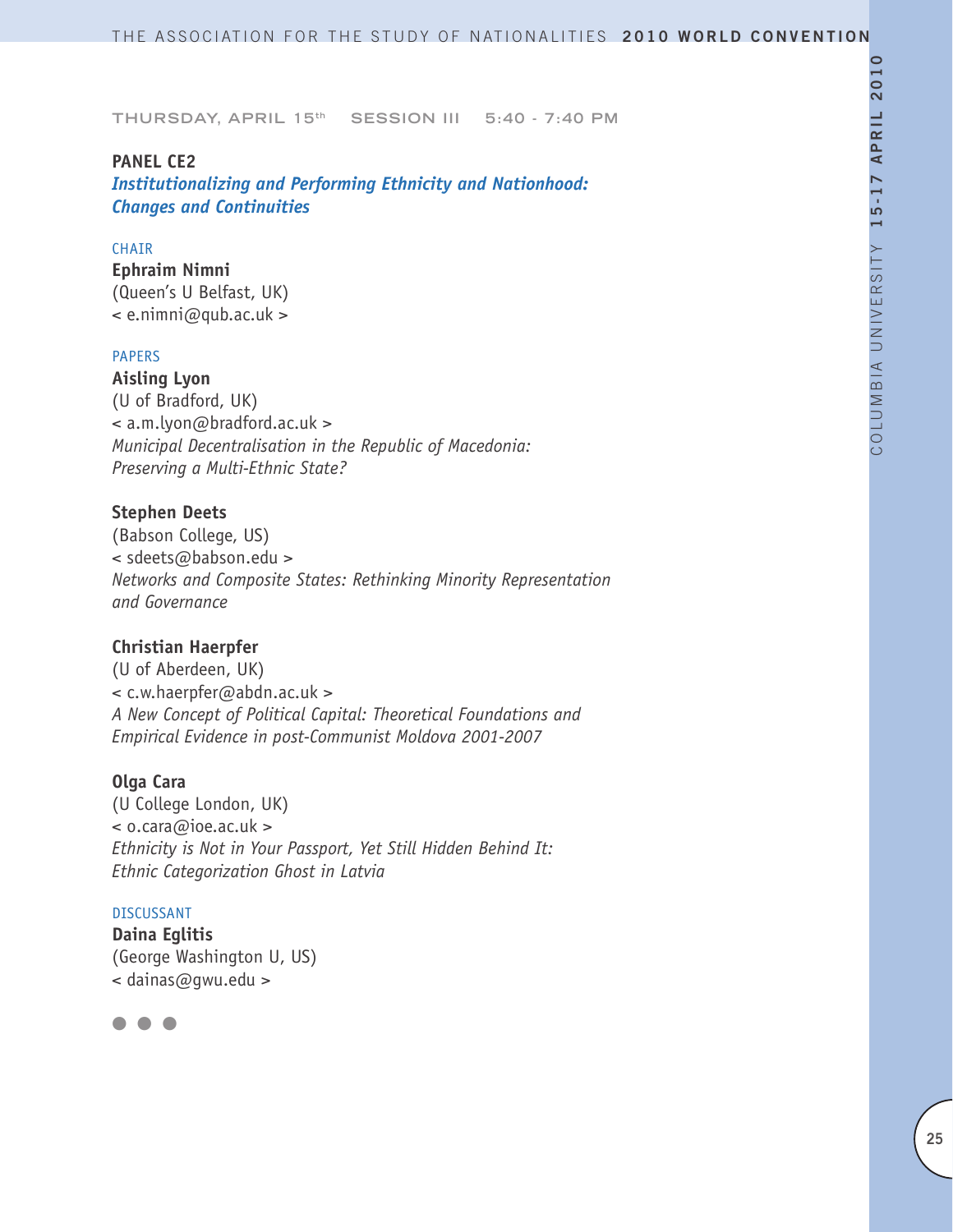THURSDAY, APRIL 15th SESSION III 5:40 - 7:40 PM

**PANEL CE2**

***Institutionalizing and Performing Ethnicity and Nationhood: Changes and Continuities***

CHAIR

**Ephraim Nimni**
(Queen's U Belfast, UK)
< e.nimni@qub.ac.uk >

PAPERS

**Aisling Lyon**
(U of Bradford, UK)
< a.m.lyon@bradford.ac.uk >
*Municipal Decentralisation in the Republic of Macedonia: Preserving a Multi-Ethnic State?*

**Stephen Deets**
(Babson College, US)
< sdeets@babson.edu >
*Networks and Composite States: Rethinking Minority Representation and Governance*

**Christian Haerpfer**
(U of Aberdeen, UK)
< c.w.haerpfer@abdn.ac.uk >
*A New Concept of Political Capital: Theoretical Foundations and Empirical Evidence in post-Communist Moldova 2001-2007*

**Olga Cara**
(U College London, UK)
< o.cara@ioe.ac.uk >
*Ethnicity is Not in Your Passport, Yet Still Hidden Behind It: Ethnic Categorization Ghost in Latvia*

DISCUSSANT

**Daina Eglitis**
(George Washington U, US)
< dainas@gwu.edu >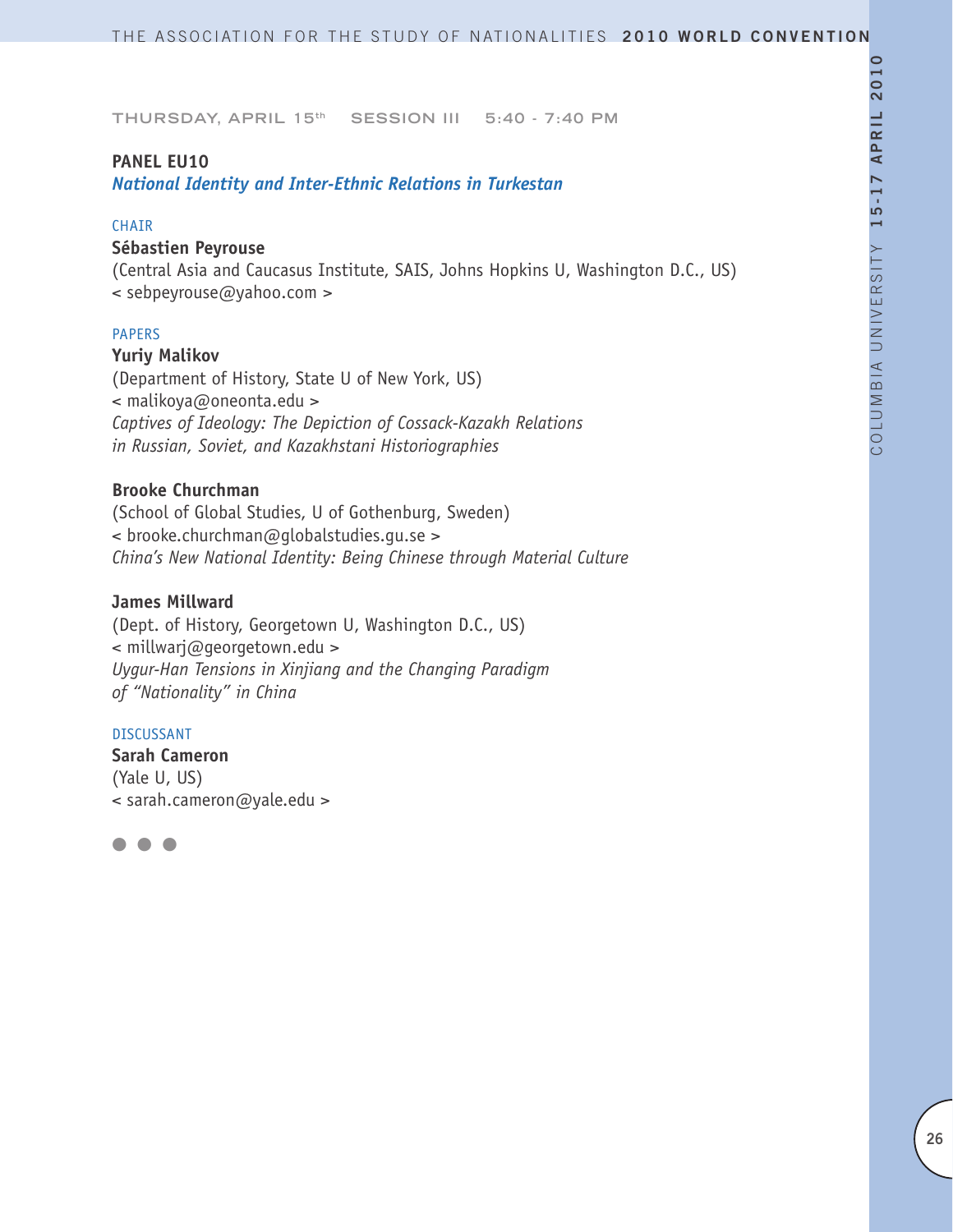THURSDAY, APRIL 15th SESSION III 5:40 - 7:40 PM

## PANEL EU10

### *National Identity and Inter-Ethnic Relations in Turkestan*

CHAIR

**Sébastien Peyrouse**
(Central Asia and Caucasus Institute, SAIS, Johns Hopkins U, Washington D.C., US)
< sebpeyrouse@yahoo.com >

PAPERS

**Yuriy Malikov**
(Department of History, State U of New York, US)
< malikoya@oneonta.edu >
*Captives of Ideology: The Depiction of Cossack-Kazakh Relations in Russian, Soviet, and Kazakhstani Historiographies*

**Brooke Churchman**
(School of Global Studies, U of Gothenburg, Sweden)
< brooke.churchman@globalstudies.gu.se >
*China's New National Identity: Being Chinese through Material Culture*

**James Millward**
(Dept. of History, Georgetown U, Washington D.C., US)
< millwarj@georgetown.edu >
*Uygur-Han Tensions in Xinjiang and the Changing Paradigm of "Nationality" in China*

DISCUSSANT

**Sarah Cameron**
(Yale U, US)
< sarah.cameron@yale.edu >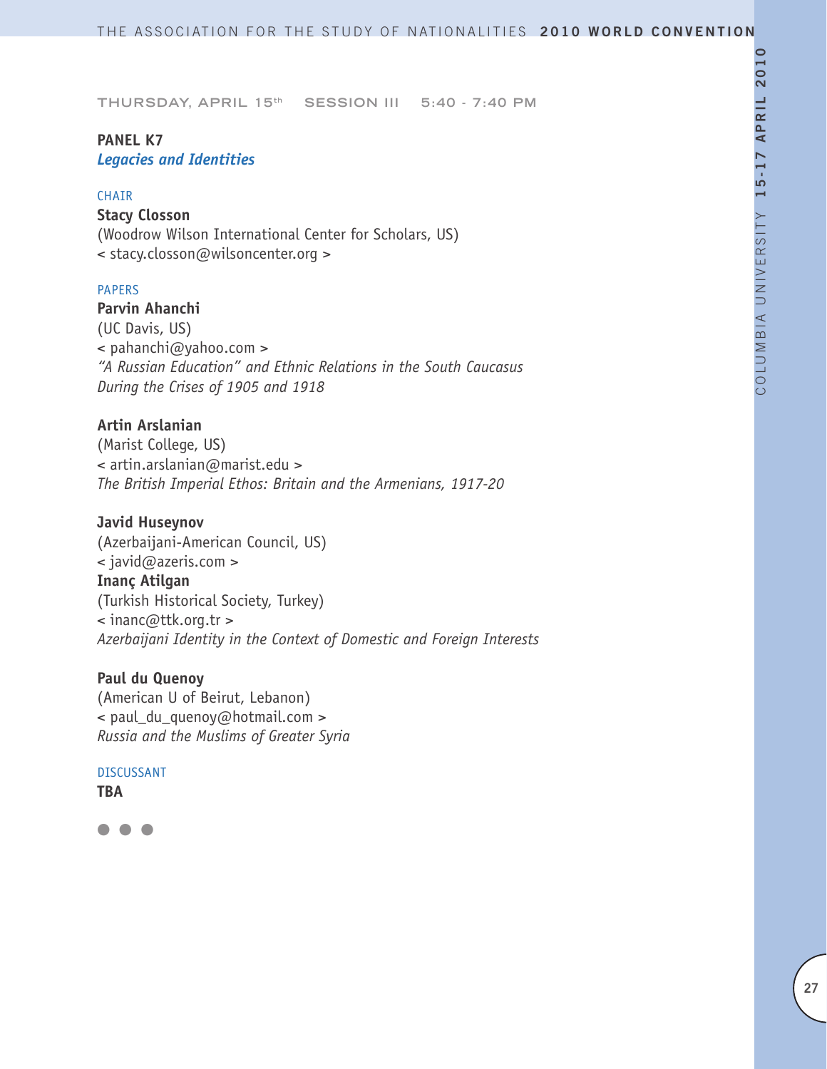THURSDAY, APRIL 15th SESSION III 5:40 - 7:40 PM

## PANEL K7
### *Legacies and Identities*

CHAIR

**Stacy Closson**
(Woodrow Wilson International Center for Scholars, US)
< stacy.closson@wilsoncenter.org >

PAPERS

**Parvin Ahanchi**
(UC Davis, US)
< pahanchi@yahoo.com >
*"A Russian Education" and Ethnic Relations in the South Caucasus During the Crises of 1905 and 1918*

**Artin Arslanian**
(Marist College, US)
< artin.arslanian@marist.edu >
*The British Imperial Ethos: Britain and the Armenians, 1917-20*

**Javid Huseynov**
(Azerbaijani-American Council, US)
< javid@azeris.com >
**Inanç Atilgan**
(Turkish Historical Society, Turkey)
< inanc@ttk.org.tr >
*Azerbaijani Identity in the Context of Domestic and Foreign Interests*

**Paul du Quenoy**
(American U of Beirut, Lebanon)
< paul_du_quenoy@hotmail.com >
*Russia and the Muslims of Greater Syria*

DISCUSSANT

**TBA**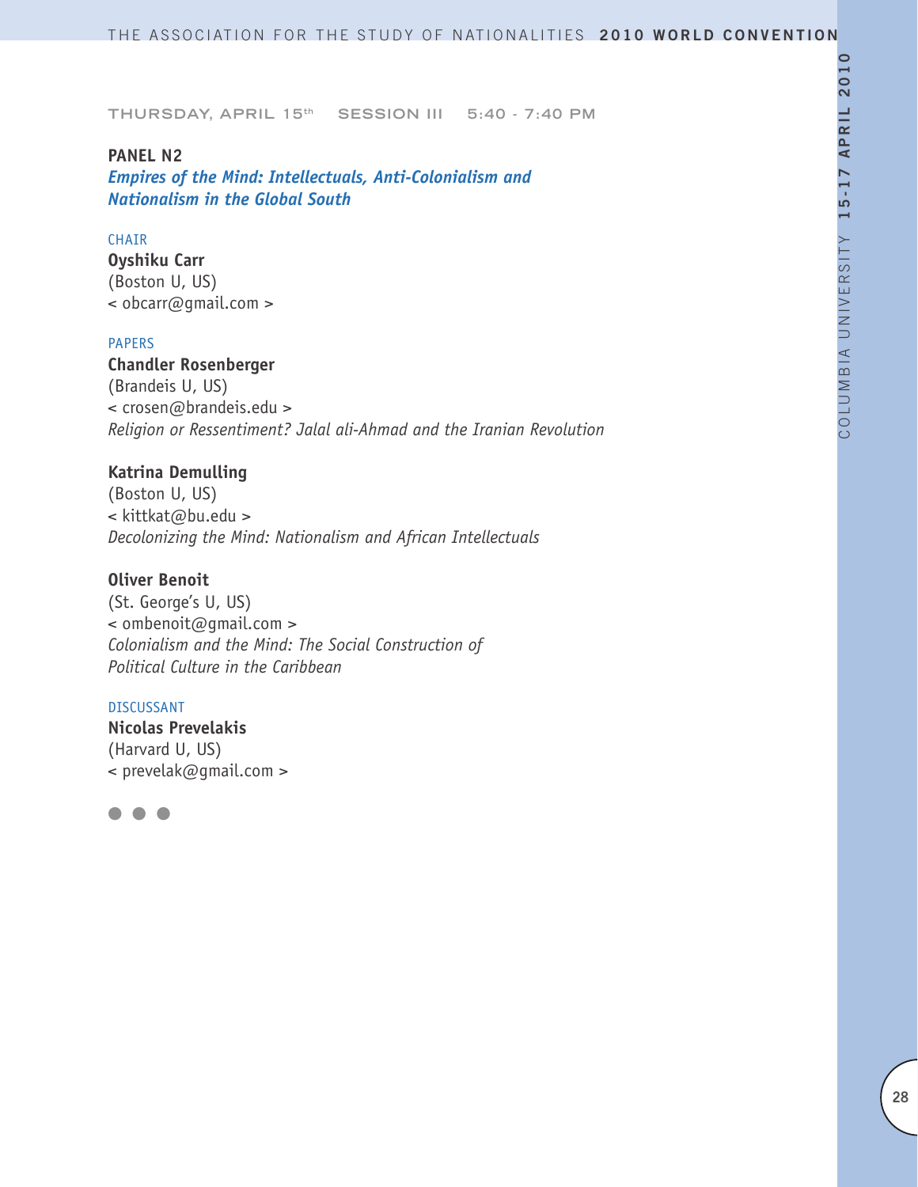THURSDAY, APRIL 15th SESSION III 5:40 - 7:40 PM

**PANEL N2**
***Empires of the Mind: Intellectuals, Anti-Colonialism and Nationalism in the Global South***

CHAIR
**Oyshiku Carr**
(Boston U, US)
< obcarr@gmail.com >

PAPERS
**Chandler Rosenberger**
(Brandeis U, US)
< crosen@brandeis.edu >
*Religion or Ressentiment? Jalal ali-Ahmad and the Iranian Revolution*

**Katrina Demulling**
(Boston U, US)
< kittkat@bu.edu >
*Decolonizing the Mind: Nationalism and African Intellectuals*

**Oliver Benoit**
(St. George's U, US)
< ombenoit@gmail.com >
*Colonialism and the Mind: The Social Construction of Political Culture in the Caribbean*

DISCUSSANT
**Nicolas Prevelakis**
(Harvard U, US)
< prevelak@gmail.com >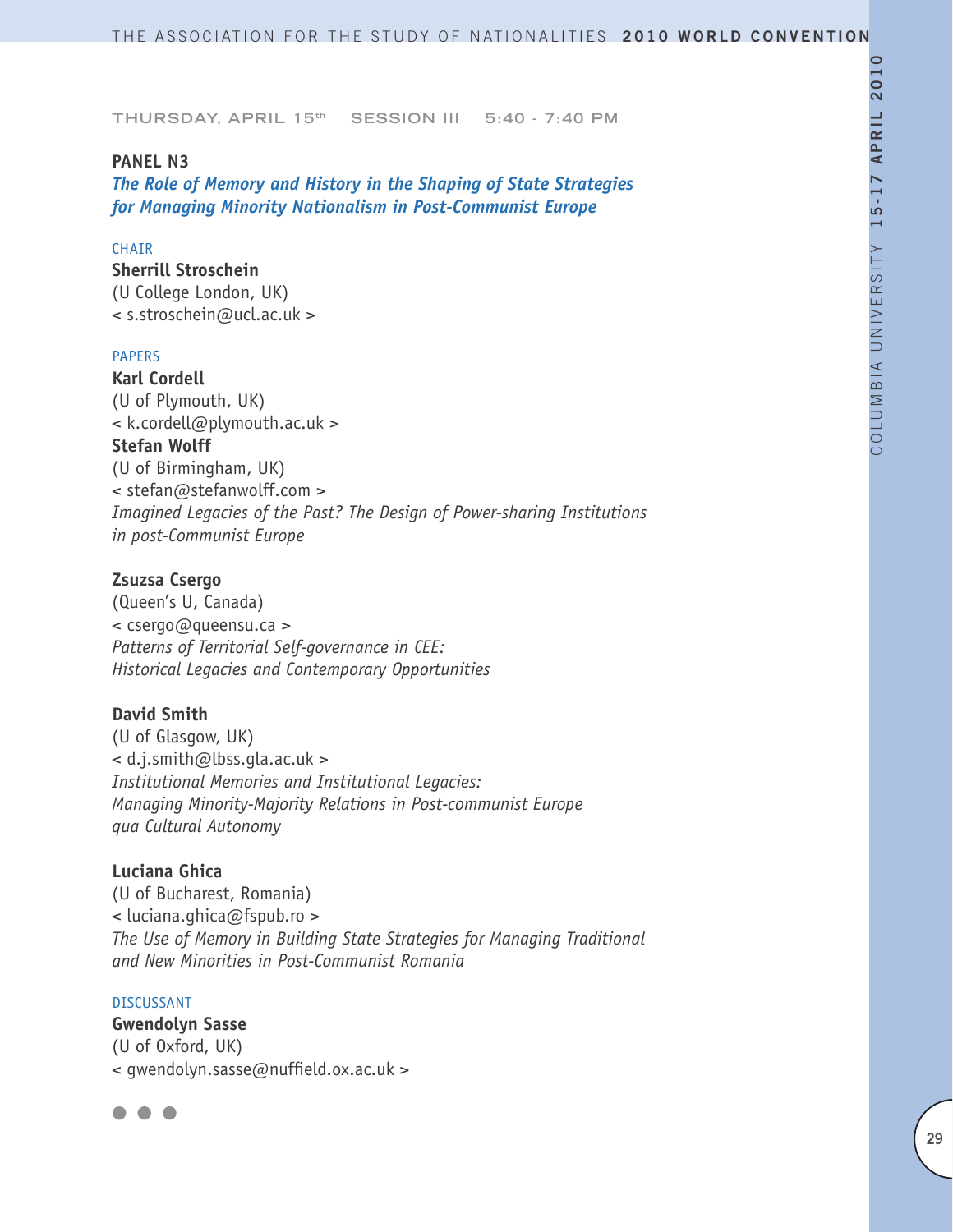THURSDAY, APRIL 15th SESSION III 5:40 - 7:40 PM

## PANEL N3

### *The Role of Memory and History in the Shaping of State Strategies for Managing Minority Nationalism in Post-Communist Europe*

CHAIR

**Sherrill Stroschein**
(U College London, UK)
< s.stroschein@ucl.ac.uk >

PAPERS

**Karl Cordell**
(U of Plymouth, UK)
< k.cordell@plymouth.ac.uk >
**Stefan Wolff**
(U of Birmingham, UK)
< stefan@stefanwolff.com >
*Imagined Legacies of the Past? The Design of Power-sharing Institutions in post-Communist Europe*

**Zsuzsa Csergo**
(Queen's U, Canada)
< csergo@queensu.ca >
*Patterns of Territorial Self-governance in CEE: Historical Legacies and Contemporary Opportunities*

**David Smith**
(U of Glasgow, UK)
< d.j.smith@lbss.gla.ac.uk >
*Institutional Memories and Institutional Legacies: Managing Minority-Majority Relations in Post-communist Europe qua Cultural Autonomy*

**Luciana Ghica**
(U of Bucharest, Romania)
< luciana.ghica@fspub.ro >
*The Use of Memory in Building State Strategies for Managing Traditional and New Minorities in Post-Communist Romania*

DISCUSSANT

**Gwendolyn Sasse**
(U of Oxford, UK)
< gwendolyn.sasse@nuffield.ox.ac.uk >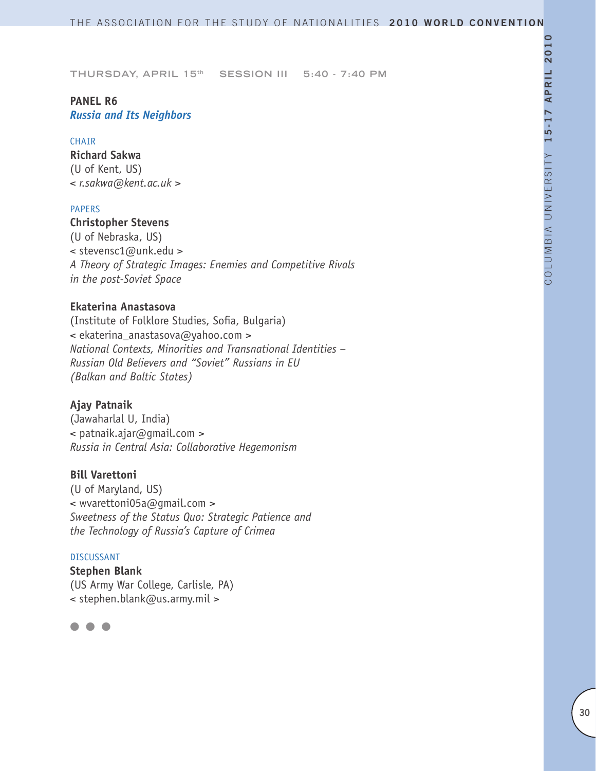THURSDAY, APRIL 15th SESSION III 5:40 - 7:40 PM

## PANEL R6

### *Russia and Its Neighbors*

CHAIR

**Richard Sakwa**
(U of Kent, US)
< *r.sakwa@kent.ac.uk* >

PAPERS

**Christopher Stevens**
(U of Nebraska, US)
< stevensc1@unk.edu >
*A Theory of Strategic Images: Enemies and Competitive Rivals in the post-Soviet Space*

**Ekaterina Anastasova**
(Institute of Folklore Studies, Sofia, Bulgaria)
< ekaterina_anastasova@yahoo.com >
*National Contexts, Minorities and Transnational Identities – Russian Old Believers and "Soviet" Russians in EU (Balkan and Baltic States)*

**Ajay Patnaik**
(Jawaharlal U, India)
< patnaik.ajar@gmail.com >
*Russia in Central Asia: Collaborative Hegemonism*

**Bill Varettoni**
(U of Maryland, US)
< wvarettoni05a@gmail.com >
*Sweetness of the Status Quo: Strategic Patience and the Technology of Russia's Capture of Crimea*

DISCUSSANT

**Stephen Blank**
(US Army War College, Carlisle, PA)
< stephen.blank@us.army.mil >

● ● ●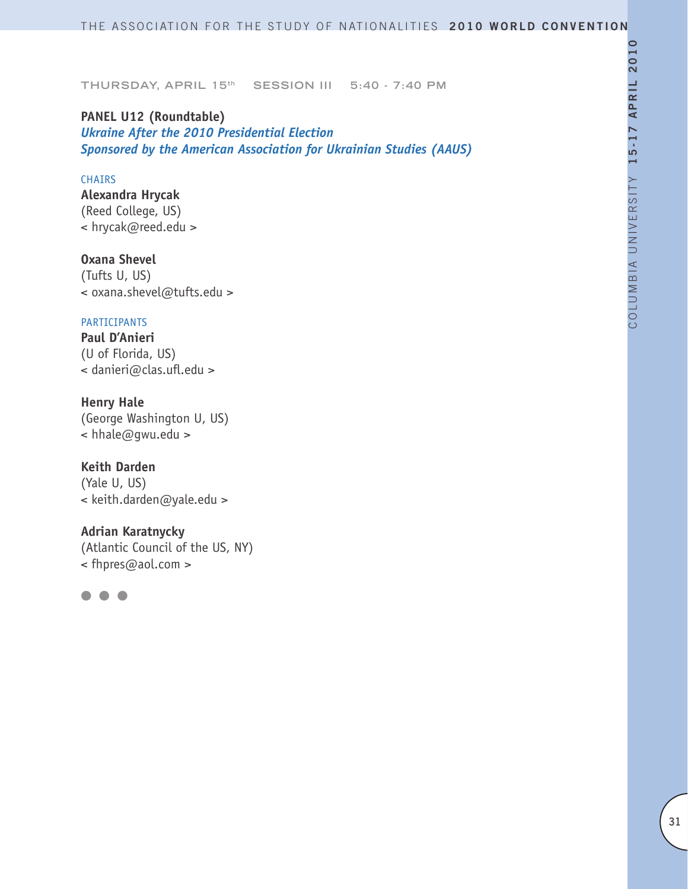THURSDAY, APRIL 15th SESSION III 5:40 - 7:40 PM

**PANEL U12 (Roundtable)**
***Ukraine After the 2010 Presidential Election***
***Sponsored by the American Association for Ukrainian Studies (AAUS)***

CHAIRS

**Alexandra Hrycak**
(Reed College, US)
< hrycak@reed.edu >

**Oxana Shevel**
(Tufts U, US)
< oxana.shevel@tufts.edu >

PARTICIPANTS

**Paul D'Anieri**
(U of Florida, US)
< danieri@clas.ufl.edu >

**Henry Hale**
(George Washington U, US)
< hhale@gwu.edu >

**Keith Darden**
(Yale U, US)
< keith.darden@yale.edu >

**Adrian Karatnycky**
(Atlantic Council of the US, NY)
< fhpres@aol.com >

● ● ●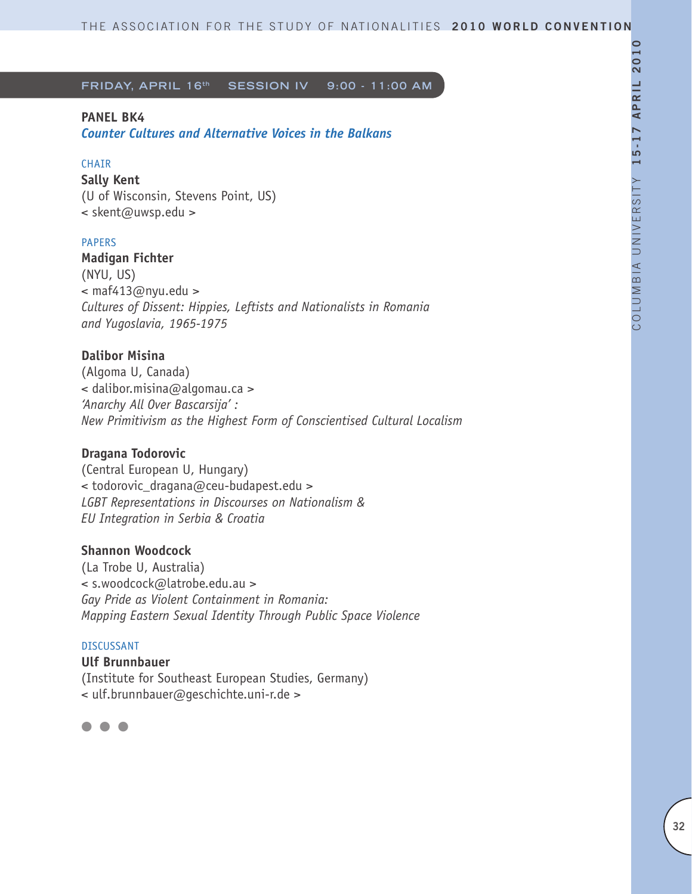FRIDAY, APRIL 16th SESSION IV 9:00 - 11:00 AM

## PANEL BK4

### *Counter Cultures and Alternative Voices in the Balkans*

CHAIR

**Sally Kent**
(U of Wisconsin, Stevens Point, US)
< skent@uwsp.edu >

PAPERS

**Madigan Fichter**
(NYU, US)
< maf413@nyu.edu >
*Cultures of Dissent: Hippies, Leftists and Nationalists in Romania and Yugoslavia, 1965-1975*

**Dalibor Misina**
(Algoma U, Canada)
< dalibor.misina@algomau.ca >
*'Anarchy All Over Bascarsija' : New Primitivism as the Highest Form of Conscientised Cultural Localism*

**Dragana Todorovic**
(Central European U, Hungary)
< todorovic_dragana@ceu-budapest.edu >
*LGBT Representations in Discourses on Nationalism & EU Integration in Serbia & Croatia*

**Shannon Woodcock**
(La Trobe U, Australia)
< s.woodcock@latrobe.edu.au >
*Gay Pride as Violent Containment in Romania: Mapping Eastern Sexual Identity Through Public Space Violence*

DISCUSSANT

**Ulf Brunnbauer**
(Institute for Southeast European Studies, Germany)
< ulf.brunnbauer@geschichte.uni-r.de >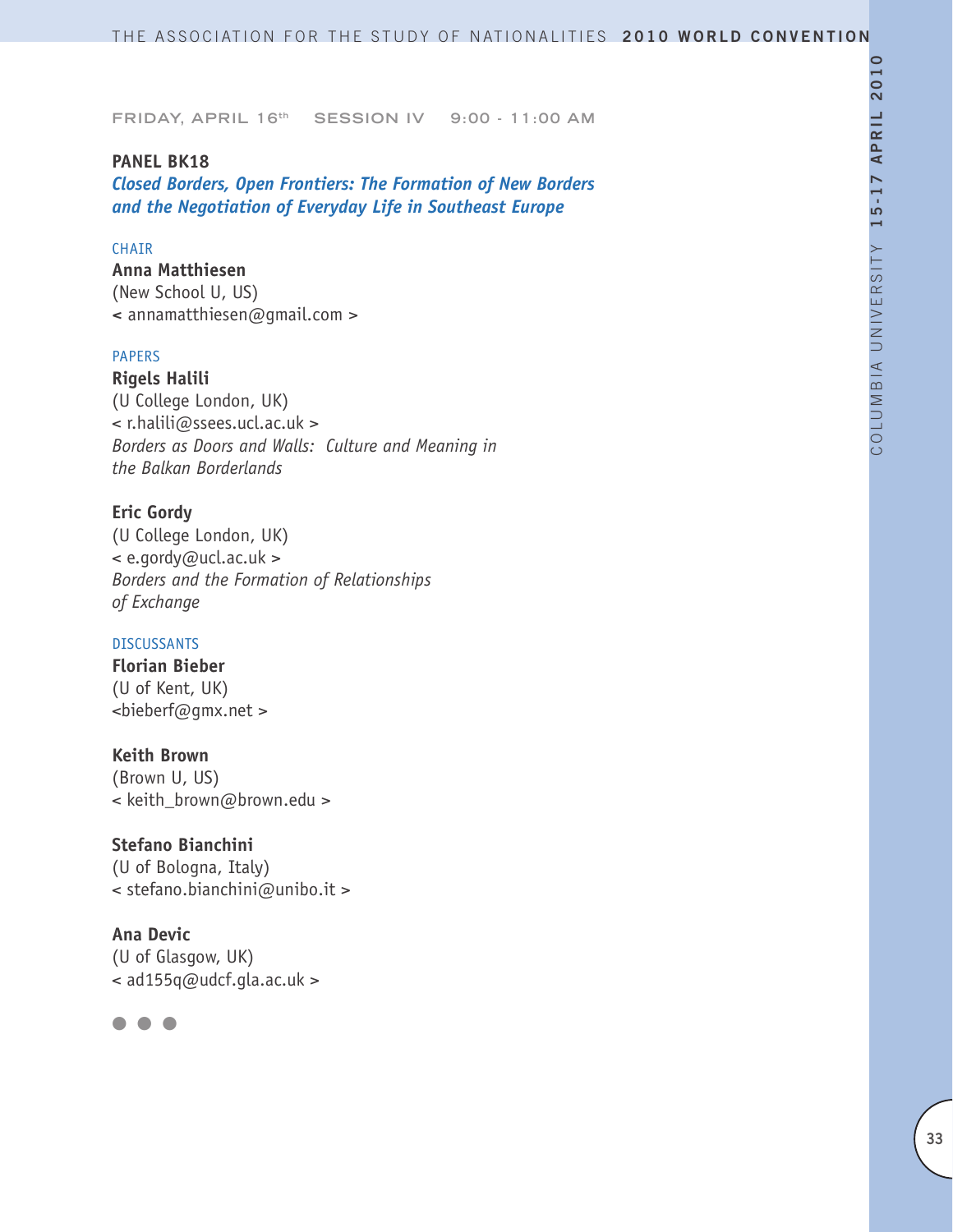FRIDAY, APRIL 16th SESSION IV 9:00 - 11:00 AM

## PANEL BK18

### *Closed Borders, Open Frontiers: The Formation of New Borders and the Negotiation of Everyday Life in Southeast Europe*

CHAIR

**Anna Matthiesen**
(New School U, US)
< annamatthiesen@gmail.com >

PAPERS

**Rigels Halili**
(U College London, UK)
< r.halili@ssees.ucl.ac.uk >
*Borders as Doors and Walls: Culture and Meaning in the Balkan Borderlands*

**Eric Gordy**
(U College London, UK)
< e.gordy@ucl.ac.uk >
*Borders and the Formation of Relationships of Exchange*

DISCUSSANTS

**Florian Bieber**
(U of Kent, UK)
<bieberf@gmx.net >

**Keith Brown**
(Brown U, US)
< keith_brown@brown.edu >

**Stefano Bianchini**
(U of Bologna, Italy)
< stefano.bianchini@unibo.it >

**Ana Devic**
(U of Glasgow, UK)
< ad155q@udcf.gla.ac.uk >

● ● ●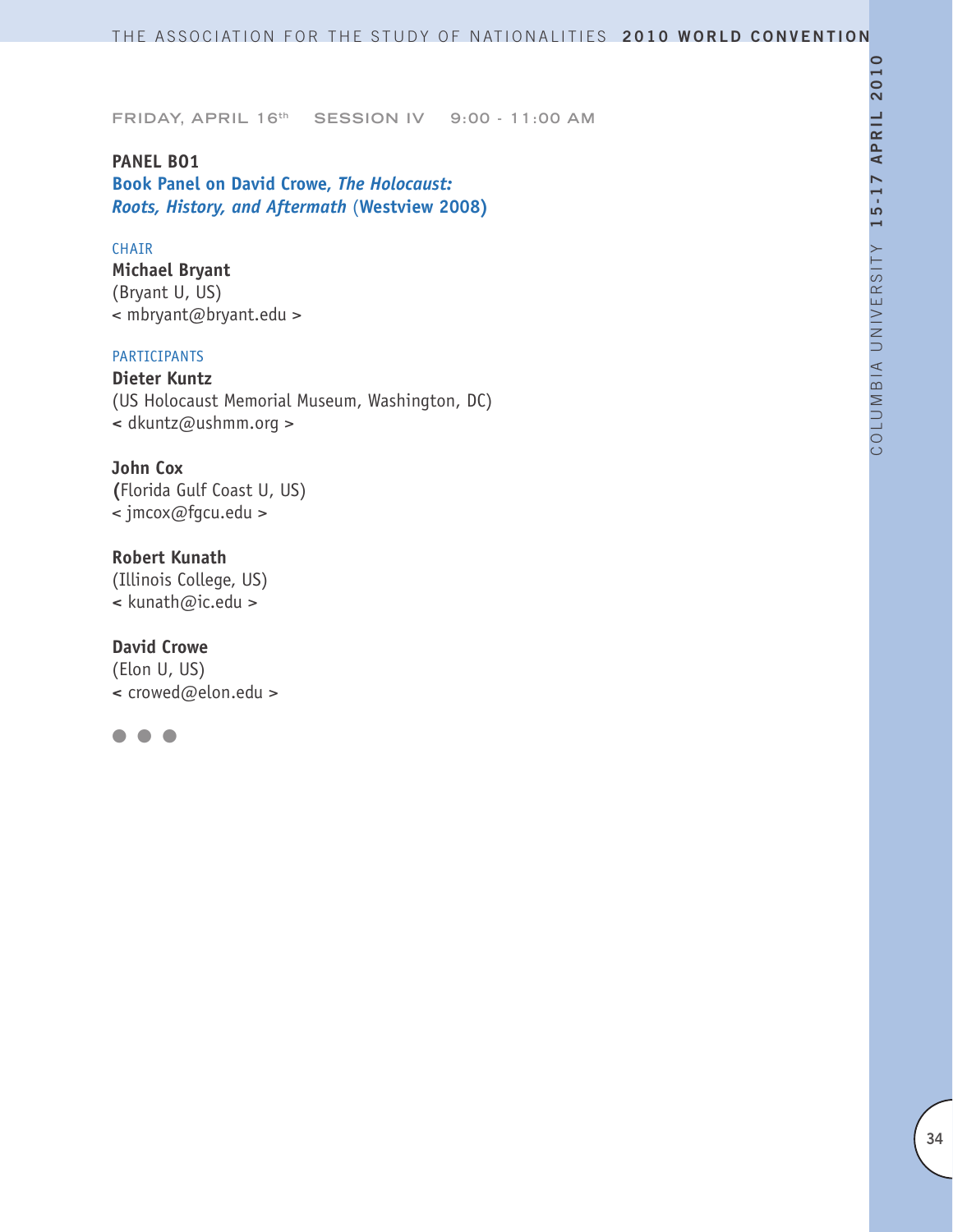FRIDAY, APRIL 16th SESSION IV 9:00 - 11:00 AM

**PANEL B01**

**Book Panel on David Crowe, *The Holocaust: Roots, History, and Aftermath* (Westview 2008)**

CHAIR

**Michael Bryant**
(Bryant U, US)
< mbryant@bryant.edu >

PARTICIPANTS

**Dieter Kuntz**
(US Holocaust Memorial Museum, Washington, DC)
< dkuntz@ushmm.org >

**John Cox**
(Florida Gulf Coast U, US)
< jmcox@fgcu.edu >

**Robert Kunath**
(Illinois College, US)
< kunath@ic.edu >

**David Crowe**
(Elon U, US)
< crowed@elon.edu >

● ● ●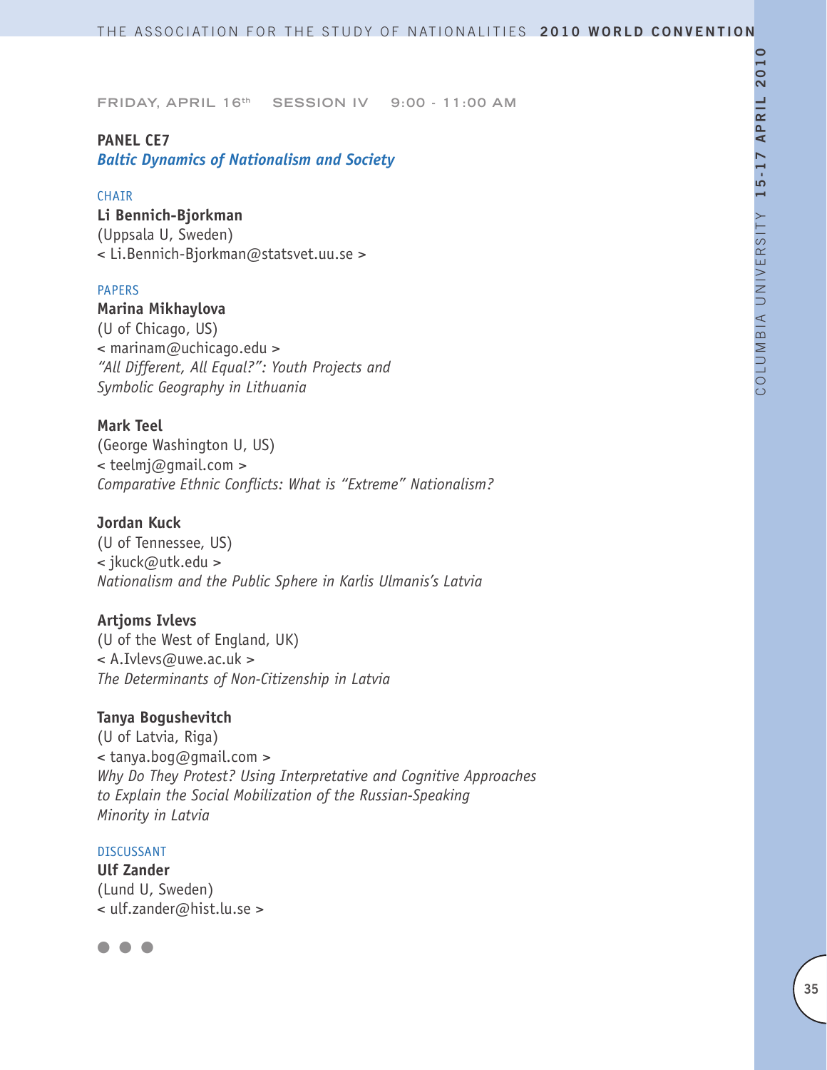FRIDAY, APRIL 16th SESSION IV 9:00 - 11:00 AM

## PANEL CE7

### *Baltic Dynamics of Nationalism and Society*

CHAIR

**Li Bennich-Bjorkman**
(Uppsala U, Sweden)
< Li.Bennich-Bjorkman@statsvet.uu.se >

PAPERS

**Marina Mikhaylova**
(U of Chicago, US)
< marinam@uchicago.edu >
*"All Different, All Equal?": Youth Projects and Symbolic Geography in Lithuania*

**Mark Teel**
(George Washington U, US)
< teelmj@gmail.com >
*Comparative Ethnic Conflicts: What is "Extreme" Nationalism?*

**Jordan Kuck**
(U of Tennessee, US)
< jkuck@utk.edu >
*Nationalism and the Public Sphere in Karlis Ulmanis's Latvia*

**Artjoms Ivlevs**
(U of the West of England, UK)
< A.Ivlevs@uwe.ac.uk >
*The Determinants of Non-Citizenship in Latvia*

**Tanya Bogushevitch**
(U of Latvia, Riga)
< tanya.bog@gmail.com >
*Why Do They Protest? Using Interpretative and Cognitive Approaches to Explain the Social Mobilization of the Russian-Speaking Minority in Latvia*

DISCUSSANT

**Ulf Zander**
(Lund U, Sweden)
< ulf.zander@hist.lu.se >

● ● ●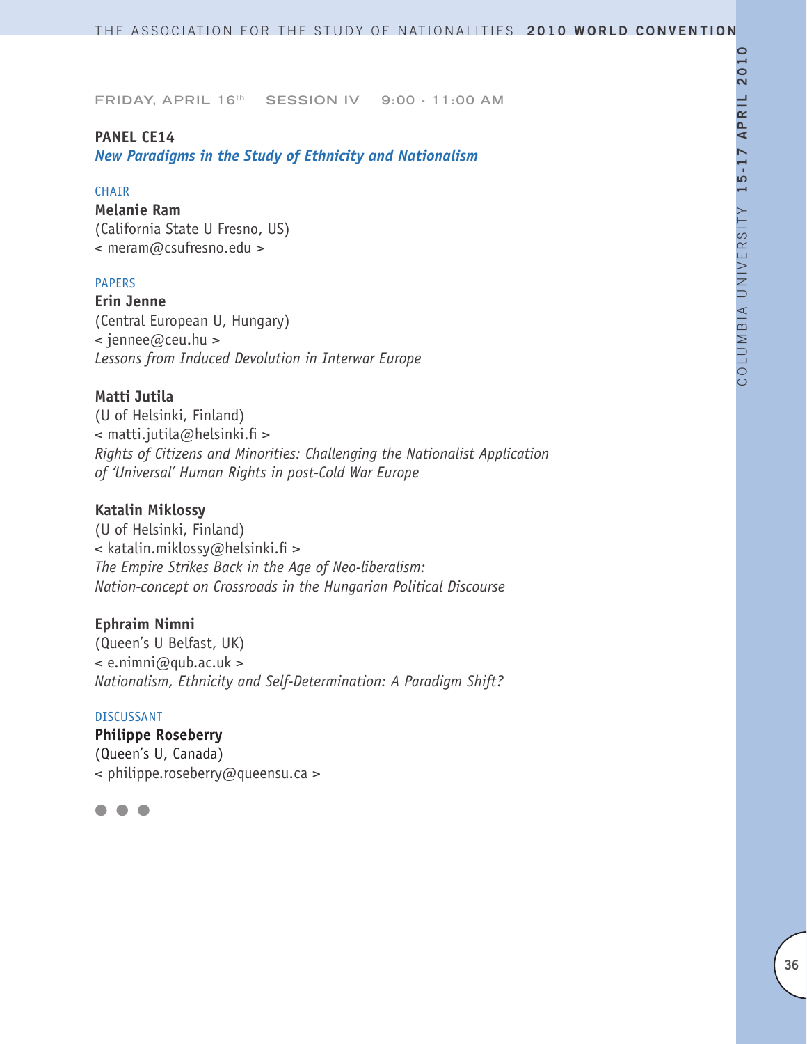FRIDAY, APRIL 16th SESSION IV 9:00 - 11:00 AM

**PANEL CE14**
***New Paradigms in the Study of Ethnicity and Nationalism***

CHAIR

**Melanie Ram**
(California State U Fresno, US)
< meram@csufresno.edu >

PAPERS

**Erin Jenne**
(Central European U, Hungary)
< jennee@ceu.hu >
*Lessons from Induced Devolution in Interwar Europe*

**Matti Jutila**
(U of Helsinki, Finland)
< matti.jutila@helsinki.fi >
*Rights of Citizens and Minorities: Challenging the Nationalist Application of 'Universal' Human Rights in post-Cold War Europe*

**Katalin Miklossy**
(U of Helsinki, Finland)
< katalin.miklossy@helsinki.fi >
*The Empire Strikes Back in the Age of Neo-liberalism: Nation-concept on Crossroads in the Hungarian Political Discourse*

**Ephraim Nimni**
(Queen's U Belfast, UK)
< e.nimni@qub.ac.uk >
*Nationalism, Ethnicity and Self-Determination: A Paradigm Shift?*

DISCUSSANT

**Philippe Roseberry**
(Queen's U, Canada)
< philippe.roseberry@queensu.ca >

● ● ●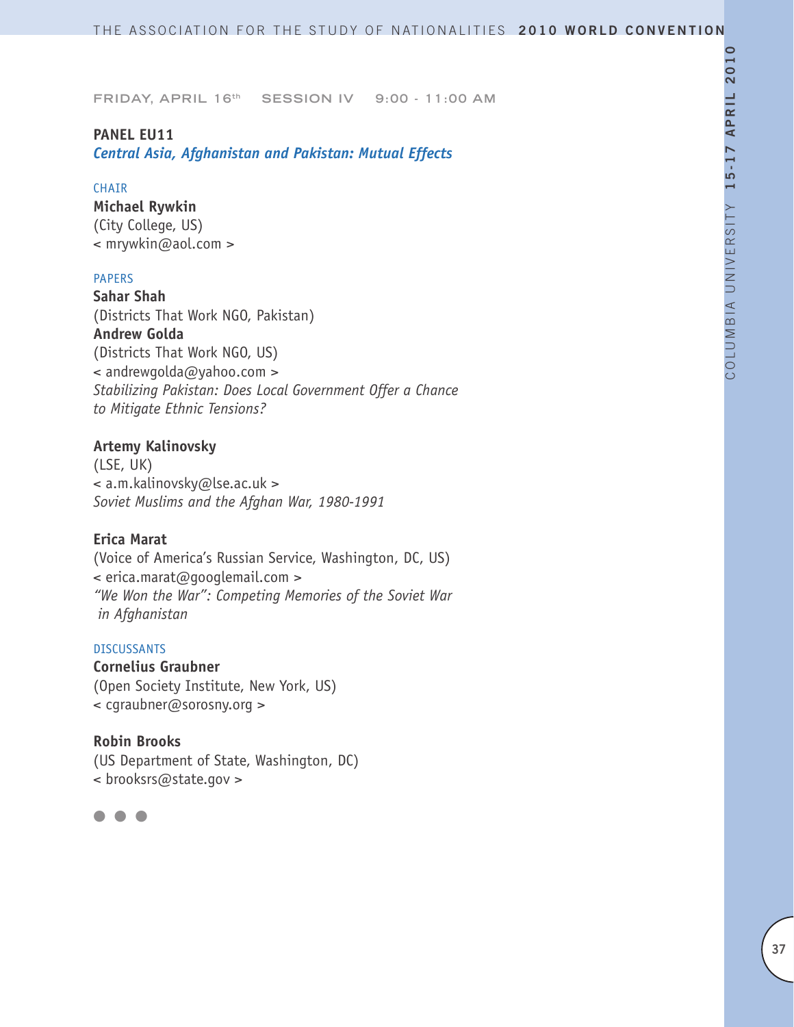FRIDAY, APRIL 16th SESSION IV 9:00 - 11:00 AM

**PANEL EU11**
***Central Asia, Afghanistan and Pakistan: Mutual Effects***

CHAIR

**Michael Rywkin**
(City College, US)
< mrywkin@aol.com >

PAPERS

**Sahar Shah**
(Districts That Work NGO, Pakistan)
**Andrew Golda**
(Districts That Work NGO, US)
< andrewgolda@yahoo.com >
*Stabilizing Pakistan: Does Local Government Offer a Chance to Mitigate Ethnic Tensions?*

**Artemy Kalinovsky**
(LSE, UK)
< a.m.kalinovsky@lse.ac.uk >
*Soviet Muslims and the Afghan War, 1980-1991*

**Erica Marat**
(Voice of America's Russian Service, Washington, DC, US)
< erica.marat@googlemail.com >
*"We Won the War": Competing Memories of the Soviet War in Afghanistan*

DISCUSSANTS

**Cornelius Graubner**
(Open Society Institute, New York, US)
< cgraubner@sorosny.org >

**Robin Brooks**
(US Department of State, Washington, DC)
< brooksrs@state.gov >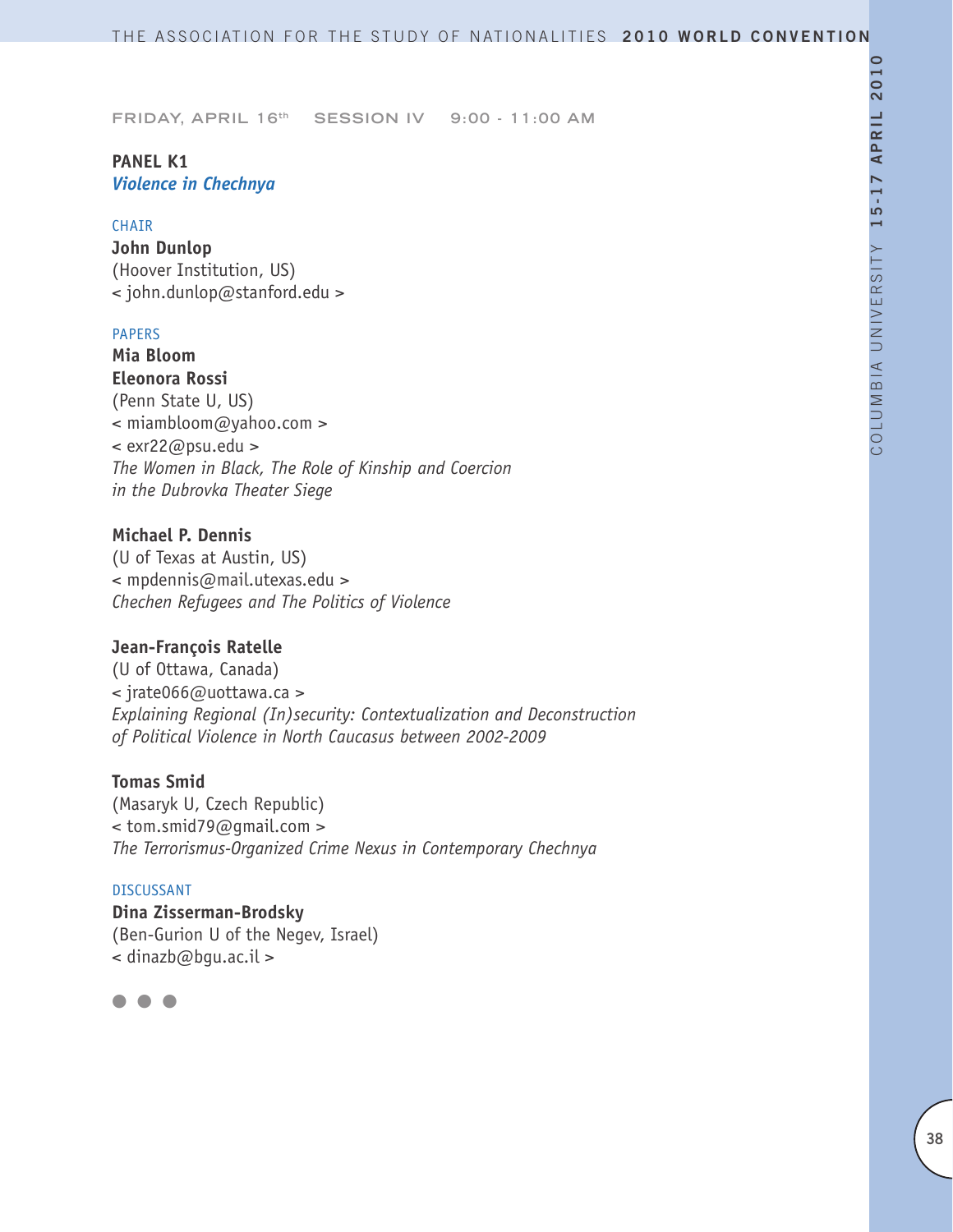FRIDAY, APRIL 16th SESSION IV 9:00 - 11:00 AM

**PANEL K1**
***Violence in Chechnya***

CHAIR

**John Dunlop**
(Hoover Institution, US)
< john.dunlop@stanford.edu >

PAPERS

**Mia Bloom**
**Eleonora Rossi**
(Penn State U, US)
< miambloom@yahoo.com >
< exr22@psu.edu >
*The Women in Black, The Role of Kinship and Coercion in the Dubrovka Theater Siege*

**Michael P. Dennis**
(U of Texas at Austin, US)
< mpdennis@mail.utexas.edu >
*Chechen Refugees and The Politics of Violence*

**Jean-François Ratelle**
(U of Ottawa, Canada)
< jrate066@uottawa.ca >
*Explaining Regional (In)security: Contextualization and Deconstruction of Political Violence in North Caucasus between 2002-2009*

**Tomas Smid**
(Masaryk U, Czech Republic)
< tom.smid79@gmail.com >
*The Terrorismus-Organized Crime Nexus in Contemporary Chechnya*

DISCUSSANT

**Dina Zisserman-Brodsky**
(Ben-Gurion U of the Negev, Israel)
< dinazb@bgu.ac.il >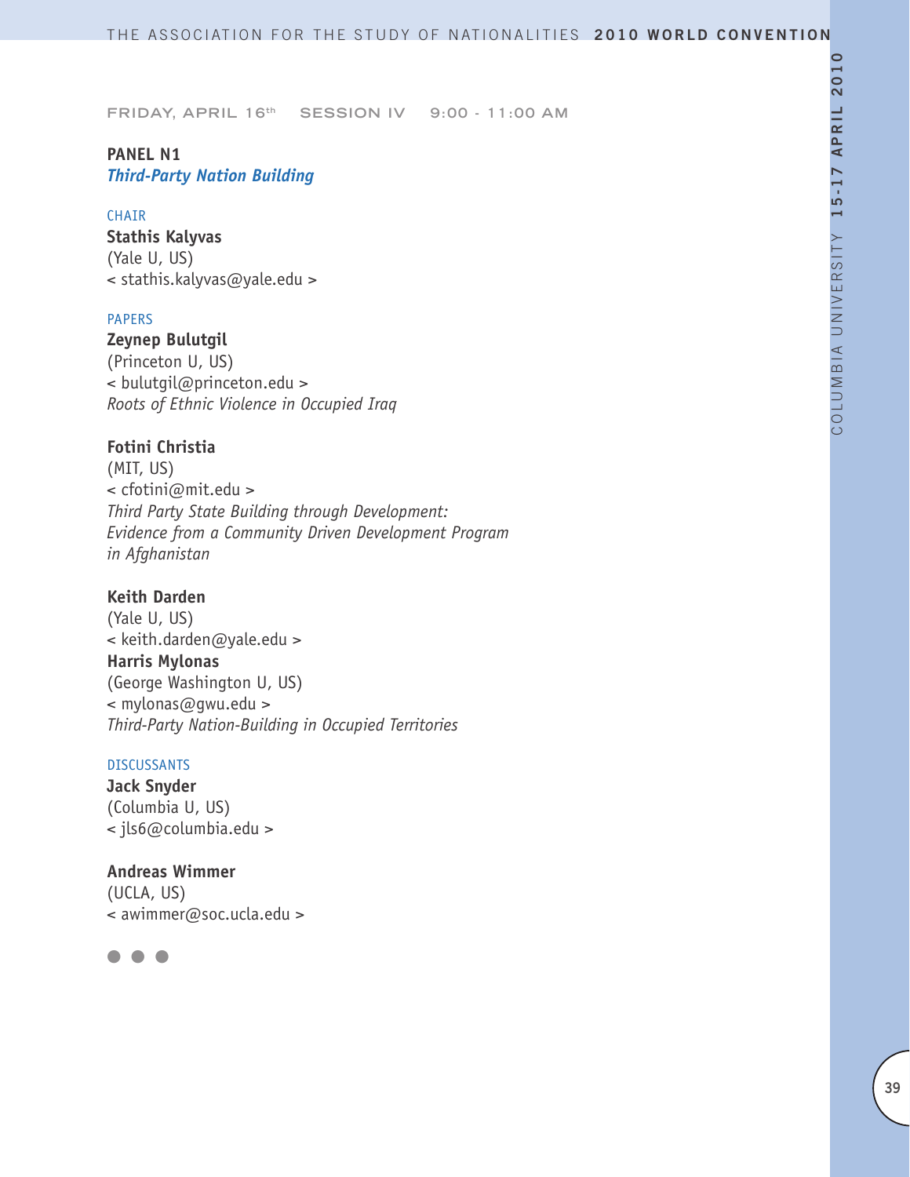FRIDAY, APRIL 16th SESSION IV 9:00 - 11:00 AM

**PANEL N1**
***Third-Party Nation Building***

CHAIR

**Stathis Kalyvas**
(Yale U, US)
< stathis.kalyvas@yale.edu >

PAPERS

**Zeynep Bulutgil**
(Princeton U, US)
< bulutgil@princeton.edu >
*Roots of Ethnic Violence in Occupied Iraq*

**Fotini Christia**
(MIT, US)
< cfotini@mit.edu >
*Third Party State Building through Development: Evidence from a Community Driven Development Program in Afghanistan*

**Keith Darden**
(Yale U, US)
< keith.darden@yale.edu >
**Harris Mylonas**
(George Washington U, US)
< mylonas@gwu.edu >
*Third-Party Nation-Building in Occupied Territories*

DISCUSSANTS

**Jack Snyder**
(Columbia U, US)
< jls6@columbia.edu >

**Andreas Wimmer**
(UCLA, US)
< awimmer@soc.ucla.edu >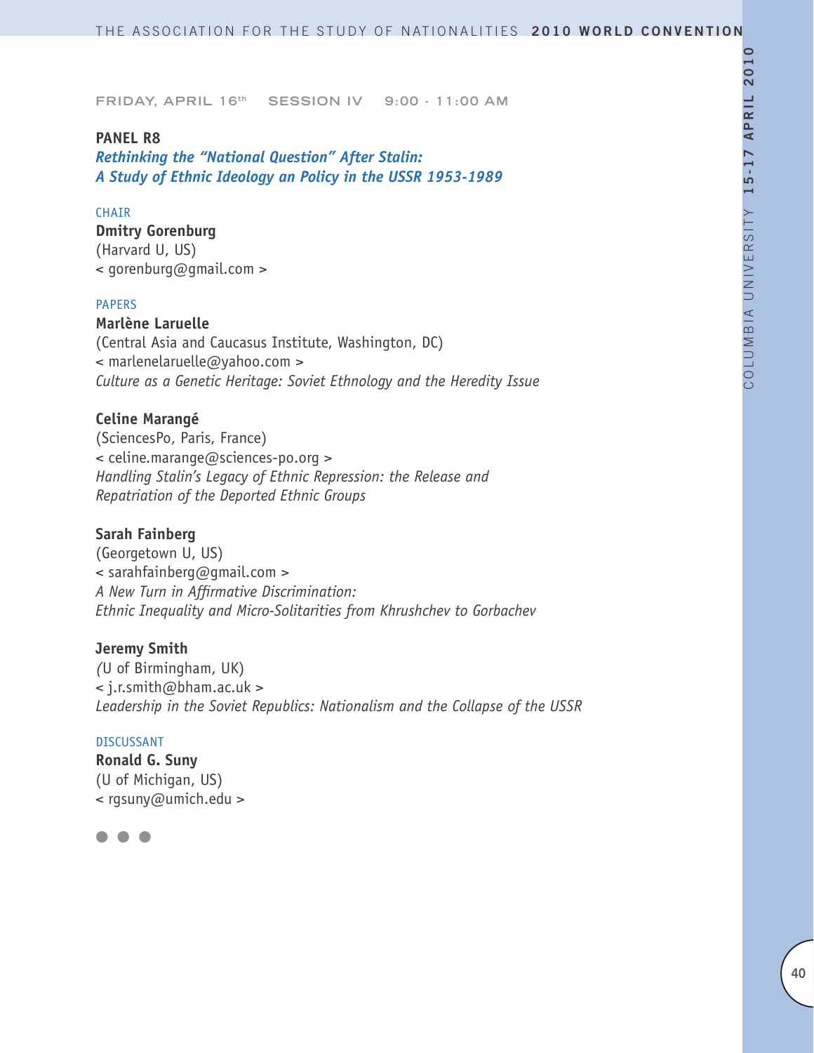FRIDAY, APRIL 16th SESSION IV 9:00 - 11:00 AM

## PANEL R8

### *Rethinking the "National Question" After Stalin: A Study of Ethnic Ideology an Policy in the USSR 1953-1989*

CHAIR

**Dmitry Gorenburg**
(Harvard U, US)
< gorenburg@gmail.com >

PAPERS

**Marlène Laruelle**
(Central Asia and Caucasus Institute, Washington, DC)
< marlenelaruelle@yahoo.com >
*Culture as a Genetic Heritage: Soviet Ethnology and the Heredity Issue*

**Celine Marangé**
(SciencesPo, Paris, France)
< celine.marange@sciences-po.org >
*Handling Stalin's Legacy of Ethnic Repression: the Release and Repatriation of the Deported Ethnic Groups*

**Sarah Fainberg**
(Georgetown U, US)
< sarahfainberg@gmail.com >
*A New Turn in Affirmative Discrimination: Ethnic Inequality and Micro-Solitarities from Khrushchev to Gorbachev*

**Jeremy Smith**
(U of Birmingham, UK)
< j.r.smith@bham.ac.uk >
*Leadership in the Soviet Republics: Nationalism and the Collapse of the USSR*

DISCUSSANT

**Ronald G. Suny**
(U of Michigan, US)
< rgsuny@umich.edu >

● ● ●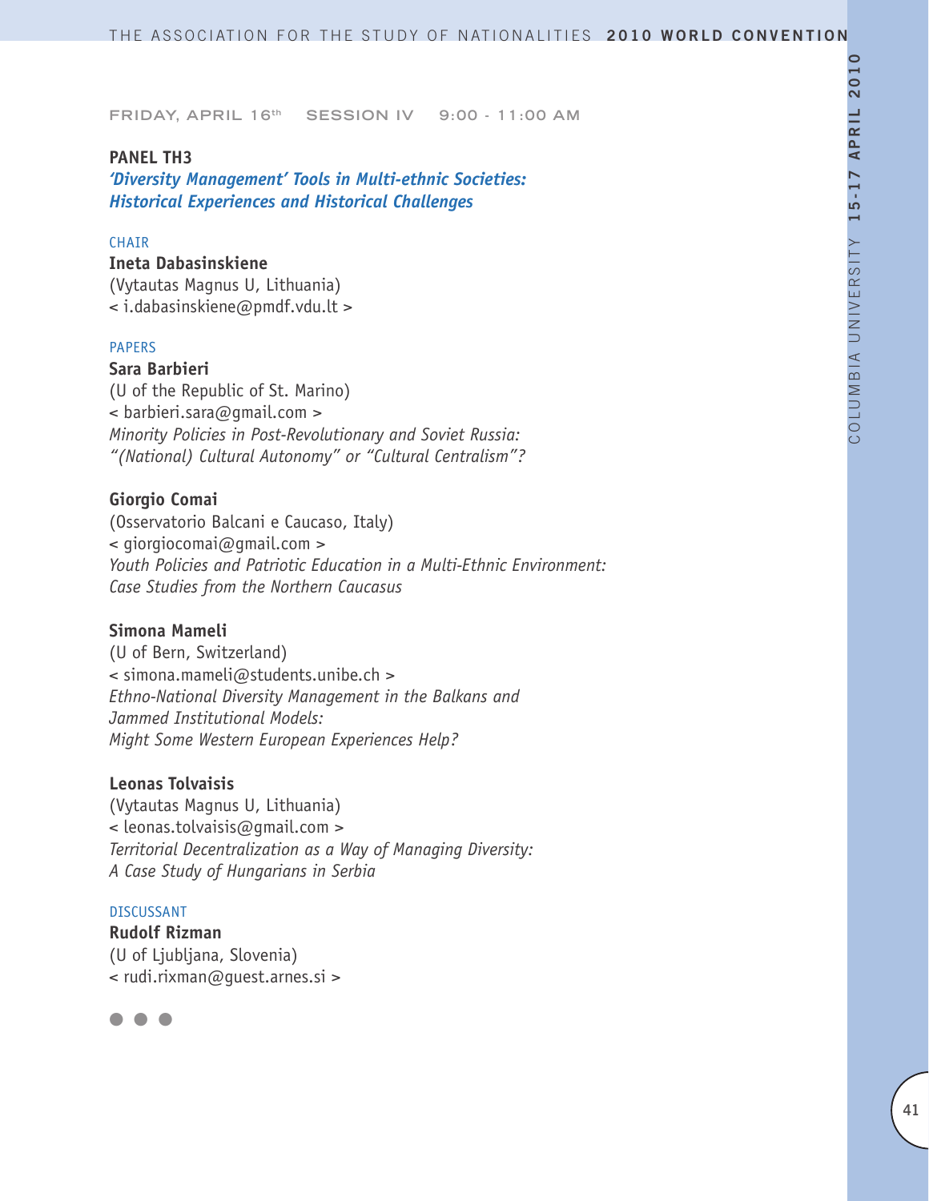FRIDAY, APRIL 16th SESSION IV 9:00 - 11:00 AM

## PANEL TH3

### *'Diversity Management' Tools in Multi-ethnic Societies: Historical Experiences and Historical Challenges*

CHAIR

**Ineta Dabasinskiene**
(Vytautas Magnus U, Lithuania)
< i.dabasinskiene@pmdf.vdu.lt >

PAPERS

**Sara Barbieri**
(U of the Republic of St. Marino)
< barbieri.sara@gmail.com >
*Minority Policies in Post-Revolutionary and Soviet Russia: "(National) Cultural Autonomy" or "Cultural Centralism"?*

**Giorgio Comai**
(Osservatorio Balcani e Caucaso, Italy)
< giorgiocomai@gmail.com >
*Youth Policies and Patriotic Education in a Multi-Ethnic Environment: Case Studies from the Northern Caucasus*

**Simona Mameli**
(U of Bern, Switzerland)
< simona.mameli@students.unibe.ch >
*Ethno-National Diversity Management in the Balkans and Jammed Institutional Models: Might Some Western European Experiences Help?*

**Leonas Tolvaisis**
(Vytautas Magnus U, Lithuania)
< leonas.tolvaisis@gmail.com >
*Territorial Decentralization as a Way of Managing Diversity: A Case Study of Hungarians in Serbia*

DISCUSSANT

**Rudolf Rizman**
(U of Ljubljana, Slovenia)
< rudi.rixman@guest.arnes.si >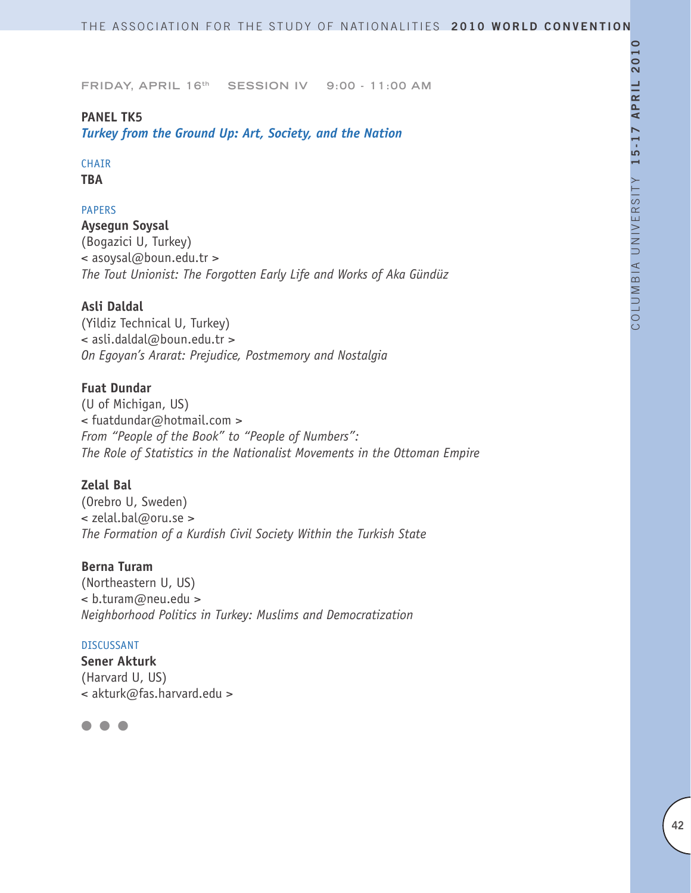FRIDAY, APRIL 16th SESSION IV 9:00 - 11:00 AM

**PANEL TK5**
***Turkey from the Ground Up: Art, Society, and the Nation***

CHAIR
**TBA**

PAPERS
**Aysegun Soysal**
(Bogazici U, Turkey)
< asoysal@boun.edu.tr >
*The Tout Unionist: The Forgotten Early Life and Works of Aka Gündüz*

**Asli Daldal**
(Yildiz Technical U, Turkey)
< asli.daldal@boun.edu.tr >
*On Egoyan's Ararat: Prejudice, Postmemory and Nostalgia*

**Fuat Dundar**
(U of Michigan, US)
< fuatdundar@hotmail.com >
*From "People of the Book" to "People of Numbers":*
*The Role of Statistics in the Nationalist Movements in the Ottoman Empire*

**Zelal Bal**
(Orebro U, Sweden)
< zelal.bal@oru.se >
*The Formation of a Kurdish Civil Society Within the Turkish State*

**Berna Turam**
(Northeastern U, US)
< b.turam@neu.edu >
*Neighborhood Politics in Turkey: Muslims and Democratization*

DISCUSSANT
**Sener Akturk**
(Harvard U, US)
< akturk@fas.harvard.edu >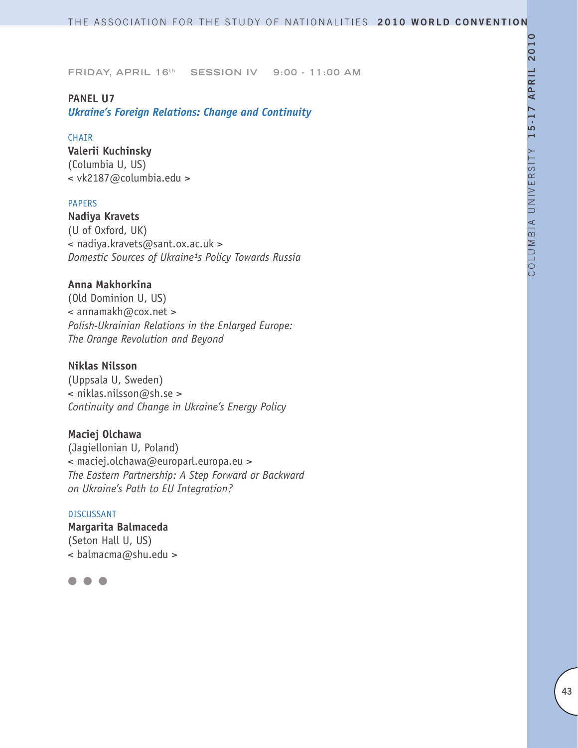FRIDAY, APRIL 16th SESSION IV 9:00 - 11:00 AM

**PANEL U7**
***Ukraine's Foreign Relations: Change and Continuity***

CHAIR
**Valerii Kuchinsky**
(Columbia U, US)
< vk2187@columbia.edu >

PAPERS
**Nadiya Kravets**
(U of Oxford, UK)
< nadiya.kravets@sant.ox.ac.uk >
*Domestic Sources of Ukraine¹s Policy Towards Russia*

**Anna Makhorkina**
(Old Dominion U, US)
< annamakh@cox.net >
*Polish-Ukrainian Relations in the Enlarged Europe: The Orange Revolution and Beyond*

**Niklas Nilsson**
(Uppsala U, Sweden)
< niklas.nilsson@sh.se >
*Continuity and Change in Ukraine's Energy Policy*

**Maciej Olchawa**
(Jagiellonian U, Poland)
< maciej.olchawa@europarl.europa.eu >
*The Eastern Partnership: A Step Forward or Backward on Ukraine's Path to EU Integration?*

DISCUSSANT
**Margarita Balmaceda**
(Seton Hall U, US)
< balmacma@shu.edu >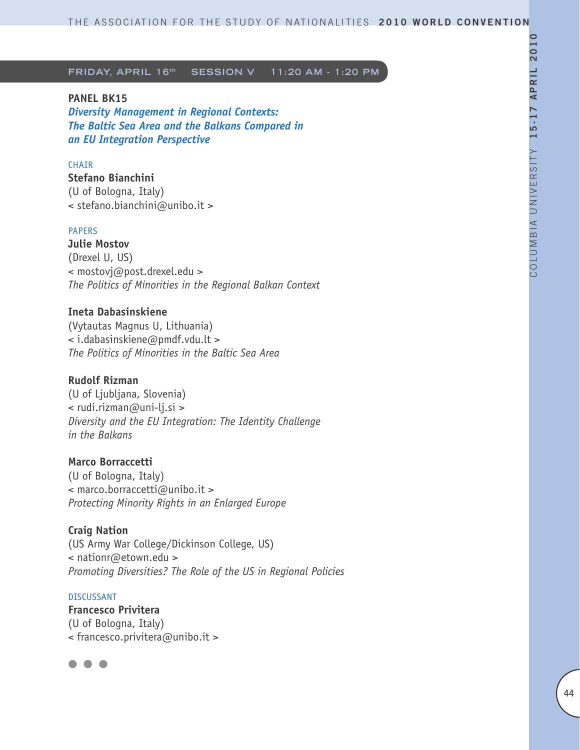**FRIDAY, APRIL 16th SESSION V 11:20 AM - 1:20 PM**

## PANEL BK15

### *Diversity Management in Regional Contexts: The Baltic Sea Area and the Balkans Compared in an EU Integration Perspective*

CHAIR

**Stefano Bianchini**
(U of Bologna, Italy)
< stefano.bianchini@unibo.it >

PAPERS

**Julie Mostov**
(Drexel U, US)
< mostovj@post.drexel.edu >
*The Politics of Minorities in the Regional Balkan Context*

**Ineta Dabasinskiene**
(Vytautas Magnus U, Lithuania)
< i.dabasinskiene@pmdf.vdu.lt >
*The Politics of Minorities in the Baltic Sea Area*

**Rudolf Rizman**
(U of Ljubljana, Slovenia)
< rudi.rizman@uni-lj.si >
*Diversity and the EU Integration: The Identity Challenge in the Balkans*

**Marco Borraccetti**
(U of Bologna, Italy)
< marco.borraccetti@unibo.it >
*Protecting Minority Rights in an Enlarged Europe*

**Craig Nation**
(US Army War College/Dickinson College, US)
< nationr@etown.edu >
*Promoting Diversities? The Role of the US in Regional Policies*

DISCUSSANT

**Francesco Privitera**
(U of Bologna, Italy)
< francesco.privitera@unibo.it >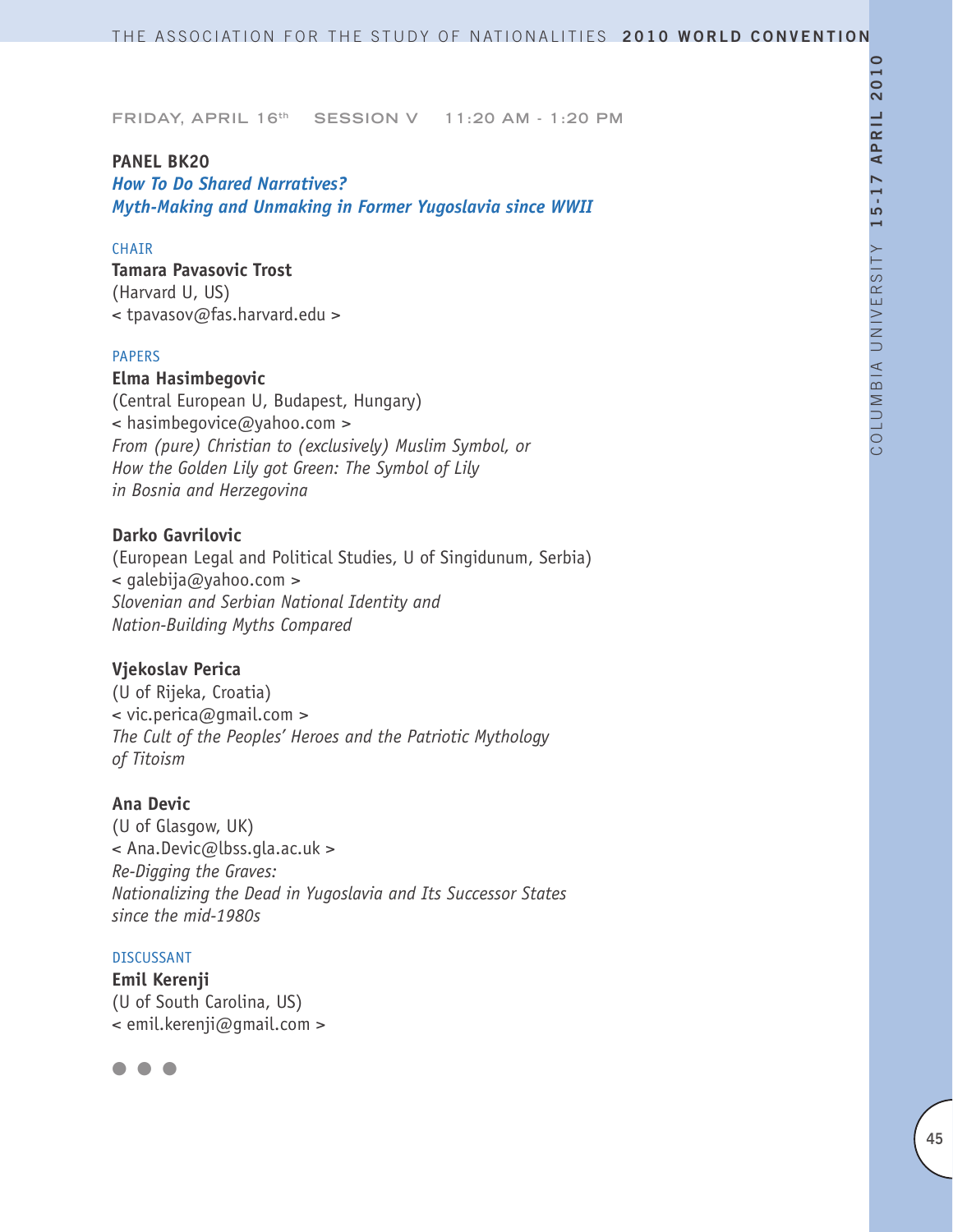FRIDAY, APRIL 16th SESSION V 11:20 AM - 1:20 PM

## PANEL BK20

### *How To Do Shared Narratives? Myth-Making and Unmaking in Former Yugoslavia since WWII*

CHAIR

**Tamara Pavasovic Trost**
(Harvard U, US)
< tpavasov@fas.harvard.edu >

PAPERS

**Elma Hasimbegovic**
(Central European U, Budapest, Hungary)
< hasimbegovice@yahoo.com >
*From (pure) Christian to (exclusively) Muslim Symbol, or How the Golden Lily got Green: The Symbol of Lily in Bosnia and Herzegovina*

**Darko Gavrilovic**
(European Legal and Political Studies, U of Singidunum, Serbia)
< galebija@yahoo.com >
*Slovenian and Serbian National Identity and Nation-Building Myths Compared*

**Vjekoslav Perica**
(U of Rijeka, Croatia)
< vic.perica@gmail.com >
*The Cult of the Peoples' Heroes and the Patriotic Mythology of Titoism*

**Ana Devic**
(U of Glasgow, UK)
< Ana.Devic@lbss.gla.ac.uk >
*Re-Digging the Graves: Nationalizing the Dead in Yugoslavia and Its Successor States since the mid-1980s*

DISCUSSANT

**Emil Kerenji**
(U of South Carolina, US)
< emil.kerenji@gmail.com >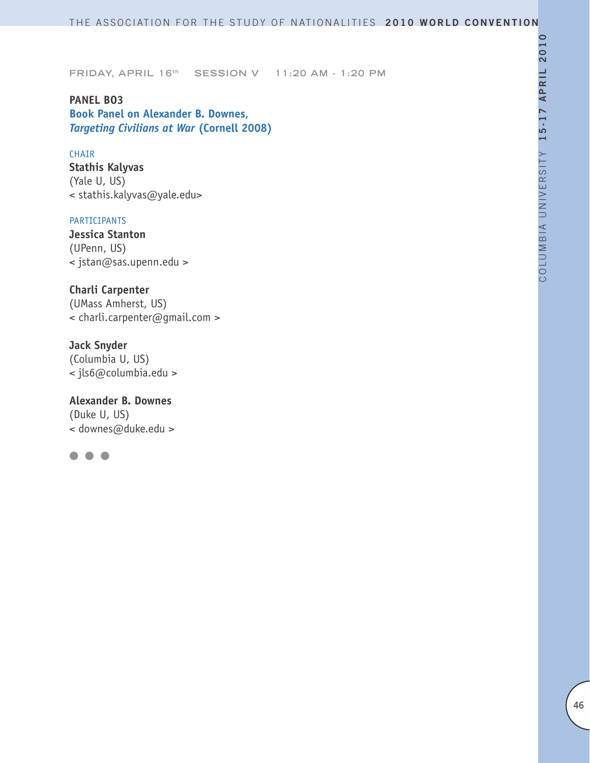FRIDAY, APRIL 16th SESSION V 11:20 AM - 1:20 PM

**PANEL B03**

**Book Panel on Alexander B. Downes, *Targeting Civilians at War* (Cornell 2008)**

CHAIR

**Stathis Kalyvas**
(Yale U, US)
< stathis.kalyvas@yale.edu>

PARTICIPANTS

**Jessica Stanton**
(UPenn, US)
< jstan@sas.upenn.edu >

**Charli Carpenter**
(UMass Amherst, US)
< charli.carpenter@gmail.com >

**Jack Snyder**
(Columbia U, US)
< jls6@columbia.edu >

**Alexander B. Downes**
(Duke U, US)
< downes@duke.edu >

● ● ●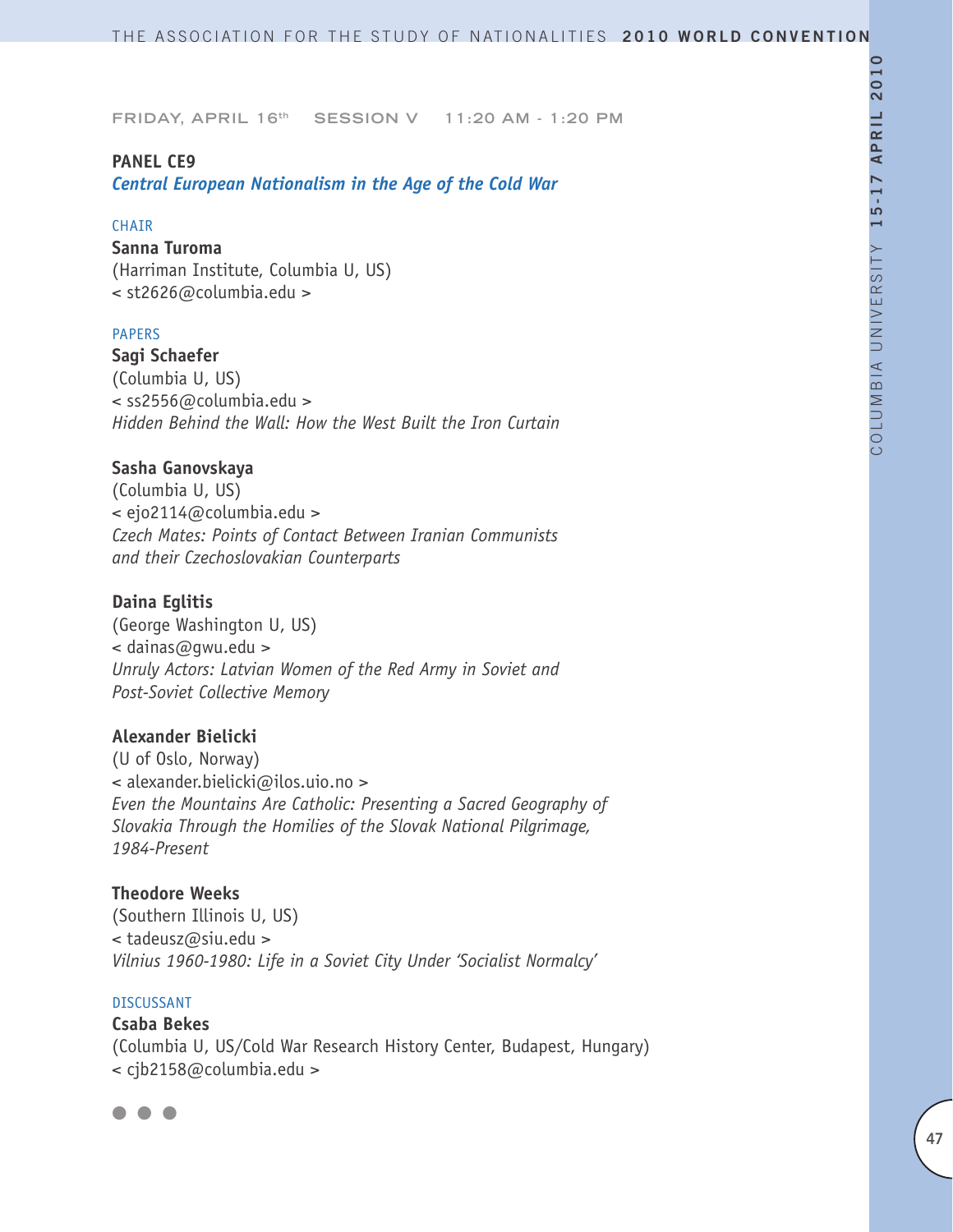FRIDAY, APRIL 16th SESSION V 11:20 AM - 1:20 PM

**PANEL CE9**

***Central European Nationalism in the Age of the Cold War***

CHAIR

**Sanna Turoma**
(Harriman Institute, Columbia U, US)
< st2626@columbia.edu >

PAPERS

**Sagi Schaefer**
(Columbia U, US)
< ss2556@columbia.edu >
*Hidden Behind the Wall: How the West Built the Iron Curtain*

**Sasha Ganovskaya**
(Columbia U, US)
< ejo2114@columbia.edu >
*Czech Mates: Points of Contact Between Iranian Communists and their Czechoslovakian Counterparts*

**Daina Eglitis**
(George Washington U, US)
< dainas@gwu.edu >
*Unruly Actors: Latvian Women of the Red Army in Soviet and Post-Soviet Collective Memory*

**Alexander Bielicki**
(U of Oslo, Norway)
< alexander.bielicki@ilos.uio.no >
*Even the Mountains Are Catholic: Presenting a Sacred Geography of Slovakia Through the Homilies of the Slovak National Pilgrimage, 1984-Present*

**Theodore Weeks**
(Southern Illinois U, US)
< tadeusz@siu.edu >
*Vilnius 1960-1980: Life in a Soviet City Under 'Socialist Normalcy'*

DISCUSSANT

**Csaba Bekes**
(Columbia U, US/Cold War Research History Center, Budapest, Hungary)
< cjb2158@columbia.edu >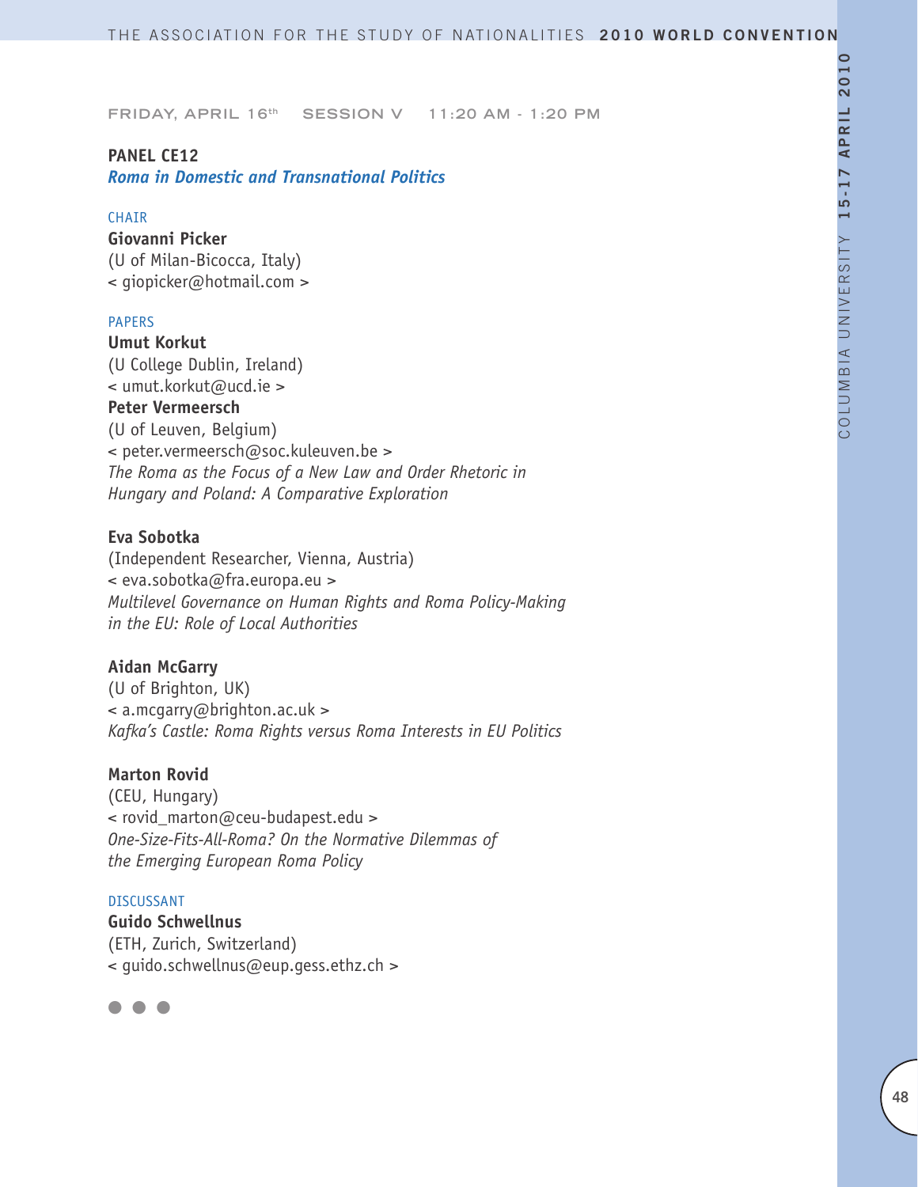FRIDAY, APRIL 16th SESSION V 11:20 AM - 1:20 PM

**PANEL CE12**
***Roma in Domestic and Transnational Politics***

CHAIR

**Giovanni Picker**
(U of Milan-Bicocca, Italy)
< giopicker@hotmail.com >

PAPERS

**Umut Korkut**
(U College Dublin, Ireland)
< umut.korkut@ucd.ie >
**Peter Vermeersch**
(U of Leuven, Belgium)
< peter.vermeersch@soc.kuleuven.be >
*The Roma as the Focus of a New Law and Order Rhetoric in Hungary and Poland: A Comparative Exploration*

**Eva Sobotka**
(Independent Researcher, Vienna, Austria)
< eva.sobotka@fra.europa.eu >
*Multilevel Governance on Human Rights and Roma Policy-Making in the EU: Role of Local Authorities*

**Aidan McGarry**
(U of Brighton, UK)
< a.mcgarry@brighton.ac.uk >
*Kafka's Castle: Roma Rights versus Roma Interests in EU Politics*

**Marton Rovid**
(CEU, Hungary)
< rovid_marton@ceu-budapest.edu >
*One-Size-Fits-All-Roma? On the Normative Dilemmas of the Emerging European Roma Policy*

DISCUSSANT

**Guido Schwellnus**
(ETH, Zurich, Switzerland)
< guido.schwellnus@eup.gess.ethz.ch >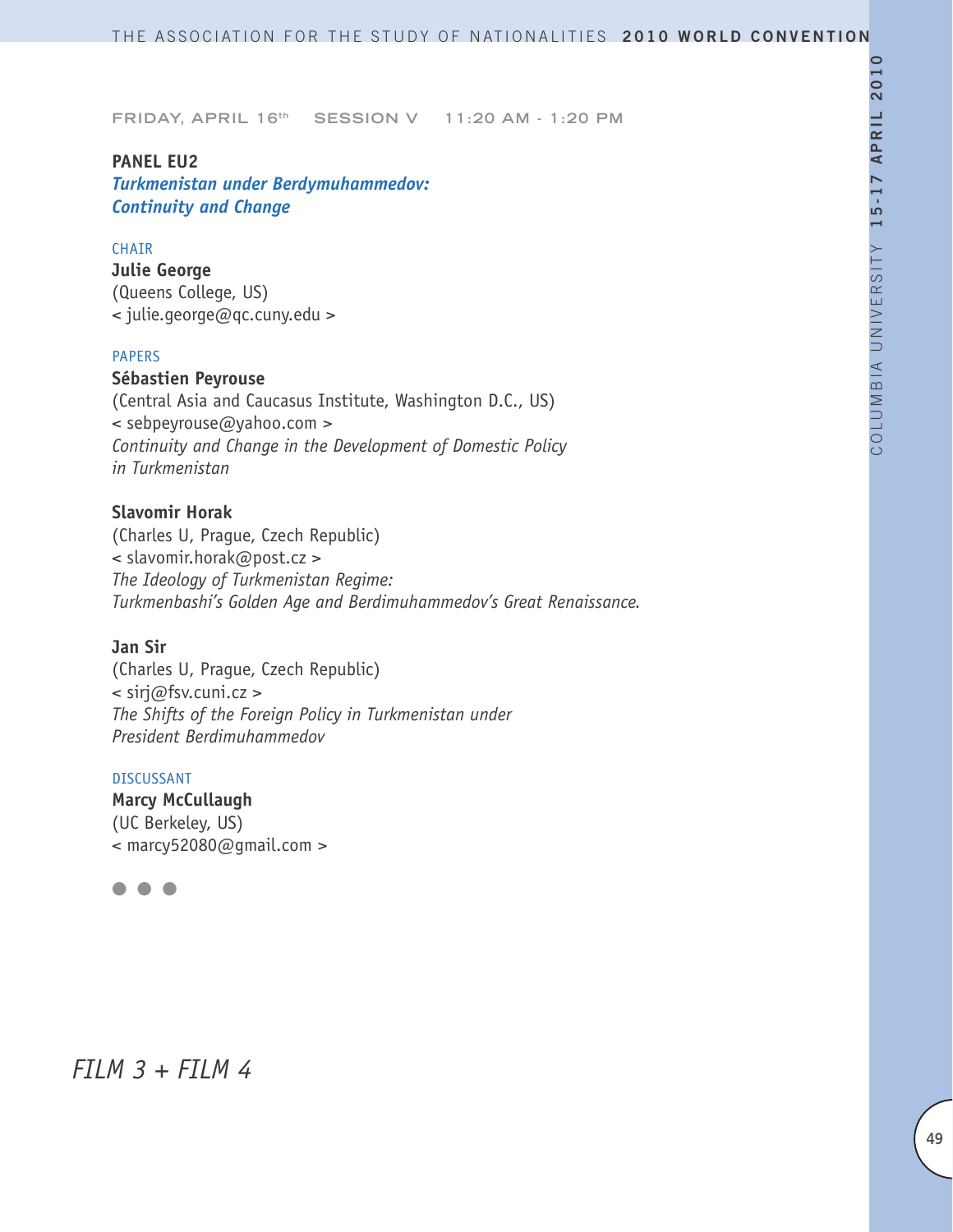FRIDAY, APRIL 16th SESSION V 11:20 AM - 1:20 PM

**PANEL EU2**

***Turkmenistan under Berdymuhammedov: Continuity and Change***

CHAIR

**Julie George**
(Queens College, US)
< julie.george@qc.cuny.edu >

PAPERS

**Sébastien Peyrouse**
(Central Asia and Caucasus Institute, Washington D.C., US)
< sebpeyrouse@yahoo.com >
*Continuity and Change in the Development of Domestic Policy in Turkmenistan*

**Slavomir Horak**
(Charles U, Prague, Czech Republic)
< slavomir.horak@post.cz >
*The Ideology of Turkmenistan Regime: Turkmenbashi's Golden Age and Berdimuhammedov's Great Renaissance.*

**Jan Sir**
(Charles U, Prague, Czech Republic)
< sirj@fsv.cuni.cz >
*The Shifts of the Foreign Policy in Turkmenistan under President Berdimuhammedov*

DISCUSSANT

**Marcy McCullaugh**
(UC Berkeley, US)
< marcy52080@gmail.com >

● ● ●

*FILM 3 + FILM 4*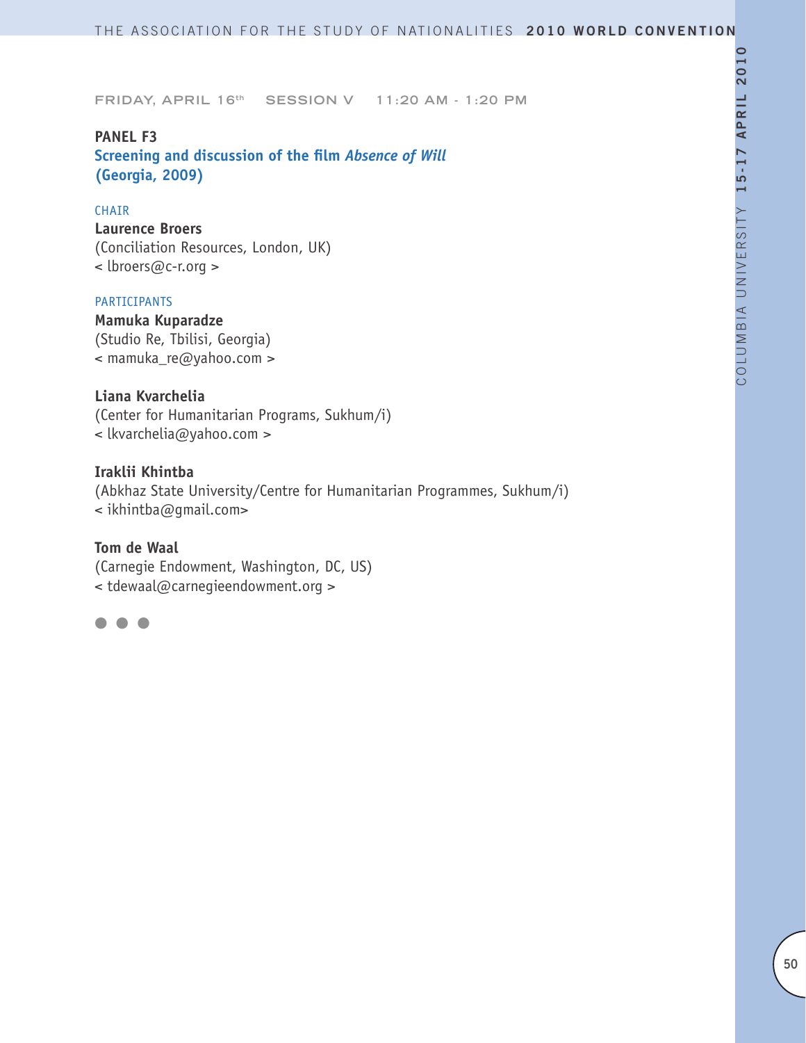FRIDAY, APRIL 16th SESSION V 11:20 AM - 1:20 PM

## PANEL F3
### Screening and discussion of the film *Absence of Will* (Georgia, 2009)

CHAIR

**Laurence Broers**
(Conciliation Resources, London, UK)
< lbroers@c-r.org >

PARTICIPANTS

**Mamuka Kuparadze**
(Studio Re, Tbilisi, Georgia)
< mamuka_re@yahoo.com >

**Liana Kvarchelia**
(Center for Humanitarian Programs, Sukhum/i)
< lkvarchelia@yahoo.com >

**Iraklii Khintba**
(Abkhaz State University/Centre for Humanitarian Programmes, Sukhum/i)
< ikhintba@gmail.com>

**Tom de Waal**
(Carnegie Endowment, Washington, DC, US)
< tdewaal@carnegieendowment.org >

● ● ●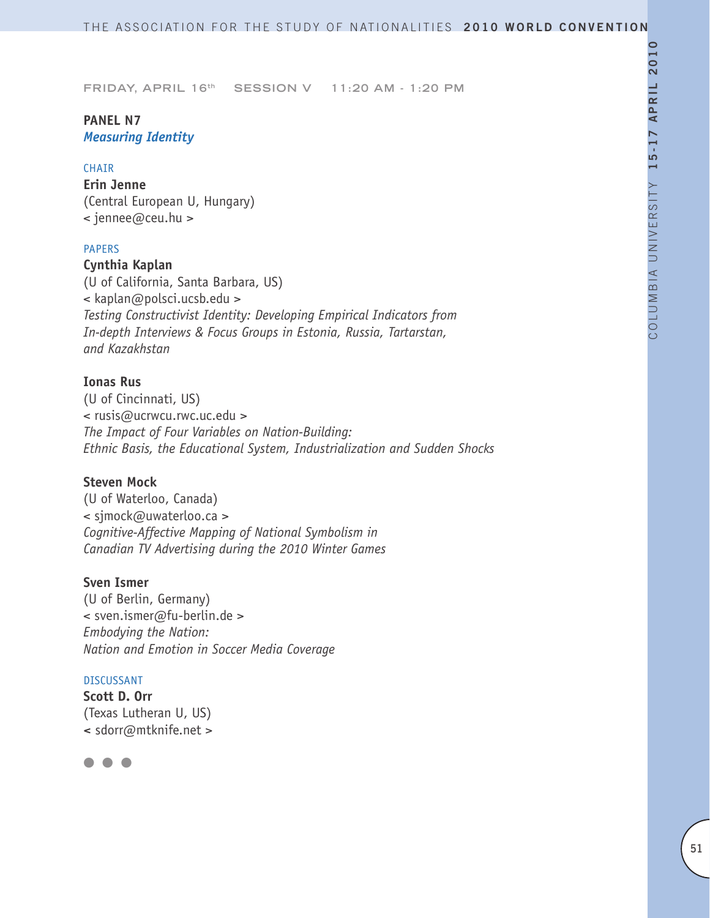FRIDAY, APRIL 16th SESSION V 11:20 AM - 1:20 PM

**PANEL N7**
***Measuring Identity***

CHAIR

**Erin Jenne**
(Central European U, Hungary)
< jennee@ceu.hu >

PAPERS

**Cynthia Kaplan**
(U of California, Santa Barbara, US)
< kaplan@polsci.ucsb.edu >
*Testing Constructivist Identity: Developing Empirical Indicators from In-depth Interviews & Focus Groups in Estonia, Russia, Tartarstan, and Kazakhstan*

**Ionas Rus**
(U of Cincinnati, US)
< rusis@ucrwcu.rwc.uc.edu >
*The Impact of Four Variables on Nation-Building: Ethnic Basis, the Educational System, Industrialization and Sudden Shocks*

**Steven Mock**
(U of Waterloo, Canada)
< sjmock@uwaterloo.ca >
*Cognitive-Affective Mapping of National Symbolism in Canadian TV Advertising during the 2010 Winter Games*

**Sven Ismer**
(U of Berlin, Germany)
< sven.ismer@fu-berlin.de >
*Embodying the Nation: Nation and Emotion in Soccer Media Coverage*

DISCUSSANT

**Scott D. Orr**
(Texas Lutheran U, US)
< sdorr@mtknife.net >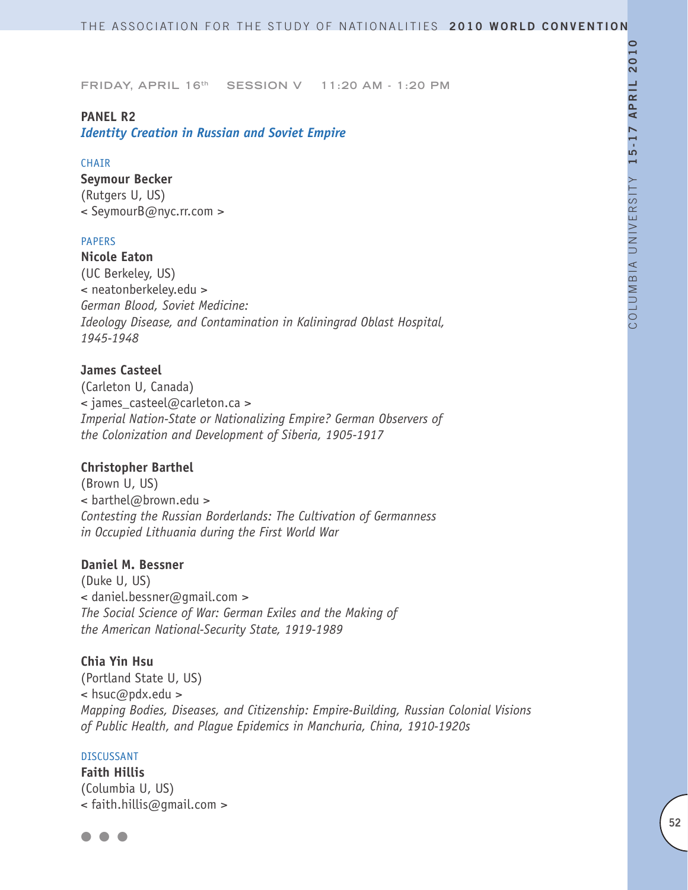FRIDAY, APRIL 16th SESSION V 11:20 AM - 1:20 PM

**PANEL R2**
***Identity Creation in Russian and Soviet Empire***

CHAIR

**Seymour Becker**
(Rutgers U, US)
< SeymourB@nyc.rr.com >

PAPERS

**Nicole Eaton**
(UC Berkeley, US)
< neatonberkeley.edu >
*German Blood, Soviet Medicine:*
*Ideology Disease, and Contamination in Kaliningrad Oblast Hospital, 1945-1948*

**James Casteel**
(Carleton U, Canada)
< james_casteel@carleton.ca >
*Imperial Nation-State or Nationalizing Empire? German Observers of the Colonization and Development of Siberia, 1905-1917*

**Christopher Barthel**
(Brown U, US)
< barthel@brown.edu >
*Contesting the Russian Borderlands: The Cultivation of Germanness in Occupied Lithuania during the First World War*

**Daniel M. Bessner**
(Duke U, US)
< daniel.bessner@gmail.com >
*The Social Science of War: German Exiles and the Making of the American National-Security State, 1919-1989*

**Chia Yin Hsu**
(Portland State U, US)
< hsuc@pdx.edu >
*Mapping Bodies, Diseases, and Citizenship: Empire-Building, Russian Colonial Visions of Public Health, and Plague Epidemics in Manchuria, China, 1910-1920s*

DISCUSSANT

**Faith Hillis**
(Columbia U, US)
< faith.hillis@gmail.com >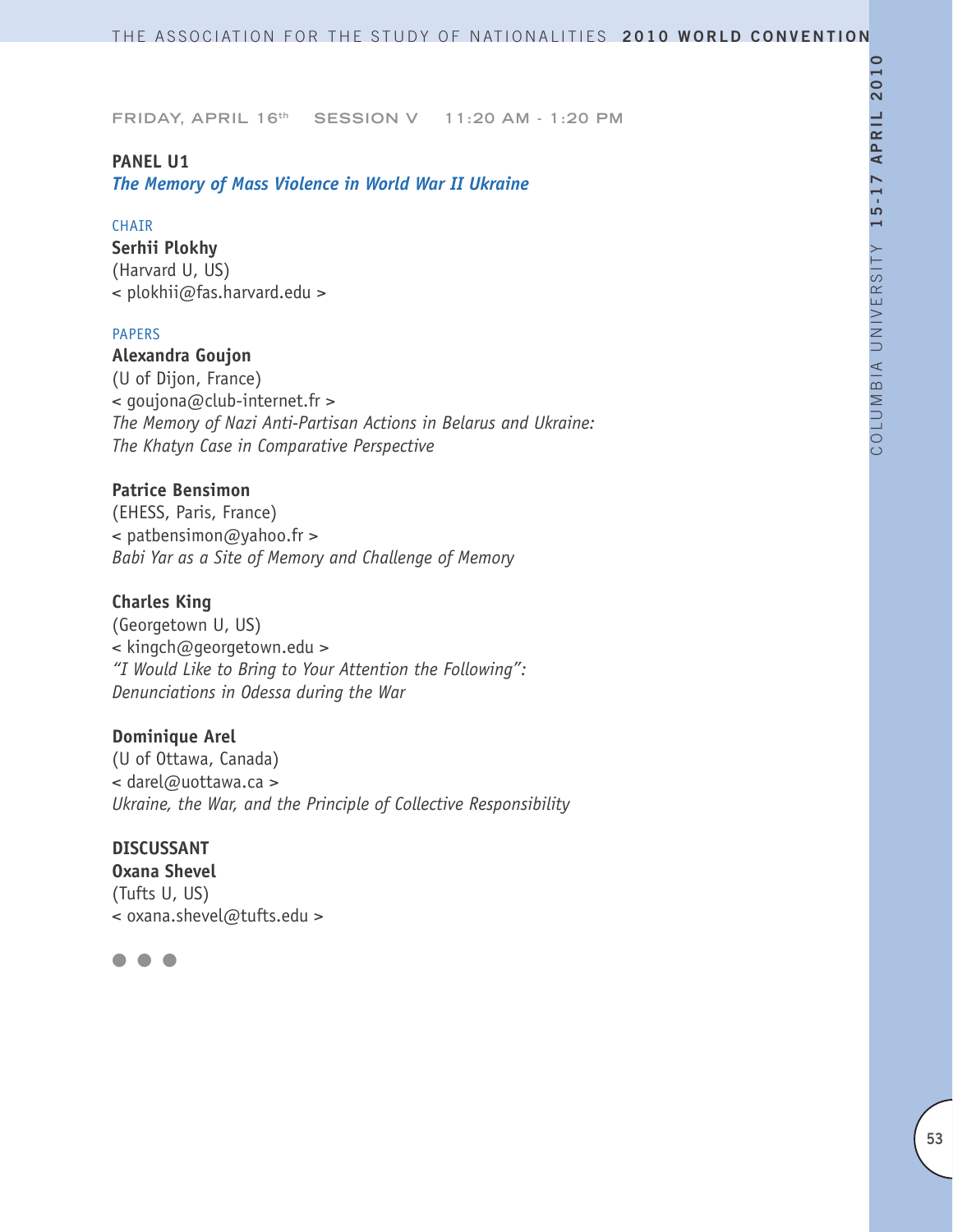FRIDAY, APRIL 16th SESSION V 11:20 AM - 1:20 PM

**PANEL U1**
***The Memory of Mass Violence in World War II Ukraine***

CHAIR
**Serhii Plokhy**
(Harvard U, US)
< plokhii@fas.harvard.edu >

PAPERS
**Alexandra Goujon**
(U of Dijon, France)
< goujona@club-internet.fr >
*The Memory of Nazi Anti-Partisan Actions in Belarus and Ukraine: The Khatyn Case in Comparative Perspective*

**Patrice Bensimon**
(EHESS, Paris, France)
< patbensimon@yahoo.fr >
*Babi Yar as a Site of Memory and Challenge of Memory*

**Charles King**
(Georgetown U, US)
< kingch@georgetown.edu >
*"I Would Like to Bring to Your Attention the Following": Denunciations in Odessa during the War*

**Dominique Arel**
(U of Ottawa, Canada)
< darel@uottawa.ca >
*Ukraine, the War, and the Principle of Collective Responsibility*

**DISCUSSANT**
**Oxana Shevel**
(Tufts U, US)
< oxana.shevel@tufts.edu >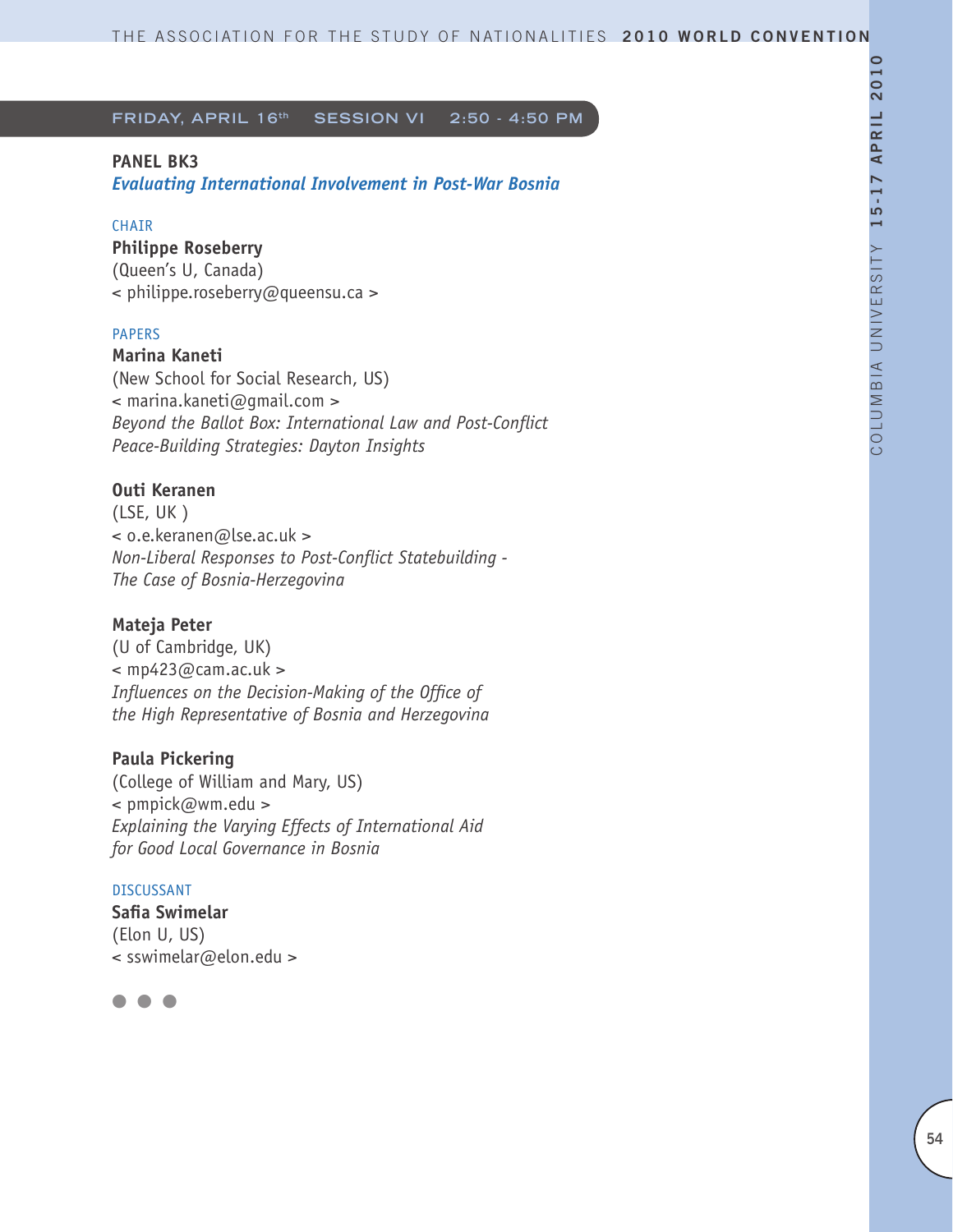## FRIDAY, APRIL 16th SESSION VI 2:50 - 4:50 PM

### PANEL BK3
***Evaluating International Involvement in Post-War Bosnia***

CHAIR

**Philippe Roseberry**
(Queen's U, Canada)
< philippe.roseberry@queensu.ca >

PAPERS

**Marina Kaneti**
(New School for Social Research, US)
< marina.kaneti@gmail.com >
*Beyond the Ballot Box: International Law and Post-Conflict Peace-Building Strategies: Dayton Insights*

**Outi Keranen**
(LSE, UK )
< o.e.keranen@lse.ac.uk >
*Non-Liberal Responses to Post-Conflict Statebuilding - The Case of Bosnia-Herzegovina*

**Mateja Peter**
(U of Cambridge, UK)
< mp423@cam.ac.uk >
*Influences on the Decision-Making of the Office of the High Representative of Bosnia and Herzegovina*

**Paula Pickering**
(College of William and Mary, US)
< pmpick@wm.edu >
*Explaining the Varying Effects of International Aid for Good Local Governance in Bosnia*

DISCUSSANT

**Safia Swimelar**
(Elon U, US)
< sswimelar@elon.edu >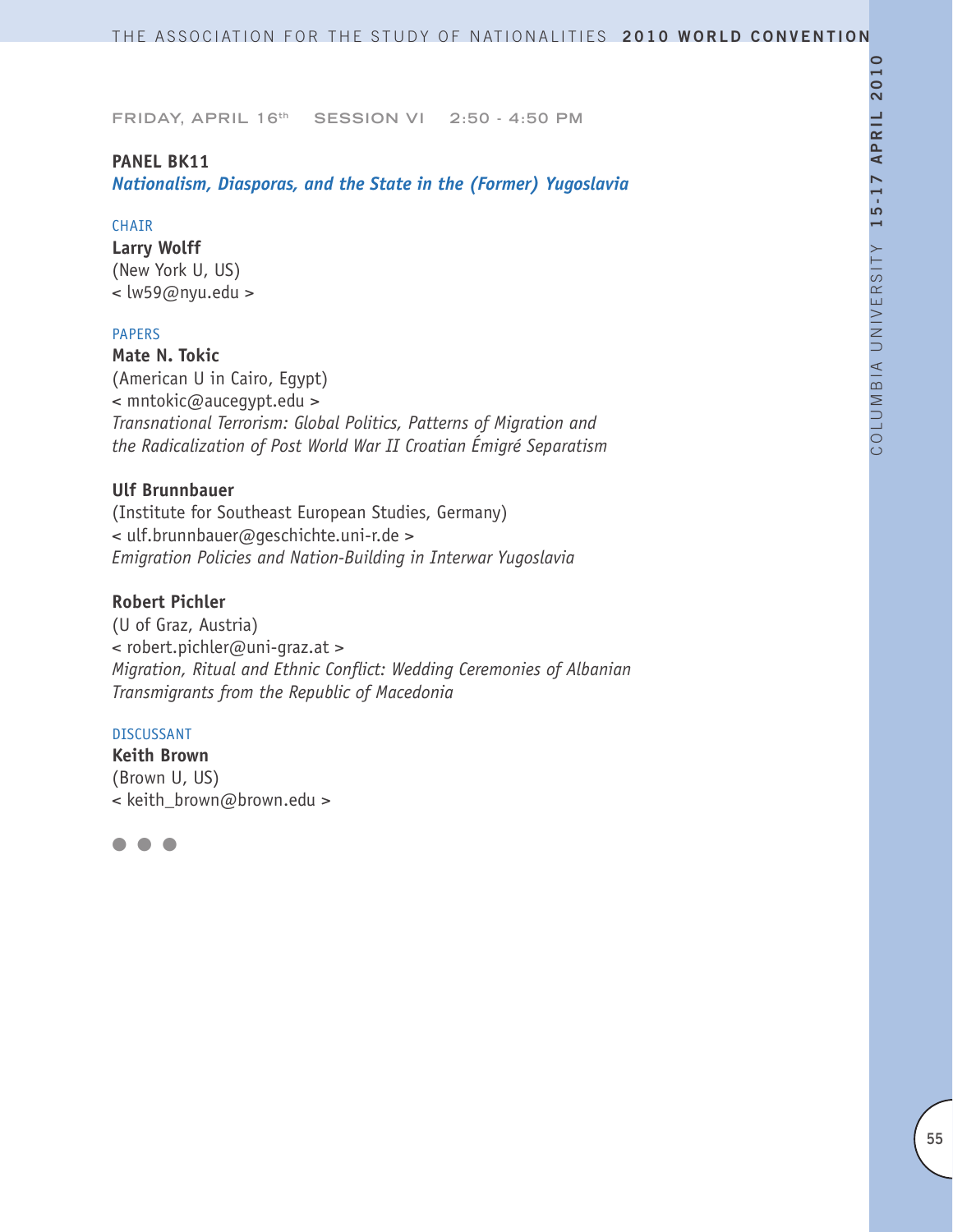FRIDAY, APRIL 16th  SESSION VI  2:50 - 4:50 PM

**PANEL BK11**

***Nationalism, Diasporas, and the State in the (Former) Yugoslavia***

CHAIR

**Larry Wolff**
(New York U, US)
< lw59@nyu.edu >

PAPERS

**Mate N. Tokic**
(American U in Cairo, Egypt)
< mntokic@aucegypt.edu >
*Transnational Terrorism: Global Politics, Patterns of Migration and the Radicalization of Post World War II Croatian Émigré Separatism*

**Ulf Brunnbauer**
(Institute for Southeast European Studies, Germany)
< ulf.brunnbauer@geschichte.uni-r.de >
*Emigration Policies and Nation-Building in Interwar Yugoslavia*

**Robert Pichler**
(U of Graz, Austria)
< robert.pichler@uni-graz.at >
*Migration, Ritual and Ethnic Conflict: Wedding Ceremonies of Albanian Transmigrants from the Republic of Macedonia*

DISCUSSANT

**Keith Brown**
(Brown U, US)
< keith_brown@brown.edu >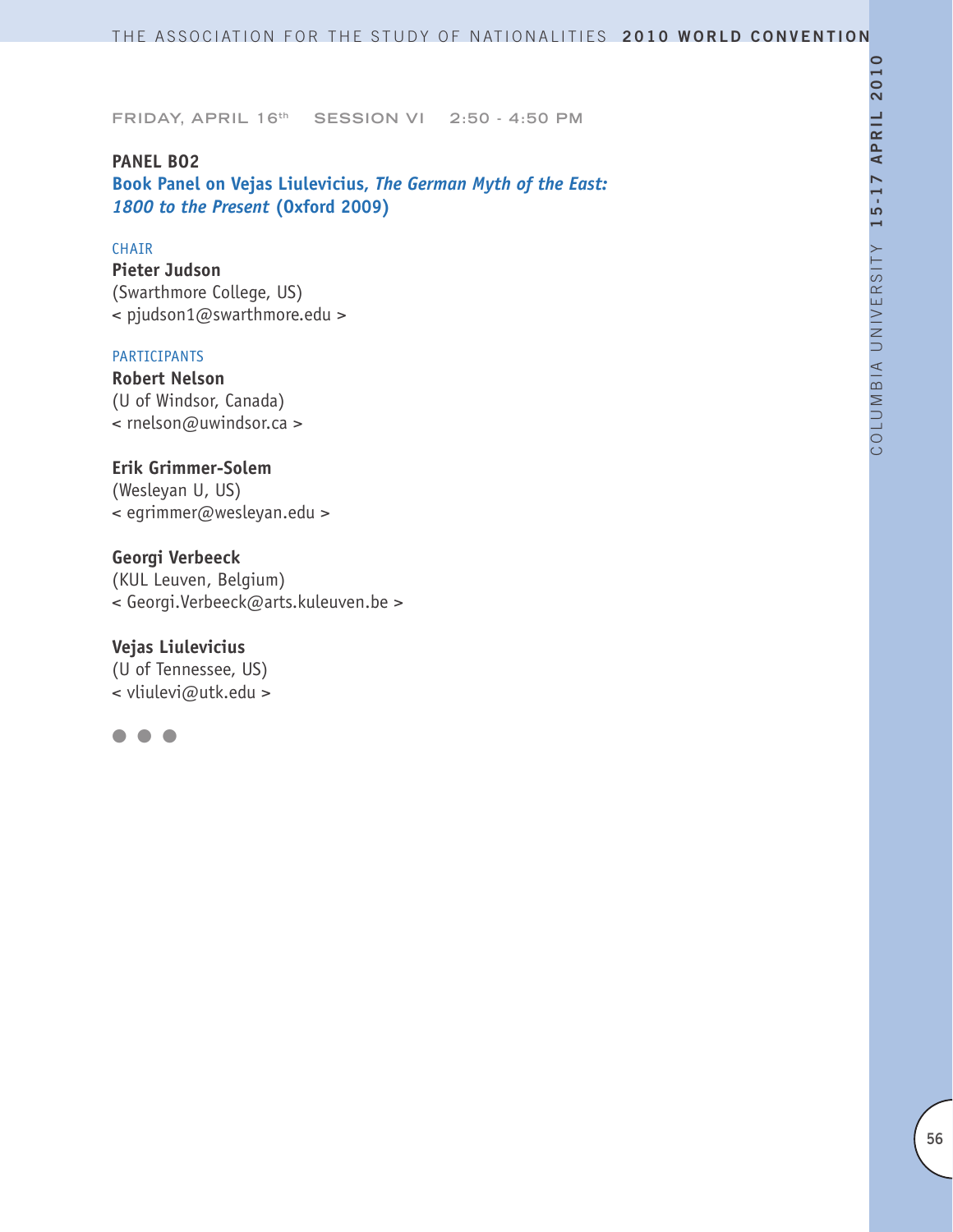FRIDAY, APRIL 16th SESSION VI 2:50 - 4:50 PM

**PANEL B02**

**Book Panel on Vejas Liulevicius, *The German Myth of the East: 1800 to the Present* (Oxford 2009)**

CHAIR

**Pieter Judson**
(Swarthmore College, US)
< pjudson1@swarthmore.edu >

PARTICIPANTS

**Robert Nelson**
(U of Windsor, Canada)
< rnelson@uwindsor.ca >

**Erik Grimmer-Solem**
(Wesleyan U, US)
< egrimmer@wesleyan.edu >

**Georgi Verbeeck**
(KUL Leuven, Belgium)
< Georgi.Verbeeck@arts.kuleuven.be >

**Vejas Liulevicius**
(U of Tennessee, US)
< vliulevi@utk.edu >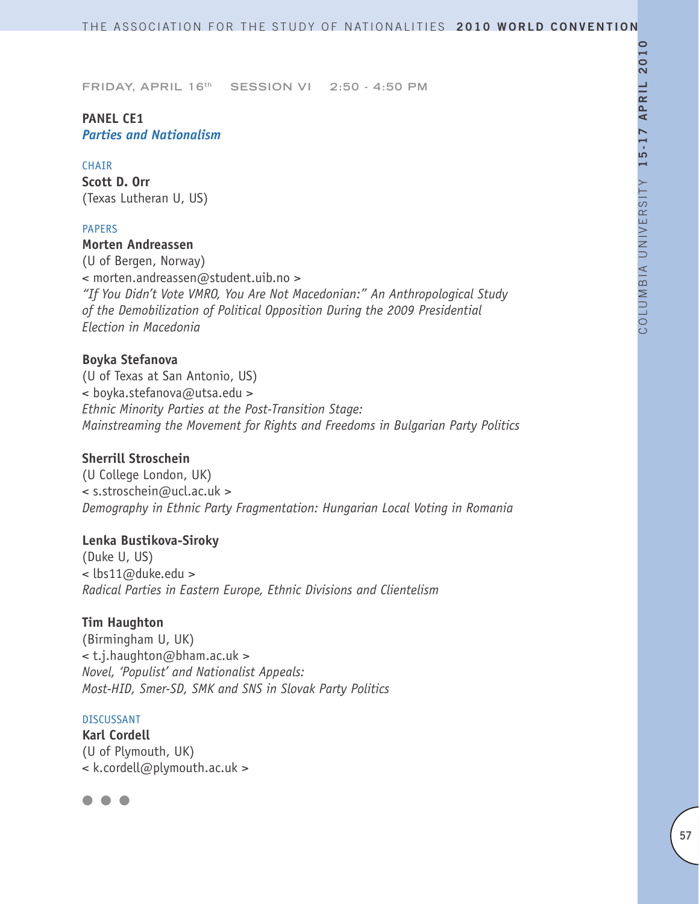FRIDAY, APRIL 16th SESSION VI 2:50 - 4:50 PM

**PANEL CE1**
***Parties and Nationalism***

CHAIR
**Scott D. Orr**
(Texas Lutheran U, US)

PAPERS
**Morten Andreassen**
(U of Bergen, Norway)
< morten.andreassen@student.uib.no >
*"If You Didn't Vote VMRO, You Are Not Macedonian:" An Anthropological Study of the Demobilization of Political Opposition During the 2009 Presidential Election in Macedonia*

**Boyka Stefanova**
(U of Texas at San Antonio, US)
< boyka.stefanova@utsa.edu >
*Ethnic Minority Parties at the Post-Transition Stage: Mainstreaming the Movement for Rights and Freedoms in Bulgarian Party Politics*

**Sherrill Stroschein**
(U College London, UK)
< s.stroschein@ucl.ac.uk >
*Demography in Ethnic Party Fragmentation: Hungarian Local Voting in Romania*

**Lenka Bustikova-Siroky**
(Duke U, US)
< lbs11@duke.edu >
*Radical Parties in Eastern Europe, Ethnic Divisions and Clientelism*

**Tim Haughton**
(Birmingham U, UK)
< t.j.haughton@bham.ac.uk >
*Novel, 'Populist' and Nationalist Appeals: Most-HID, Smer-SD, SMK and SNS in Slovak Party Politics*

DISCUSSANT
**Karl Cordell**
(U of Plymouth, UK)
< k.cordell@plymouth.ac.uk >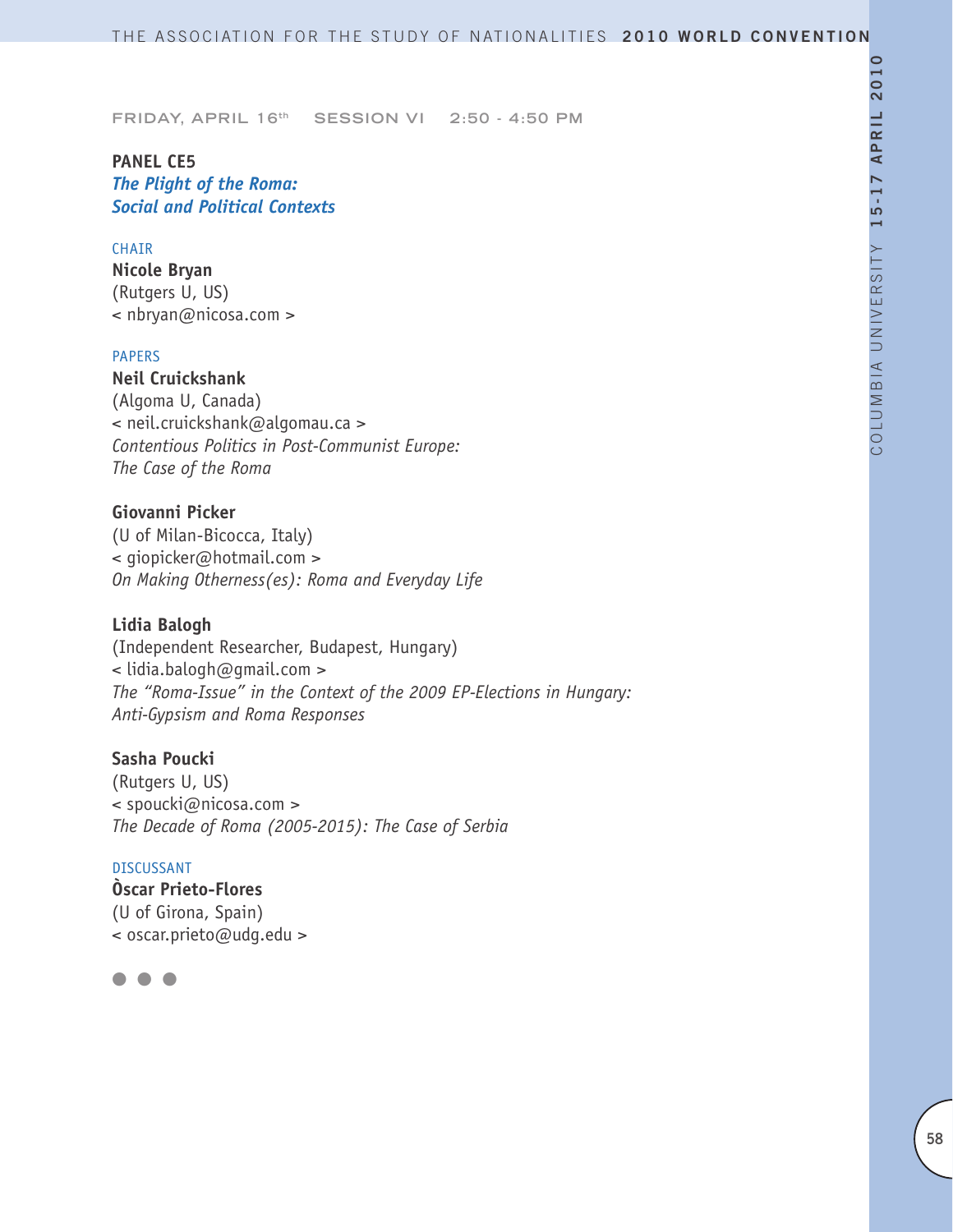FRIDAY, APRIL 16th SESSION VI 2:50 - 4:50 PM

## PANEL CE5
### *The Plight of the Roma: Social and Political Contexts*

CHAIR

**Nicole Bryan**
(Rutgers U, US)
< nbryan@nicosa.com >

PAPERS

**Neil Cruickshank**
(Algoma U, Canada)
< neil.cruickshank@algomau.ca >
*Contentious Politics in Post-Communist Europe: The Case of the Roma*

**Giovanni Picker**
(U of Milan-Bicocca, Italy)
< giopicker@hotmail.com >
*On Making Otherness(es): Roma and Everyday Life*

**Lidia Balogh**
(Independent Researcher, Budapest, Hungary)
< lidia.balogh@gmail.com >
*The "Roma-Issue" in the Context of the 2009 EP-Elections in Hungary: Anti-Gypsism and Roma Responses*

**Sasha Poucki**
(Rutgers U, US)
< spoucki@nicosa.com >
*The Decade of Roma (2005-2015): The Case of Serbia*

DISCUSSANT

**Òscar Prieto-Flores**
(U of Girona, Spain)
< oscar.prieto@udg.edu >

● ● ●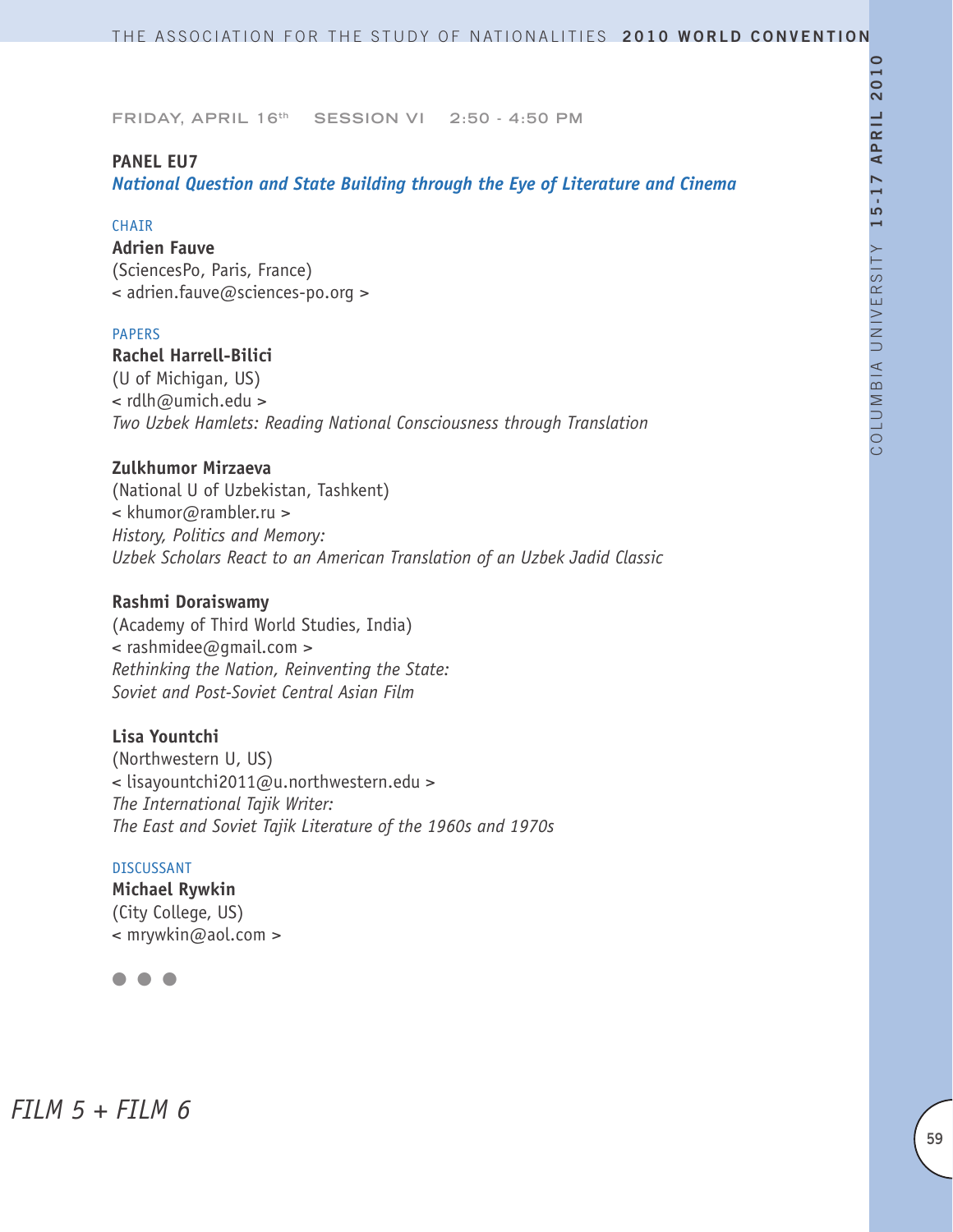FRIDAY, APRIL 16th SESSION VI 2:50 - 4:50 PM

**PANEL EU7**

***National Question and State Building through the Eye of Literature and Cinema***

CHAIR

**Adrien Fauve**
(SciencesPo, Paris, France)
< adrien.fauve@sciences-po.org >

PAPERS

**Rachel Harrell-Bilici**
(U of Michigan, US)
< rdlh@umich.edu >
*Two Uzbek Hamlets: Reading National Consciousness through Translation*

**Zulkhumor Mirzaeva**
(National U of Uzbekistan, Tashkent)
< khumor@rambler.ru >
*History, Politics and Memory:*
*Uzbek Scholars React to an American Translation of an Uzbek Jadid Classic*

**Rashmi Doraiswamy**
(Academy of Third World Studies, India)
< rashmidee@gmail.com >
*Rethinking the Nation, Reinventing the State:*
*Soviet and Post-Soviet Central Asian Film*

**Lisa Yountchi**
(Northwestern U, US)
< lisayountchi2011@u.northwestern.edu >
*The International Tajik Writer:*
*The East and Soviet Tajik Literature of the 1960s and 1970s*

DISCUSSANT

**Michael Rywkin**
(City College, US)
< mrywkin@aol.com >

● ● ●

*FILM 5 + FILM 6*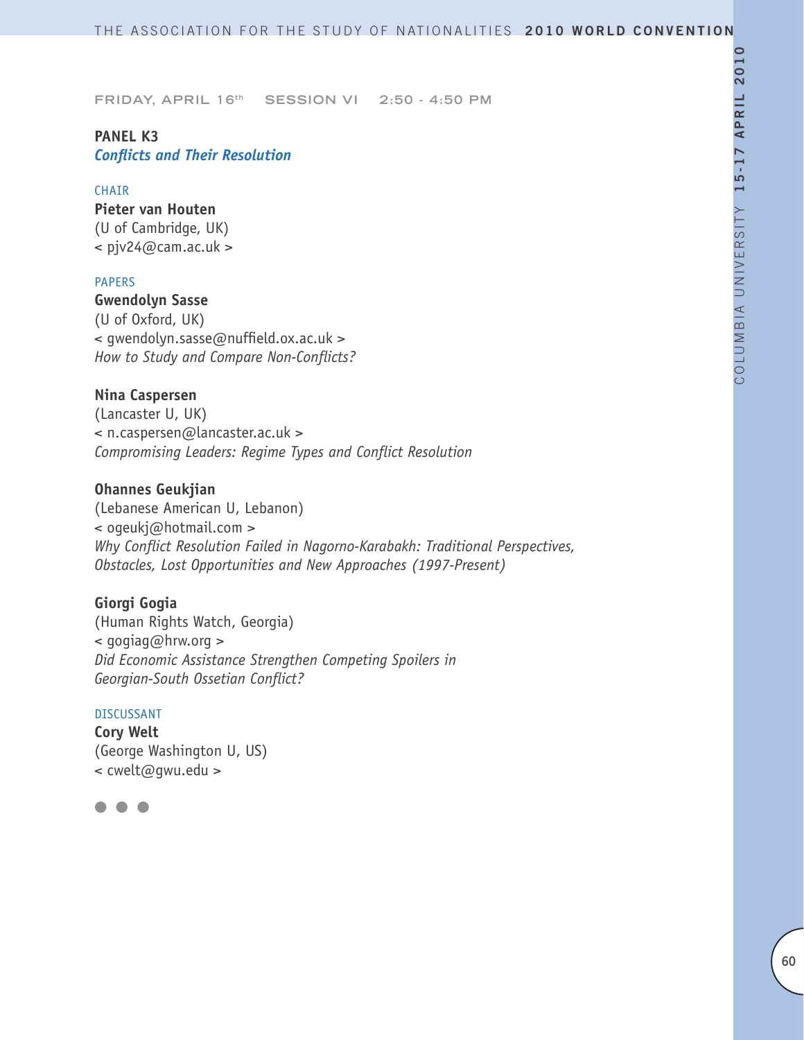FRIDAY, APRIL 16th SESSION VI 2:50 - 4:50 PM

**PANEL K3**
***Conflicts and Their Resolution***

CHAIR

**Pieter van Houten**
(U of Cambridge, UK)
< pjv24@cam.ac.uk >

PAPERS

**Gwendolyn Sasse**
(U of Oxford, UK)
< gwendolyn.sasse@nuffield.ox.ac.uk >
*How to Study and Compare Non-Conflicts?*

**Nina Caspersen**
(Lancaster U, UK)
< n.caspersen@lancaster.ac.uk >
*Compromising Leaders: Regime Types and Conflict Resolution*

**Ohannes Geukjian**
(Lebanese American U, Lebanon)
< ogeukj@hotmail.com >
*Why Conflict Resolution Failed in Nagorno-Karabakh: Traditional Perspectives, Obstacles, Lost Opportunities and New Approaches (1997-Present)*

**Giorgi Gogia**
(Human Rights Watch, Georgia)
< gogiag@hrw.org >
*Did Economic Assistance Strengthen Competing Spoilers in Georgian-South Ossetian Conflict?*

DISCUSSANT

**Cory Welt**
(George Washington U, US)
< cwelt@gwu.edu >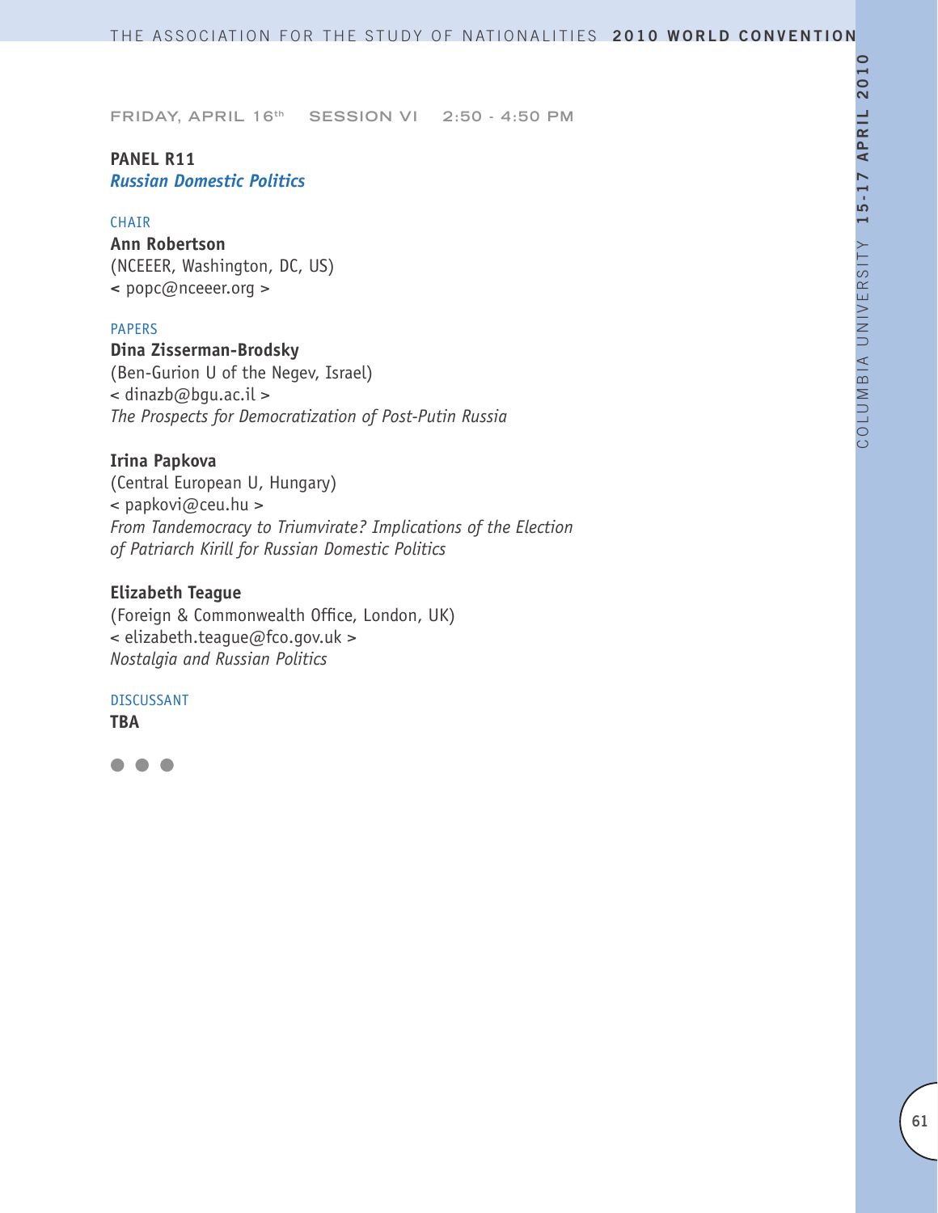FRIDAY, APRIL 16th SESSION VI 2:50 - 4:50 PM

## PANEL R11
### *Russian Domestic Politics*

CHAIR

**Ann Robertson**
(NCEEER, Washington, DC, US)
< popc@nceeer.org >

PAPERS

**Dina Zisserman-Brodsky**
(Ben-Gurion U of the Negev, Israel)
< dinazb@bgu.ac.il >
*The Prospects for Democratization of Post-Putin Russia*

**Irina Papkova**
(Central European U, Hungary)
< papkovi@ceu.hu >
*From Tandemocracy to Triumvirate? Implications of the Election of Patriarch Kirill for Russian Domestic Politics*

**Elizabeth Teague**
(Foreign & Commonwealth Office, London, UK)
< elizabeth.teague@fco.gov.uk >
*Nostalgia and Russian Politics*

DISCUSSANT

**TBA**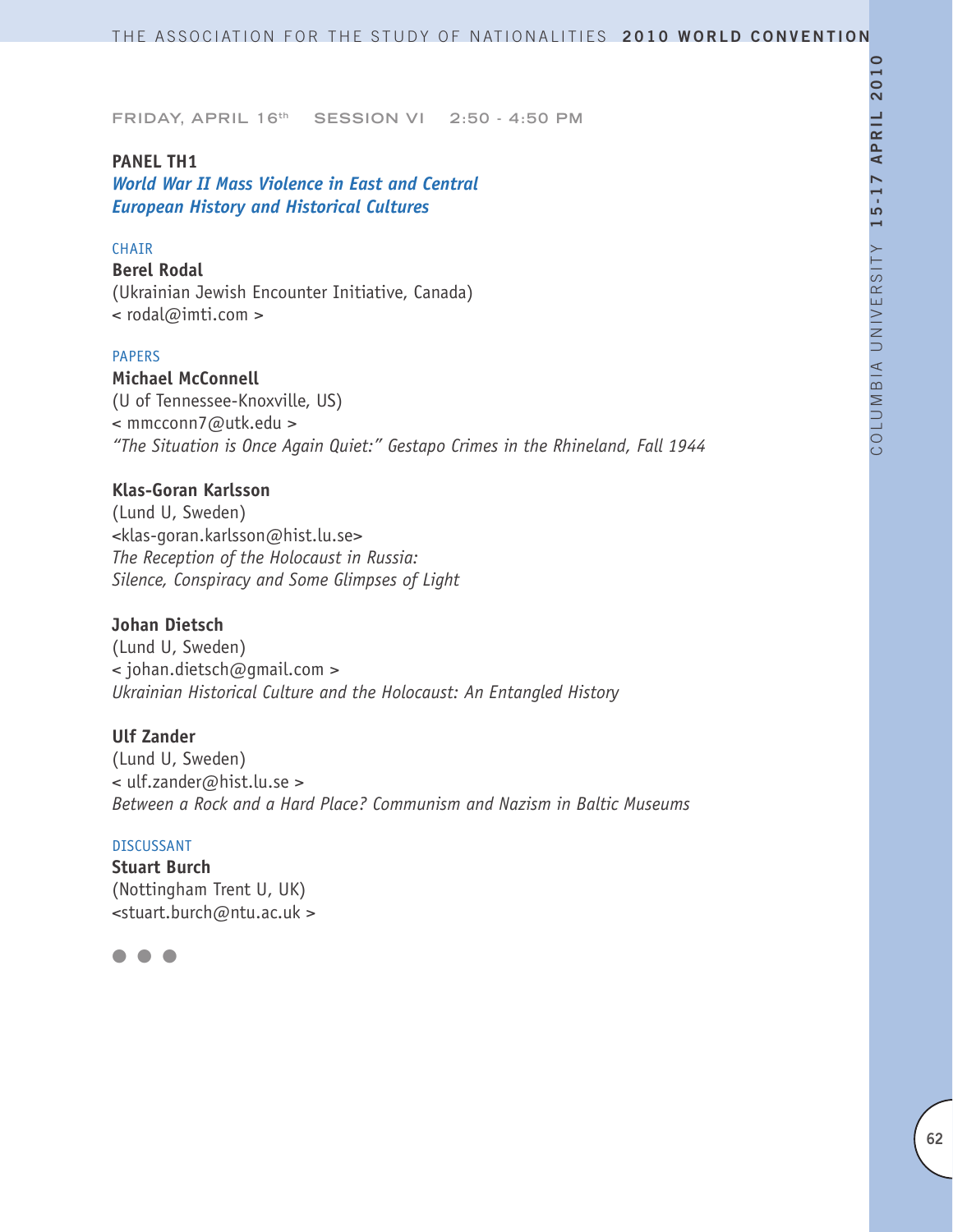FRIDAY, APRIL 16th SESSION VI 2:50 - 4:50 PM

**PANEL TH1**
***World War II Mass Violence in East and Central European History and Historical Cultures***

CHAIR

**Berel Rodal**
(Ukrainian Jewish Encounter Initiative, Canada)
< rodal@imti.com >

PAPERS

**Michael McConnell**
(U of Tennessee-Knoxville, US)
< mmcconn7@utk.edu >
*"The Situation is Once Again Quiet:" Gestapo Crimes in the Rhineland, Fall 1944*

**Klas-Goran Karlsson**
(Lund U, Sweden)
<klas-goran.karlsson@hist.lu.se>
*The Reception of the Holocaust in Russia: Silence, Conspiracy and Some Glimpses of Light*

**Johan Dietsch**
(Lund U, Sweden)
< johan.dietsch@gmail.com >
*Ukrainian Historical Culture and the Holocaust: An Entangled History*

**Ulf Zander**
(Lund U, Sweden)
< ulf.zander@hist.lu.se >
*Between a Rock and a Hard Place? Communism and Nazism in Baltic Museums*

DISCUSSANT

**Stuart Burch**
(Nottingham Trent U, UK)
<stuart.burch@ntu.ac.uk >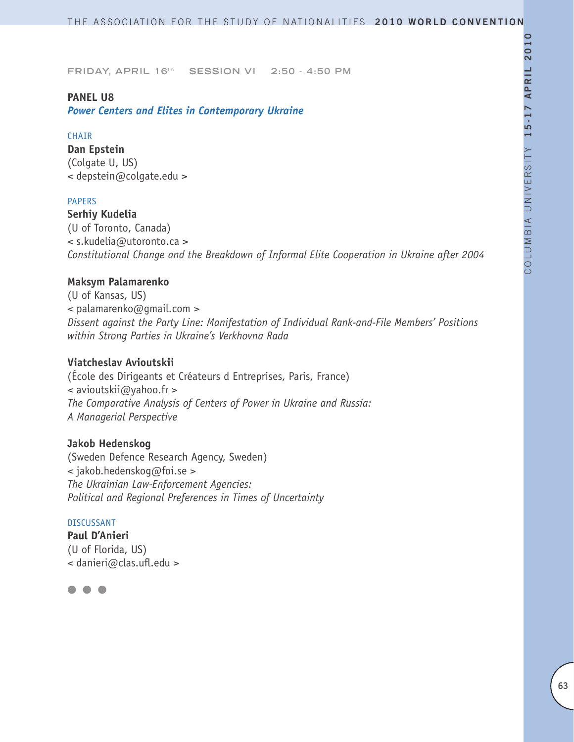FRIDAY, APRIL 16th SESSION VI 2:50 - 4:50 PM

**PANEL U8**
***Power Centers and Elites in Contemporary Ukraine***

CHAIR

**Dan Epstein**
(Colgate U, US)
< depstein@colgate.edu >

PAPERS

**Serhiy Kudelia**
(U of Toronto, Canada)
< s.kudelia@utoronto.ca >
*Constitutional Change and the Breakdown of Informal Elite Cooperation in Ukraine after 2004*

**Maksym Palamarenko**
(U of Kansas, US)
< palamarenko@gmail.com >
*Dissent against the Party Line: Manifestation of Individual Rank-and-File Members' Positions within Strong Parties in Ukraine's Verkhovna Rada*

**Viatcheslav Avioutskii**
(École des Dirigeants et Créateurs d Entreprises, Paris, France)
< avioutskii@yahoo.fr >
*The Comparative Analysis of Centers of Power in Ukraine and Russia: A Managerial Perspective*

**Jakob Hedenskog**
(Sweden Defence Research Agency, Sweden)
< jakob.hedenskog@foi.se >
*The Ukrainian Law-Enforcement Agencies: Political and Regional Preferences in Times of Uncertainty*

DISCUSSANT

**Paul D'Anieri**
(U of Florida, US)
< danieri@clas.ufl.edu >

● ● ●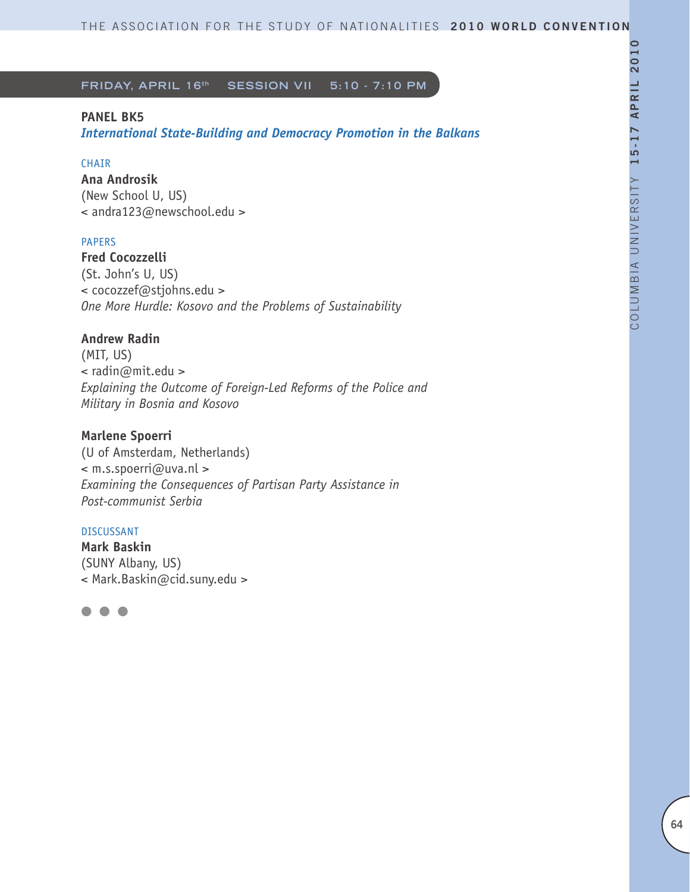## FRIDAY, APRIL 16th SESSION VII 5:10 - 7:10 PM

### PANEL BK5

***International State-Building and Democracy Promotion in the Balkans***

CHAIR

**Ana Androsik**
(New School U, US)
< andra123@newschool.edu >

PAPERS

**Fred Cocozzelli**
(St. John's U, US)
< cocozzef@stjohns.edu >
*One More Hurdle: Kosovo and the Problems of Sustainability*

**Andrew Radin**
(MIT, US)
< radin@mit.edu >
*Explaining the Outcome of Foreign-Led Reforms of the Police and Military in Bosnia and Kosovo*

**Marlene Spoerri**
(U of Amsterdam, Netherlands)
< m.s.spoerri@uva.nl >
*Examining the Consequences of Partisan Party Assistance in Post-communist Serbia*

DISCUSSANT

**Mark Baskin**
(SUNY Albany, US)
< Mark.Baskin@cid.suny.edu >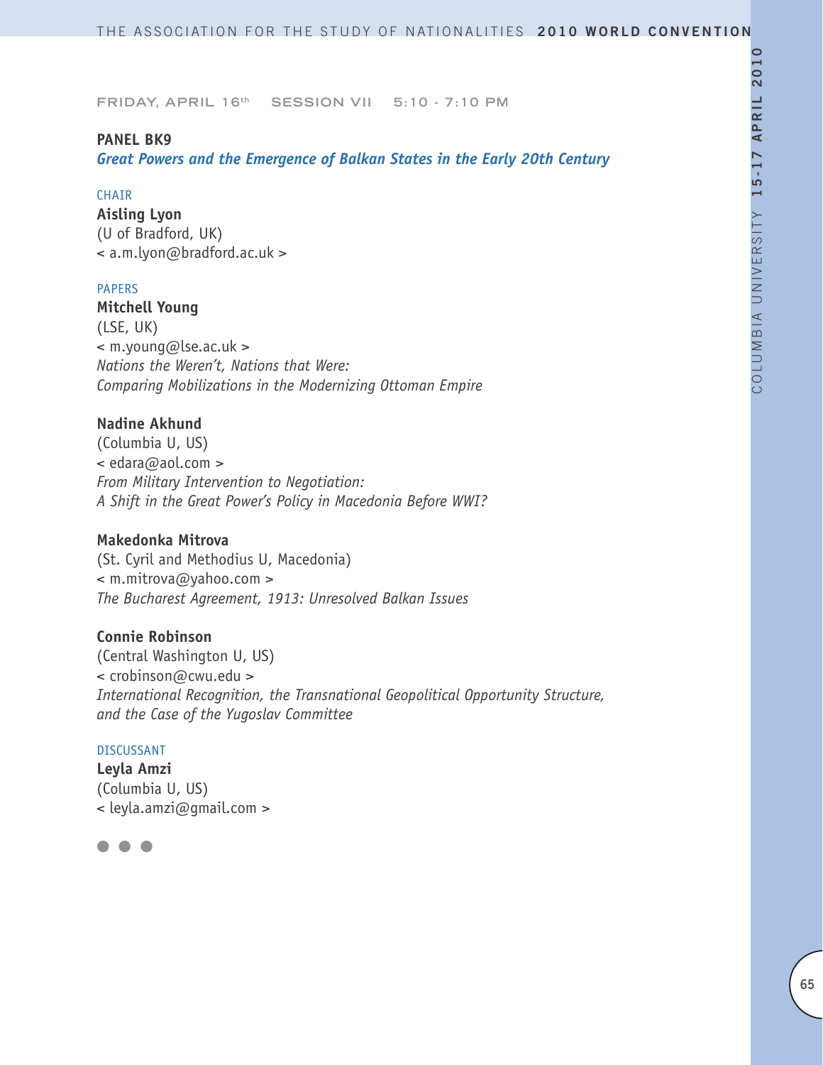FRIDAY, APRIL 16th SESSION VII 5:10 - 7:10 PM

## PANEL BK9

### *Great Powers and the Emergence of Balkan States in the Early 20th Century*

CHAIR

**Aisling Lyon**
(U of Bradford, UK)
< a.m.lyon@bradford.ac.uk >

PAPERS

**Mitchell Young**
(LSE, UK)
< m.young@lse.ac.uk >
*Nations the Weren't, Nations that Were:*
*Comparing Mobilizations in the Modernizing Ottoman Empire*

**Nadine Akhund**
(Columbia U, US)
< edara@aol.com >
*From Military Intervention to Negotiation:*
*A Shift in the Great Power's Policy in Macedonia Before WWI?*

**Makedonka Mitrova**
(St. Cyril and Methodius U, Macedonia)
< m.mitrova@yahoo.com >
*The Bucharest Agreement, 1913: Unresolved Balkan Issues*

**Connie Robinson**
(Central Washington U, US)
< crobinson@cwu.edu >
*International Recognition, the Transnational Geopolitical Opportunity Structure, and the Case of the Yugoslav Committee*

DISCUSSANT

**Leyla Amzi**
(Columbia U, US)
< leyla.amzi@gmail.com >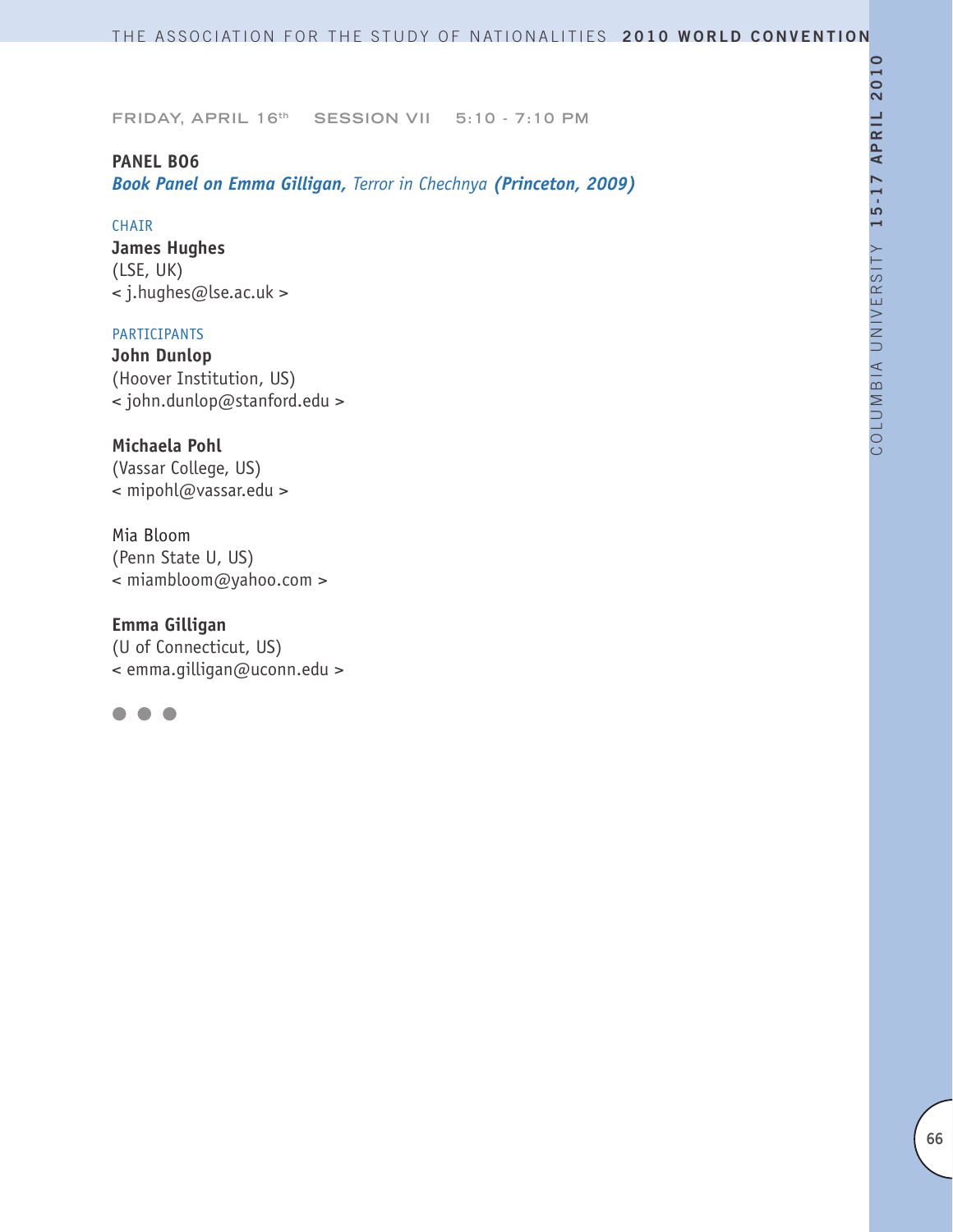FRIDAY, APRIL 16th SESSION VII 5:10 - 7:10 PM

**PANEL B06**

***Book Panel on Emma Gilligan,*** *Terror in Chechnya* ***(Princeton, 2009)***

CHAIR

**James Hughes**
(LSE, UK)
< j.hughes@lse.ac.uk >

PARTICIPANTS

**John Dunlop**
(Hoover Institution, US)
< john.dunlop@stanford.edu >

**Michaela Pohl**
(Vassar College, US)
< mipohl@vassar.edu >

Mia Bloom
(Penn State U, US)
< miambloom@yahoo.com >

**Emma Gilligan**
(U of Connecticut, US)
< emma.gilligan@uconn.edu >

● ● ●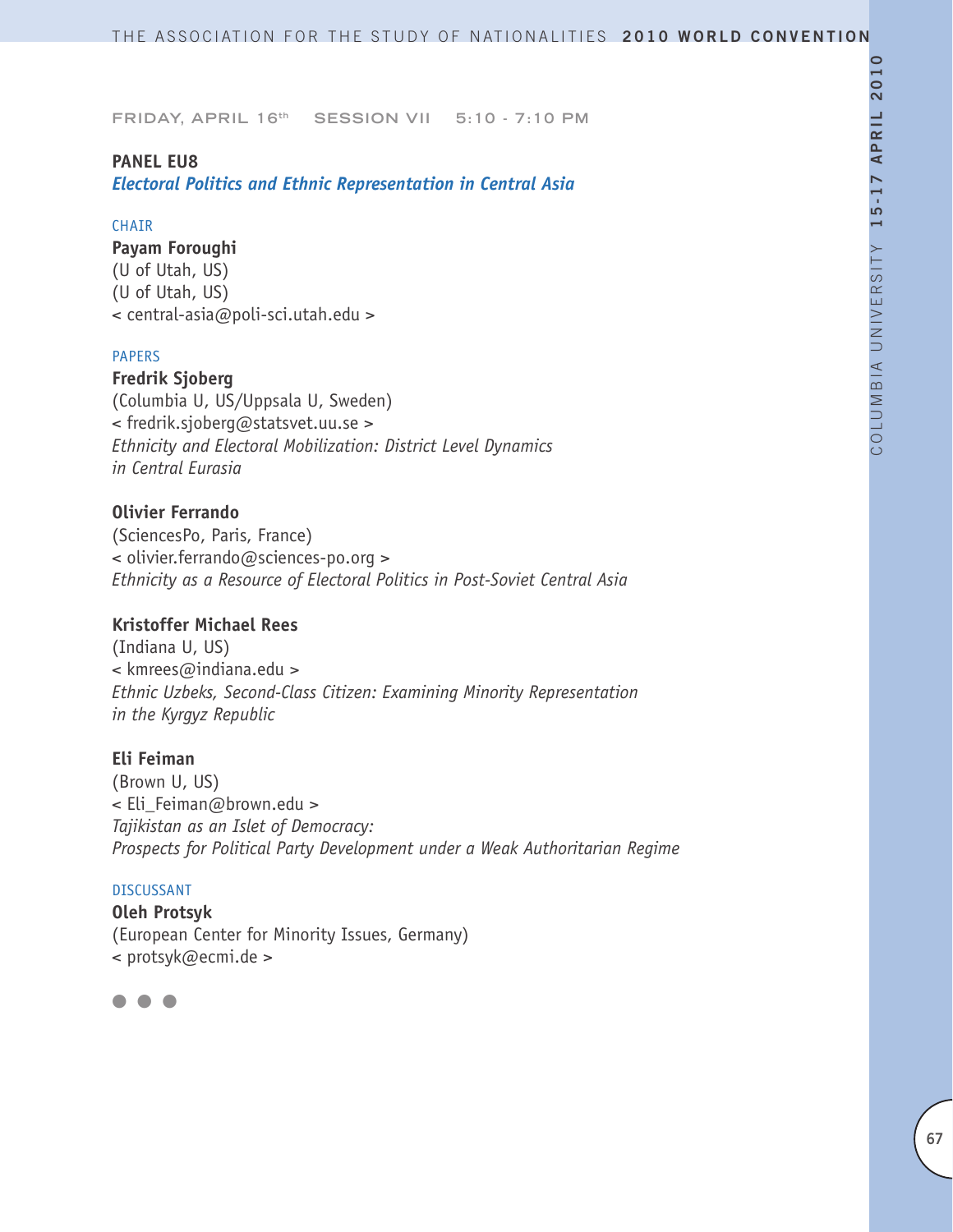FRIDAY, APRIL 16th SESSION VII 5:10 - 7:10 PM

## PANEL EU8

### *Electoral Politics and Ethnic Representation in Central Asia*

CHAIR

**Payam Foroughi**
(U of Utah, US)
(U of Utah, US)
< central-asia@poli-sci.utah.edu >

PAPERS

**Fredrik Sjoberg**
(Columbia U, US/Uppsala U, Sweden)
< fredrik.sjoberg@statsvet.uu.se >
*Ethnicity and Electoral Mobilization: District Level Dynamics in Central Eurasia*

**Olivier Ferrando**
(SciencesPo, Paris, France)
< olivier.ferrando@sciences-po.org >
*Ethnicity as a Resource of Electoral Politics in Post-Soviet Central Asia*

**Kristoffer Michael Rees**
(Indiana U, US)
< kmrees@indiana.edu >
*Ethnic Uzbeks, Second-Class Citizen: Examining Minority Representation in the Kyrgyz Republic*

**Eli Feiman**
(Brown U, US)
< Eli_Feiman@brown.edu >
*Tajikistan as an Islet of Democracy: Prospects for Political Party Development under a Weak Authoritarian Regime*

DISCUSSANT

**Oleh Protsyk**
(European Center for Minority Issues, Germany)
< protsyk@ecmi.de >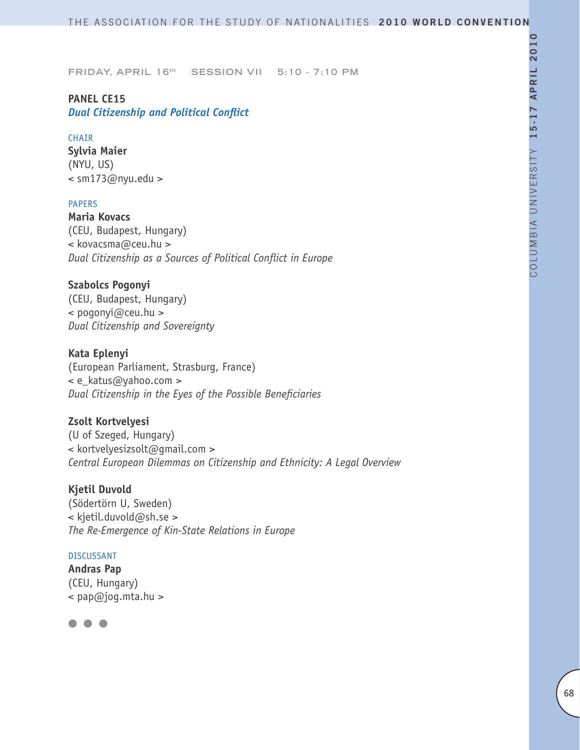FRIDAY, APRIL 16th SESSION VII 5:10 - 7:10 PM

## PANEL CE15
### *Dual Citizenship and Political Conflict*

CHAIR

**Sylvia Maier**
(NYU, US)
< sm173@nyu.edu >

PAPERS

**Maria Kovacs**
(CEU, Budapest, Hungary)
< kovacsma@ceu.hu >
*Dual Citizenship as a Sources of Political Conflict in Europe*

**Szabolcs Pogonyi**
(CEU, Budapest, Hungary)
< pogonyi@ceu.hu >
*Dual Citizenship and Sovereignty*

**Kata Eplenyi**
(European Parliament, Strasburg, France)
< e_katus@yahoo.com >
*Dual Citizenship in the Eyes of the Possible Beneficiaries*

**Zsolt Kortvelyesi**
(U of Szeged, Hungary)
< kortvelyesizsolt@gmail.com >
*Central European Dilemmas on Citizenship and Ethnicity: A Legal Overview*

**Kjetil Duvold**
(Södertörn U, Sweden)
< kjetil.duvold@sh.se >
*The Re-Emergence of Kin-State Relations in Europe*

DISCUSSANT

**Andras Pap**
(CEU, Hungary)
< pap@jog.mta.hu >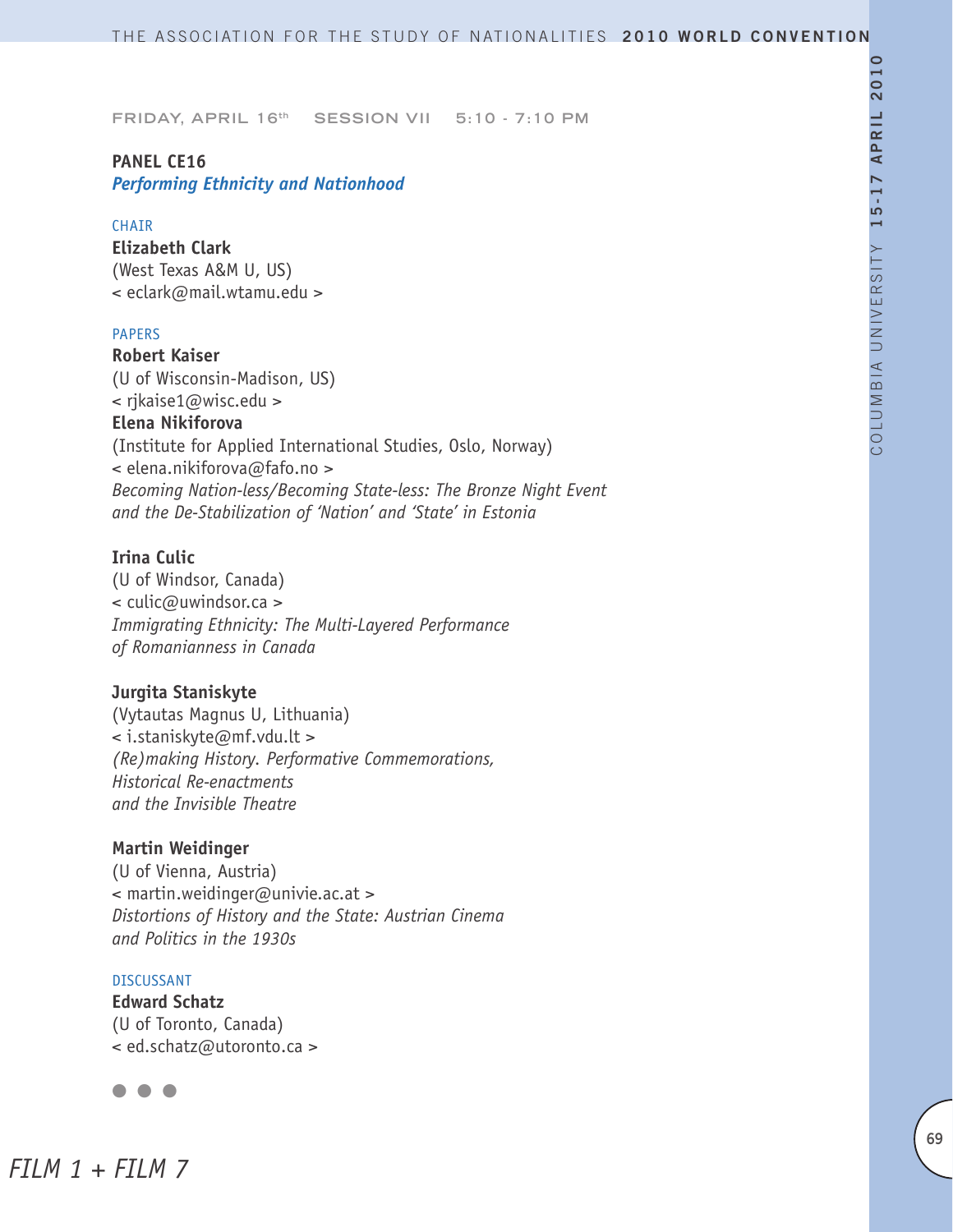FRIDAY, APRIL 16th SESSION VII 5:10 - 7:10 PM

**PANEL CE16**
***Performing Ethnicity and Nationhood***

CHAIR
**Elizabeth Clark**
(West Texas A&M U, US)
< eclark@mail.wtamu.edu >

PAPERS
**Robert Kaiser**
(U of Wisconsin-Madison, US)
< rjkaise1@wisc.edu >
**Elena Nikiforova**
(Institute for Applied International Studies, Oslo, Norway)
< elena.nikiforova@fafo.no >
*Becoming Nation-less/Becoming State-less: The Bronze Night Event and the De-Stabilization of 'Nation' and 'State' in Estonia*

**Irina Culic**
(U of Windsor, Canada)
< culic@uwindsor.ca >
*Immigrating Ethnicity: The Multi-Layered Performance of Romanianness in Canada*

**Jurgita Staniskyte**
(Vytautas Magnus U, Lithuania)
< i.staniskyte@mf.vdu.lt >
*(Re)making History. Performative Commemorations, Historical Re-enactments and the Invisible Theatre*

**Martin Weidinger**
(U of Vienna, Austria)
< martin.weidinger@univie.ac.at >
*Distortions of History and the State: Austrian Cinema and Politics in the 1930s*

DISCUSSANT
**Edward Schatz**
(U of Toronto, Canada)
< ed.schatz@utoronto.ca >

● ● ●

*FILM 1 + FILM 7*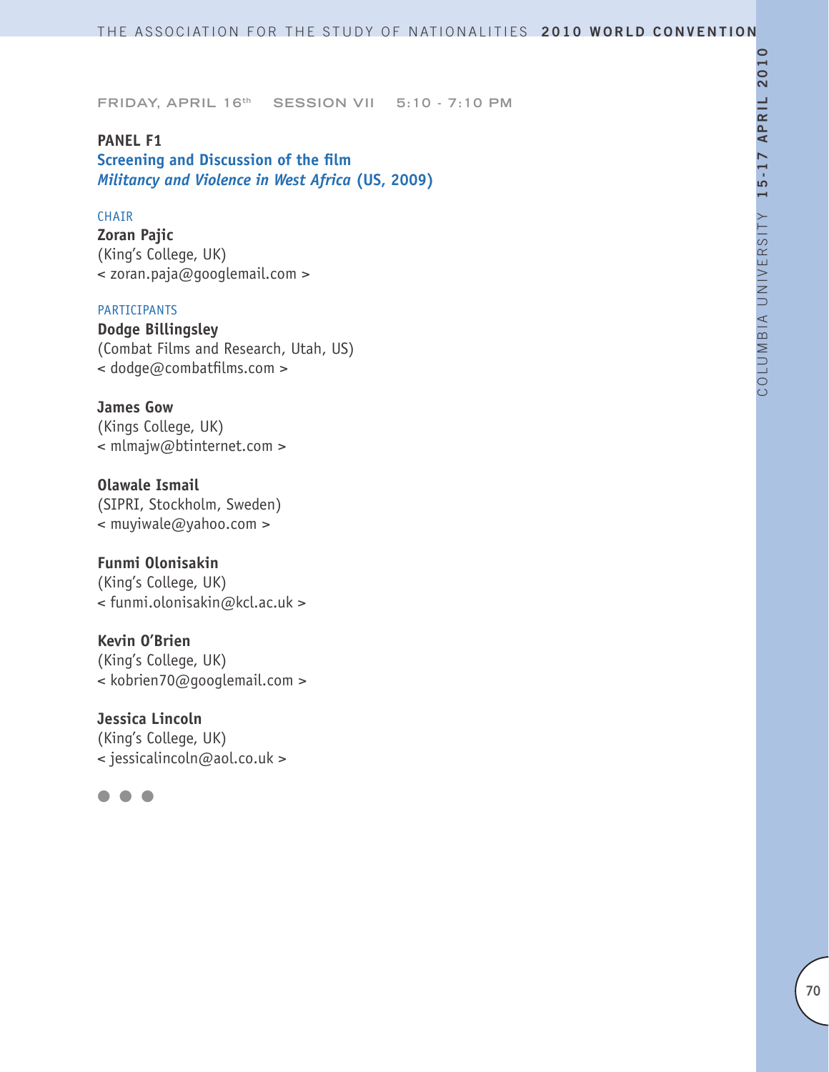FRIDAY, APRIL 16th SESSION VII 5:10 - 7:10 PM

**PANEL F1**

**Screening and Discussion of the film**
***Militancy and Violence in West Africa* (US, 2009)**

CHAIR

**Zoran Pajic**
(King's College, UK)
< zoran.paja@googlemail.com >

PARTICIPANTS

**Dodge Billingsley**
(Combat Films and Research, Utah, US)
< dodge@combatfilms.com >

**James Gow**
(Kings College, UK)
< mlmajw@btinternet.com >

**Olawale Ismail**
(SIPRI, Stockholm, Sweden)
< muyiwale@yahoo.com >

**Funmi Olonisakin**
(King's College, UK)
< funmi.olonisakin@kcl.ac.uk >

**Kevin O'Brien**
(King's College, UK)
< kobrien70@googlemail.com >

**Jessica Lincoln**
(King's College, UK)
< jessicalincoln@aol.co.uk >

● ● ●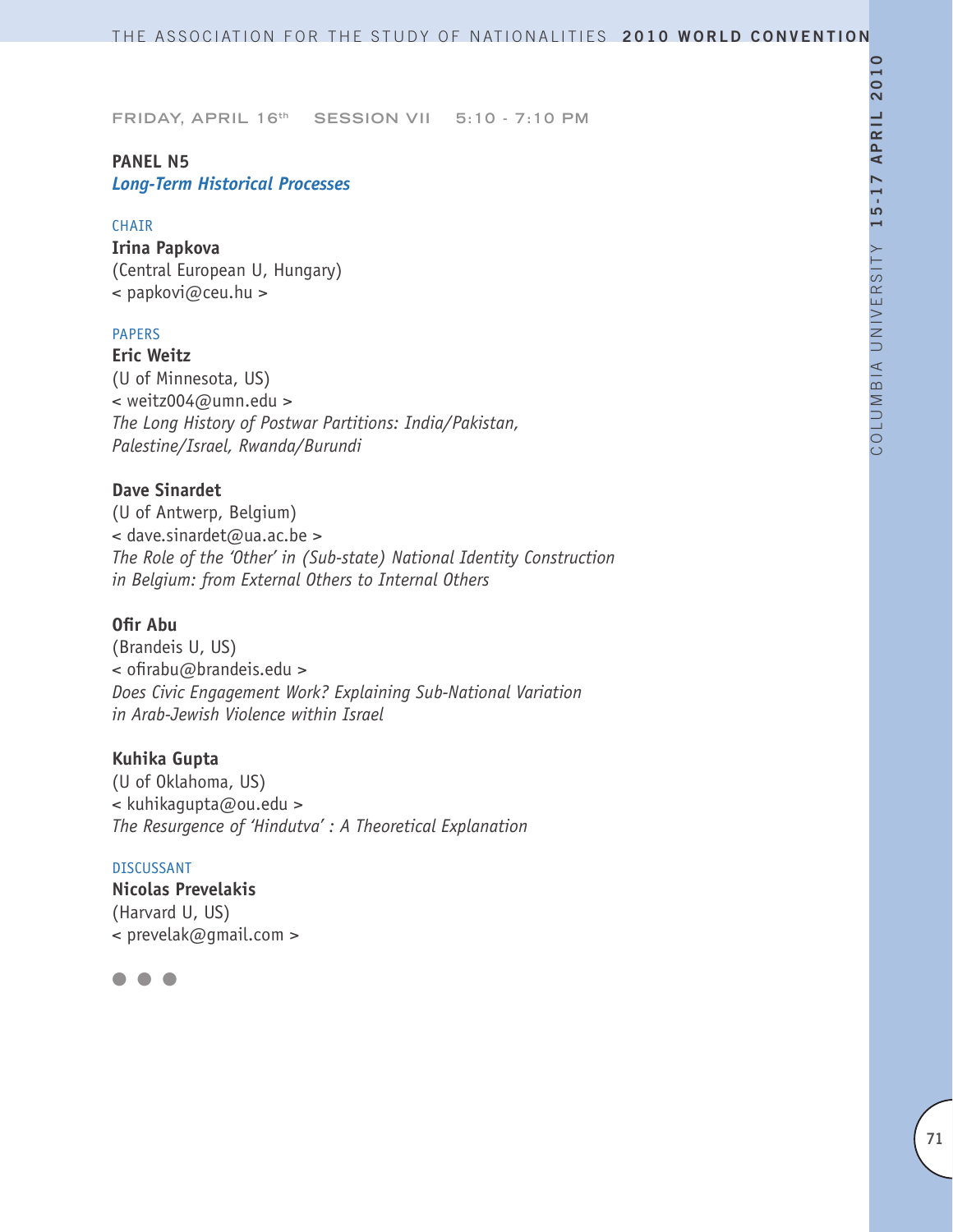FRIDAY, APRIL 16th SESSION VII 5:10 - 7:10 PM

## PANEL N5
### *Long-Term Historical Processes*

CHAIR

**Irina Papkova**
(Central European U, Hungary)
< papkovi@ceu.hu >

PAPERS

**Eric Weitz**
(U of Minnesota, US)
< weitz004@umn.edu >
*The Long History of Postwar Partitions: India/Pakistan, Palestine/Israel, Rwanda/Burundi*

**Dave Sinardet**
(U of Antwerp, Belgium)
< dave.sinardet@ua.ac.be >
*The Role of the 'Other' in (Sub-state) National Identity Construction in Belgium: from External Others to Internal Others*

**Ofir Abu**
(Brandeis U, US)
< ofirabu@brandeis.edu >
*Does Civic Engagement Work? Explaining Sub-National Variation in Arab-Jewish Violence within Israel*

**Kuhika Gupta**
(U of Oklahoma, US)
< kuhikagupta@ou.edu >
*The Resurgence of 'Hindutva' : A Theoretical Explanation*

DISCUSSANT

**Nicolas Prevelakis**
(Harvard U, US)
< prevelak@gmail.com >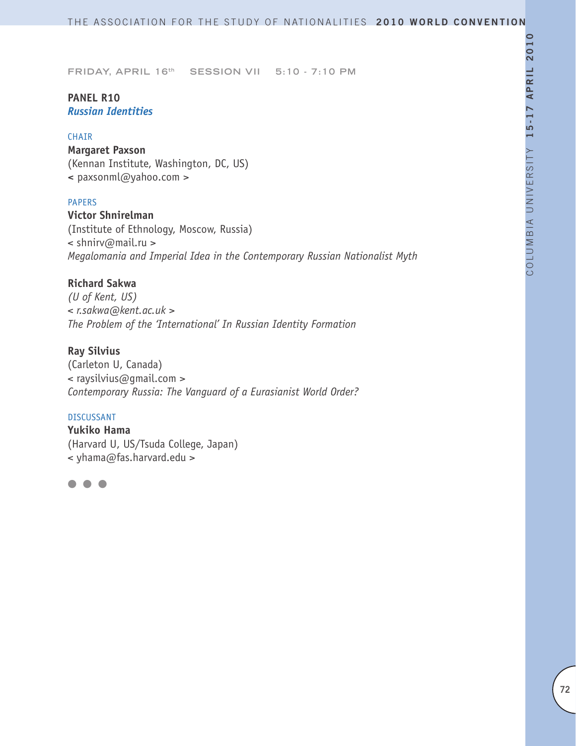FRIDAY, APRIL 16th SESSION VII 5:10 - 7:10 PM

## PANEL R10
### *Russian Identities*

CHAIR

**Margaret Paxson**
(Kennan Institute, Washington, DC, US)
< paxsonml@yahoo.com >

PAPERS

**Victor Shnirelman**
(Institute of Ethnology, Moscow, Russia)
< shnirv@mail.ru >
*Megalomania and Imperial Idea in the Contemporary Russian Nationalist Myth*

**Richard Sakwa**
*(U of Kent, US)*
< *r.sakwa@kent.ac.uk* >
*The Problem of the 'International' In Russian Identity Formation*

**Ray Silvius**
(Carleton U, Canada)
< raysilvius@gmail.com >
*Contemporary Russia: The Vanguard of a Eurasianist World Order?*

DISCUSSANT

**Yukiko Hama**
(Harvard U, US/Tsuda College, Japan)
< yhama@fas.harvard.edu >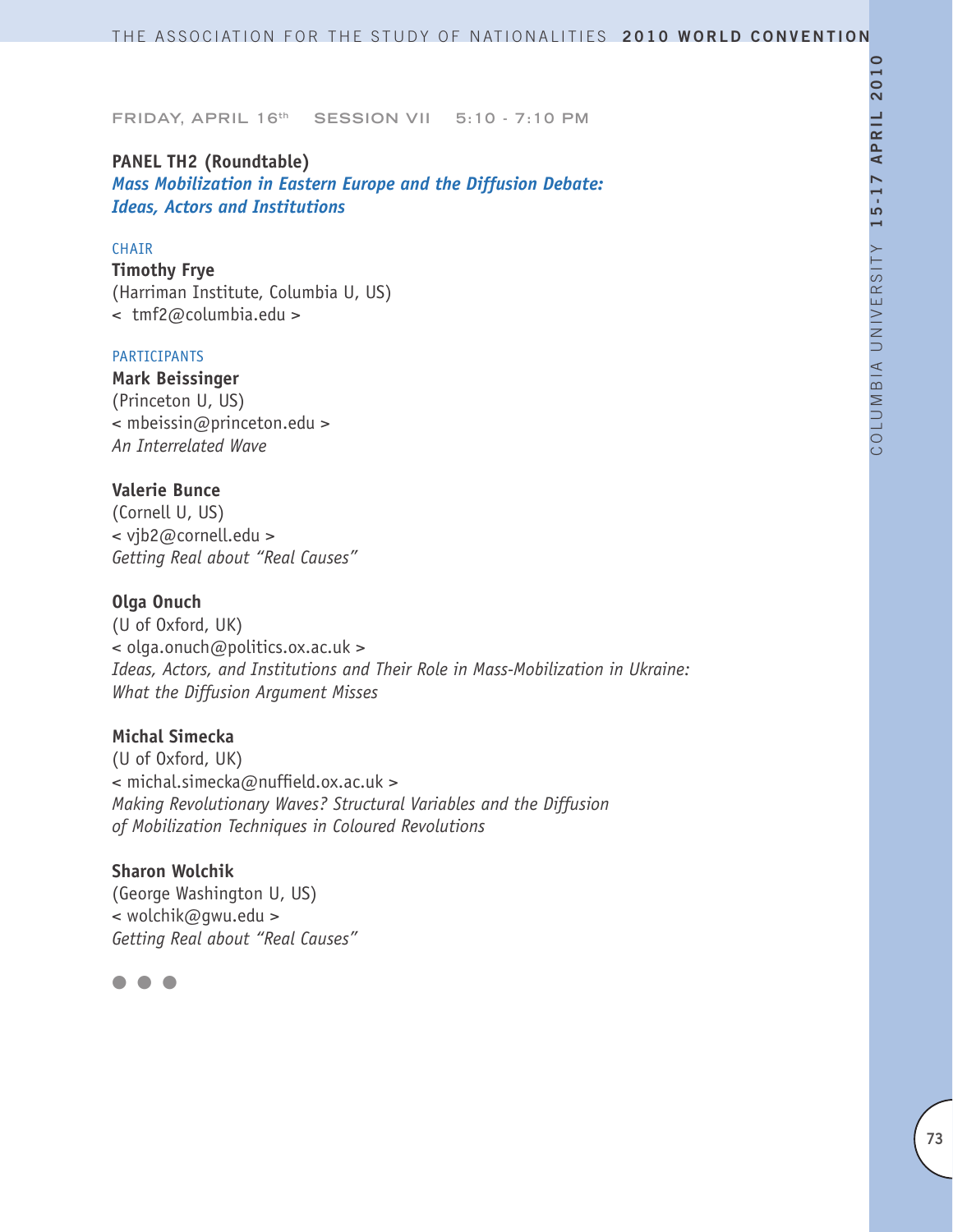FRIDAY, APRIL 16th SESSION VII 5:10 - 7:10 PM

**PANEL TH2 (Roundtable)**
***Mass Mobilization in Eastern Europe and the Diffusion Debate: Ideas, Actors and Institutions***

CHAIR

**Timothy Frye**
(Harriman Institute, Columbia U, US)
< tmf2@columbia.edu >

PARTICIPANTS

**Mark Beissinger**
(Princeton U, US)
< mbeissin@princeton.edu >
*An Interrelated Wave*

**Valerie Bunce**
(Cornell U, US)
< vjb2@cornell.edu >
*Getting Real about "Real Causes"*

**Olga Onuch**
(U of Oxford, UK)
< olga.onuch@politics.ox.ac.uk >
*Ideas, Actors, and Institutions and Their Role in Mass-Mobilization in Ukraine: What the Diffusion Argument Misses*

**Michal Simecka**
(U of Oxford, UK)
< michal.simecka@nuffield.ox.ac.uk >
*Making Revolutionary Waves? Structural Variables and the Diffusion of Mobilization Techniques in Coloured Revolutions*

**Sharon Wolchik**
(George Washington U, US)
< wolchik@gwu.edu >
*Getting Real about "Real Causes"*

● ● ●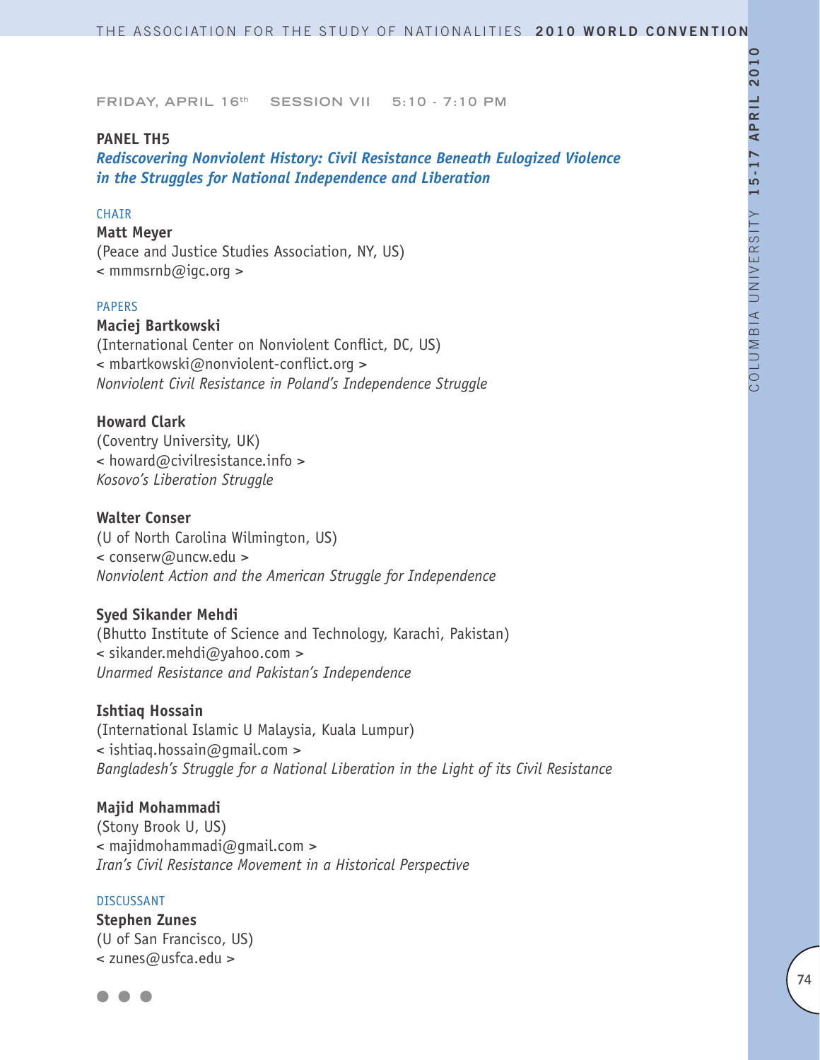FRIDAY, APRIL 16th SESSION VII 5:10 - 7:10 PM

**PANEL TH5**

***Rediscovering Nonviolent History: Civil Resistance Beneath Eulogized Violence in the Struggles for National Independence and Liberation***

CHAIR

**Matt Meyer**
(Peace and Justice Studies Association, NY, US)
< mmmsrnb@igc.org >

PAPERS

**Maciej Bartkowski**
(International Center on Nonviolent Conflict, DC, US)
< mbartkowski@nonviolent-conflict.org >
*Nonviolent Civil Resistance in Poland's Independence Struggle*

**Howard Clark**
(Coventry University, UK)
< howard@civilresistance.info >
*Kosovo's Liberation Struggle*

**Walter Conser**
(U of North Carolina Wilmington, US)
< conserw@uncw.edu >
*Nonviolent Action and the American Struggle for Independence*

**Syed Sikander Mehdi**
(Bhutto Institute of Science and Technology, Karachi, Pakistan)
< sikander.mehdi@yahoo.com >
*Unarmed Resistance and Pakistan's Independence*

**Ishtiaq Hossain**
(International Islamic U Malaysia, Kuala Lumpur)
< ishtiaq.hossain@gmail.com >
*Bangladesh's Struggle for a National Liberation in the Light of its Civil Resistance*

**Majid Mohammadi**
(Stony Brook U, US)
< majidmohammadi@gmail.com >
*Iran's Civil Resistance Movement in a Historical Perspective*

DISCUSSANT

**Stephen Zunes**
(U of San Francisco, US)
< zunes@usfca.edu >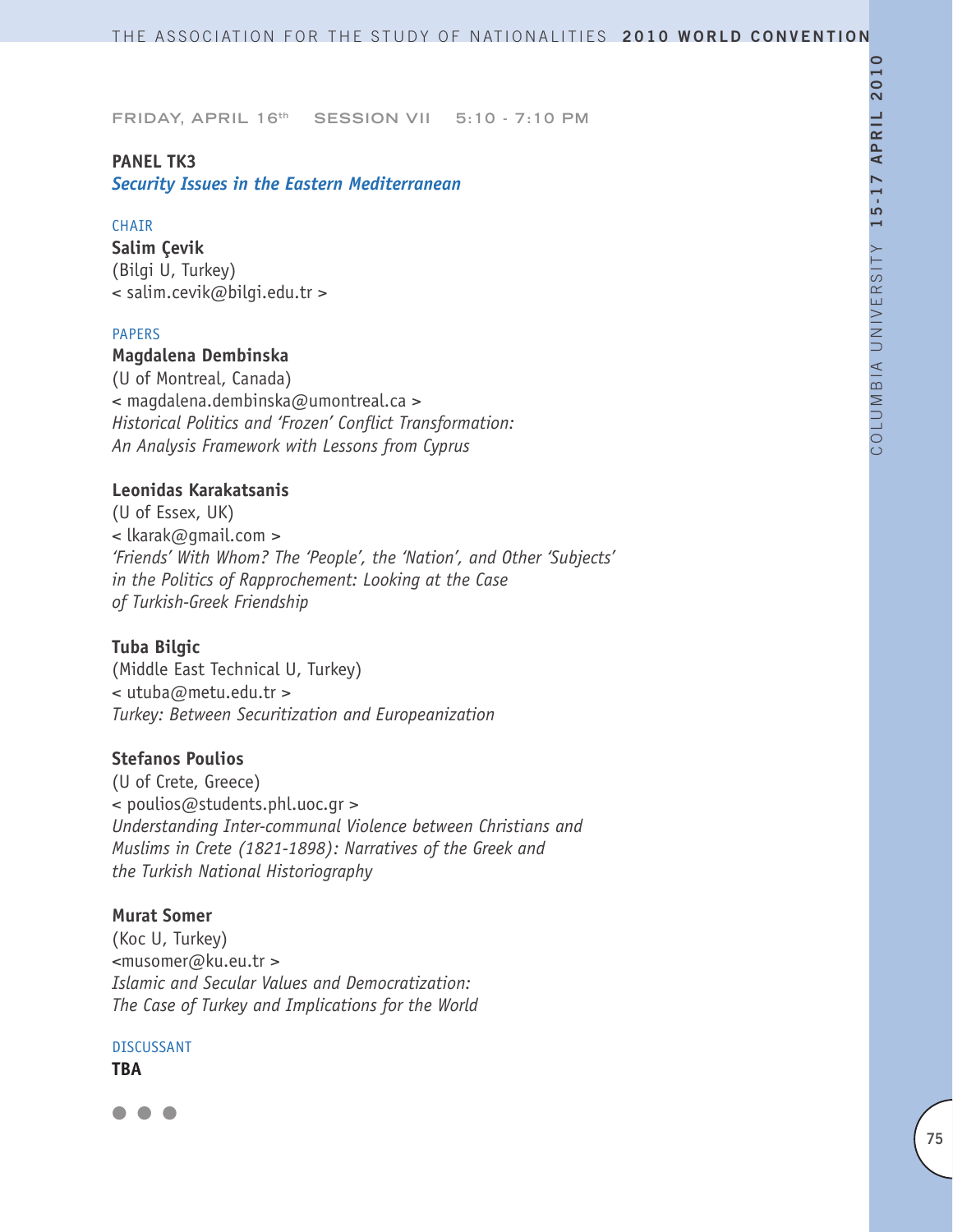FRIDAY, APRIL 16th SESSION VII 5:10 - 7:10 PM

## PANEL TK3

### *Security Issues in the Eastern Mediterranean*

CHAIR

**Salim Çevik**
(Bilgi U, Turkey)
< salim.cevik@bilgi.edu.tr >

PAPERS

**Magdalena Dembinska**
(U of Montreal, Canada)
< magdalena.dembinska@umontreal.ca >
*Historical Politics and 'Frozen' Conflict Transformation: An Analysis Framework with Lessons from Cyprus*

**Leonidas Karakatsanis**
(U of Essex, UK)
< lkarak@gmail.com >
*'Friends' With Whom? The 'People', the 'Nation', and Other 'Subjects' in the Politics of Rapprochement: Looking at the Case of Turkish-Greek Friendship*

**Tuba Bilgic**
(Middle East Technical U, Turkey)
< utuba@metu.edu.tr >
*Turkey: Between Securitization and Europeanization*

**Stefanos Poulios**
(U of Crete, Greece)
< poulios@students.phl.uoc.gr >
*Understanding Inter-communal Violence between Christians and Muslims in Crete (1821-1898): Narratives of the Greek and the Turkish National Historiography*

**Murat Somer**
(Koc U, Turkey)
<musomer@ku.eu.tr >
*Islamic and Secular Values and Democratization: The Case of Turkey and Implications for the World*

DISCUSSANT

**TBA**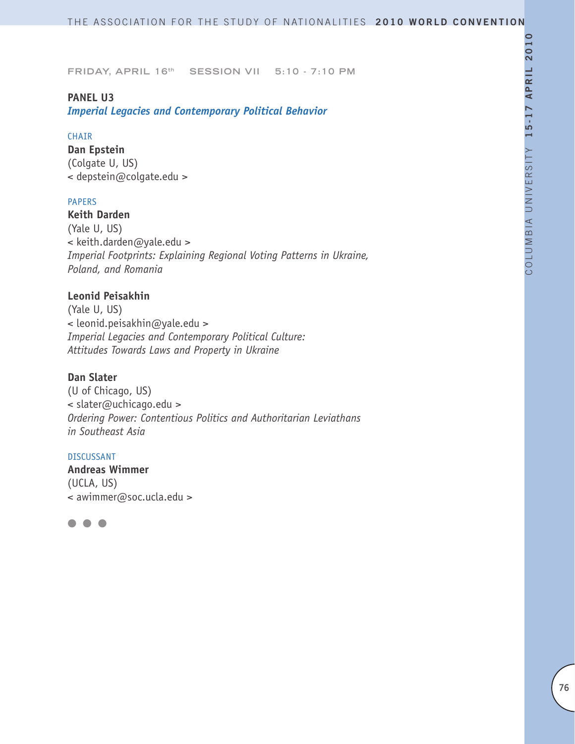FRIDAY, APRIL 16th SESSION VII 5:10 - 7:10 PM

## PANEL U3

### *Imperial Legacies and Contemporary Political Behavior*

CHAIR

**Dan Epstein**
(Colgate U, US)
< depstein@colgate.edu >

PAPERS

**Keith Darden**
(Yale U, US)
< keith.darden@yale.edu >
*Imperial Footprints: Explaining Regional Voting Patterns in Ukraine, Poland, and Romania*

**Leonid Peisakhin**
(Yale U, US)
< leonid.peisakhin@yale.edu >
*Imperial Legacies and Contemporary Political Culture: Attitudes Towards Laws and Property in Ukraine*

**Dan Slater**
(U of Chicago, US)
< slater@uchicago.edu >
*Ordering Power: Contentious Politics and Authoritarian Leviathans in Southeast Asia*

DISCUSSANT

**Andreas Wimmer**
(UCLA, US)
< awimmer@soc.ucla.edu >

● ● ●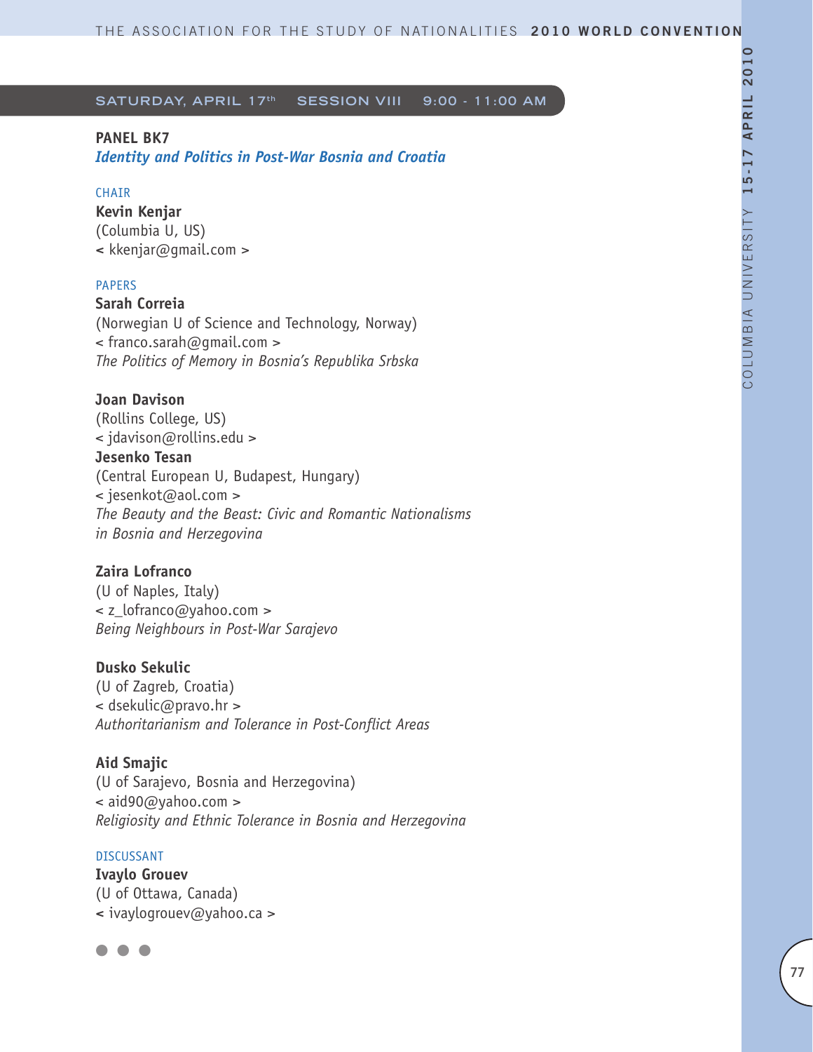SATURDAY, APRIL 17th SESSION VIII 9:00 - 11:00 AM

## PANEL BK7
### *Identity and Politics in Post-War Bosnia and Croatia*

CHAIR

**Kevin Kenjar**
(Columbia U, US)
< kkenjar@gmail.com >

PAPERS

**Sarah Correia**
(Norwegian U of Science and Technology, Norway)
< franco.sarah@gmail.com >
*The Politics of Memory in Bosnia's Republika Srbska*

**Joan Davison**
(Rollins College, US)
< jdavison@rollins.edu >
**Jesenko Tesan**
(Central European U, Budapest, Hungary)
< jesenkot@aol.com >
*The Beauty and the Beast: Civic and Romantic Nationalisms in Bosnia and Herzegovina*

**Zaira Lofranco**
(U of Naples, Italy)
< z_lofranco@yahoo.com >
*Being Neighbours in Post-War Sarajevo*

**Dusko Sekulic**
(U of Zagreb, Croatia)
< dsekulic@pravo.hr >
*Authoritarianism and Tolerance in Post-Conflict Areas*

**Aid Smajic**
(U of Sarajevo, Bosnia and Herzegovina)
< aid90@yahoo.com >
*Religiosity and Ethnic Tolerance in Bosnia and Herzegovina*

DISCUSSANT

**Ivaylo Grouev**
(U of Ottawa, Canada)
< ivaylogrouev@yahoo.ca >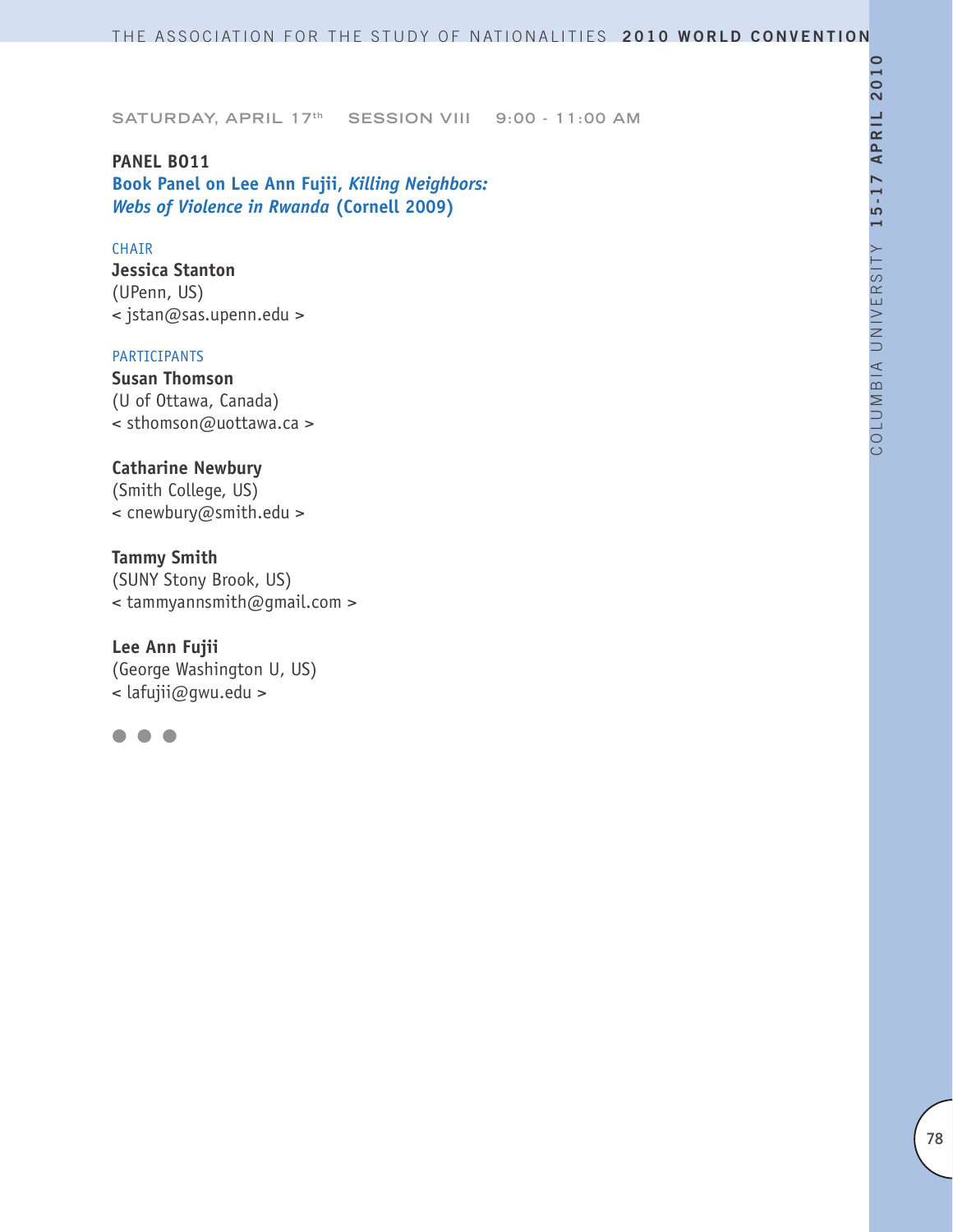SATURDAY, APRIL 17th SESSION VIII 9:00 - 11:00 AM

**PANEL B011**

**Book Panel on Lee Ann Fujii, *Killing Neighbors: Webs of Violence in Rwanda* (Cornell 2009)**

CHAIR

**Jessica Stanton**
(UPenn, US)
< jstan@sas.upenn.edu >

PARTICIPANTS

**Susan Thomson**
(U of Ottawa, Canada)
< sthomson@uottawa.ca >

**Catharine Newbury**
(Smith College, US)
< cnewbury@smith.edu >

**Tammy Smith**
(SUNY Stony Brook, US)
< tammyannsmith@gmail.com >

**Lee Ann Fujii**
(George Washington U, US)
< lafujii@gwu.edu >

● ● ●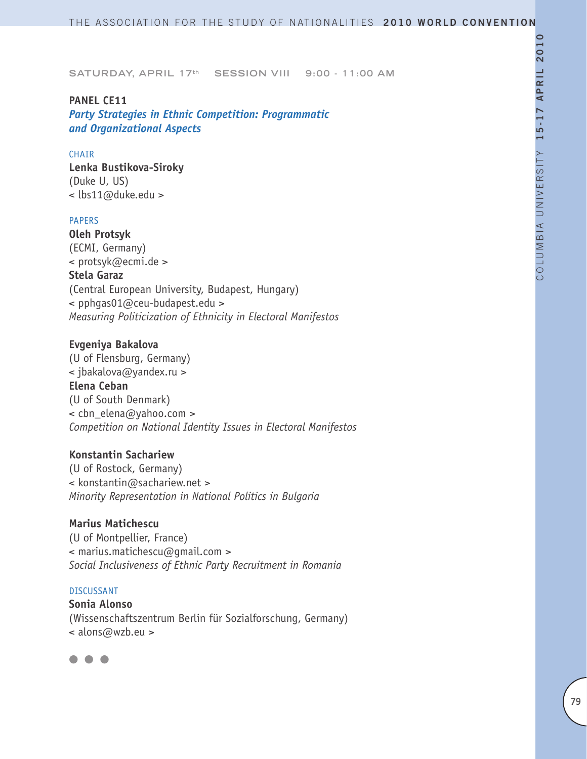SATURDAY, APRIL 17th SESSION VIII 9:00 - 11:00 AM

**PANEL CE11**
***Party Strategies in Ethnic Competition: Programmatic and Organizational Aspects***

CHAIR

**Lenka Bustikova-Siroky**
(Duke U, US)
< lbs11@duke.edu >

PAPERS

**Oleh Protsyk**
(ECMI, Germany)
< protsyk@ecmi.de >
**Stela Garaz**
(Central European University, Budapest, Hungary)
< pphgas01@ceu-budapest.edu >
*Measuring Politicization of Ethnicity in Electoral Manifestos*

**Evgeniya Bakalova**
(U of Flensburg, Germany)
< jbakalova@yandex.ru >
**Elena Ceban**
(U of South Denmark)
< cbn_elena@yahoo.com >
*Competition on National Identity Issues in Electoral Manifestos*

**Konstantin Sachariew**
(U of Rostock, Germany)
< konstantin@sachariew.net >
*Minority Representation in National Politics in Bulgaria*

**Marius Matichescu**
(U of Montpellier, France)
< marius.matichescu@gmail.com >
*Social Inclusiveness of Ethnic Party Recruitment in Romania*

DISCUSSANT

**Sonia Alonso**
(Wissenschaftszentrum Berlin für Sozialforschung, Germany)
< alons@wzb.eu >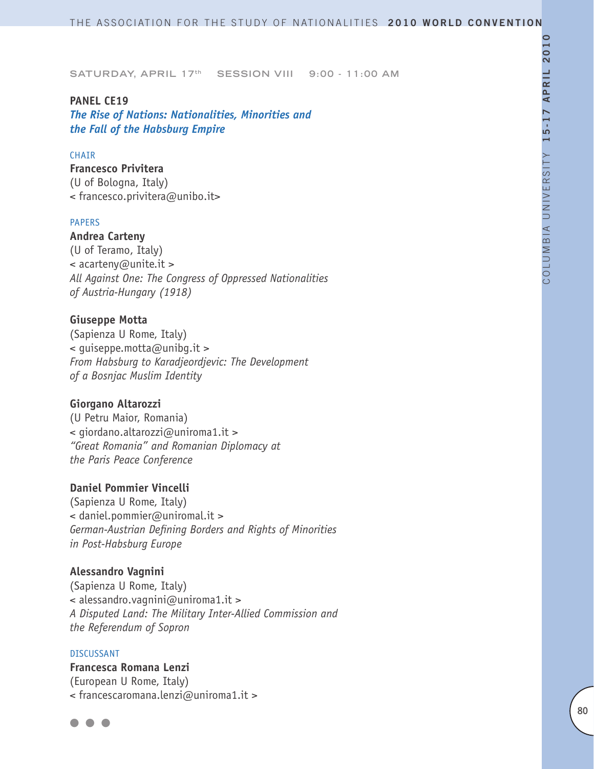SATURDAY, APRIL 17th SESSION VIII 9:00 - 11:00 AM

**PANEL CE19**
***The Rise of Nations: Nationalities, Minorities and the Fall of the Habsburg Empire***

CHAIR
**Francesco Privitera**
(U of Bologna, Italy)
< francesco.privitera@unibo.it>

PAPERS
**Andrea Carteny**
(U of Teramo, Italy)
< acarteny@unite.it >
*All Against One: The Congress of Oppressed Nationalities of Austria-Hungary (1918)*

**Giuseppe Motta**
(Sapienza U Rome, Italy)
< guiseppe.motta@unibg.it >
*From Habsburg to Karadjeordjevic: The Development of a Bosnjac Muslim Identity*

**Giorgano Altarozzi**
(U Petru Maior, Romania)
< giordano.altarozzi@uniroma1.it >
*"Great Romania" and Romanian Diplomacy at the Paris Peace Conference*

**Daniel Pommier Vincelli**
(Sapienza U Rome, Italy)
< daniel.pommier@uniromal.it >
*German-Austrian Defining Borders and Rights of Minorities in Post-Habsburg Europe*

**Alessandro Vagnini**
(Sapienza U Rome, Italy)
< alessandro.vagnini@uniroma1.it >
*A Disputed Land: The Military Inter-Allied Commission and the Referendum of Sopron*

DISCUSSANT
**Francesca Romana Lenzi**
(European U Rome, Italy)
< francescaromana.lenzi@uniroma1.it >

● ● ●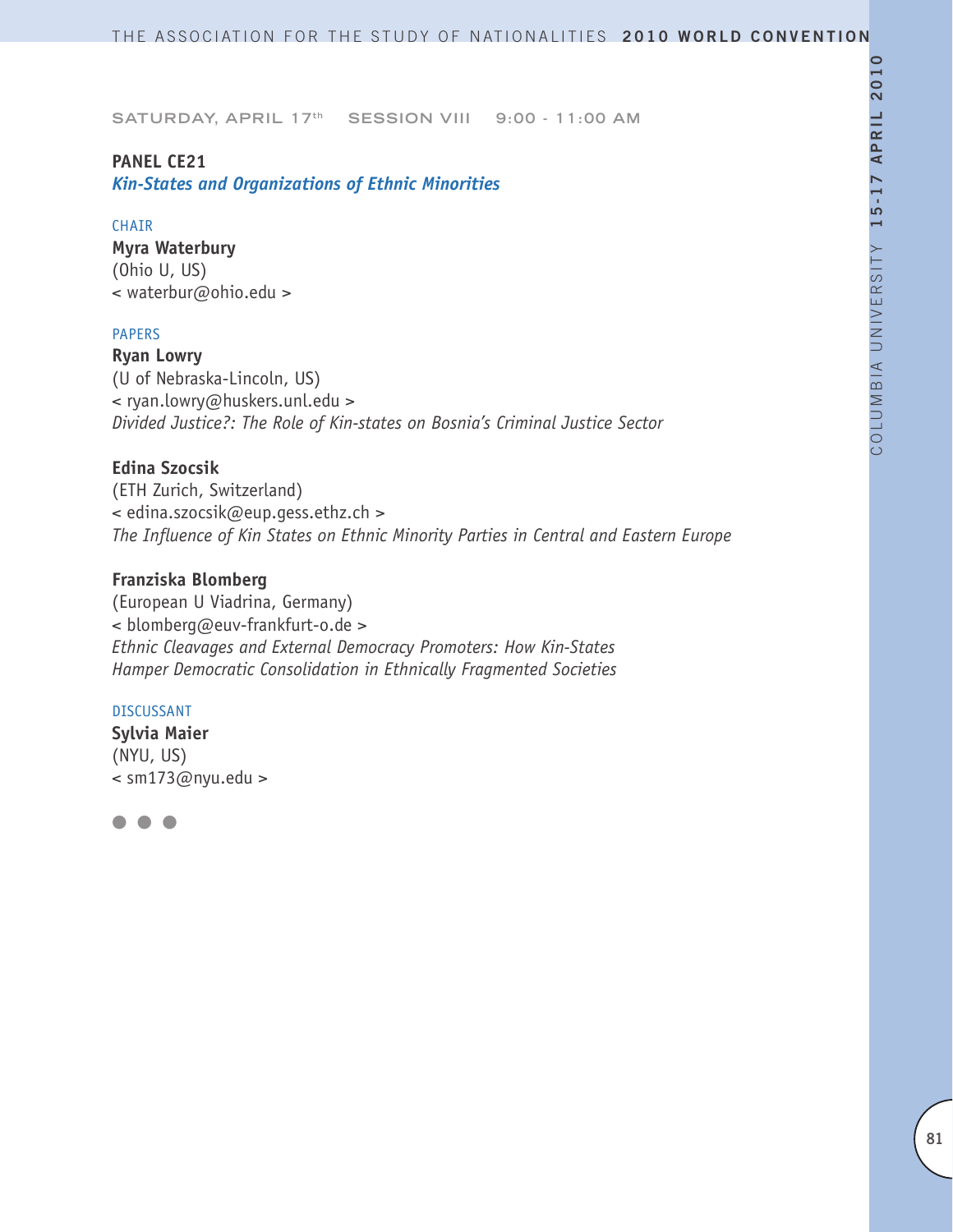SATURDAY, APRIL 17th SESSION VIII 9:00 - 11:00 AM

**PANEL CE21**
***Kin-States and Organizations of Ethnic Minorities***

CHAIR
**Myra Waterbury**
(Ohio U, US)
< waterbur@ohio.edu >

PAPERS
**Ryan Lowry**
(U of Nebraska-Lincoln, US)
< ryan.lowry@huskers.unl.edu >
*Divided Justice?: The Role of Kin-states on Bosnia's Criminal Justice Sector*

**Edina Szocsik**
(ETH Zurich, Switzerland)
< edina.szocsik@eup.gess.ethz.ch >
*The Influence of Kin States on Ethnic Minority Parties in Central and Eastern Europe*

**Franziska Blomberg**
(European U Viadrina, Germany)
< blomberg@euv-frankfurt-o.de >
*Ethnic Cleavages and External Democracy Promoters: How Kin-States Hamper Democratic Consolidation in Ethnically Fragmented Societies*

DISCUSSANT
**Sylvia Maier**
(NYU, US)
< sm173@nyu.edu >

● ● ●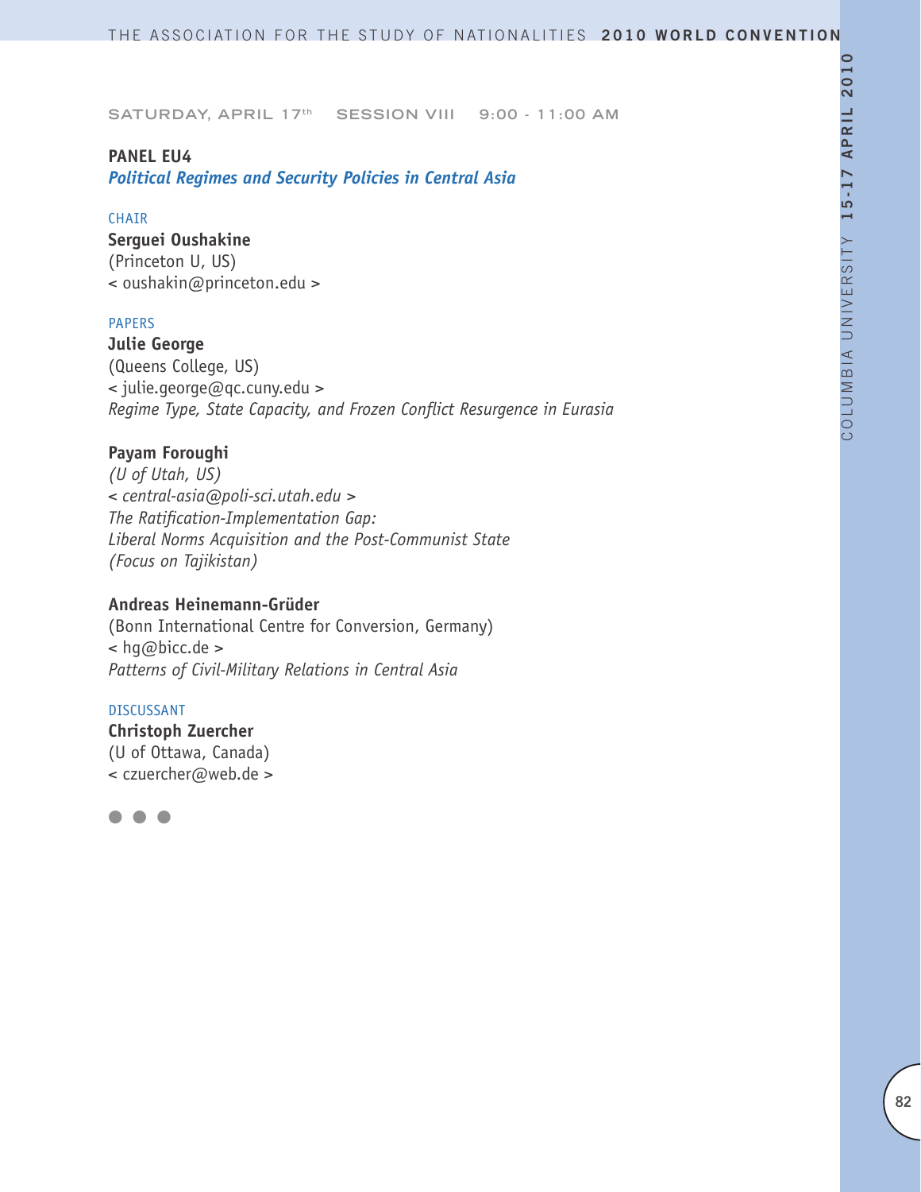SATURDAY, APRIL 17th SESSION VIII 9:00 - 11:00 AM

**PANEL EU4**
***Political Regimes and Security Policies in Central Asia***

CHAIR

**Serguei Oushakine**
(Princeton U, US)
< oushakin@princeton.edu >

PAPERS

**Julie George**
(Queens College, US)
< julie.george@qc.cuny.edu >
*Regime Type, State Capacity, and Frozen Conflict Resurgence in Eurasia*

**Payam Foroughi**
*(U of Utah, US)*
*< central-asia@poli-sci.utah.edu >*
*The Ratification-Implementation Gap:*
*Liberal Norms Acquisition and the Post-Communist State*
*(Focus on Tajikistan)*

**Andreas Heinemann-Grüder**
(Bonn International Centre for Conversion, Germany)
< hg@bicc.de >
*Patterns of Civil-Military Relations in Central Asia*

DISCUSSANT

**Christoph Zuercher**
(U of Ottawa, Canada)
< czuercher@web.de >

● ● ●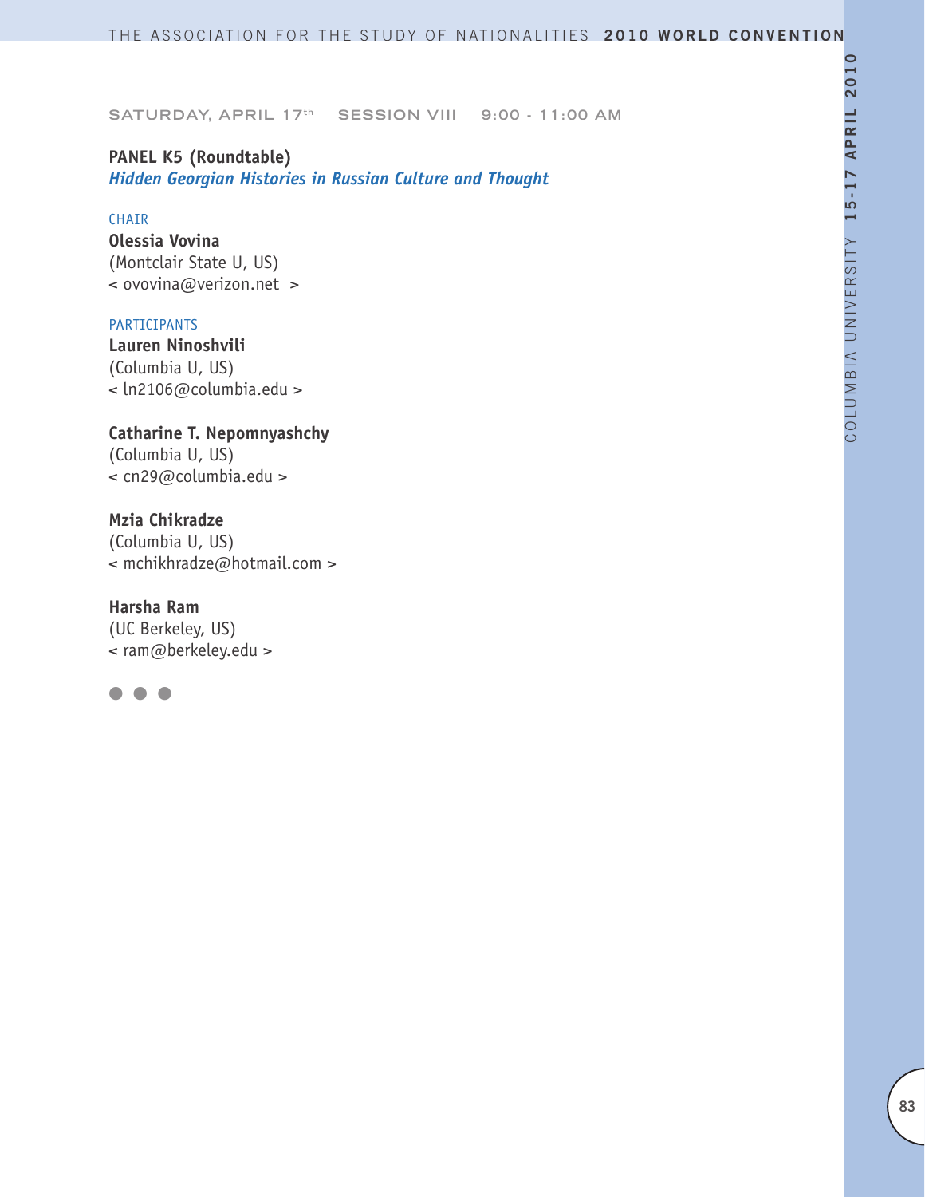SATURDAY, APRIL 17th SESSION VIII 9:00 - 11:00 AM

**PANEL K5 (Roundtable)**
***Hidden Georgian Histories in Russian Culture and Thought***

CHAIR

**Olessia Vovina**
(Montclair State U, US)
< ovovina@verizon.net >

PARTICIPANTS

**Lauren Ninoshvili**
(Columbia U, US)
< ln2106@columbia.edu >

**Catharine T. Nepomnyashchy**
(Columbia U, US)
< cn29@columbia.edu >

**Mzia Chikradze**
(Columbia U, US)
< mchikhradze@hotmail.com >

**Harsha Ram**
(UC Berkeley, US)
< ram@berkeley.edu >

● ● ●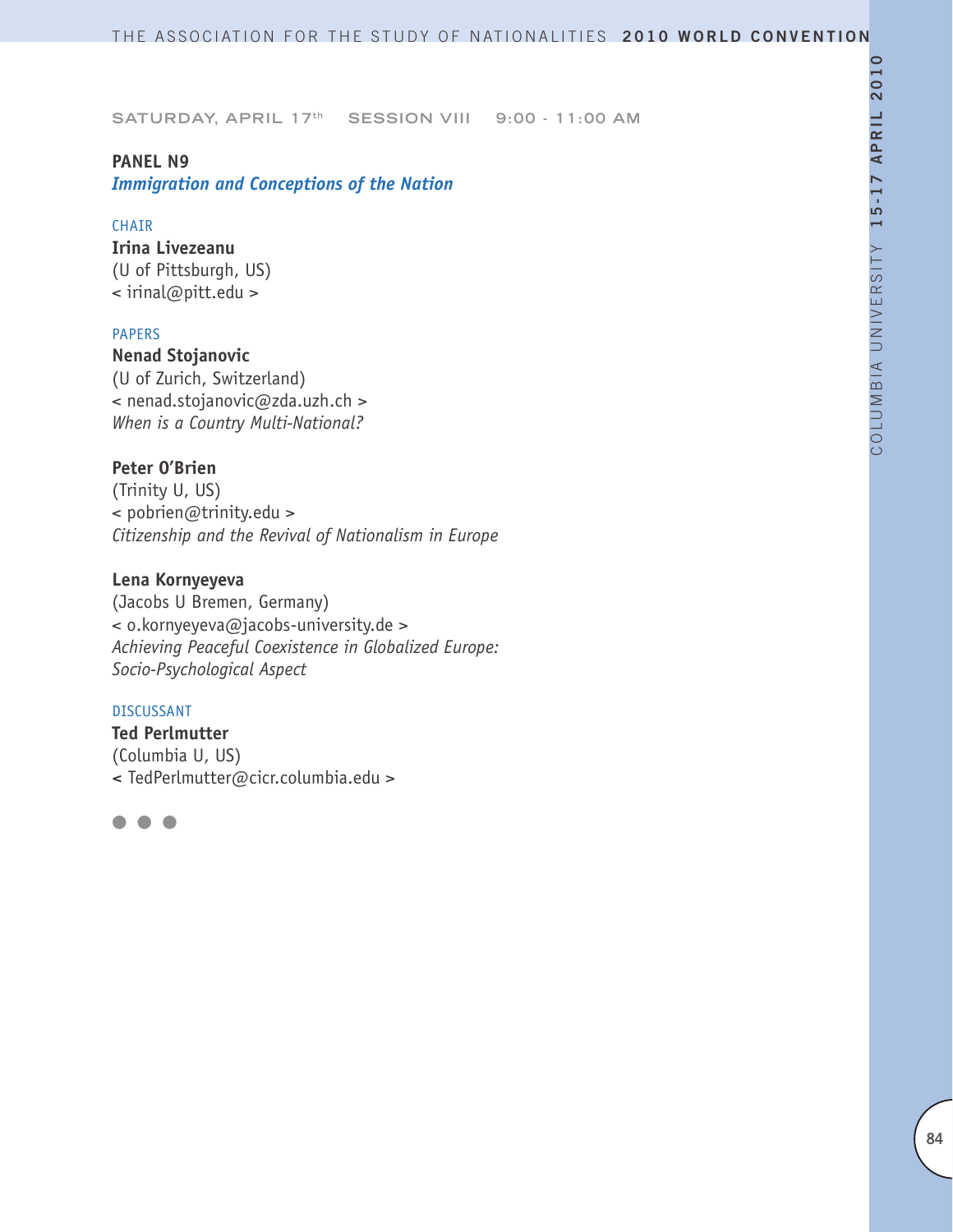SATURDAY, APRIL 17th SESSION VIII 9:00 - 11:00 AM

**PANEL N9**

***Immigration and Conceptions of the Nation***

CHAIR

**Irina Livezeanu**
(U of Pittsburgh, US)
< irinal@pitt.edu >

PAPERS

**Nenad Stojanovic**
(U of Zurich, Switzerland)
< nenad.stojanovic@zda.uzh.ch >
*When is a Country Multi-National?*

**Peter O'Brien**
(Trinity U, US)
< pobrien@trinity.edu >
*Citizenship and the Revival of Nationalism in Europe*

**Lena Kornyeyeva**
(Jacobs U Bremen, Germany)
< o.kornyeyeva@jacobs-university.de >
*Achieving Peaceful Coexistence in Globalized Europe: Socio-Psychological Aspect*

DISCUSSANT

**Ted Perlmutter**
(Columbia U, US)
< TedPerlmutter@cicr.columbia.edu >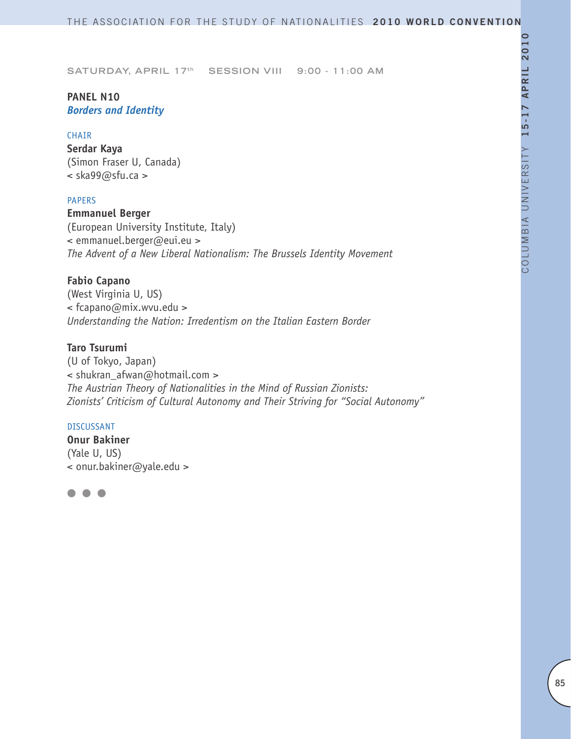SATURDAY, APRIL 17th SESSION VIII 9:00 - 11:00 AM

**PANEL N10**
***Borders and Identity***

CHAIR

**Serdar Kaya**
(Simon Fraser U, Canada)
< ska99@sfu.ca >

PAPERS

**Emmanuel Berger**
(European University Institute, Italy)
< emmanuel.berger@eui.eu >
*The Advent of a New Liberal Nationalism: The Brussels Identity Movement*

**Fabio Capano**
(West Virginia U, US)
< fcapano@mix.wvu.edu >
*Understanding the Nation: Irredentism on the Italian Eastern Border*

**Taro Tsurumi**
(U of Tokyo, Japan)
< shukran_afwan@hotmail.com >
*The Austrian Theory of Nationalities in the Mind of Russian Zionists: Zionists' Criticism of Cultural Autonomy and Their Striving for "Social Autonomy"*

DISCUSSANT

**Onur Bakiner**
(Yale U, US)
< onur.bakiner@yale.edu >

● ● ●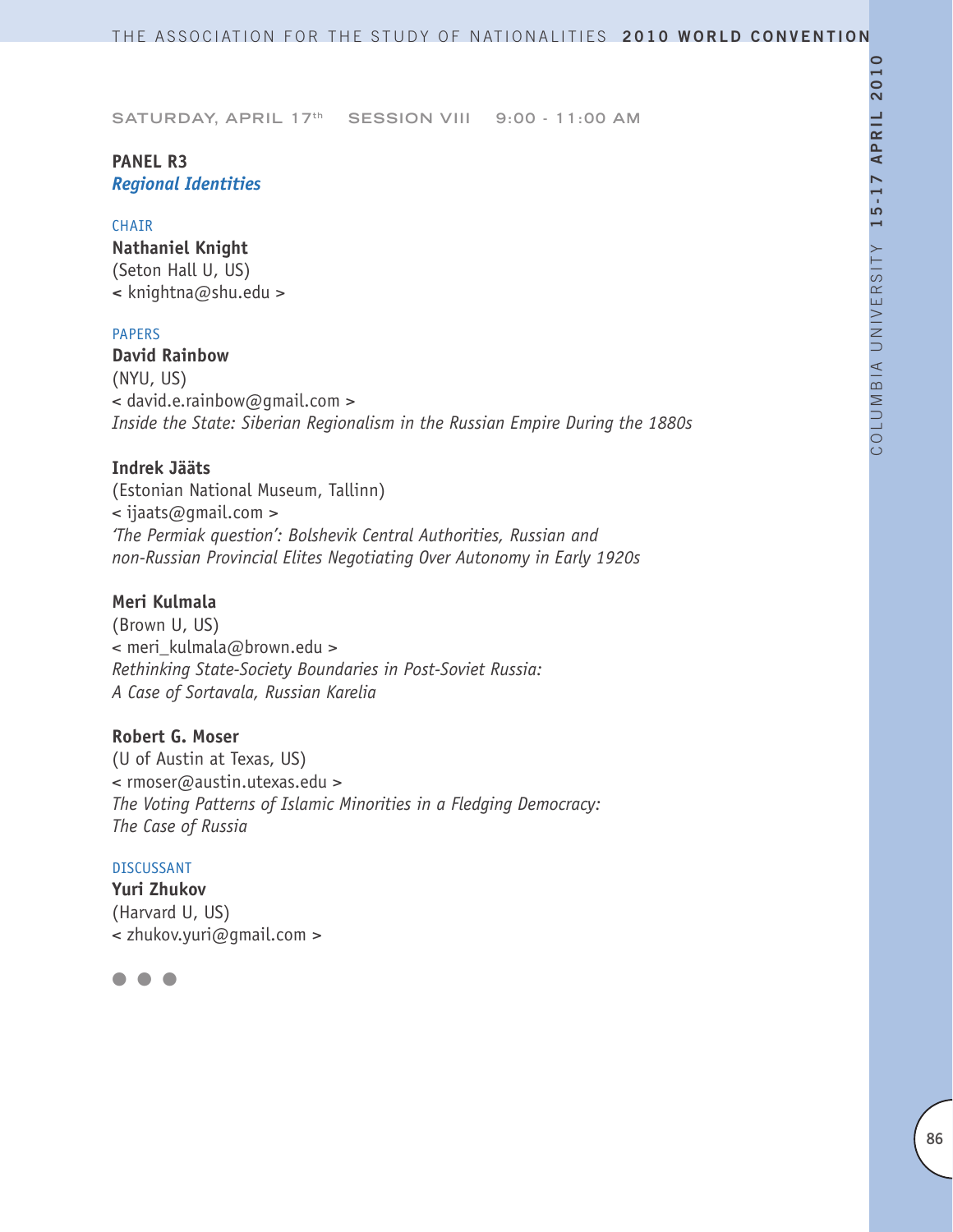SATURDAY, APRIL 17th SESSION VIII 9:00 - 11:00 AM

## PANEL R3
### *Regional Identities*

CHAIR

**Nathaniel Knight**
(Seton Hall U, US)
< knightna@shu.edu >

PAPERS

**David Rainbow**
(NYU, US)
< david.e.rainbow@gmail.com >
*Inside the State: Siberian Regionalism in the Russian Empire During the 1880s*

**Indrek Jääts**
(Estonian National Museum, Tallinn)
< ijaats@gmail.com >
*'The Permiak question': Bolshevik Central Authorities, Russian and non-Russian Provincial Elites Negotiating Over Autonomy in Early 1920s*

**Meri Kulmala**
(Brown U, US)
< meri_kulmala@brown.edu >
*Rethinking State-Society Boundaries in Post-Soviet Russia: A Case of Sortavala, Russian Karelia*

**Robert G. Moser**
(U of Austin at Texas, US)
< rmoser@austin.utexas.edu >
*The Voting Patterns of Islamic Minorities in a Fledging Democracy: The Case of Russia*

DISCUSSANT

**Yuri Zhukov**
(Harvard U, US)
< zhukov.yuri@gmail.com >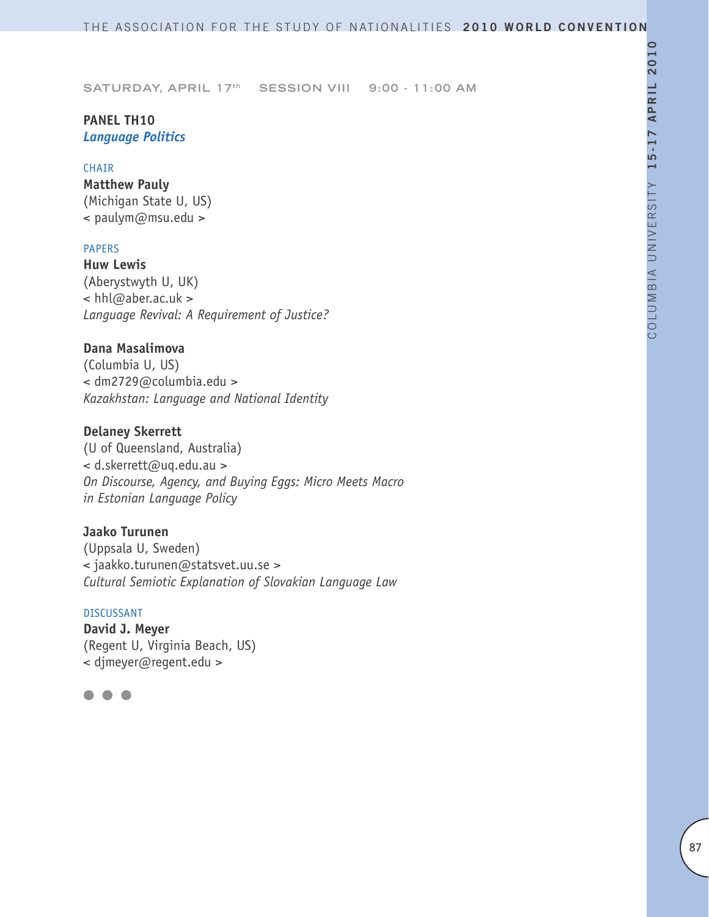SATURDAY, APRIL 17th SESSION VIII 9:00 - 11:00 AM

**PANEL TH10**
***Language Politics***

CHAIR

**Matthew Pauly**
(Michigan State U, US)
< paulym@msu.edu >

PAPERS

**Huw Lewis**
(Aberystwyth U, UK)
< hhl@aber.ac.uk >
*Language Revival: A Requirement of Justice?*

**Dana Masalimova**
(Columbia U, US)
< dm2729@columbia.edu >
*Kazakhstan: Language and National Identity*

**Delaney Skerrett**
(U of Queensland, Australia)
< d.skerrett@uq.edu.au >
*On Discourse, Agency, and Buying Eggs: Micro Meets Macro in Estonian Language Policy*

**Jaako Turunen**
(Uppsala U, Sweden)
< jaakko.turunen@statsvet.uu.se >
*Cultural Semiotic Explanation of Slovakian Language Law*

DISCUSSANT

**David J. Meyer**
(Regent U, Virginia Beach, US)
< djmeyer@regent.edu >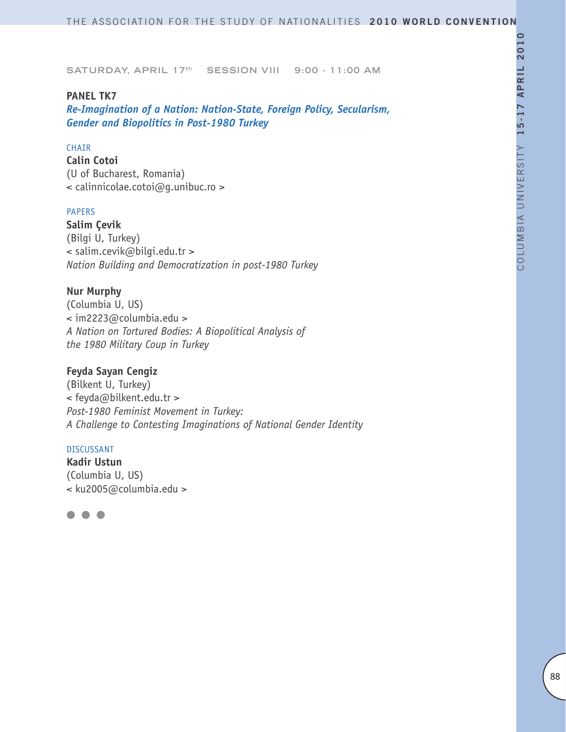SATURDAY, APRIL 17th SESSION VIII 9:00 - 11:00 AM

**PANEL TK7**

***Re-Imagination of a Nation: Nation-State, Foreign Policy, Secularism, Gender and Biopolitics in Post-1980 Turkey***

CHAIR

**Calin Cotoi**
(U of Bucharest, Romania)
< calinnicolae.cotoi@g.unibuc.ro >

PAPERS

**Salim Çevik**
(Bilgi U, Turkey)
< salim.cevik@bilgi.edu.tr >
*Nation Building and Democratization in post-1980 Turkey*

**Nur Murphy**
(Columbia U, US)
< im2223@columbia.edu >
*A Nation on Tortured Bodies: A Biopolitical Analysis of the 1980 Military Coup in Turkey*

**Feyda Sayan Cengiz**
(Bilkent U, Turkey)
< feyda@bilkent.edu.tr >
*Post-1980 Feminist Movement in Turkey: A Challenge to Contesting Imaginations of National Gender Identity*

DISCUSSANT

**Kadir Ustun**
(Columbia U, US)
< ku2005@columbia.edu >

● ● ●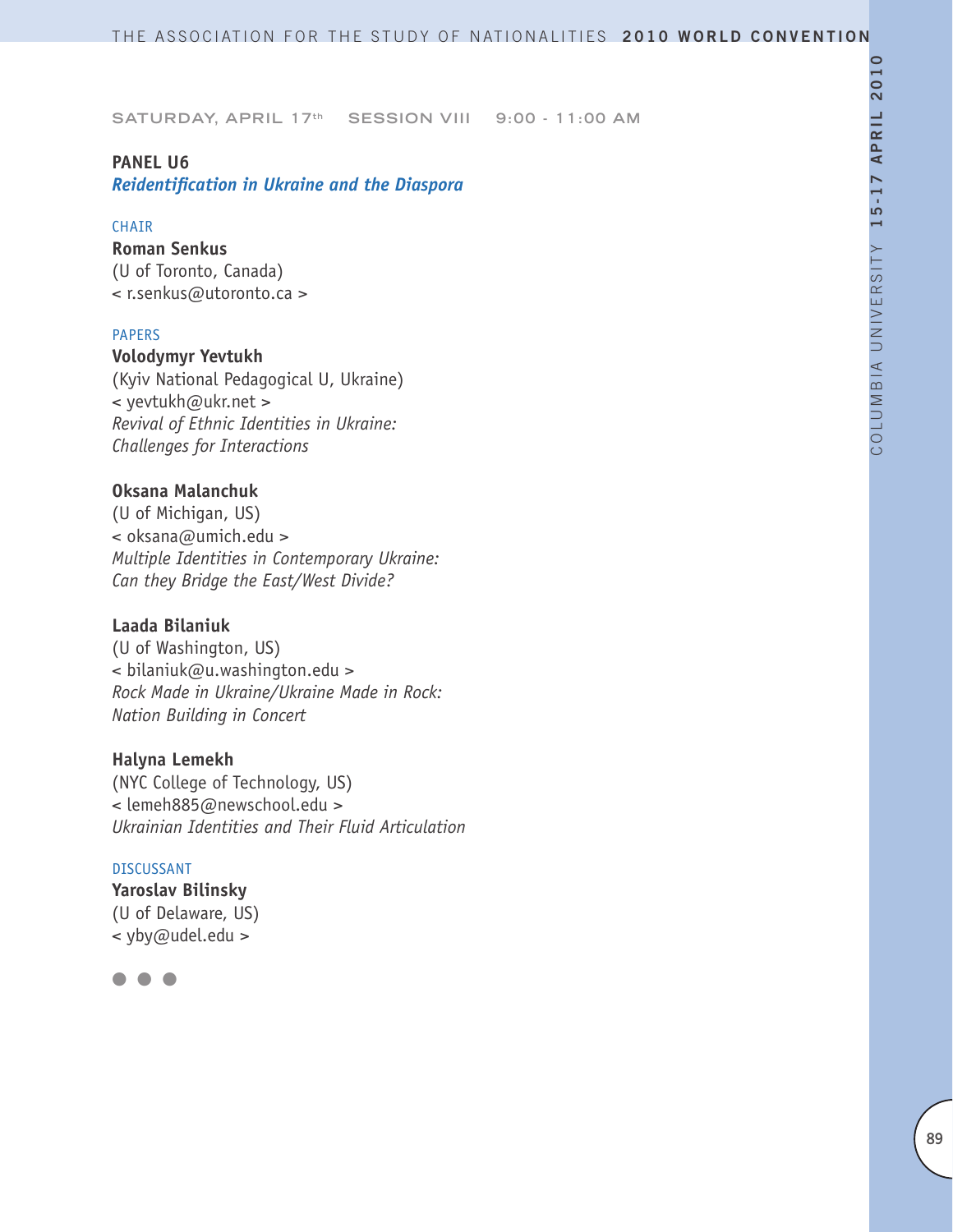SATURDAY, APRIL 17th SESSION VIII 9:00 - 11:00 AM

**PANEL U6**
***Reidentification in Ukraine and the Diaspora***

CHAIR

**Roman Senkus**
(U of Toronto, Canada)
< r.senkus@utoronto.ca >

PAPERS

**Volodymyr Yevtukh**
(Kyiv National Pedagogical U, Ukraine)
< yevtukh@ukr.net >
*Revival of Ethnic Identities in Ukraine: Challenges for Interactions*

**Oksana Malanchuk**
(U of Michigan, US)
< oksana@umich.edu >
*Multiple Identities in Contemporary Ukraine: Can they Bridge the East/West Divide?*

**Laada Bilaniuk**
(U of Washington, US)
< bilaniuk@u.washington.edu >
*Rock Made in Ukraine/Ukraine Made in Rock: Nation Building in Concert*

**Halyna Lemekh**
(NYC College of Technology, US)
< lemeh885@newschool.edu >
*Ukrainian Identities and Their Fluid Articulation*

DISCUSSANT

**Yaroslav Bilinsky**
(U of Delaware, US)
< yby@udel.edu >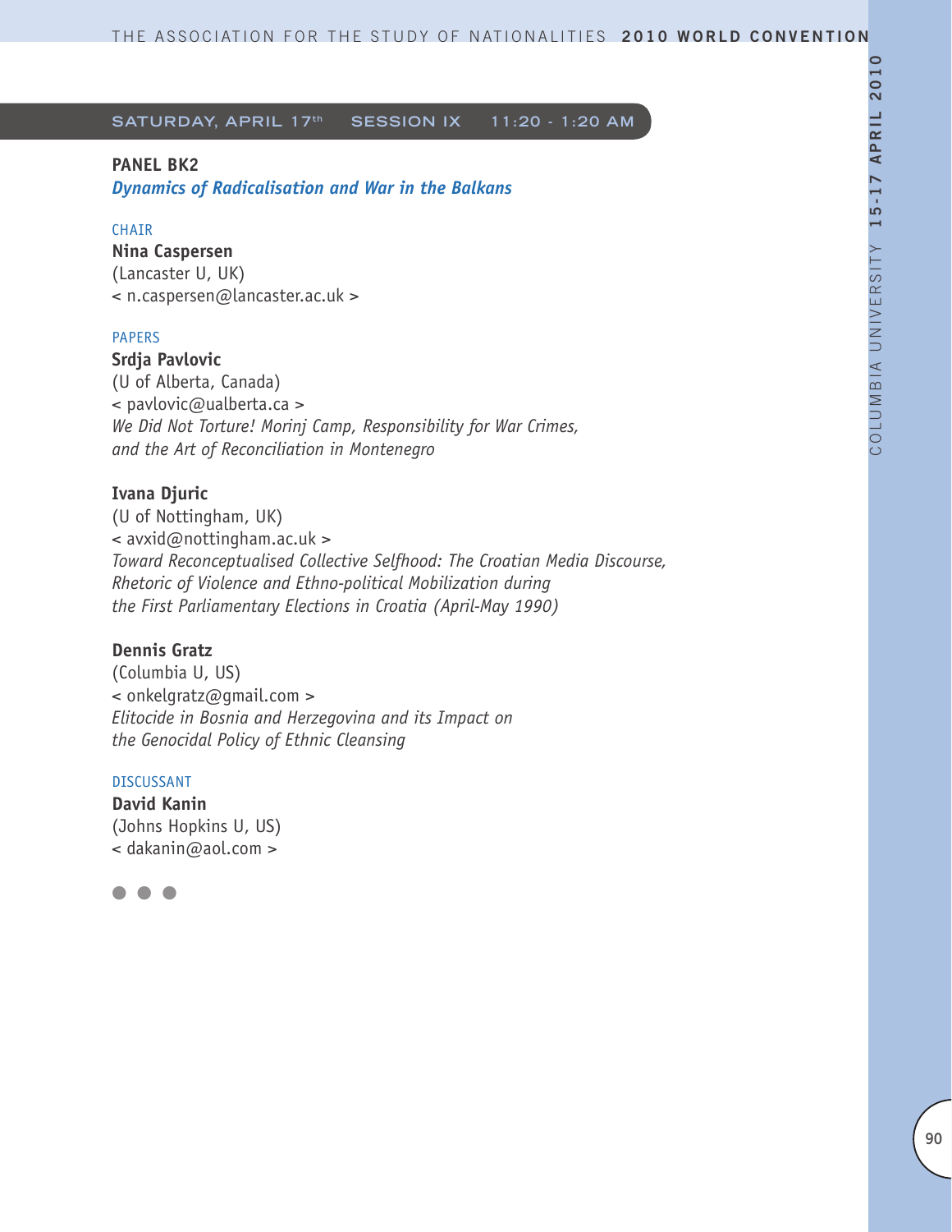SATURDAY, APRIL 17th SESSION IX 11:20 - 1:20 AM

## PANEL BK2

### *Dynamics of Radicalisation and War in the Balkans*

CHAIR

**Nina Caspersen**
(Lancaster U, UK)
< n.caspersen@lancaster.ac.uk >

PAPERS

**Srdja Pavlovic**
(U of Alberta, Canada)
< pavlovic@ualberta.ca >
*We Did Not Torture! Morinj Camp, Responsibility for War Crimes, and the Art of Reconciliation in Montenegro*

**Ivana Djuric**
(U of Nottingham, UK)
< avxid@nottingham.ac.uk >
*Toward Reconceptualised Collective Selfhood: The Croatian Media Discourse, Rhetoric of Violence and Ethno-political Mobilization during the First Parliamentary Elections in Croatia (April-May 1990)*

**Dennis Gratz**
(Columbia U, US)
< onkelgratz@gmail.com >
*Elitocide in Bosnia and Herzegovina and its Impact on the Genocidal Policy of Ethnic Cleansing*

DISCUSSANT

**David Kanin**
(Johns Hopkins U, US)
< dakanin@aol.com >

● ● ●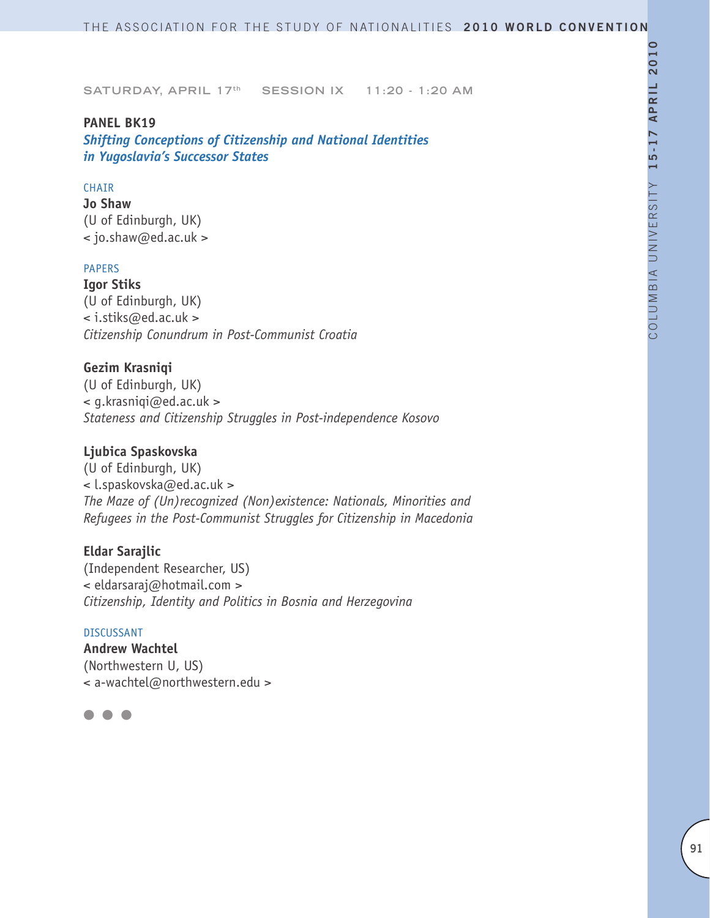SATURDAY, APRIL 17th SESSION IX 11:20 - 1:20 AM

**PANEL BK19**

***Shifting Conceptions of Citizenship and National Identities in Yugoslavia's Successor States***

CHAIR

**Jo Shaw**
(U of Edinburgh, UK)
< jo.shaw@ed.ac.uk >

PAPERS

**Igor Stiks**
(U of Edinburgh, UK)
< i.stiks@ed.ac.uk >
*Citizenship Conundrum in Post-Communist Croatia*

**Gezim Krasniqi**
(U of Edinburgh, UK)
< g.krasniqi@ed.ac.uk >
*Stateness and Citizenship Struggles in Post-independence Kosovo*

**Ljubica Spaskovska**
(U of Edinburgh, UK)
< l.spaskovska@ed.ac.uk >
*The Maze of (Un)recognized (Non)existence: Nationals, Minorities and Refugees in the Post-Communist Struggles for Citizenship in Macedonia*

**Eldar Sarajlic**
(Independent Researcher, US)
< eldarsaraj@hotmail.com >
*Citizenship, Identity and Politics in Bosnia and Herzegovina*

DISCUSSANT

**Andrew Wachtel**
(Northwestern U, US)
< a-wachtel@northwestern.edu >

● ● ●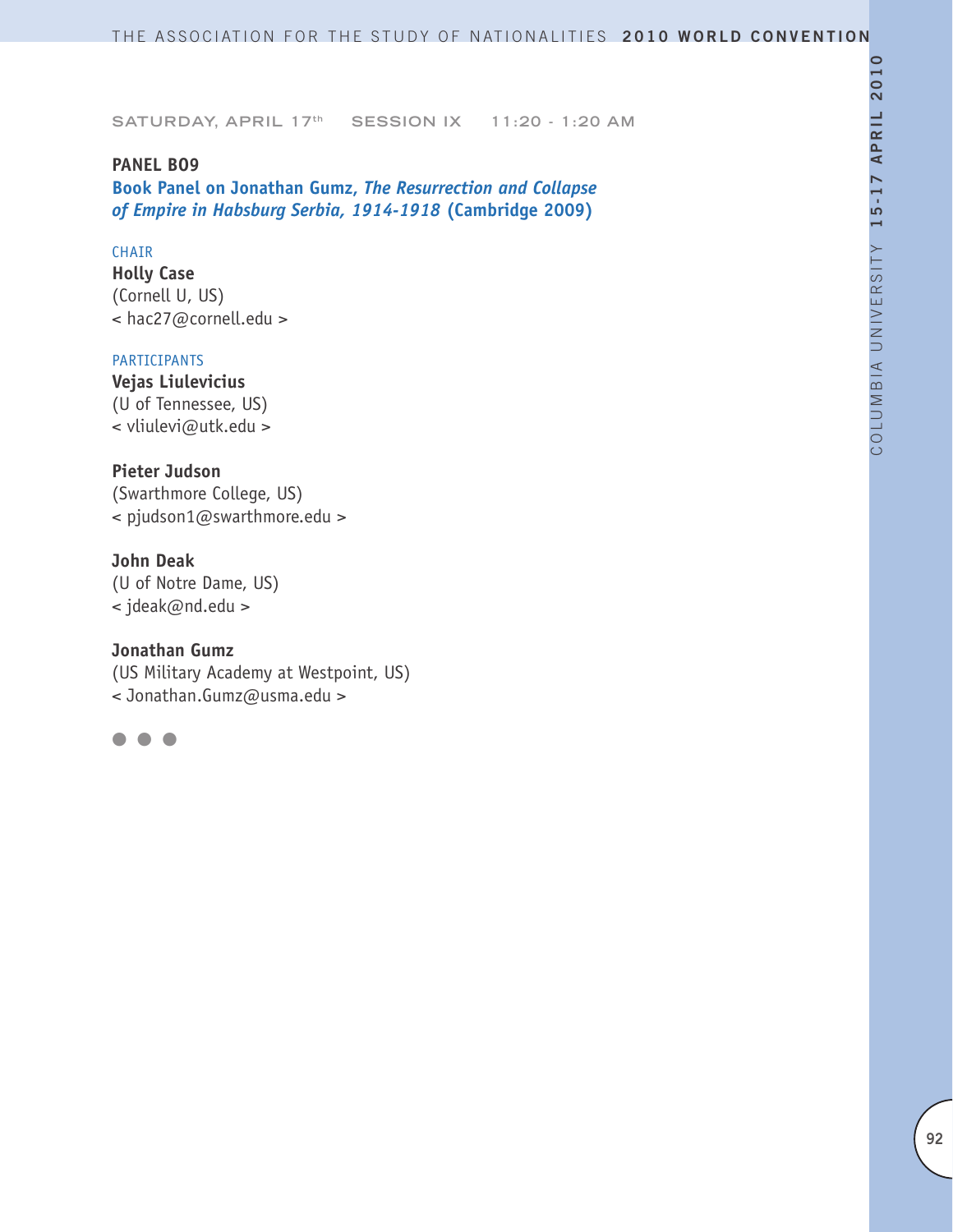SATURDAY, APRIL 17th SESSION IX 11:20 - 1:20 AM

**PANEL B09**

**Book Panel on Jonathan Gumz, *The Resurrection and Collapse of Empire in Habsburg Serbia, 1914-1918* (Cambridge 2009)**

CHAIR

**Holly Case**
(Cornell U, US)
< hac27@cornell.edu >

PARTICIPANTS

**Vejas Liulevicius**
(U of Tennessee, US)
< vliulevi@utk.edu >

**Pieter Judson**
(Swarthmore College, US)
< pjudson1@swarthmore.edu >

**John Deak**
(U of Notre Dame, US)
< jdeak@nd.edu >

**Jonathan Gumz**
(US Military Academy at Westpoint, US)
< Jonathan.Gumz@usma.edu >

● ● ●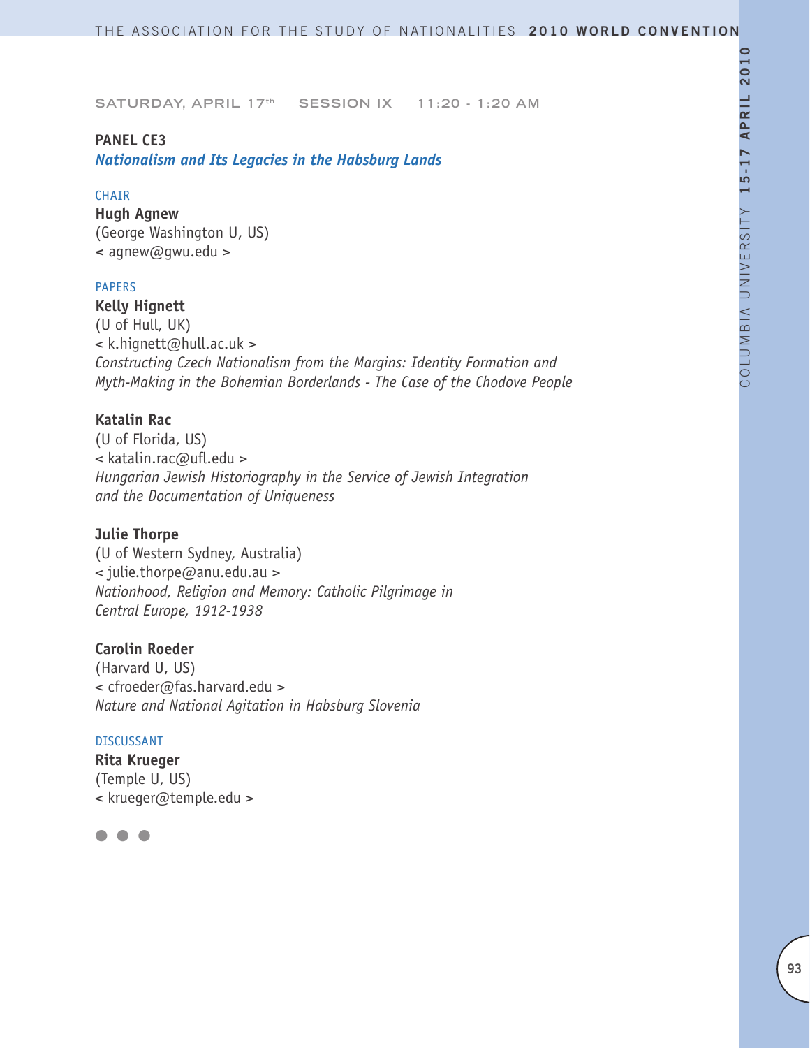SATURDAY, APRIL 17th SESSION IX 11:20 - 1:20 AM

**PANEL CE3**
***Nationalism and Its Legacies in the Habsburg Lands***

CHAIR

**Hugh Agnew**
(George Washington U, US)
< agnew@gwu.edu >

PAPERS

**Kelly Hignett**
(U of Hull, UK)
< k.hignett@hull.ac.uk >
*Constructing Czech Nationalism from the Margins: Identity Formation and Myth-Making in the Bohemian Borderlands - The Case of the Chodove People*

**Katalin Rac**
(U of Florida, US)
< katalin.rac@ufl.edu >
*Hungarian Jewish Historiography in the Service of Jewish Integration and the Documentation of Uniqueness*

**Julie Thorpe**
(U of Western Sydney, Australia)
< julie.thorpe@anu.edu.au >
*Nationhood, Religion and Memory: Catholic Pilgrimage in Central Europe, 1912-1938*

**Carolin Roeder**
(Harvard U, US)
< cfroeder@fas.harvard.edu >
*Nature and National Agitation in Habsburg Slovenia*

DISCUSSANT

**Rita Krueger**
(Temple U, US)
< krueger@temple.edu >

● ● ●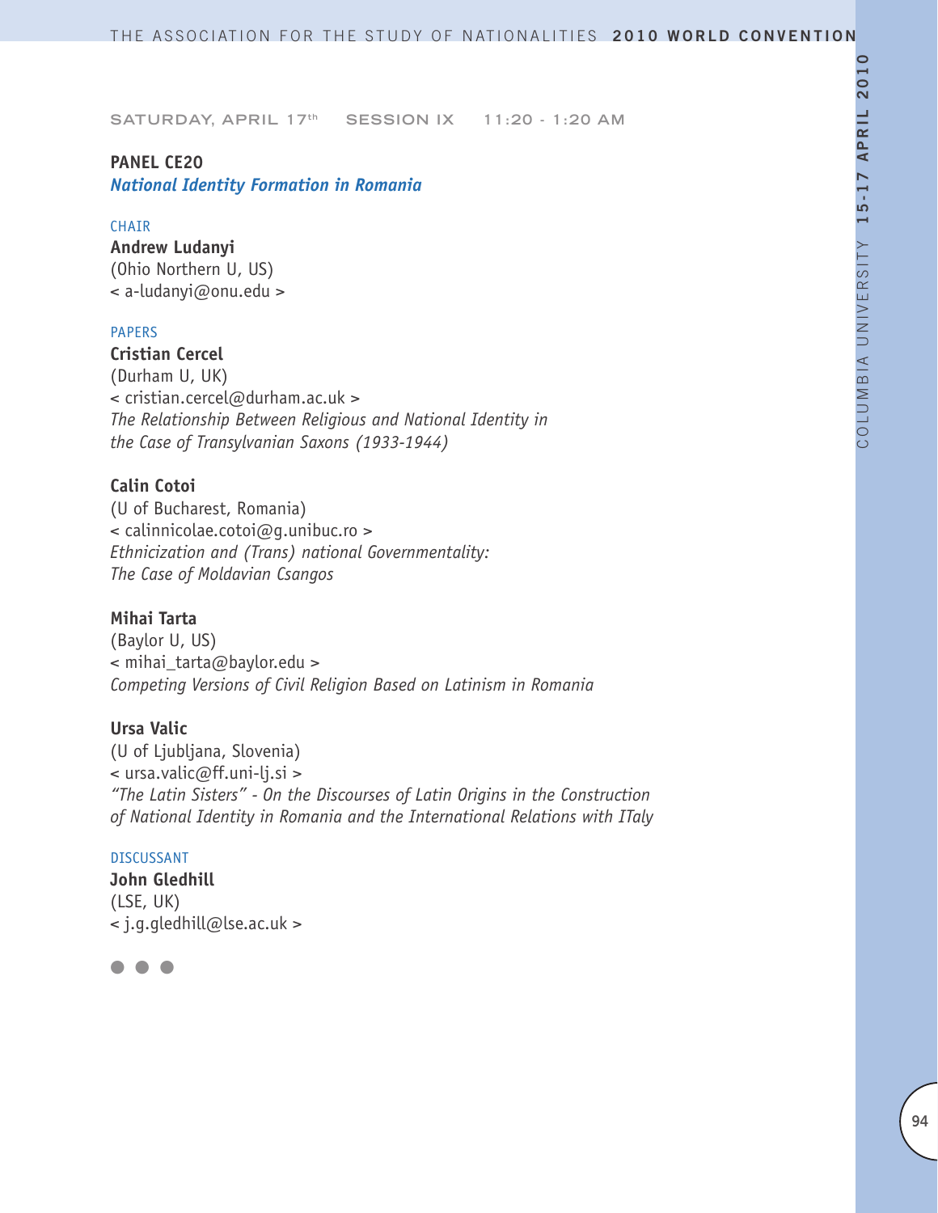SATURDAY, APRIL 17th SESSION IX 11:20 - 1:20 AM

**PANEL CE20**
***National Identity Formation in Romania***

CHAIR
**Andrew Ludanyi**
(Ohio Northern U, US)
< a-ludanyi@onu.edu >

PAPERS
**Cristian Cercel**
(Durham U, UK)
< cristian.cercel@durham.ac.uk >
*The Relationship Between Religious and National Identity in the Case of Transylvanian Saxons (1933-1944)*

**Calin Cotoi**
(U of Bucharest, Romania)
< calinnicolae.cotoi@g.unibuc.ro >
*Ethnicization and (Trans) national Governmentality: The Case of Moldavian Csangos*

**Mihai Tarta**
(Baylor U, US)
< mihai_tarta@baylor.edu >
*Competing Versions of Civil Religion Based on Latinism in Romania*

**Ursa Valic**
(U of Ljubljana, Slovenia)
< ursa.valic@ff.uni-lj.si >
*"The Latin Sisters" - On the Discourses of Latin Origins in the Construction of National Identity in Romania and the International Relations with ITaly*

DISCUSSANT
**John Gledhill**
(LSE, UK)
< j.g.gledhill@lse.ac.uk >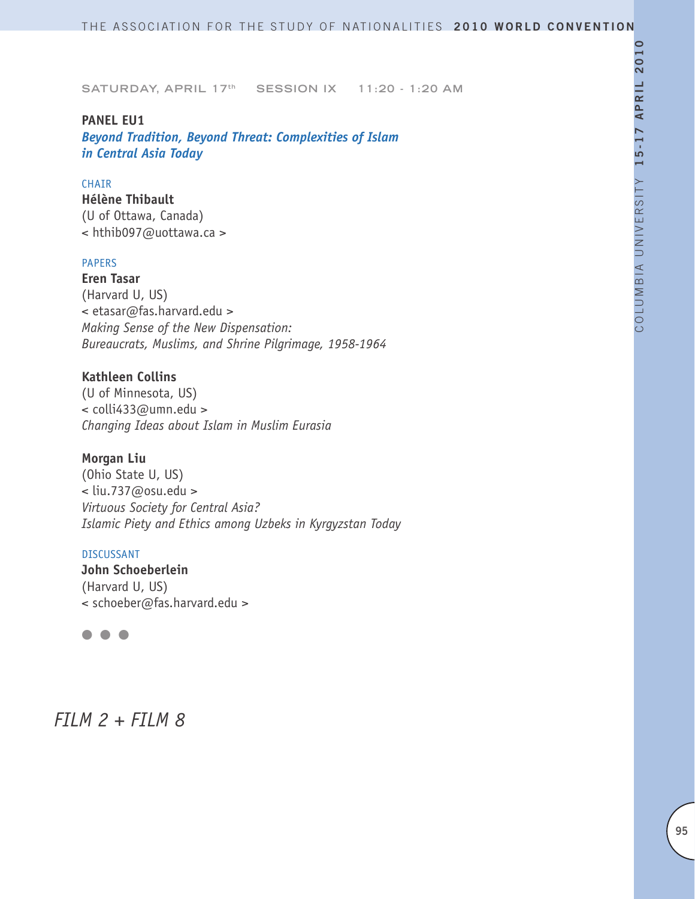SATURDAY, APRIL 17th SESSION IX 11:20 - 1:20 AM

**PANEL EU1**

***Beyond Tradition, Beyond Threat: Complexities of Islam in Central Asia Today***

CHAIR

**Hélène Thibault**
(U of Ottawa, Canada)
< hthib097@uottawa.ca >

PAPERS

**Eren Tasar**
(Harvard U, US)
< etasar@fas.harvard.edu >
*Making Sense of the New Dispensation: Bureaucrats, Muslims, and Shrine Pilgrimage, 1958-1964*

**Kathleen Collins**
(U of Minnesota, US)
< colli433@umn.edu >
*Changing Ideas about Islam in Muslim Eurasia*

**Morgan Liu**
(Ohio State U, US)
< liu.737@osu.edu >
*Virtuous Society for Central Asia? Islamic Piety and Ethics among Uzbeks in Kyrgyzstan Today*

DISCUSSANT

**John Schoeberlein**
(Harvard U, US)
< schoeber@fas.harvard.edu >

● ● ●

*FILM 2 + FILM 8*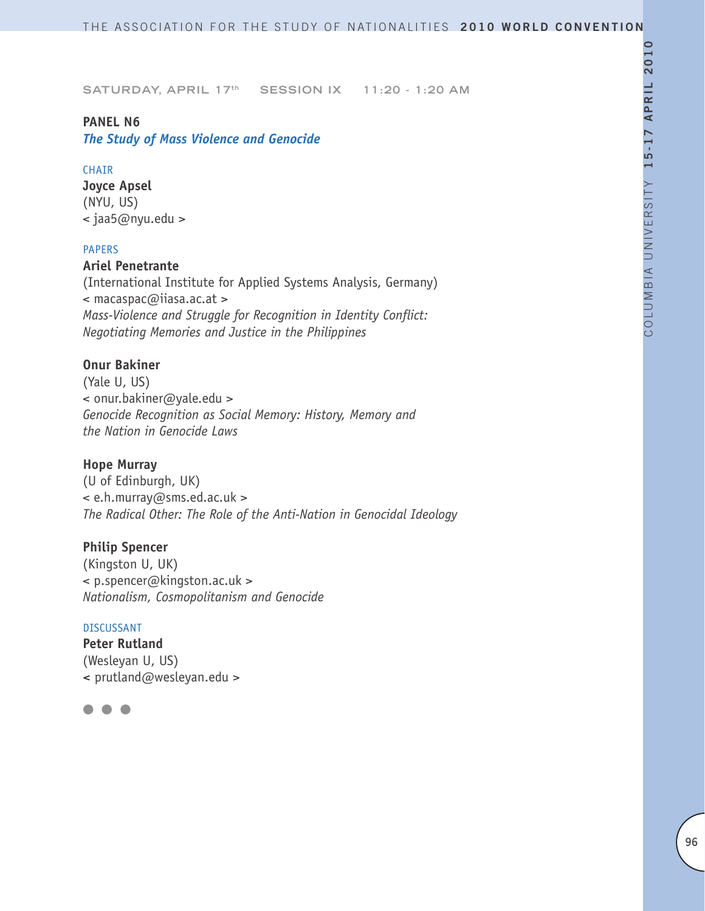SATURDAY, APRIL 17th SESSION IX 11:20 - 1:20 AM

**PANEL N6**
***The Study of Mass Violence and Genocide***

CHAIR
**Joyce Apsel**
(NYU, US)
< jaa5@nyu.edu >

PAPERS
**Ariel Penetrante**
(International Institute for Applied Systems Analysis, Germany)
< macaspac@iiasa.ac.at >
*Mass-Violence and Struggle for Recognition in Identity Conflict: Negotiating Memories and Justice in the Philippines*

**Onur Bakiner**
(Yale U, US)
< onur.bakiner@yale.edu >
*Genocide Recognition as Social Memory: History, Memory and the Nation in Genocide Laws*

**Hope Murray**
(U of Edinburgh, UK)
< e.h.murray@sms.ed.ac.uk >
*The Radical Other: The Role of the Anti-Nation in Genocidal Ideology*

**Philip Spencer**
(Kingston U, UK)
< p.spencer@kingston.ac.uk >
*Nationalism, Cosmopolitanism and Genocide*

DISCUSSANT
**Peter Rutland**
(Wesleyan U, US)
< prutland@wesleyan.edu >

● ● ●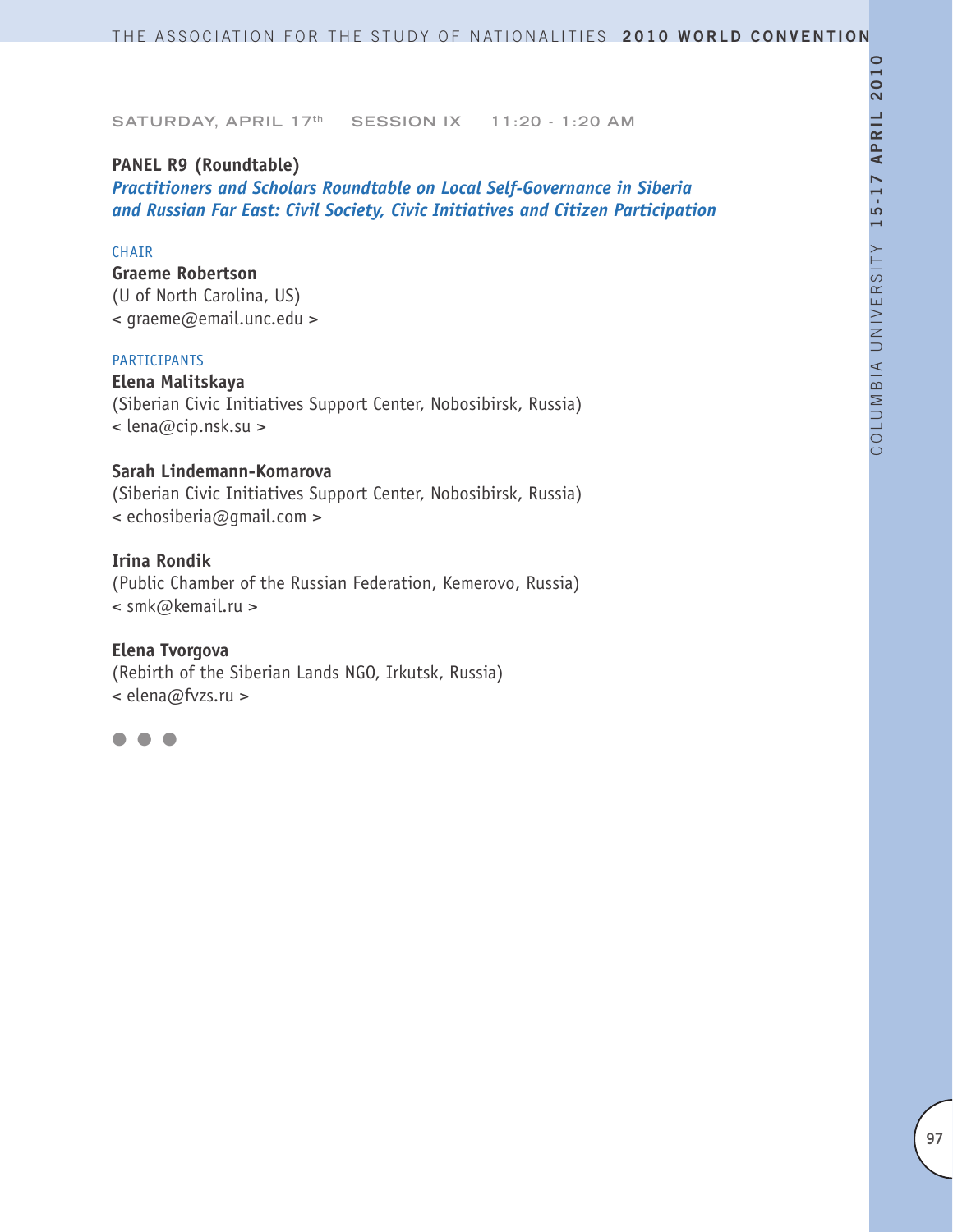SATURDAY, APRIL 17th SESSION IX 11:20 - 1:20 AM

**PANEL R9 (Roundtable)**

***Practitioners and Scholars Roundtable on Local Self-Governance in Siberia and Russian Far East: Civil Society, Civic Initiatives and Citizen Participation***

CHAIR

**Graeme Robertson**
(U of North Carolina, US)
< graeme@email.unc.edu >

PARTICIPANTS

**Elena Malitskaya**
(Siberian Civic Initiatives Support Center, Nobosibirsk, Russia)
< lena@cip.nsk.su >

**Sarah Lindemann-Komarova**
(Siberian Civic Initiatives Support Center, Nobosibirsk, Russia)
< echosiberia@gmail.com >

**Irina Rondik**
(Public Chamber of the Russian Federation, Kemerovo, Russia)
< smk@kemail.ru >

**Elena Tvorgova**
(Rebirth of the Siberian Lands NGO, Irkutsk, Russia)
< elena@fvzs.ru >

● ● ●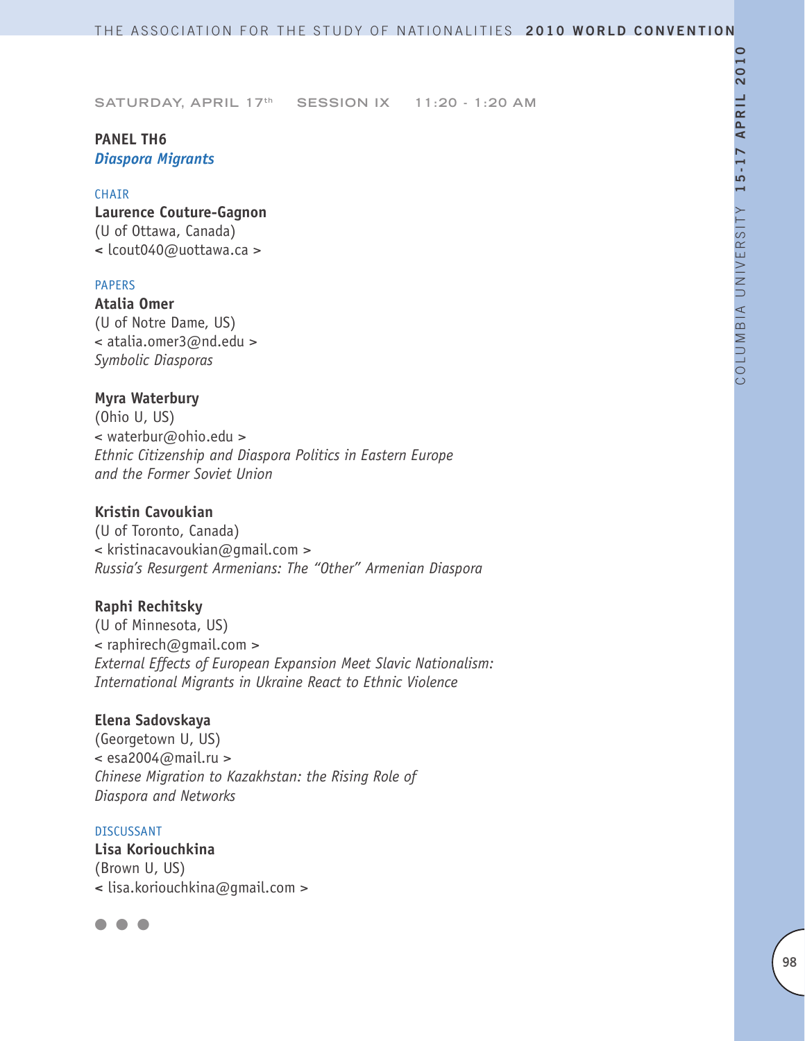SATURDAY, APRIL 17th SESSION IX 11:20 - 1:20 AM

**PANEL TH6**
***Diaspora Migrants***

CHAIR

**Laurence Couture-Gagnon**
(U of Ottawa, Canada)
< lcout040@uottawa.ca >

PAPERS

**Atalia Omer**
(U of Notre Dame, US)
< atalia.omer3@nd.edu >
*Symbolic Diasporas*

**Myra Waterbury**
(Ohio U, US)
< waterbur@ohio.edu >
*Ethnic Citizenship and Diaspora Politics in Eastern Europe and the Former Soviet Union*

**Kristin Cavoukian**
(U of Toronto, Canada)
< kristinacavoukian@gmail.com >
*Russia's Resurgent Armenians: The "Other" Armenian Diaspora*

**Raphi Rechitsky**
(U of Minnesota, US)
< raphirech@gmail.com >
*External Effects of European Expansion Meet Slavic Nationalism: International Migrants in Ukraine React to Ethnic Violence*

**Elena Sadovskaya**
(Georgetown U, US)
< esa2004@mail.ru >
*Chinese Migration to Kazakhstan: the Rising Role of Diaspora and Networks*

DISCUSSANT

**Lisa Koriouchkina**
(Brown U, US)
< lisa.koriouchkina@gmail.com >

● ● ●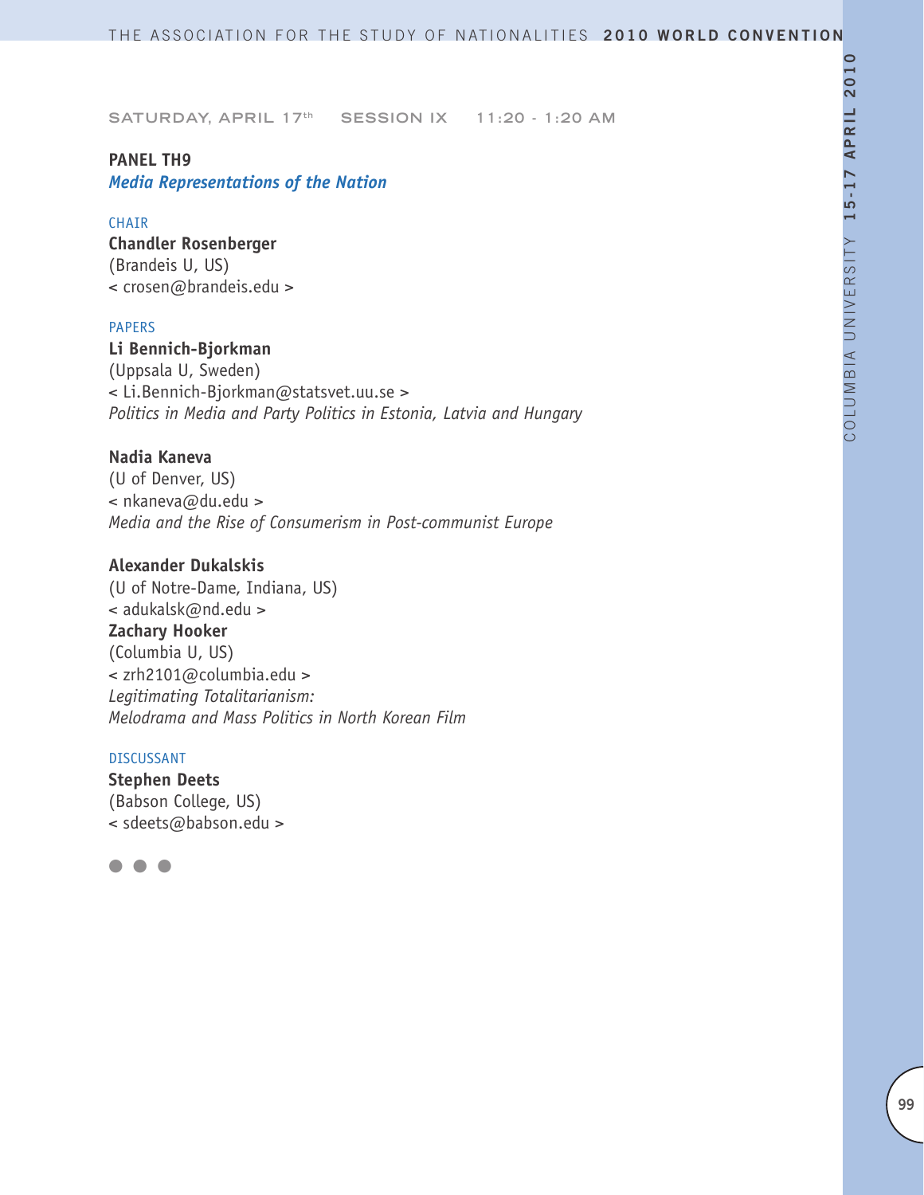SATURDAY, APRIL 17th SESSION IX 11:20 - 1:20 AM

**PANEL TH9**
***Media Representations of the Nation***

CHAIR

**Chandler Rosenberger**
(Brandeis U, US)
< crosen@brandeis.edu >

PAPERS

**Li Bennich-Bjorkman**
(Uppsala U, Sweden)
< Li.Bennich-Bjorkman@statsvet.uu.se >
*Politics in Media and Party Politics in Estonia, Latvia and Hungary*

**Nadia Kaneva**
(U of Denver, US)
< nkaneva@du.edu >
*Media and the Rise of Consumerism in Post-communist Europe*

**Alexander Dukalskis**
(U of Notre-Dame, Indiana, US)
< adukalsk@nd.edu >
**Zachary Hooker**
(Columbia U, US)
< zrh2101@columbia.edu >
*Legitimating Totalitarianism:*
*Melodrama and Mass Politics in North Korean Film*

DISCUSSANT

**Stephen Deets**
(Babson College, US)
< sdeets@babson.edu >

● ● ●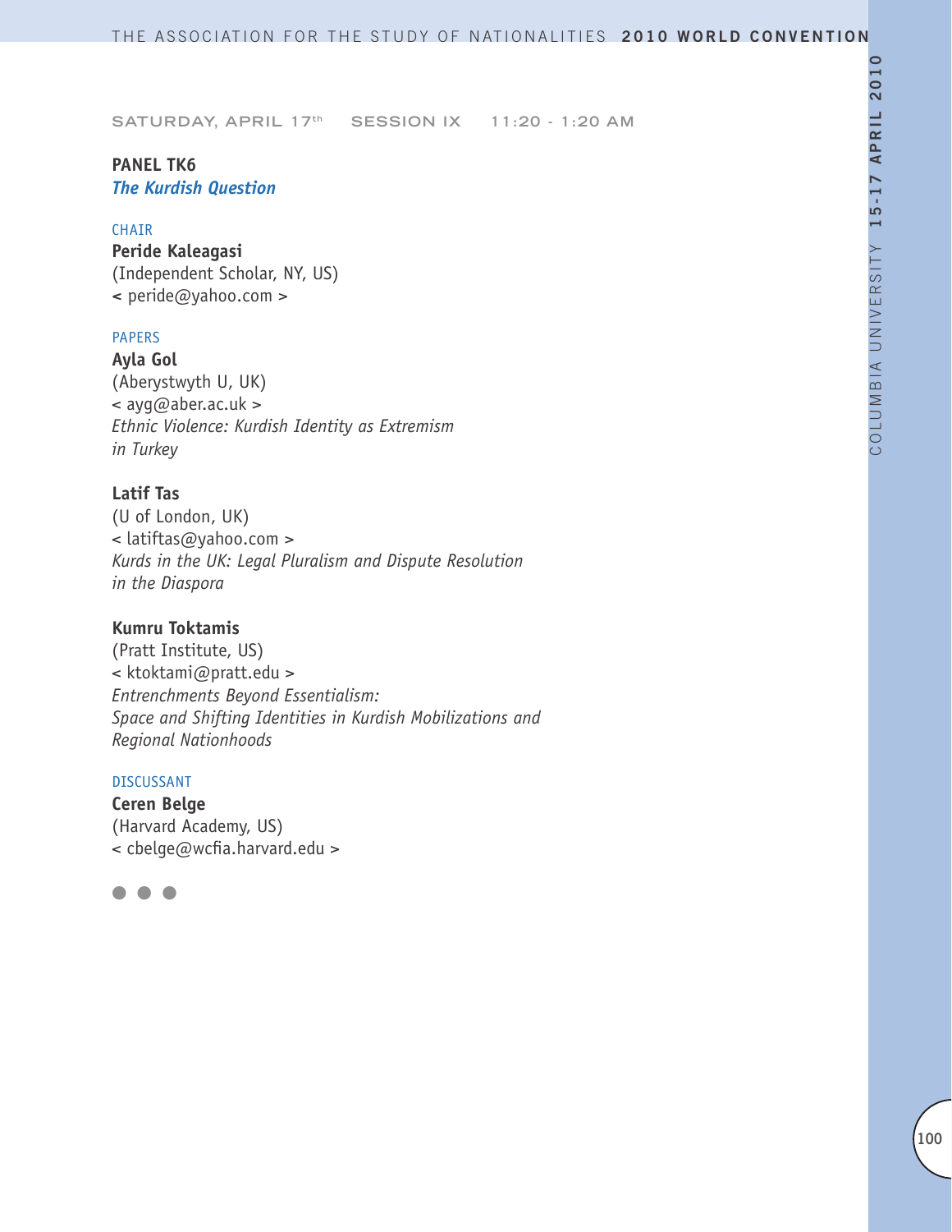SATURDAY, APRIL 17th SESSION IX 11:20 - 1:20 AM

**PANEL TK6**
***The Kurdish Question***

CHAIR

**Peride Kaleagasi**
(Independent Scholar, NY, US)
< peride@yahoo.com >

PAPERS

**Ayla Gol**
(Aberystwyth U, UK)
< ayg@aber.ac.uk >
*Ethnic Violence: Kurdish Identity as Extremism in Turkey*

**Latif Tas**
(U of London, UK)
< latiftas@yahoo.com >
*Kurds in the UK: Legal Pluralism and Dispute Resolution in the Diaspora*

**Kumru Toktamis**
(Pratt Institute, US)
< ktoktami@pratt.edu >
*Entrenchments Beyond Essentialism: Space and Shifting Identities in Kurdish Mobilizations and Regional Nationhoods*

DISCUSSANT

**Ceren Belge**
(Harvard Academy, US)
< cbelge@wcfia.harvard.edu >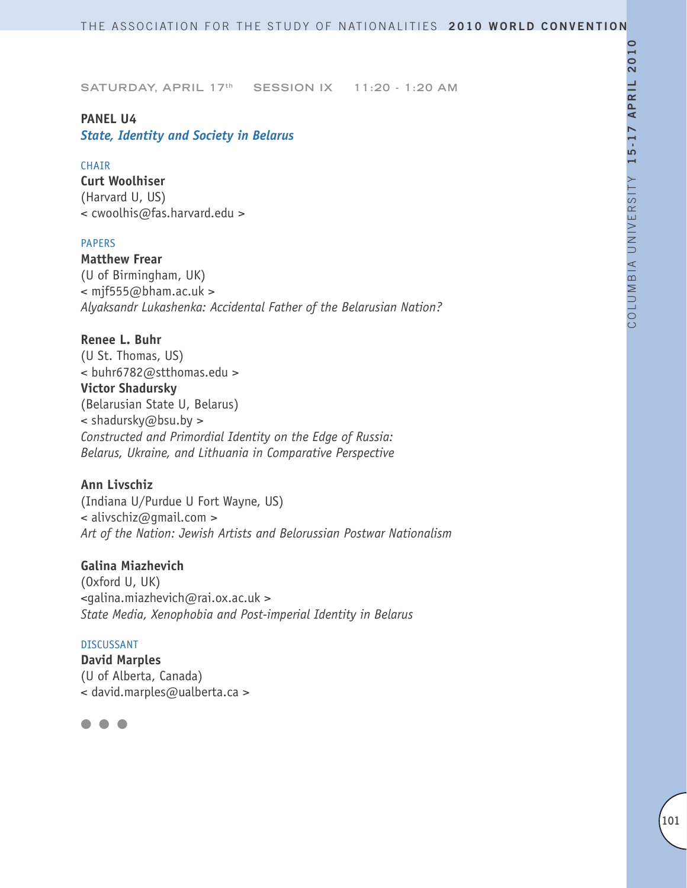SATURDAY, APRIL 17th SESSION IX 11:20 - 1:20 AM

**PANEL U4**
***State, Identity and Society in Belarus***

CHAIR
**Curt Woolhiser**
(Harvard U, US)
< cwoolhis@fas.harvard.edu >

PAPERS
**Matthew Frear**
(U of Birmingham, UK)
< mjf555@bham.ac.uk >
*Alyaksandr Lukashenka: Accidental Father of the Belarusian Nation?*

**Renee L. Buhr**
(U St. Thomas, US)
< buhr6782@stthomas.edu >
**Victor Shadursky**
(Belarusian State U, Belarus)
< shadursky@bsu.by >
*Constructed and Primordial Identity on the Edge of Russia: Belarus, Ukraine, and Lithuania in Comparative Perspective*

**Ann Livschiz**
(Indiana U/Purdue U Fort Wayne, US)
< alivschiz@gmail.com >
*Art of the Nation: Jewish Artists and Belorussian Postwar Nationalism*

**Galina Miazhevich**
(Oxford U, UK)
<galina.miazhevich@rai.ox.ac.uk >
*State Media, Xenophobia and Post-imperial Identity in Belarus*

DISCUSSANT
**David Marples**
(U of Alberta, Canada)
< david.marples@ualberta.ca >

● ● ●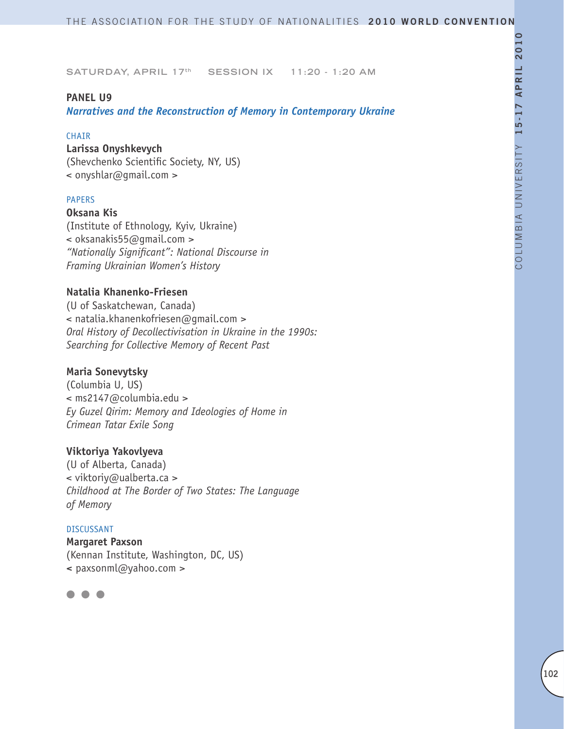SATURDAY, APRIL 17th SESSION IX 11:20 - 1:20 AM

## PANEL U9

***Narratives and the Reconstruction of Memory in Contemporary Ukraine***

CHAIR

**Larissa Onyshkevych**
(Shevchenko Scientific Society, NY, US)
< onyshlar@gmail.com >

PAPERS

**Oksana Kis**
(Institute of Ethnology, Kyiv, Ukraine)
< oksanakis55@gmail.com >
*"Nationally Significant": National Discourse in Framing Ukrainian Women's History*

**Natalia Khanenko-Friesen**
(U of Saskatchewan, Canada)
< natalia.khanenkofriesen@gmail.com >
*Oral History of Decollectivisation in Ukraine in the 1990s: Searching for Collective Memory of Recent Past*

**Maria Sonevytsky**
(Columbia U, US)
< ms2147@columbia.edu >
*Ey Guzel Qirim: Memory and Ideologies of Home in Crimean Tatar Exile Song*

**Viktoriya Yakovlyeva**
(U of Alberta, Canada)
< viktoriy@ualberta.ca >
*Childhood at The Border of Two States: The Language of Memory*

DISCUSSANT

**Margaret Paxson**
(Kennan Institute, Washington, DC, US)
< paxsonml@yahoo.com >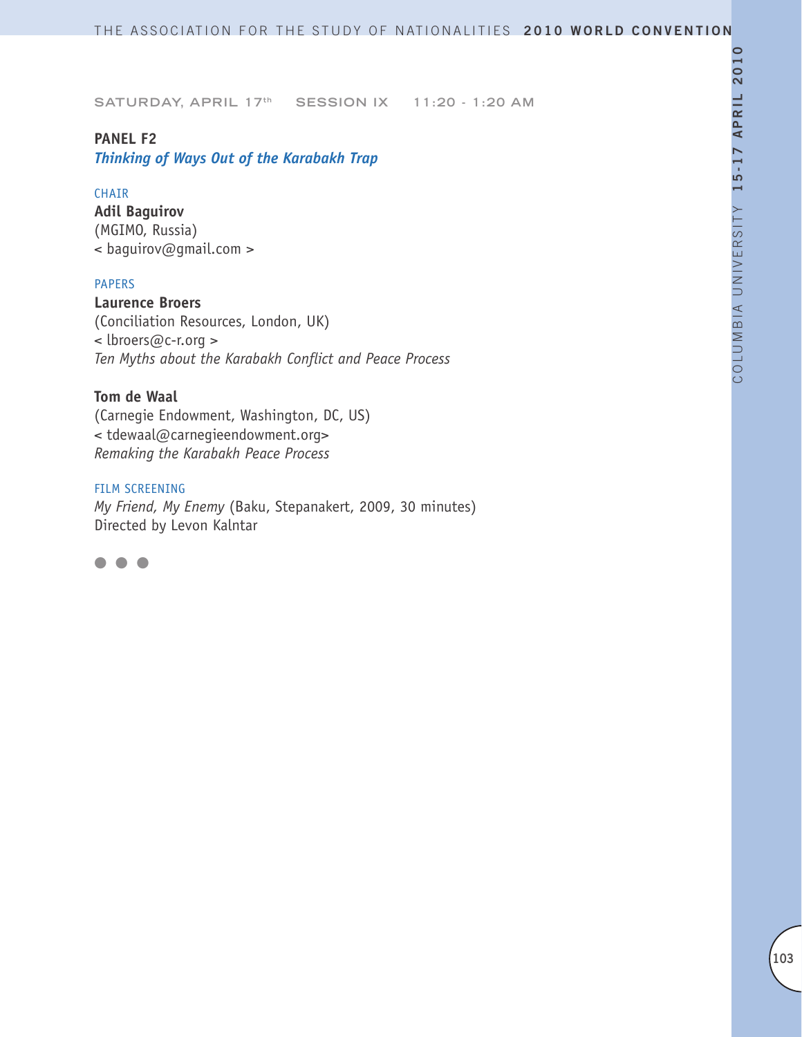SATURDAY, APRIL 17th SESSION IX 11:20 - 1:20 AM

**PANEL F2**
***Thinking of Ways Out of the Karabakh Trap***

CHAIR
**Adil Baguirov**
(MGIMO, Russia)
< baguirov@gmail.com >

PAPERS
**Laurence Broers**
(Conciliation Resources, London, UK)
< lbroers@c-r.org >
*Ten Myths about the Karabakh Conflict and Peace Process*

**Tom de Waal**
(Carnegie Endowment, Washington, DC, US)
< tdewaal@carnegieendowment.org>
*Remaking the Karabakh Peace Process*

FILM SCREENING
*My Friend, My Enemy* (Baku, Stepanakert, 2009, 30 minutes)
Directed by Levon Kalntar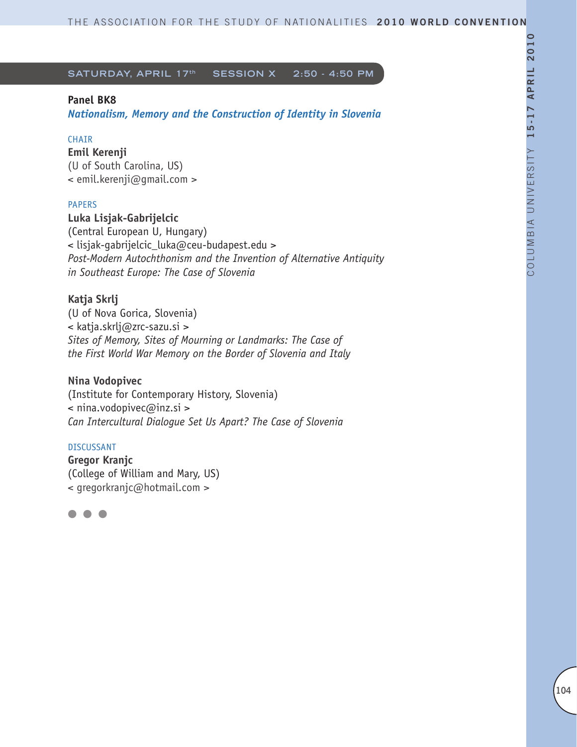## SATURDAY, APRIL 17th SESSION X 2:50 - 4:50 PM

**Panel BK8**

***Nationalism, Memory and the Construction of Identity in Slovenia***

CHAIR

**Emil Kerenji**
(U of South Carolina, US)
< emil.kerenji@gmail.com >

PAPERS

**Luka Lisjak-Gabrijelcic**
(Central European U, Hungary)
< lisjak-gabrijelcic_luka@ceu-budapest.edu >
*Post-Modern Autochthonism and the Invention of Alternative Antiquity in Southeast Europe: The Case of Slovenia*

**Katja Skrlj**
(U of Nova Gorica, Slovenia)
< katja.skrlj@zrc-sazu.si >
*Sites of Memory, Sites of Mourning or Landmarks: The Case of the First World War Memory on the Border of Slovenia and Italy*

**Nina Vodopivec**
(Institute for Contemporary History, Slovenia)
< nina.vodopivec@inz.si >
*Can Intercultural Dialogue Set Us Apart? The Case of Slovenia*

DISCUSSANT

**Gregor Kranjc**
(College of William and Mary, US)
< gregorkranjc@hotmail.com >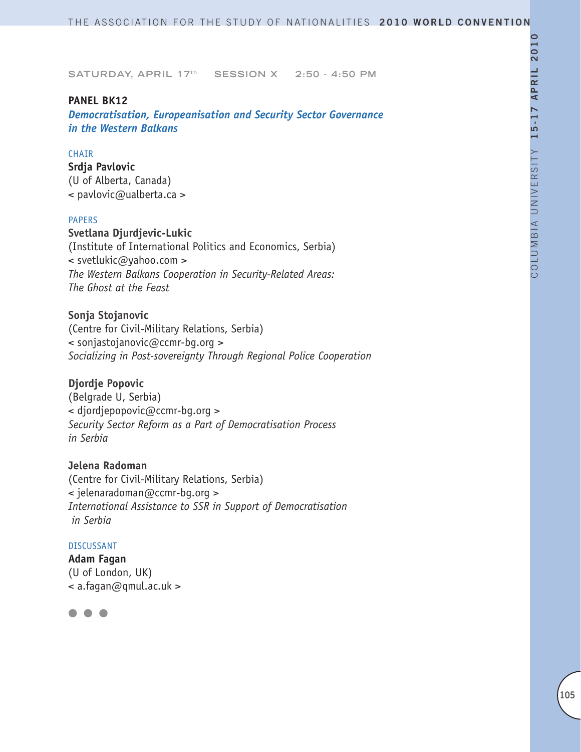SATURDAY, APRIL 17th SESSION X 2:50 - 4:50 PM

## PANEL BK12

### *Democratisation, Europeanisation and Security Sector Governance in the Western Balkans*

CHAIR

**Srdja Pavlovic**
(U of Alberta, Canada)
< pavlovic@ualberta.ca >

PAPERS

**Svetlana Djurdjevic-Lukic**
(Institute of International Politics and Economics, Serbia)
< svetlukic@yahoo.com >
*The Western Balkans Cooperation in Security-Related Areas: The Ghost at the Feast*

**Sonja Stojanovic**
(Centre for Civil-Military Relations, Serbia)
< sonjastojanovic@ccmr-bg.org >
*Socializing in Post-sovereignty Through Regional Police Cooperation*

**Djordje Popovic**
(Belgrade U, Serbia)
< djordjepopovic@ccmr-bg.org >
*Security Sector Reform as a Part of Democratisation Process in Serbia*

**Jelena Radoman**
(Centre for Civil-Military Relations, Serbia)
< jelenaradoman@ccmr-bg.org >
*International Assistance to SSR in Support of Democratisation in Serbia*

DISCUSSANT

**Adam Fagan**
(U of London, UK)
< a.fagan@qmul.ac.uk >

● ● ●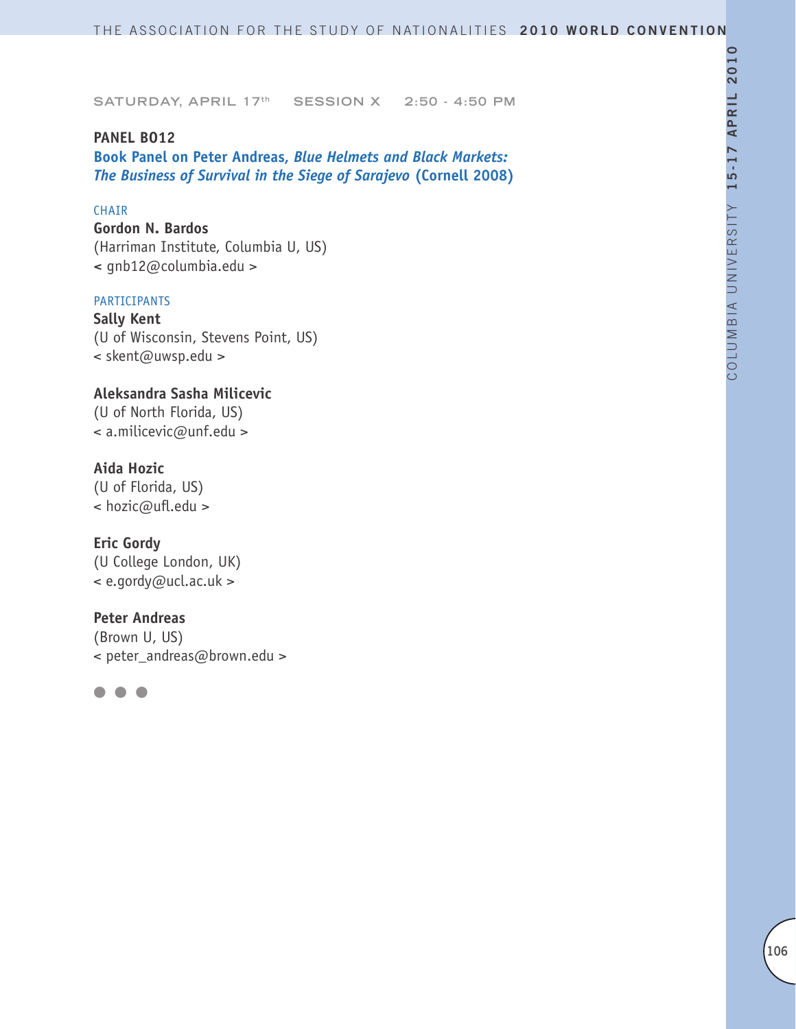SATURDAY, APRIL 17th SESSION X 2:50 - 4:50 PM

**PANEL BO12**

**Book Panel on Peter Andreas, *Blue Helmets and Black Markets: The Business of Survival in the Siege of Sarajevo* (Cornell 2008)**

CHAIR

**Gordon N. Bardos**
(Harriman Institute, Columbia U, US)
< gnb12@columbia.edu >

PARTICIPANTS

**Sally Kent**
(U of Wisconsin, Stevens Point, US)
< skent@uwsp.edu >

**Aleksandra Sasha Milicevic**
(U of North Florida, US)
< a.milicevic@unf.edu >

**Aida Hozic**
(U of Florida, US)
< hozic@ufl.edu >

**Eric Gordy**
(U College London, UK)
< e.gordy@ucl.ac.uk >

**Peter Andreas**
(Brown U, US)
< peter_andreas@brown.edu >

● ● ●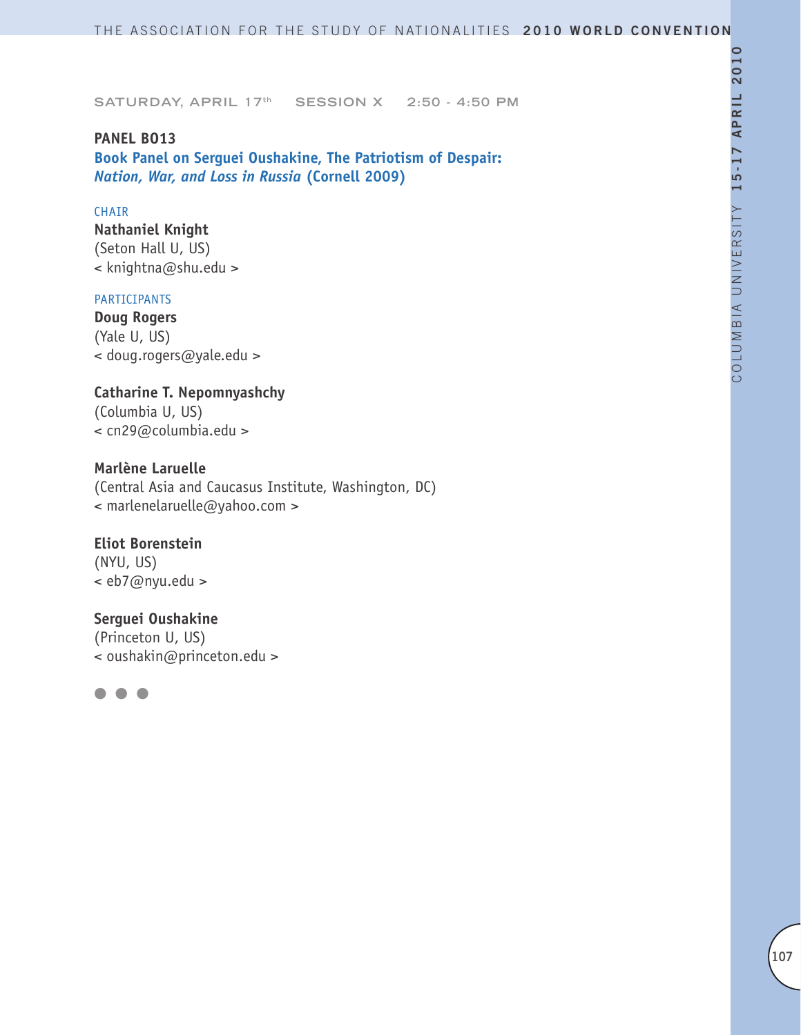SATURDAY, APRIL 17th SESSION X 2:50 - 4:50 PM

## PANEL BO13

### Book Panel on Serguei Oushakine, The Patriotism of Despair: *Nation, War, and Loss in Russia* (Cornell 2009)

CHAIR

**Nathaniel Knight**
(Seton Hall U, US)
< knightna@shu.edu >

PARTICIPANTS

**Doug Rogers**
(Yale U, US)
< doug.rogers@yale.edu >

**Catharine T. Nepomnyashchy**
(Columbia U, US)
< cn29@columbia.edu >

**Marlène Laruelle**
(Central Asia and Caucasus Institute, Washington, DC)
< marlenelaruelle@yahoo.com >

**Eliot Borenstein**
(NYU, US)
< eb7@nyu.edu >

**Serguei Oushakine**
(Princeton U, US)
< oushakin@princeton.edu >

● ● ●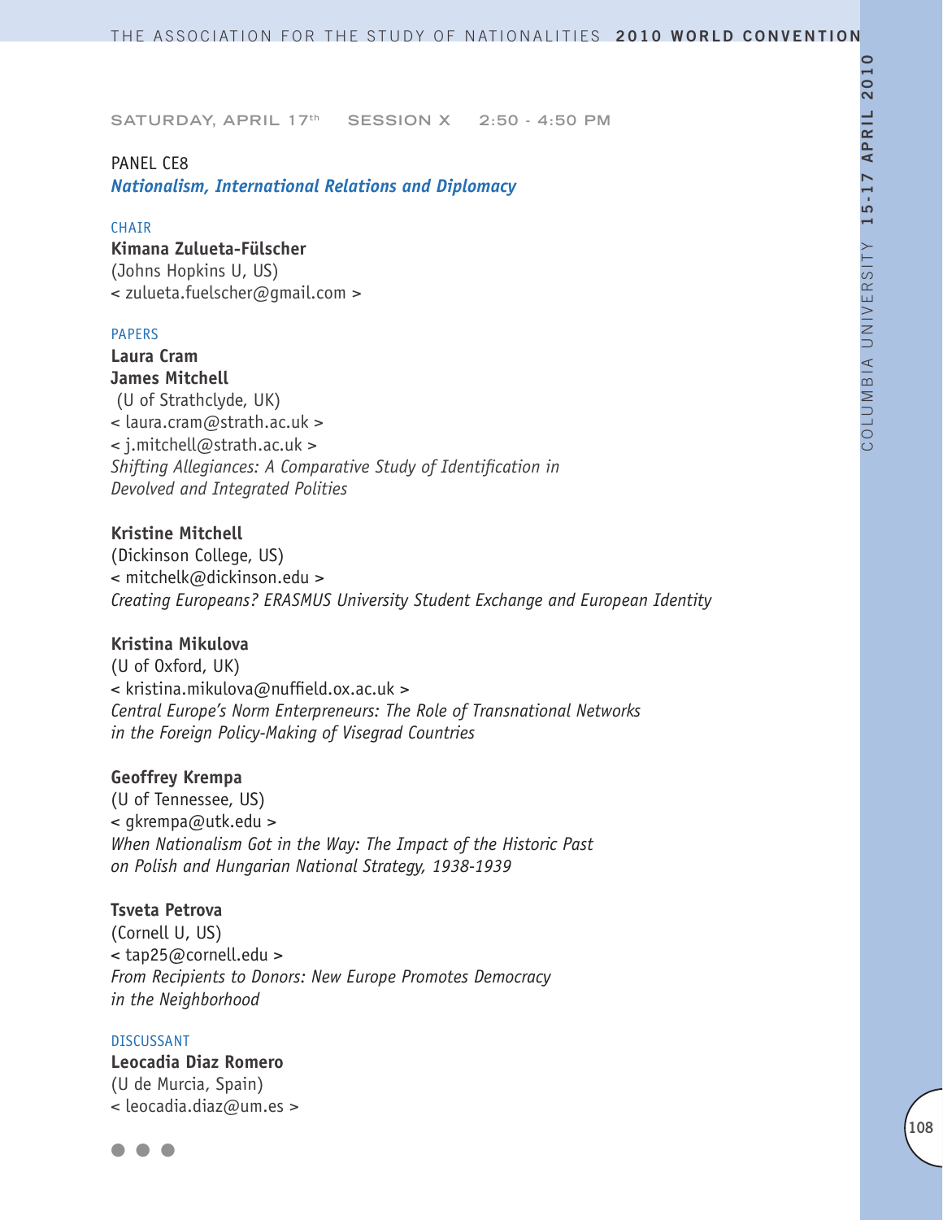SATURDAY, APRIL 17th SESSION X 2:50 - 4:50 PM

PANEL CE8

## *Nationalism, International Relations and Diplomacy*

CHAIR

**Kimana Zulueta-Fülscher**
(Johns Hopkins U, US)
< zulueta.fuelscher@gmail.com >

PAPERS

**Laura Cram**
**James Mitchell**
(U of Strathclyde, UK)
< laura.cram@strath.ac.uk >
< j.mitchell@strath.ac.uk >
*Shifting Allegiances: A Comparative Study of Identification in Devolved and Integrated Polities*

**Kristine Mitchell**
(Dickinson College, US)
< mitchelk@dickinson.edu >
*Creating Europeans? ERASMUS University Student Exchange and European Identity*

**Kristina Mikulova**
(U of Oxford, UK)
< kristina.mikulova@nuffield.ox.ac.uk >
*Central Europe's Norm Enterpreneurs: The Role of Transnational Networks in the Foreign Policy-Making of Visegrad Countries*

**Geoffrey Krempa**
(U of Tennessee, US)
< gkrempa@utk.edu >
*When Nationalism Got in the Way: The Impact of the Historic Past on Polish and Hungarian National Strategy, 1938-1939*

**Tsveta Petrova**
(Cornell U, US)
< tap25@cornell.edu >
*From Recipients to Donors: New Europe Promotes Democracy in the Neighborhood*

DISCUSSANT

**Leocadia Diaz Romero**
(U de Murcia, Spain)
< leocadia.diaz@um.es >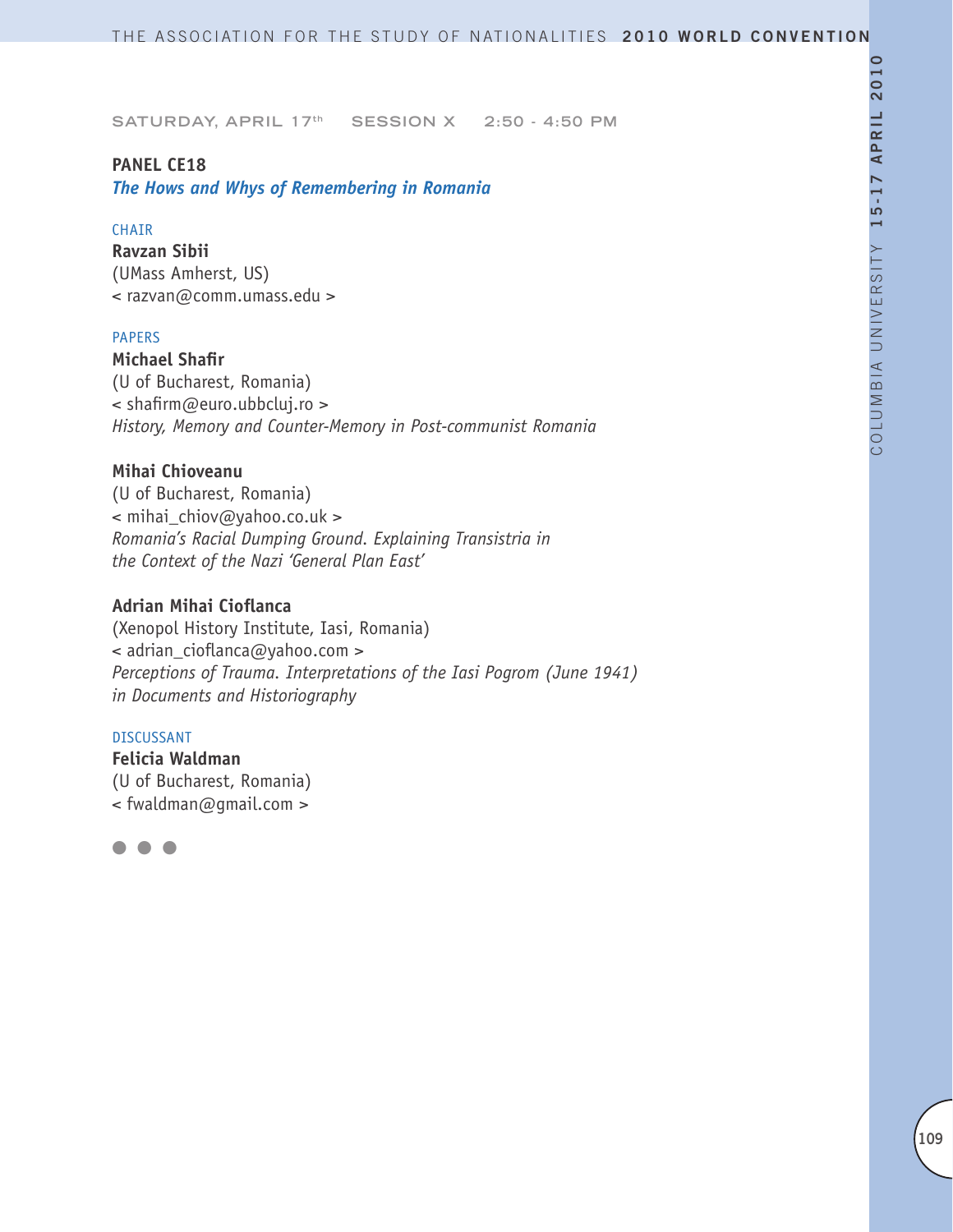SATURDAY, APRIL 17th    SESSION X    2:50 - 4:50 PM

## PANEL CE18

### *The Hows and Whys of Remembering in Romania*

CHAIR

**Ravzan Sibii**
(UMass Amherst, US)
< razvan@comm.umass.edu >

PAPERS

**Michael Shafir**
(U of Bucharest, Romania)
< shafirm@euro.ubbcluj.ro >
*History, Memory and Counter-Memory in Post-communist Romania*

**Mihai Chioveanu**
(U of Bucharest, Romania)
< mihai_chiov@yahoo.co.uk >
*Romania's Racial Dumping Ground. Explaining Transistria in the Context of the Nazi 'General Plan East'*

**Adrian Mihai Cioflanca**
(Xenopol History Institute, Iasi, Romania)
< adrian_cioflanca@yahoo.com >
*Perceptions of Trauma. Interpretations of the Iasi Pogrom (June 1941) in Documents and Historiography*

DISCUSSANT

**Felicia Waldman**
(U of Bucharest, Romania)
< fwaldman@gmail.com >

● ● ●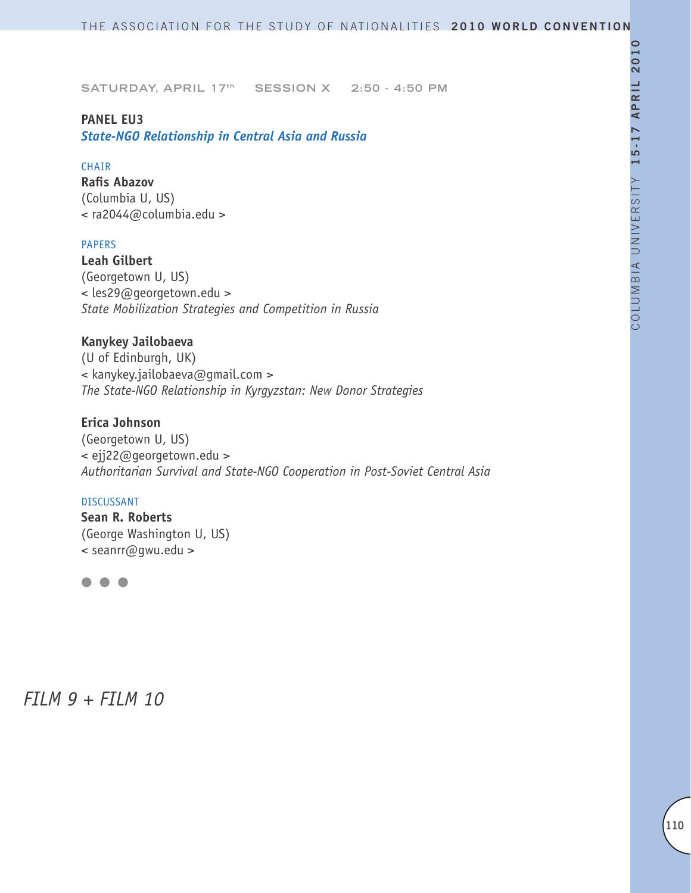SATURDAY, APRIL 17th    SESSION X    2:50 - 4:50 PM

**PANEL EU3**
***State-NGO Relationship in Central Asia and Russia***

CHAIR
**Rafis Abazov**
(Columbia U, US)
< ra2044@columbia.edu >

PAPERS
**Leah Gilbert**
(Georgetown U, US)
< les29@georgetown.edu >
*State Mobilization Strategies and Competition in Russia*

**Kanykey Jailobaeva**
(U of Edinburgh, UK)
< kanykey.jailobaeva@gmail.com >
*The State-NGO Relationship in Kyrgyzstan: New Donor Strategies*

**Erica Johnson**
(Georgetown U, US)
< ejj22@georgetown.edu >
*Authoritarian Survival and State-NGO Cooperation in Post-Soviet Central Asia*

DISCUSSANT
**Sean R. Roberts**
(George Washington U, US)
< seanrr@gwu.edu >

● ● ●

*FILM 9 + FILM 10*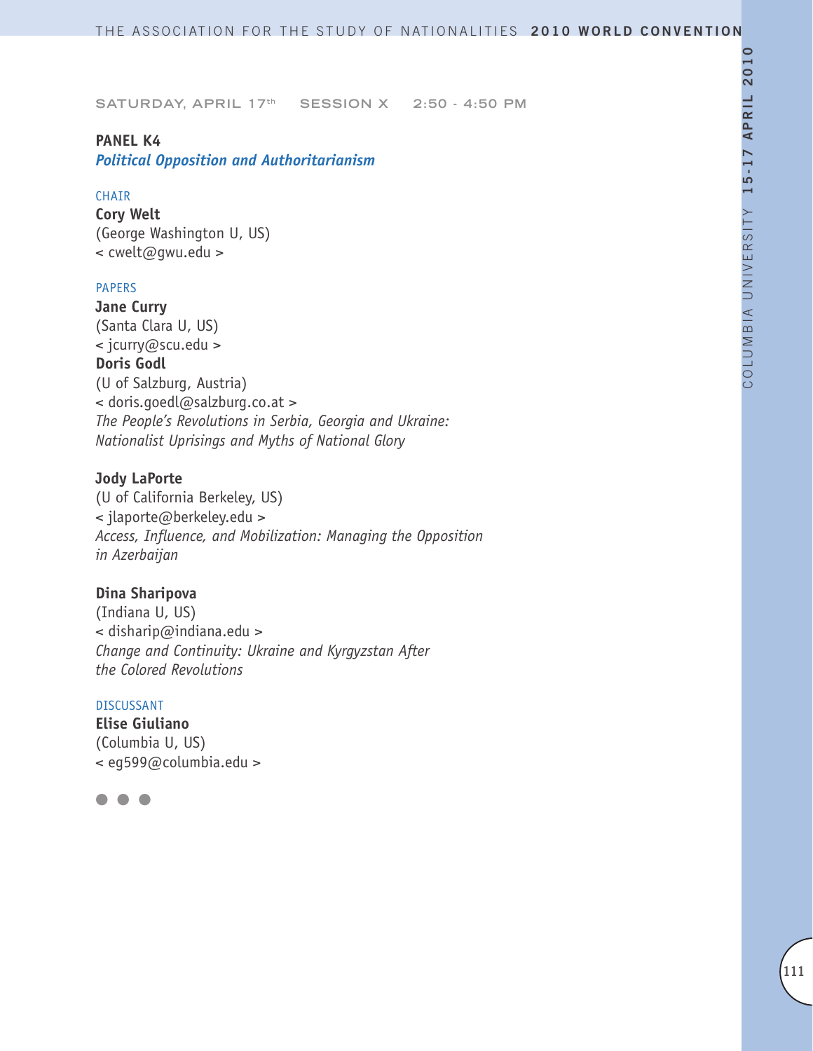SATURDAY, APRIL 17th SESSION X 2:50 - 4:50 PM

## PANEL K4

### *Political Opposition and Authoritarianism*

CHAIR

**Cory Welt**
(George Washington U, US)
< cwelt@gwu.edu >

PAPERS

**Jane Curry**
(Santa Clara U, US)
< jcurry@scu.edu >
**Doris Godl**
(U of Salzburg, Austria)
< doris.goedl@salzburg.co.at >
*The People's Revolutions in Serbia, Georgia and Ukraine: Nationalist Uprisings and Myths of National Glory*

**Jody LaPorte**
(U of California Berkeley, US)
< jlaporte@berkeley.edu >
*Access, Influence, and Mobilization: Managing the Opposition in Azerbaijan*

**Dina Sharipova**
(Indiana U, US)
< disharip@indiana.edu >
*Change and Continuity: Ukraine and Kyrgyzstan After the Colored Revolutions*

DISCUSSANT

**Elise Giuliano**
(Columbia U, US)
< eg599@columbia.edu >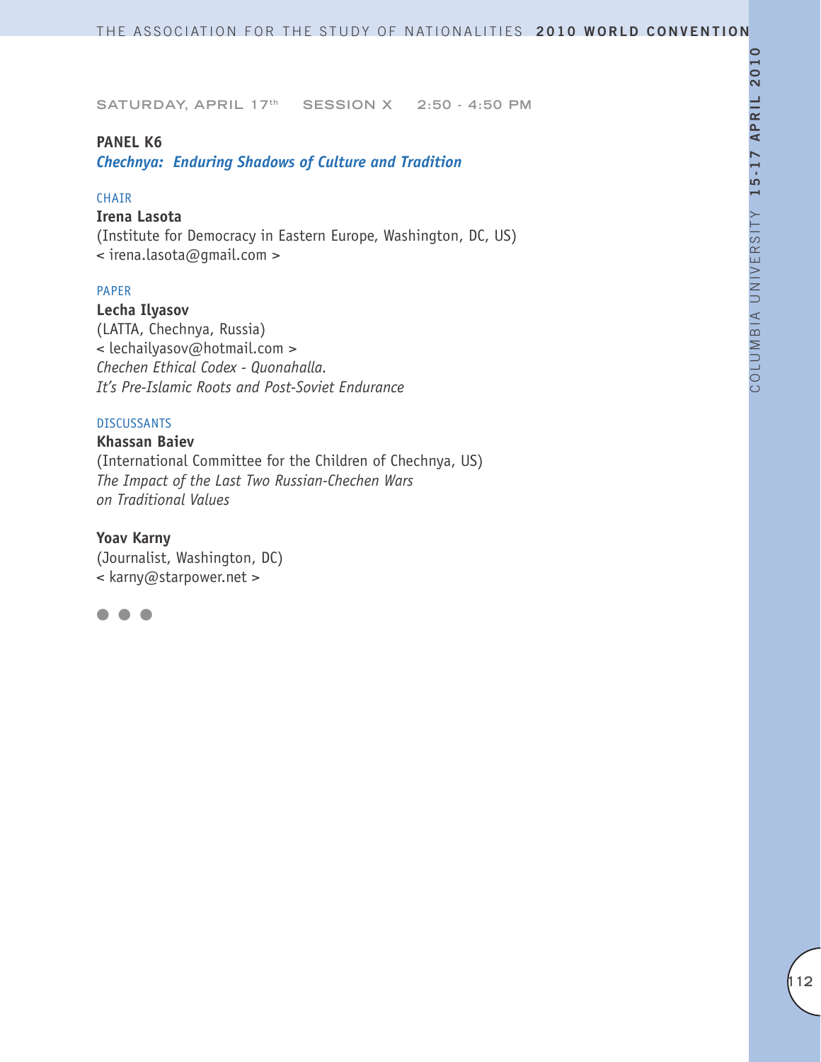SATURDAY, APRIL 17th SESSION X 2:50 - 4:50 PM

## PANEL K6

***Chechnya: Enduring Shadows of Culture and Tradition***

CHAIR

**Irena Lasota**
(Institute for Democracy in Eastern Europe, Washington, DC, US)
< irena.lasota@gmail.com >

PAPER

**Lecha Ilyasov**
(LATTA, Chechnya, Russia)
< lechailyasov@hotmail.com >
*Chechen Ethical Codex - Quonahalla.*
*It's Pre-Islamic Roots and Post-Soviet Endurance*

DISCUSSANTS

**Khassan Baiev**
(International Committee for the Children of Chechnya, US)
*The Impact of the Last Two Russian-Chechen Wars*
*on Traditional Values*

**Yoav Karny**
(Journalist, Washington, DC)
< karny@starpower.net >

● ● ●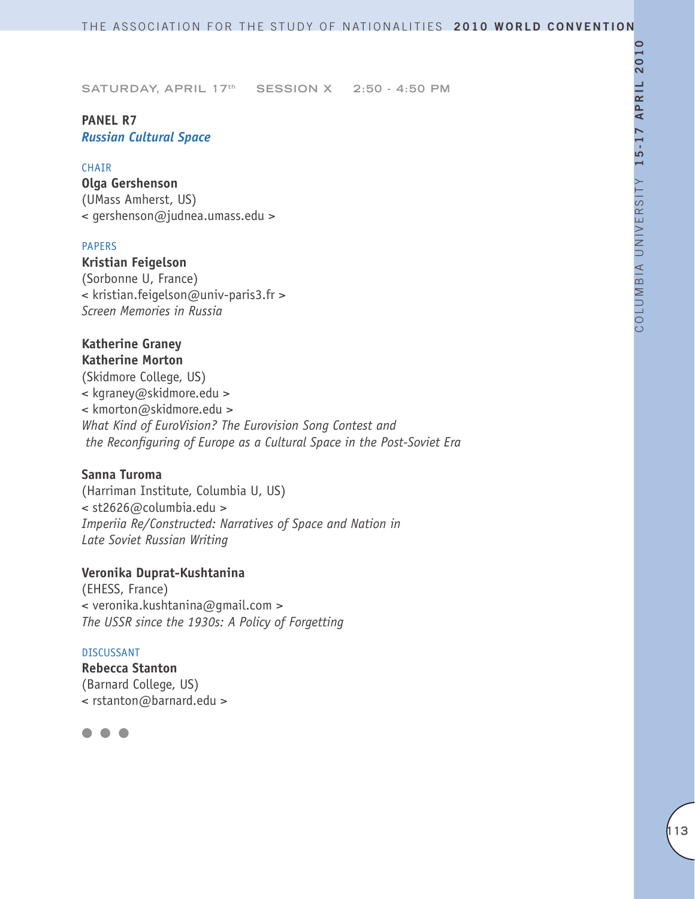SATURDAY, APRIL 17th SESSION X 2:50 - 4:50 PM

## PANEL R7

### *Russian Cultural Space*

CHAIR

**Olga Gershenson**
(UMass Amherst, US)
< gershenson@judnea.umass.edu >

PAPERS

**Kristian Feigelson**
(Sorbonne U, France)
< kristian.feigelson@univ-paris3.fr >
*Screen Memories in Russia*

**Katherine Graney**
**Katherine Morton**
(Skidmore College, US)
< kgraney@skidmore.edu >
< kmorton@skidmore.edu >
*What Kind of EuroVision? The Eurovision Song Contest and the Reconfiguring of Europe as a Cultural Space in the Post-Soviet Era*

**Sanna Turoma**
(Harriman Institute, Columbia U, US)
< st2626@columbia.edu >
*Imperiia Re/Constructed: Narratives of Space and Nation in Late Soviet Russian Writing*

**Veronika Duprat-Kushtanina**
(EHESS, France)
< veronika.kushtanina@gmail.com >
*The USSR since the 1930s: A Policy of Forgetting*

DISCUSSANT

**Rebecca Stanton**
(Barnard College, US)
< rstanton@barnard.edu >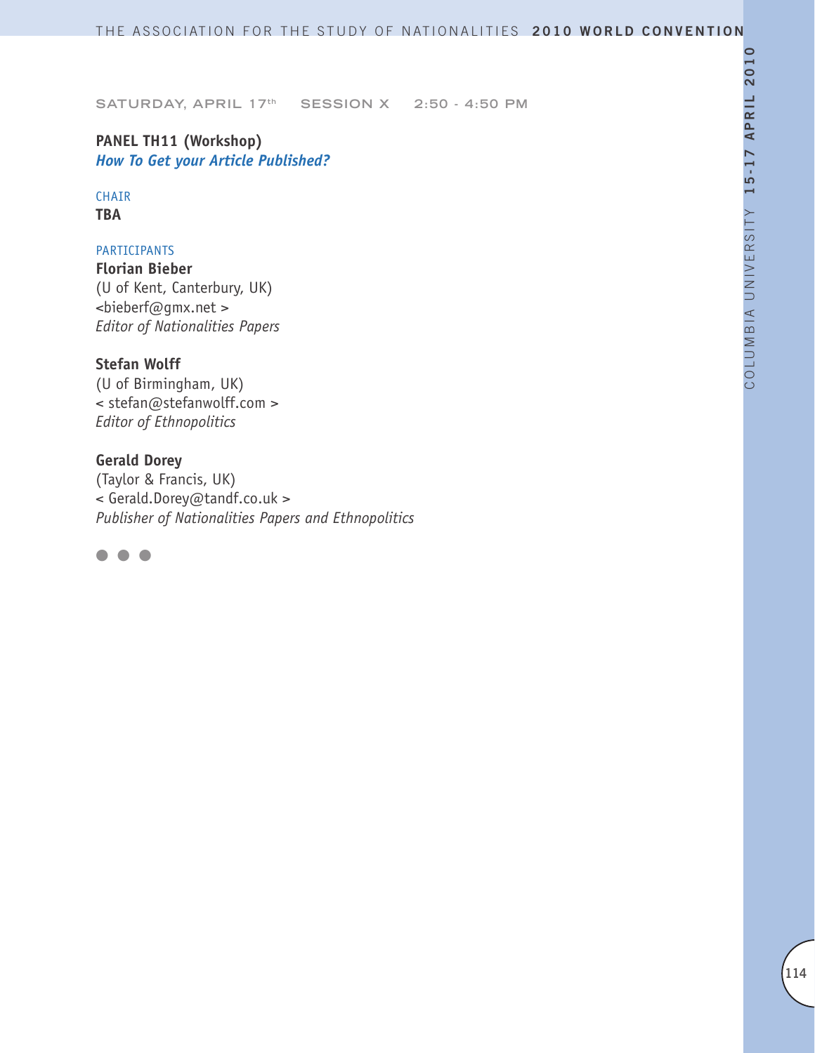SATURDAY, APRIL 17th SESSION X 2:50 - 4:50 PM

**PANEL TH11 (Workshop)**
***How To Get your Article Published?***

CHAIR
**TBA**

PARTICIPANTS
**Florian Bieber**
(U of Kent, Canterbury, UK)
<bieberf@gmx.net >
*Editor of Nationalities Papers*

**Stefan Wolff**
(U of Birmingham, UK)
< stefan@stefanwolff.com >
*Editor of Ethnopolitics*

**Gerald Dorey**
(Taylor & Francis, UK)
< Gerald.Dorey@tandf.co.uk >
*Publisher of Nationalities Papers and Ethnopolitics*

● ● ●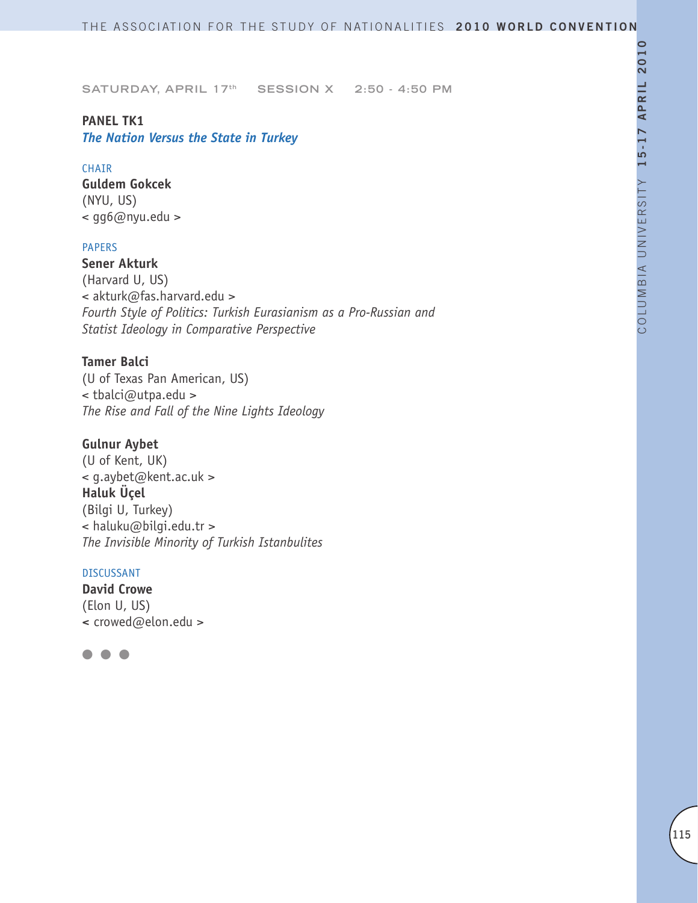SATURDAY, APRIL 17th SESSION X 2:50 - 4:50 PM

**PANEL TK1**
***The Nation Versus the State in Turkey***

CHAIR

**Guldem Gokcek**
(NYU, US)
< gg6@nyu.edu >

PAPERS

**Sener Akturk**
(Harvard U, US)
< akturk@fas.harvard.edu >
*Fourth Style of Politics: Turkish Eurasianism as a Pro-Russian and Statist Ideology in Comparative Perspective*

**Tamer Balci**
(U of Texas Pan American, US)
< tbalci@utpa.edu >
*The Rise and Fall of the Nine Lights Ideology*

**Gulnur Aybet**
(U of Kent, UK)
< g.aybet@kent.ac.uk >
**Haluk Üçel**
(Bilgi U, Turkey)
< haluku@bilgi.edu.tr >
*The Invisible Minority of Turkish Istanbulites*

DISCUSSANT

**David Crowe**
(Elon U, US)
< crowed@elon.edu >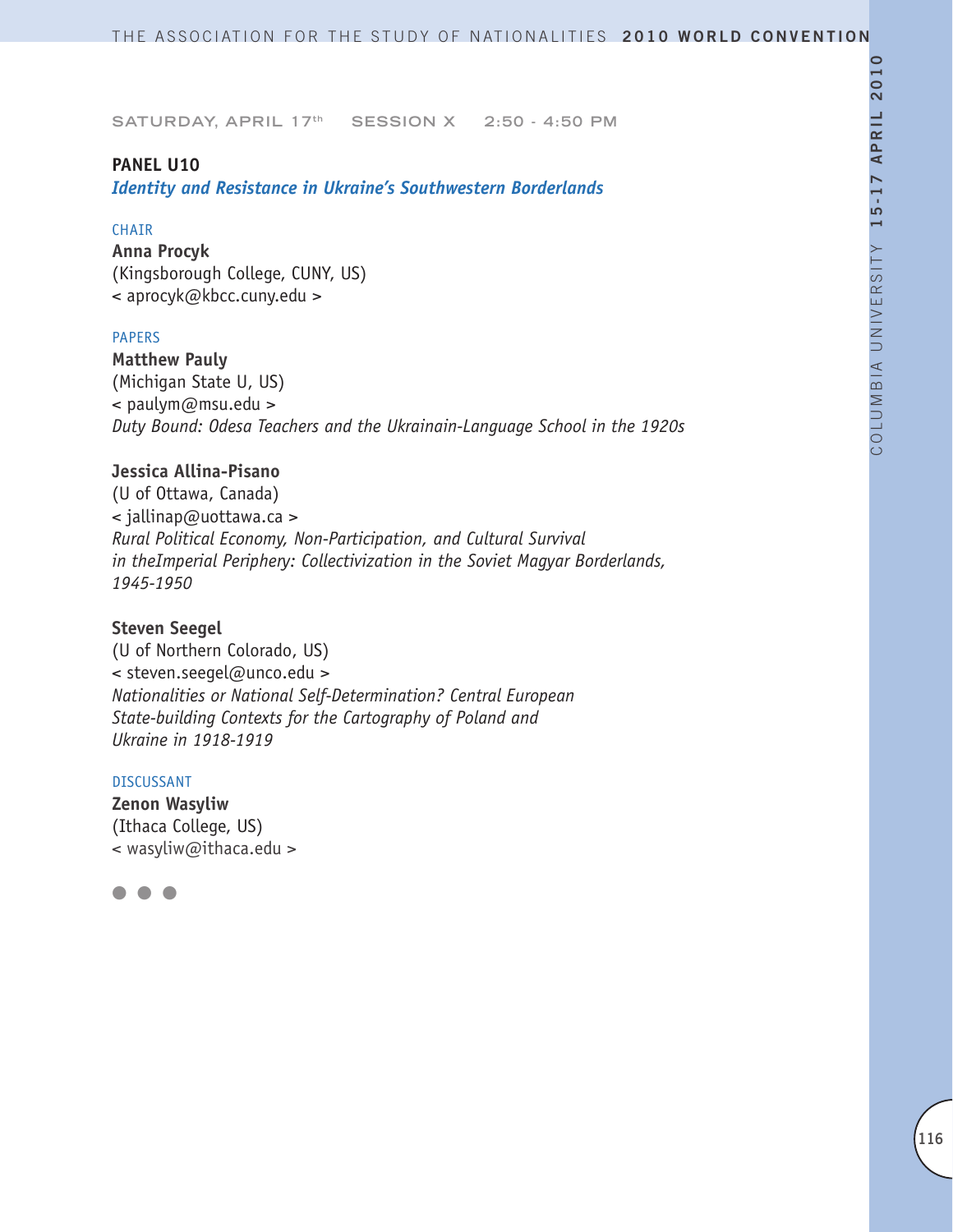SATURDAY, APRIL 17th SESSION X 2:50 - 4:50 PM

## PANEL U10

### *Identity and Resistance in Ukraine's Southwestern Borderlands*

CHAIR

**Anna Procyk**
(Kingsborough College, CUNY, US)
< aprocyk@kbcc.cuny.edu >

PAPERS

**Matthew Pauly**
(Michigan State U, US)
< paulym@msu.edu >
*Duty Bound: Odesa Teachers and the Ukrainain-Language School in the 1920s*

**Jessica Allina-Pisano**
(U of Ottawa, Canada)
< jallinap@uottawa.ca >
*Rural Political Economy, Non-Participation, and Cultural Survival in theImperial Periphery: Collectivization in the Soviet Magyar Borderlands, 1945-1950*

**Steven Seegel**
(U of Northern Colorado, US)
< steven.seegel@unco.edu >
*Nationalities or National Self-Determination? Central European State-building Contexts for the Cartography of Poland and Ukraine in 1918-1919*

DISCUSSANT

**Zenon Wasyliw**
(Ithaca College, US)
< wasyliw@ithaca.edu >

● ● ●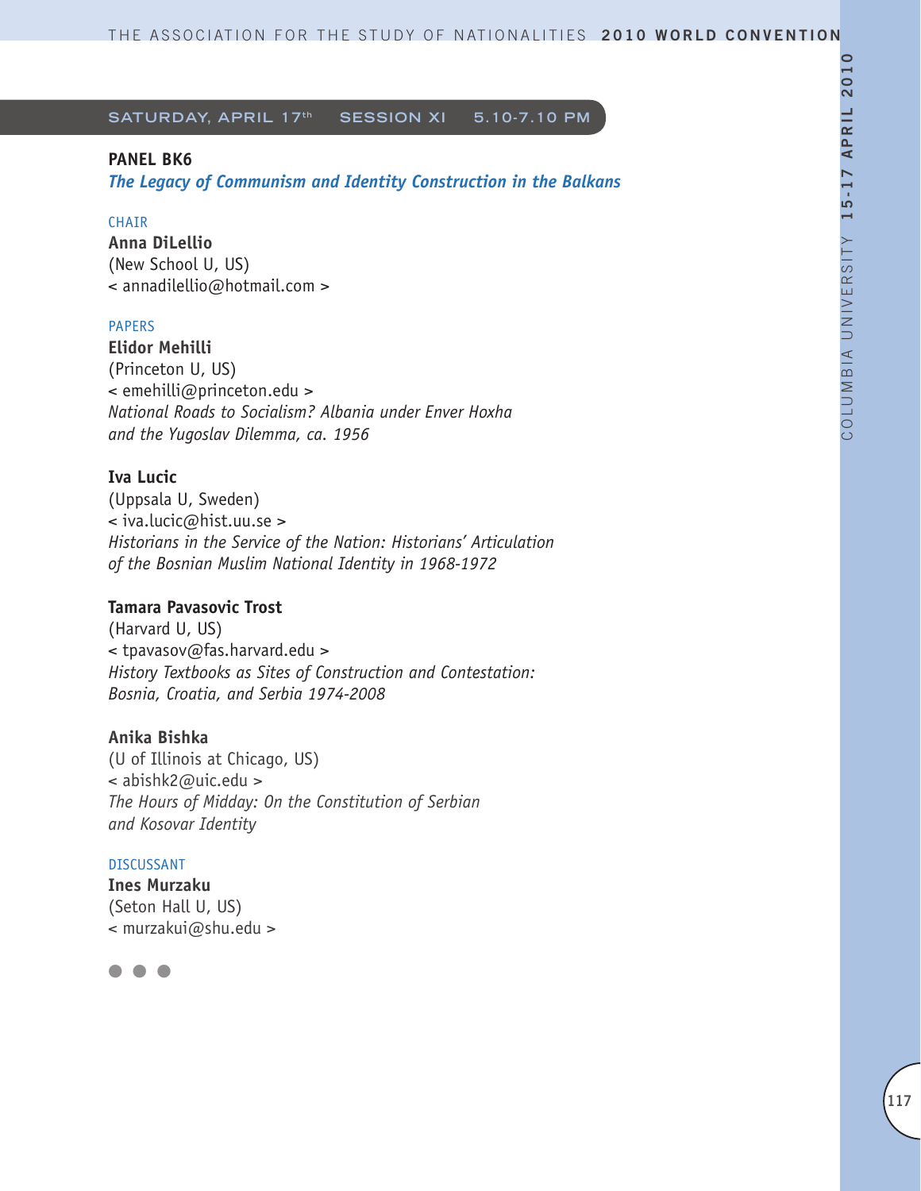SATURDAY, APRIL 17th SESSION XI 5.10-7.10 PM

## PANEL BK6

### *The Legacy of Communism and Identity Construction in the Balkans*

CHAIR

**Anna DiLellio**
(New School U, US)
< annadilellio@hotmail.com >

PAPERS

**Elidor Mehilli**
(Princeton U, US)
< emehilli@princeton.edu >
*National Roads to Socialism? Albania under Enver Hoxha and the Yugoslav Dilemma, ca. 1956*

**Iva Lucic**
(Uppsala U, Sweden)
< iva.lucic@hist.uu.se >
*Historians in the Service of the Nation: Historians' Articulation of the Bosnian Muslim National Identity in 1968-1972*

**Tamara Pavasovic Trost**
(Harvard U, US)
< tpavasov@fas.harvard.edu >
*History Textbooks as Sites of Construction and Contestation: Bosnia, Croatia, and Serbia 1974-2008*

**Anika Bishka**
(U of Illinois at Chicago, US)
< abishk2@uic.edu >
*The Hours of Midday: On the Constitution of Serbian and Kosovar Identity*

DISCUSSANT

**Ines Murzaku**
(Seton Hall U, US)
< murzakui@shu.edu >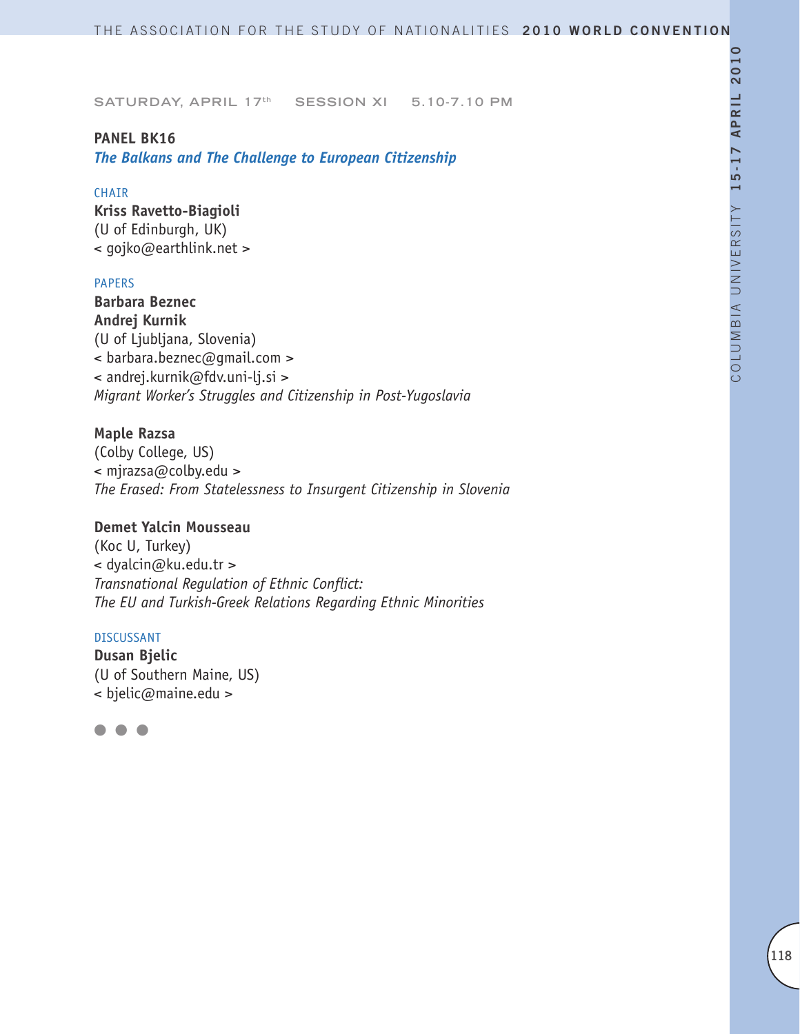SATURDAY, APRIL 17th SESSION XI 5.10-7.10 PM

**PANEL BK16**

***The Balkans and The Challenge to European Citizenship***

CHAIR

**Kriss Ravetto-Biagioli**
(U of Edinburgh, UK)
< gojko@earthlink.net >

PAPERS

**Barbara Beznec**
**Andrej Kurnik**
(U of Ljubljana, Slovenia)
< barbara.beznec@gmail.com >
< andrej.kurnik@fdv.uni-lj.si >
*Migrant Worker's Struggles and Citizenship in Post-Yugoslavia*

**Maple Razsa**
(Colby College, US)
< mjrazsa@colby.edu >
*The Erased: From Statelessness to Insurgent Citizenship in Slovenia*

**Demet Yalcin Mousseau**
(Koc U, Turkey)
< dyalcin@ku.edu.tr >
*Transnational Regulation of Ethnic Conflict:*
*The EU and Turkish-Greek Relations Regarding Ethnic Minorities*

DISCUSSANT

**Dusan Bjelic**
(U of Southern Maine, US)
< bjelic@maine.edu >

● ● ●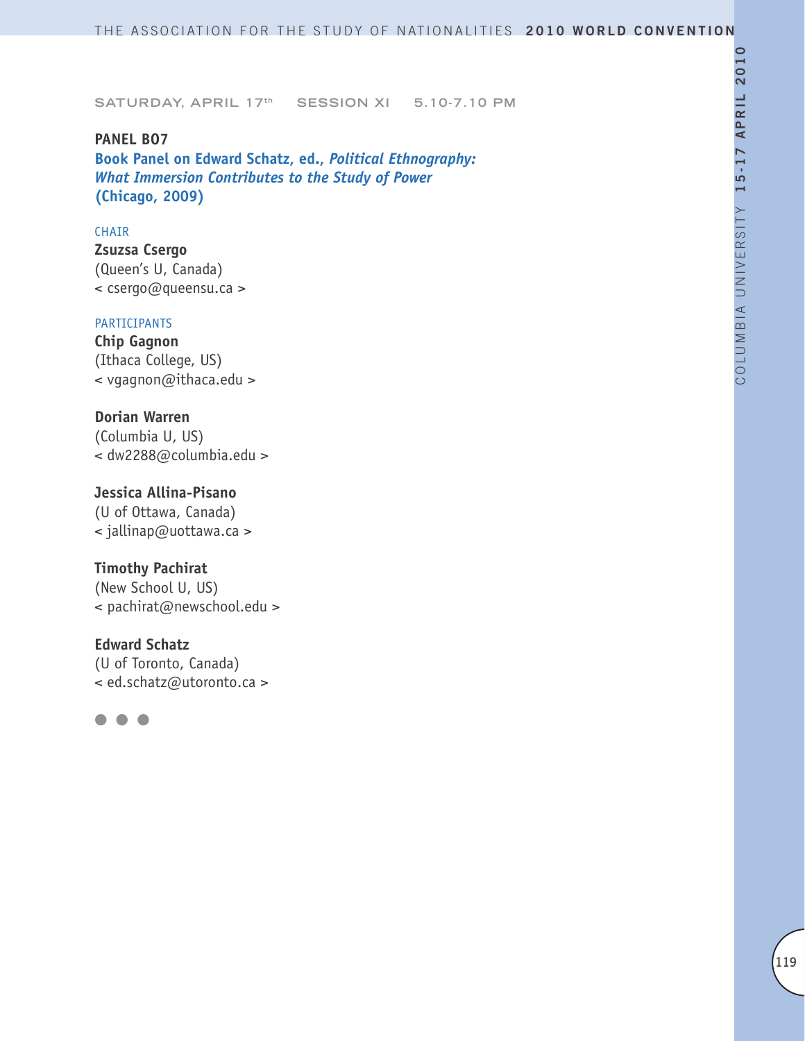SATURDAY, APRIL 17th SESSION XI 5.10-7.10 PM

## PANEL B07

### Book Panel on Edward Schatz, ed., *Political Ethnography: What Immersion Contributes to the Study of Power* (Chicago, 2009)

CHAIR

**Zsuzsa Csergo**
(Queen's U, Canada)
< csergo@queensu.ca >

PARTICIPANTS

**Chip Gagnon**
(Ithaca College, US)
< vgagnon@ithaca.edu >

**Dorian Warren**
(Columbia U, US)
< dw2288@columbia.edu >

**Jessica Allina-Pisano**
(U of Ottawa, Canada)
< jallinap@uottawa.ca >

**Timothy Pachirat**
(New School U, US)
< pachirat@newschool.edu >

**Edward Schatz**
(U of Toronto, Canada)
< ed.schatz@utoronto.ca >

● ● ●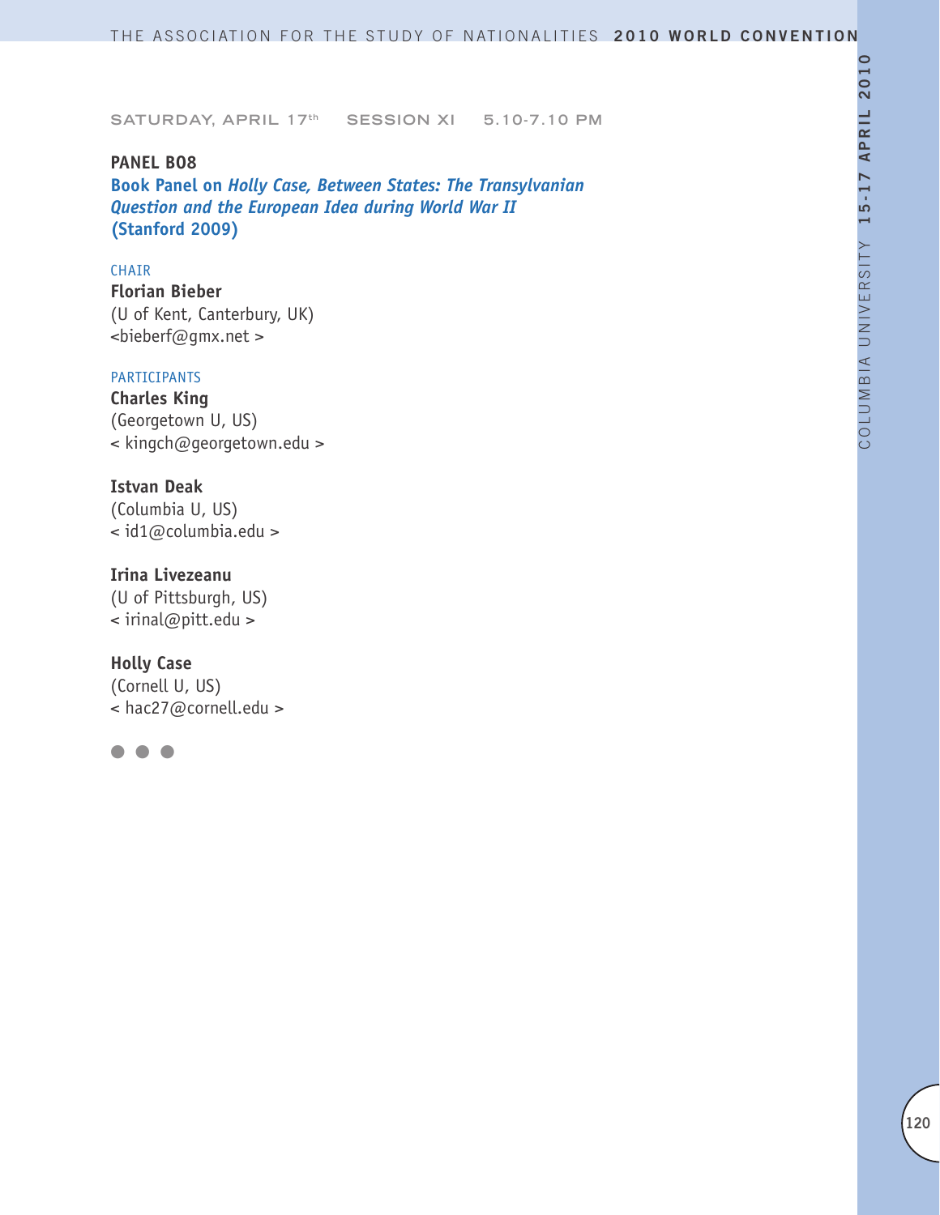SATURDAY, APRIL 17th SESSION XI 5.10-7.10 PM

**PANEL B08**

**Book Panel on *Holly Case, Between States: The Transylvanian Question and the European Idea during World War II* (Stanford 2009)**

CHAIR

**Florian Bieber**
(U of Kent, Canterbury, UK)
<bieberf@gmx.net >

PARTICIPANTS

**Charles King**
(Georgetown U, US)
< kingch@georgetown.edu >

**Istvan Deak**
(Columbia U, US)
< id1@columbia.edu >

**Irina Livezeanu**
(U of Pittsburgh, US)
< irinal@pitt.edu >

**Holly Case**
(Cornell U, US)
< hac27@cornell.edu >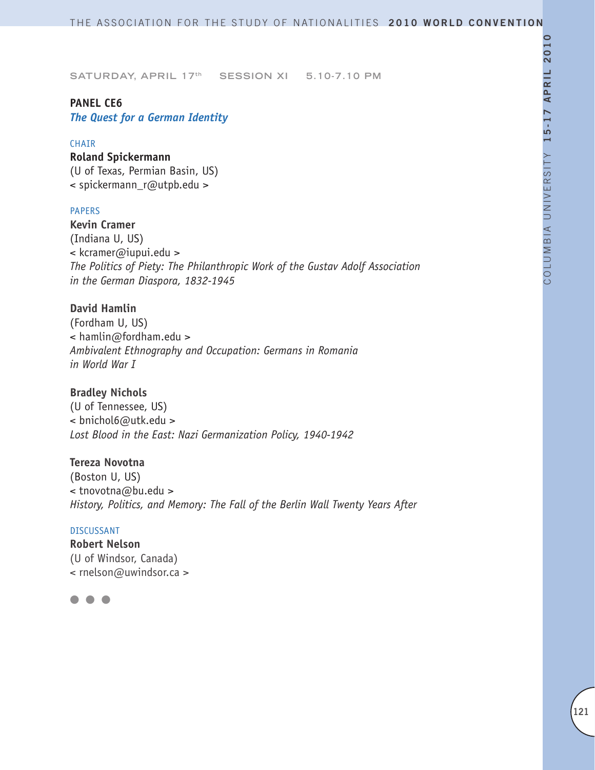SATURDAY, APRIL 17th SESSION XI 5.10-7.10 PM

## PANEL CE6

### *The Quest for a German Identity*

CHAIR

**Roland Spickermann**
(U of Texas, Permian Basin, US)
< spickermann_r@utpb.edu >

PAPERS

**Kevin Cramer**
(Indiana U, US)
< kcramer@iupui.edu >
*The Politics of Piety: The Philanthropic Work of the Gustav Adolf Association in the German Diaspora, 1832-1945*

**David Hamlin**
(Fordham U, US)
< hamlin@fordham.edu >
*Ambivalent Ethnography and Occupation: Germans in Romania in World War I*

**Bradley Nichols**
(U of Tennessee, US)
< bnichol6@utk.edu >
*Lost Blood in the East: Nazi Germanization Policy, 1940-1942*

**Tereza Novotna**
(Boston U, US)
< tnovotna@bu.edu >
*History, Politics, and Memory: The Fall of the Berlin Wall Twenty Years After*

DISCUSSANT

**Robert Nelson**
(U of Windsor, Canada)
< rnelson@uwindsor.ca >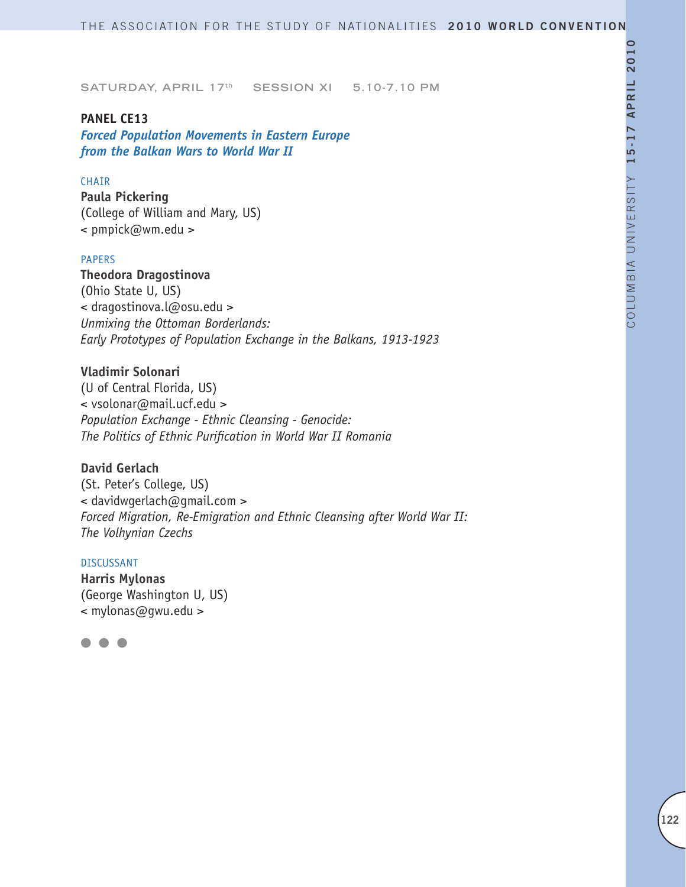SATURDAY, APRIL 17th SESSION XI 5.10-7.10 PM

## PANEL CE13

### *Forced Population Movements in Eastern Europe from the Balkan Wars to World War II*

CHAIR

**Paula Pickering**
(College of William and Mary, US)
< pmpick@wm.edu >

PAPERS

**Theodora Dragostinova**
(Ohio State U, US)
< dragostinova.l@osu.edu >
*Unmixing the Ottoman Borderlands:*
*Early Prototypes of Population Exchange in the Balkans, 1913-1923*

**Vladimir Solonari**
(U of Central Florida, US)
< vsolonar@mail.ucf.edu >
*Population Exchange - Ethnic Cleansing - Genocide:*
*The Politics of Ethnic Purification in World War II Romania*

**David Gerlach**
(St. Peter's College, US)
< davidwgerlach@gmail.com >
*Forced Migration, Re-Emigration and Ethnic Cleansing after World War II:*
*The Volhynian Czechs*

DISCUSSANT

**Harris Mylonas**
(George Washington U, US)
< mylonas@gwu.edu >

● ● ●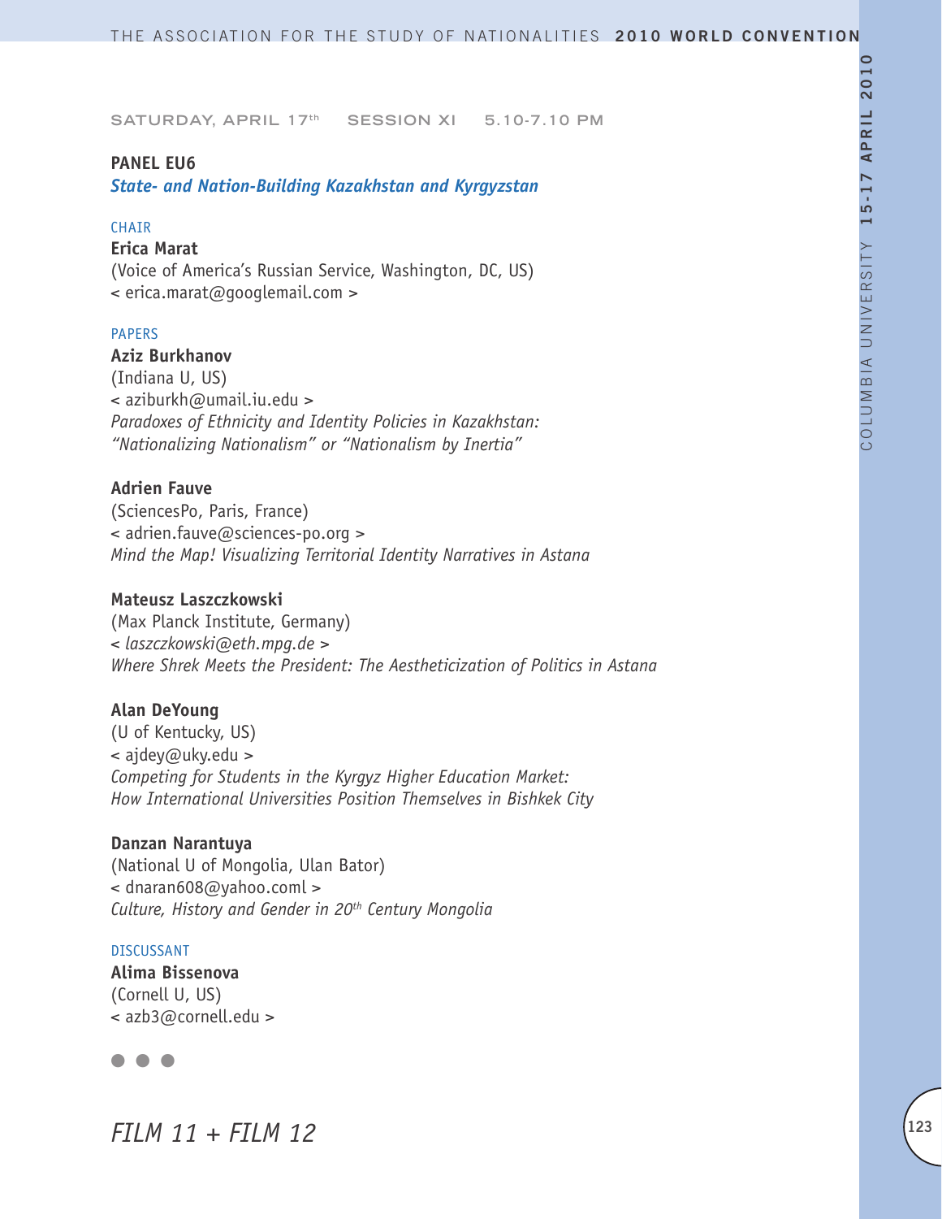SATURDAY, APRIL 17th SESSION XI 5.10-7.10 PM

**PANEL EU6**

***State- and Nation-Building Kazakhstan and Kyrgyzstan***

CHAIR

**Erica Marat**
(Voice of America's Russian Service, Washington, DC, US)
< erica.marat@googlemail.com >

PAPERS

**Aziz Burkhanov**
(Indiana U, US)
< aziburkh@umail.iu.edu >
*Paradoxes of Ethnicity and Identity Policies in Kazakhstan: "Nationalizing Nationalism" or "Nationalism by Inertia"*

**Adrien Fauve**
(SciencesPo, Paris, France)
< adrien.fauve@sciences-po.org >
*Mind the Map! Visualizing Territorial Identity Narratives in Astana*

**Mateusz Laszczkowski**
(Max Planck Institute, Germany)
< *laszczkowski@eth.mpg.de* >
*Where Shrek Meets the President: The Aestheticization of Politics in Astana*

**Alan DeYoung**
(U of Kentucky, US)
< ajdey@uky.edu >
*Competing for Students in the Kyrgyz Higher Education Market: How International Universities Position Themselves in Bishkek City*

**Danzan Narantuya**
(National U of Mongolia, Ulan Bator)
< dnaran608@yahoo.coml >
*Culture, History and Gender in 20th Century Mongolia*

DISCUSSANT

**Alima Bissenova**
(Cornell U, US)
< azb3@cornell.edu >

● ● ●

*FILM 11 + FILM 12*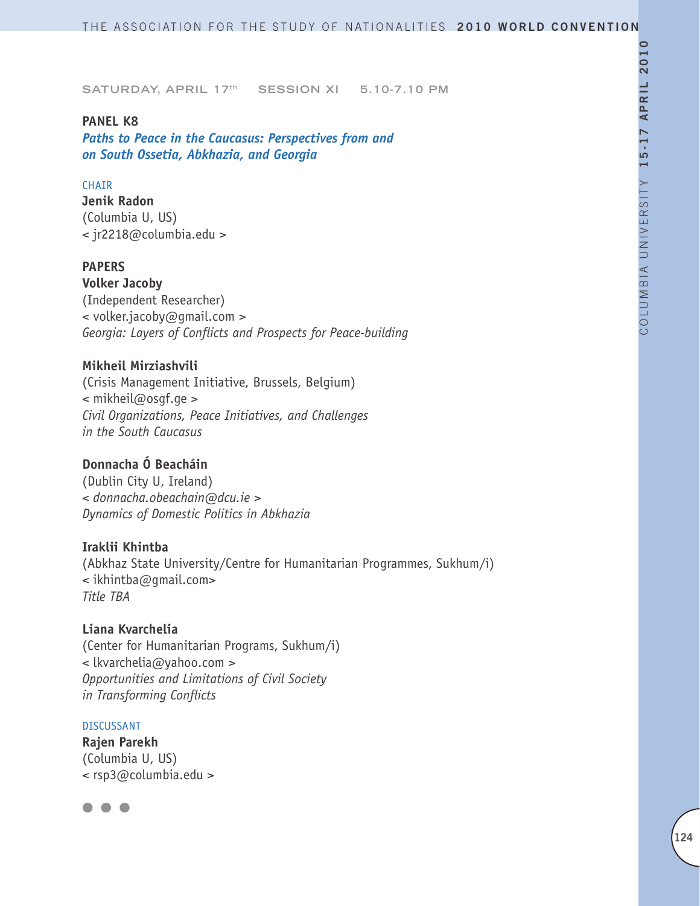SATURDAY, APRIL 17th SESSION XI 5.10-7.10 PM

## PANEL K8

### *Paths to Peace in the Caucasus: Perspectives from and on South Ossetia, Abkhazia, and Georgia*

CHAIR

**Jenik Radon**
(Columbia U, US)
< jr2218@columbia.edu >

**PAPERS**

**Volker Jacoby**
(Independent Researcher)
< volker.jacoby@gmail.com >
*Georgia: Layers of Conflicts and Prospects for Peace-building*

**Mikheil Mirziashvili**
(Crisis Management Initiative, Brussels, Belgium)
< mikheil@osgf.ge >
*Civil Organizations, Peace Initiatives, and Challenges in the South Caucasus*

**Donnacha Ó Beacháin**
(Dublin City U, Ireland)
< *donnacha.obeachain@dcu.ie* >
*Dynamics of Domestic Politics in Abkhazia*

**Iraklii Khintba**
(Abkhaz State University/Centre for Humanitarian Programmes, Sukhum/i)
< ikhintba@gmail.com>
*Title TBA*

**Liana Kvarchelia**
(Center for Humanitarian Programs, Sukhum/i)
< lkvarchelia@yahoo.com >
*Opportunities and Limitations of Civil Society in Transforming Conflicts*

DISCUSSANT

**Rajen Parekh**
(Columbia U, US)
< rsp3@columbia.edu >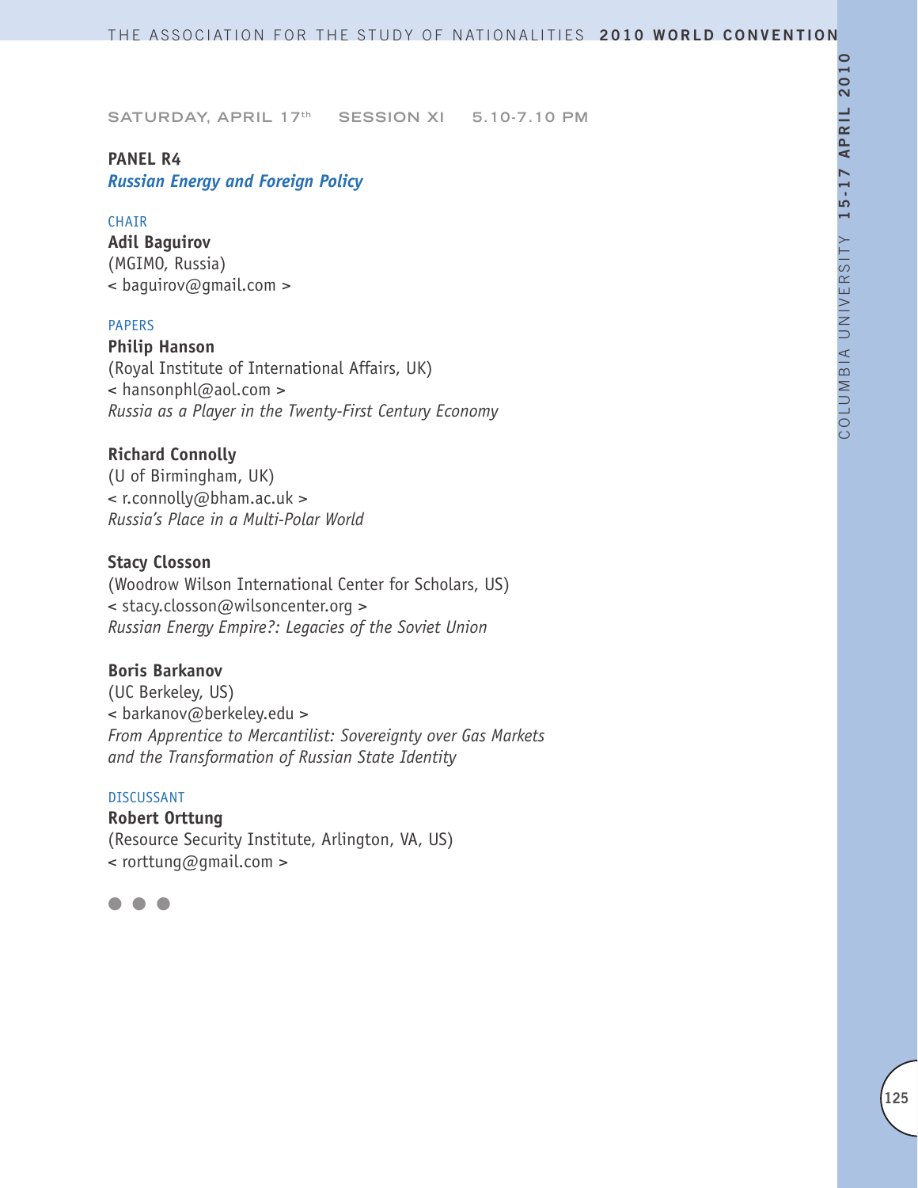SATURDAY, APRIL 17th SESSION XI 5.10-7.10 PM

**PANEL R4**

***Russian Energy and Foreign Policy***

CHAIR

**Adil Baguirov**
(MGIMO, Russia)
< baguirov@gmail.com >

PAPERS

**Philip Hanson**
(Royal Institute of International Affairs, UK)
< hansonphl@aol.com >
*Russia as a Player in the Twenty-First Century Economy*

**Richard Connolly**
(U of Birmingham, UK)
< r.connolly@bham.ac.uk >
*Russia's Place in a Multi-Polar World*

**Stacy Closson**
(Woodrow Wilson International Center for Scholars, US)
< stacy.closson@wilsoncenter.org >
*Russian Energy Empire?: Legacies of the Soviet Union*

**Boris Barkanov**
(UC Berkeley, US)
< barkanov@berkeley.edu >
*From Apprentice to Mercantilist: Sovereignty over Gas Markets and the Transformation of Russian State Identity*

DISCUSSANT

**Robert Orttung**
(Resource Security Institute, Arlington, VA, US)
< rorttung@gmail.com >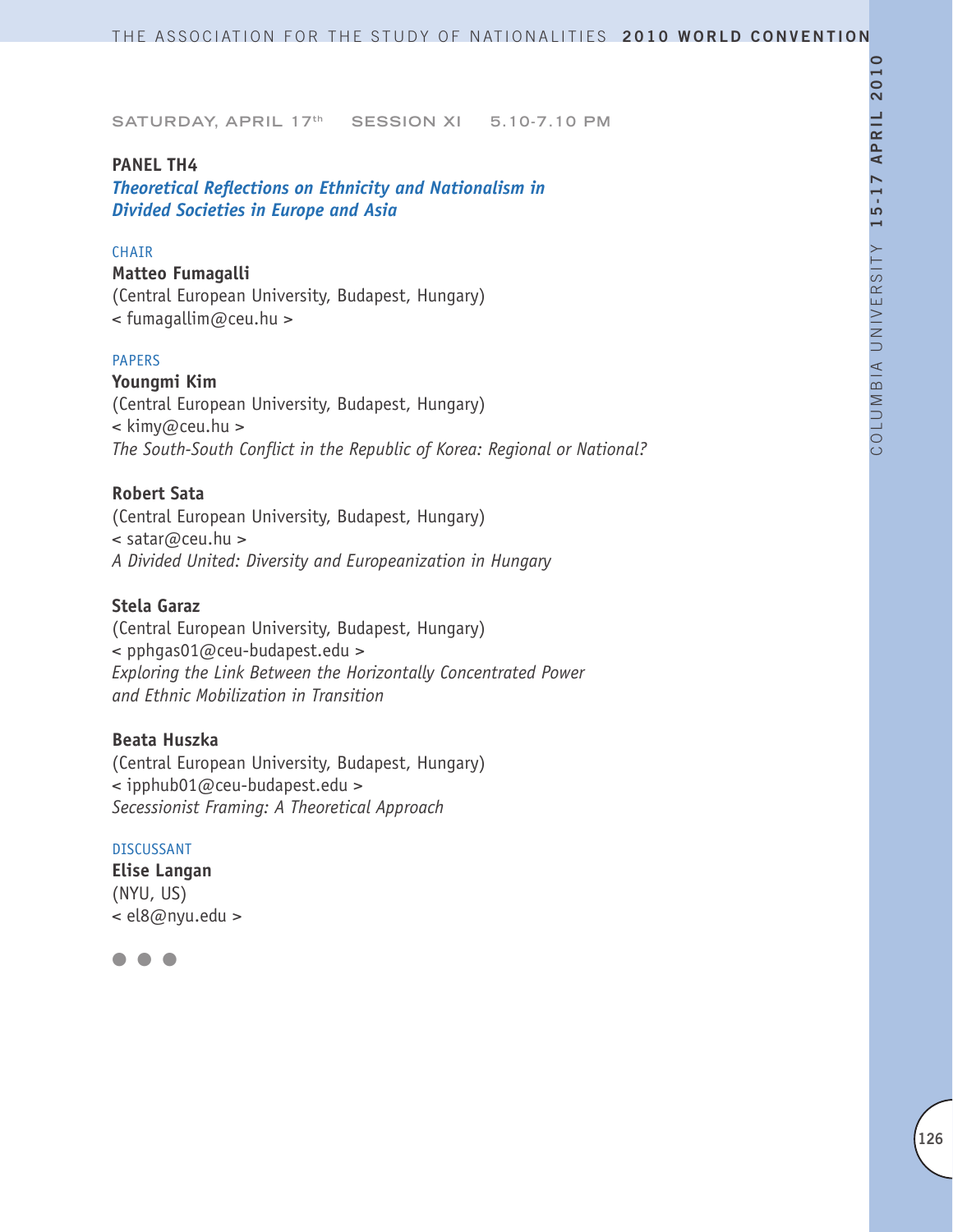SATURDAY, APRIL 17th SESSION XI 5.10-7.10 PM

## PANEL TH4

### *Theoretical Reflections on Ethnicity and Nationalism in Divided Societies in Europe and Asia*

CHAIR

**Matteo Fumagalli**
(Central European University, Budapest, Hungary)
< fumagallim@ceu.hu >

PAPERS

**Youngmi Kim**
(Central European University, Budapest, Hungary)
< kimy@ceu.hu >
*The South-South Conflict in the Republic of Korea: Regional or National?*

**Robert Sata**
(Central European University, Budapest, Hungary)
< satar@ceu.hu >
*A Divided United: Diversity and Europeanization in Hungary*

**Stela Garaz**
(Central European University, Budapest, Hungary)
< pphgas01@ceu-budapest.edu >
*Exploring the Link Between the Horizontally Concentrated Power and Ethnic Mobilization in Transition*

**Beata Huszka**
(Central European University, Budapest, Hungary)
< ipphub01@ceu-budapest.edu >
*Secessionist Framing: A Theoretical Approach*

DISCUSSANT

**Elise Langan**
(NYU, US)
< el8@nyu.edu >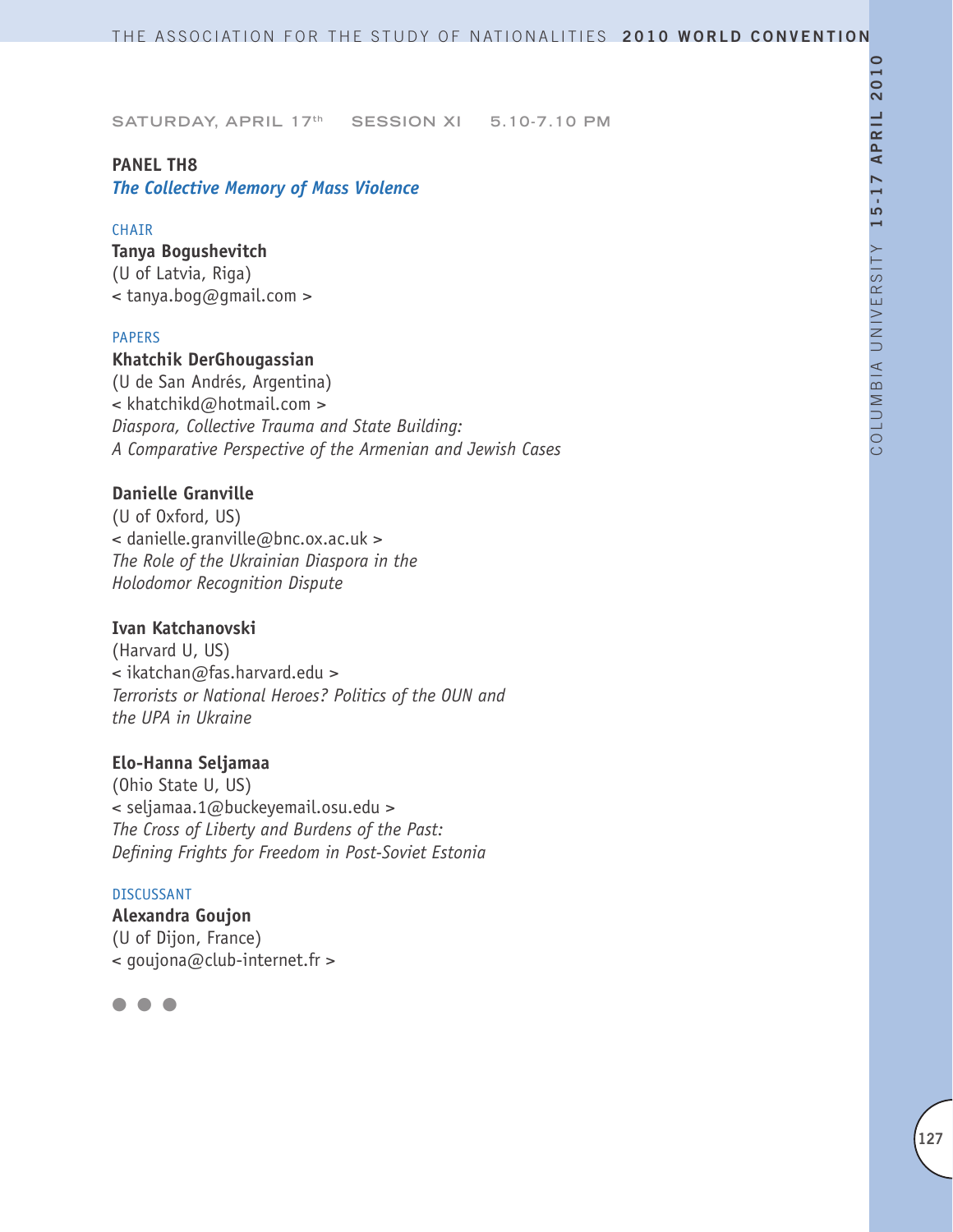SATURDAY, APRIL 17th SESSION XI 5.10-7.10 PM

**PANEL TH8**
***The Collective Memory of Mass Violence***

CHAIR
**Tanya Bogushevitch**
(U of Latvia, Riga)
< tanya.bog@gmail.com >

PAPERS
**Khatchik DerGhougassian**
(U de San Andrés, Argentina)
< khatchikd@hotmail.com >
*Diaspora, Collective Trauma and State Building: A Comparative Perspective of the Armenian and Jewish Cases*

**Danielle Granville**
(U of Oxford, US)
< danielle.granville@bnc.ox.ac.uk >
*The Role of the Ukrainian Diaspora in the Holodomor Recognition Dispute*

**Ivan Katchanovski**
(Harvard U, US)
< ikatchan@fas.harvard.edu >
*Terrorists or National Heroes? Politics of the OUN and the UPA in Ukraine*

**Elo-Hanna Seljamaa**
(Ohio State U, US)
< seljamaa.1@buckeyemail.osu.edu >
*The Cross of Liberty and Burdens of the Past: Defining Frights for Freedom in Post-Soviet Estonia*

DISCUSSANT
**Alexandra Goujon**
(U of Dijon, France)
< goujona@club-internet.fr >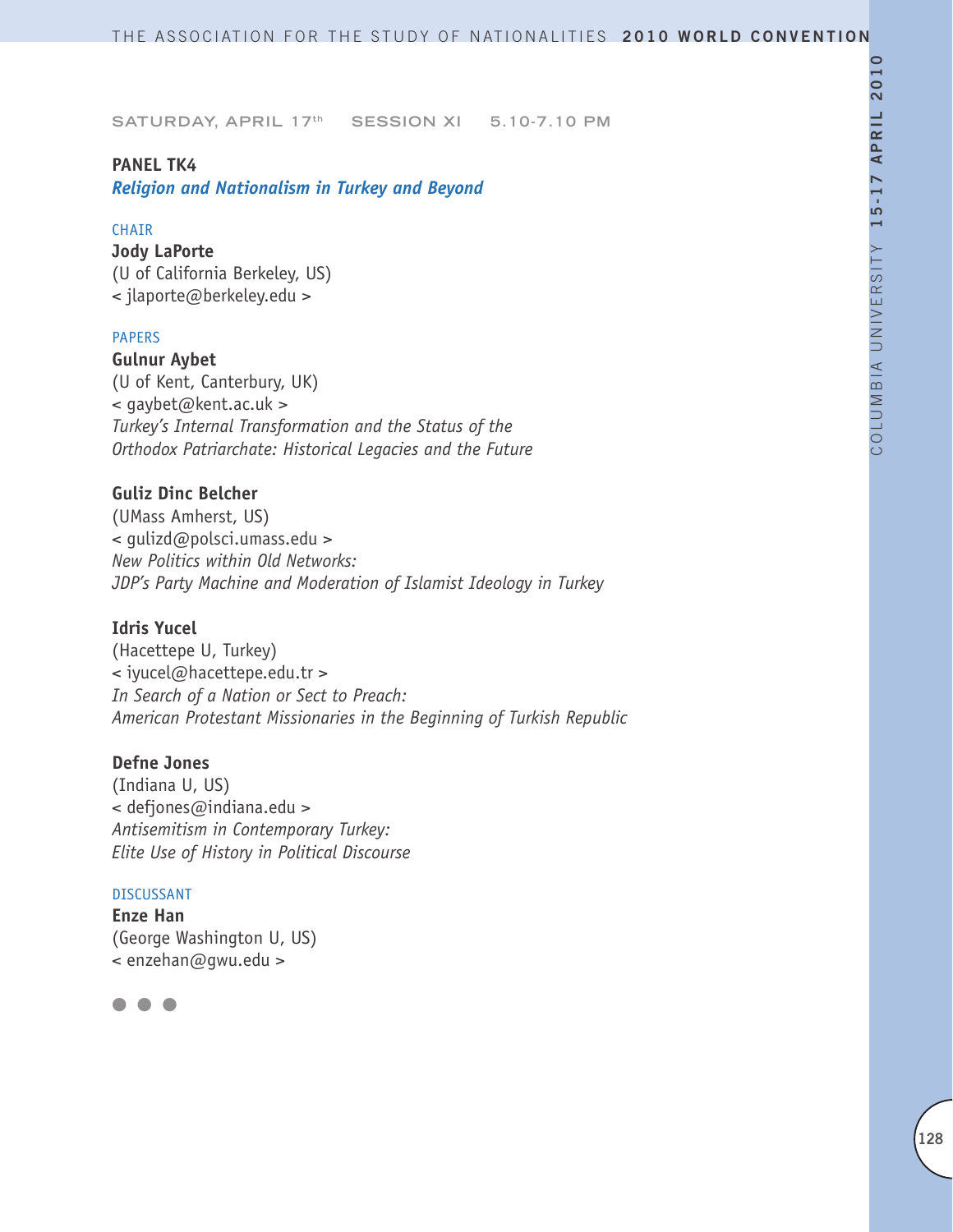SATURDAY, APRIL 17th SESSION XI 5.10-7.10 PM

**PANEL TK4**
***Religion and Nationalism in Turkey and Beyond***

CHAIR

**Jody LaPorte**
(U of California Berkeley, US)
< jlaporte@berkeley.edu >

PAPERS

**Gulnur Aybet**
(U of Kent, Canterbury, UK)
< gaybet@kent.ac.uk >
*Turkey's Internal Transformation and the Status of the Orthodox Patriarchate: Historical Legacies and the Future*

**Guliz Dinc Belcher**
(UMass Amherst, US)
< gulizd@polsci.umass.edu >
*New Politics within Old Networks: JDP's Party Machine and Moderation of Islamist Ideology in Turkey*

**Idris Yucel**
(Hacettepe U, Turkey)
< iyucel@hacettepe.edu.tr >
*In Search of a Nation or Sect to Preach: American Protestant Missionaries in the Beginning of Turkish Republic*

**Defne Jones**
(Indiana U, US)
< defjones@indiana.edu >
*Antisemitism in Contemporary Turkey: Elite Use of History in Political Discourse*

DISCUSSANT

**Enze Han**
(George Washington U, US)
< enzehan@gwu.edu >

● ● ●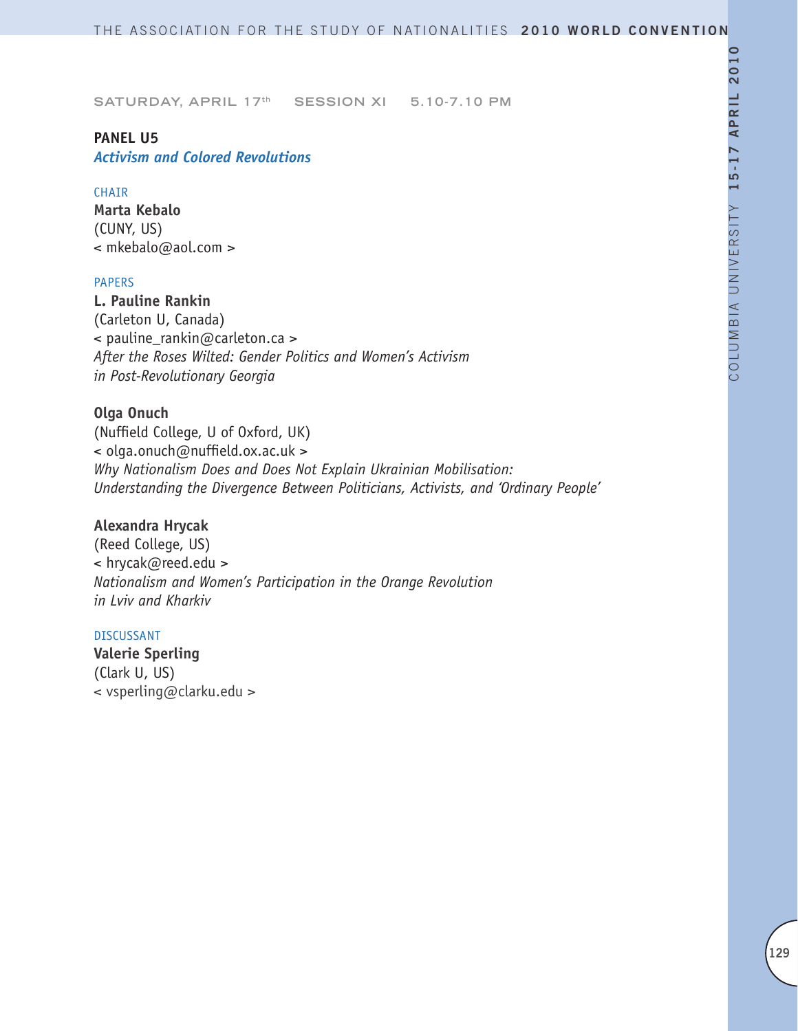SATURDAY, APRIL 17th SESSION XI 5.10-7.10 PM

**PANEL U5**

***Activism and Colored Revolutions***

CHAIR

**Marta Kebalo**
(CUNY, US)
< mkebalo@aol.com >

PAPERS

**L. Pauline Rankin**
(Carleton U, Canada)
< pauline_rankin@carleton.ca >
*After the Roses Wilted: Gender Politics and Women's Activism in Post-Revolutionary Georgia*

**Olga Onuch**
(Nuffield College, U of Oxford, UK)
< olga.onuch@nuffield.ox.ac.uk >
*Why Nationalism Does and Does Not Explain Ukrainian Mobilisation: Understanding the Divergence Between Politicians, Activists, and 'Ordinary People'*

**Alexandra Hrycak**
(Reed College, US)
< hrycak@reed.edu >
*Nationalism and Women's Participation in the Orange Revolution in Lviv and Kharkiv*

DISCUSSANT

**Valerie Sperling**
(Clark U, US)
< vsperling@clarku.edu >